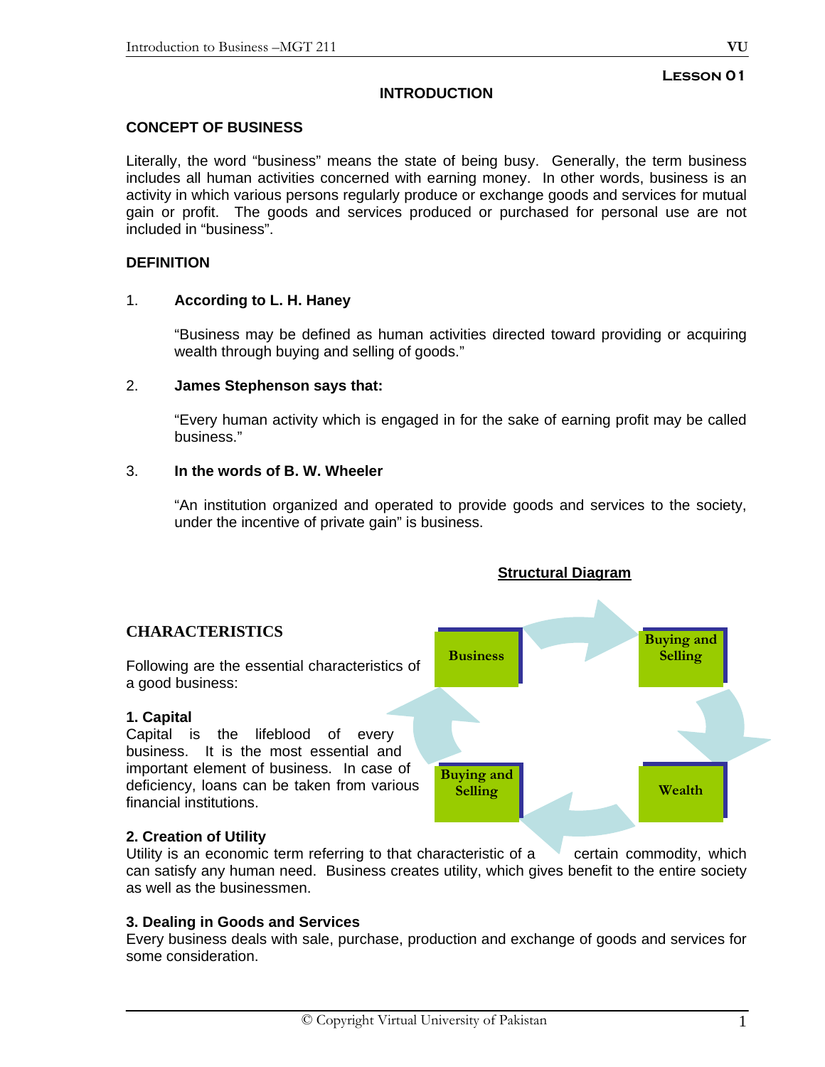**Lesson 01**

# INTRODUCTION

## CONCEPT OF BUSINESS

Literally, the word "business" means the state of being busy. Generally, the term business includes all human activities concerned with earning money. In other words, business is an activity in which various persons regularly produce or exchange goods and services for mutual gain or profit. The goods and services produced or purchased for personal use are not included in "business".

## DEFINITION

1. **According to L. H. Haney**

   "Business may be defined as human activities directed toward providing or acquiring wealth through buying and selling of goods."

2. **James Stephenson says that:**

   "Every human activity which is engaged in for the sake of earning profit may be called business."

3. **In the words of B. W. Wheeler**

   "An institution organized and operated to provide goods and services to the society, under the incentive of private gain" is business.

**Structural Diagram**

Business

Buying and Selling

Wealth

Buying and Selling

## CHARACTERISTICS

Following are the essential characteristics of a good business:

### 1. Capital

Capital is the lifeblood of every business. It is the most essential and important element of business. In case of deficiency, loans can be taken from various financial institutions.

### 2. Creation of Utility

Utility is an economic term referring to that characteristic of a certain commodity, which can satisfy any human need. Business creates utility, which gives benefit to the entire society as well as the businessmen.

### 3. Dealing in Goods and Services

Every business deals with sale, purchase, production and exchange of goods and services for some consideration.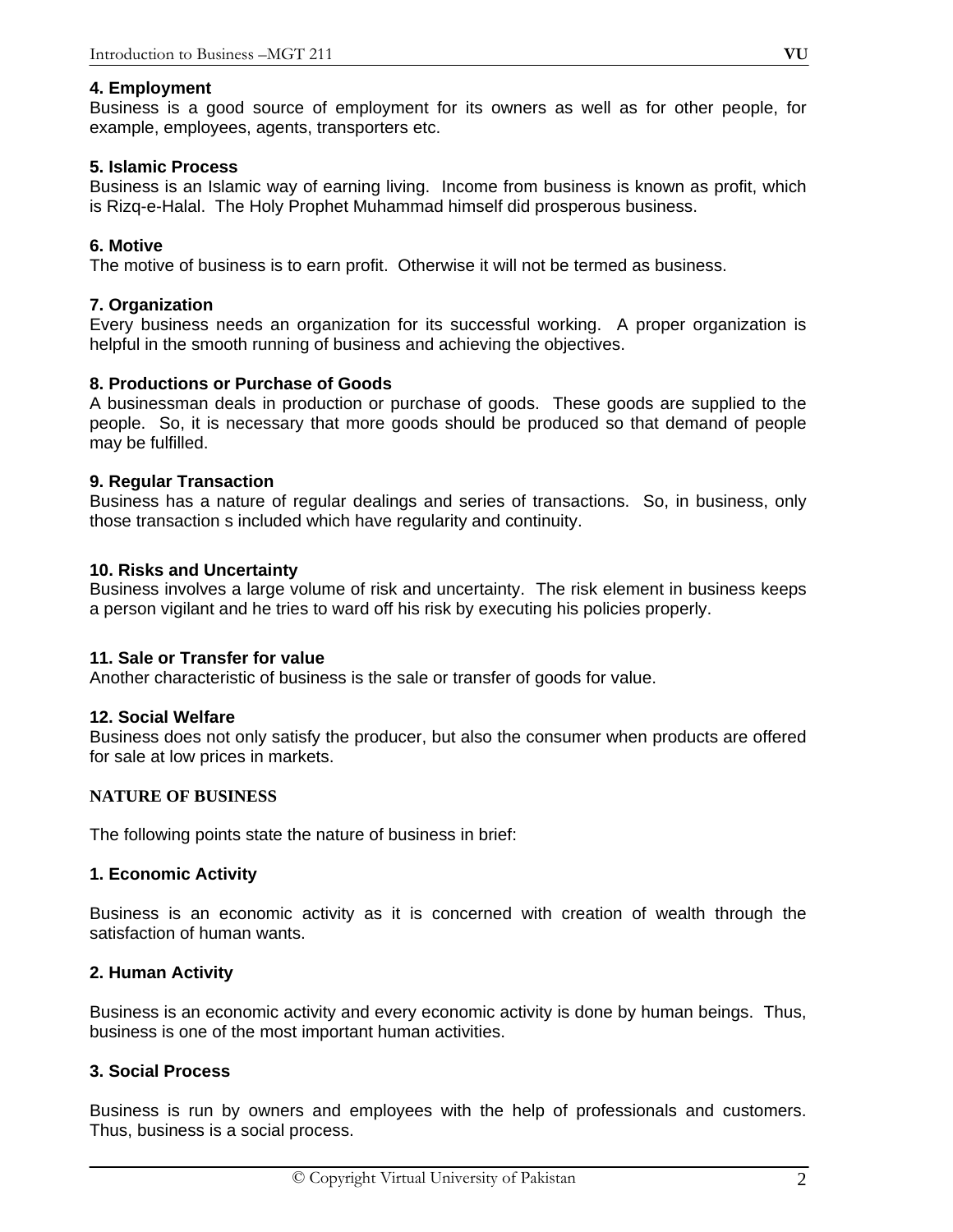**4. Employment**

Business is a good source of employment for its owners as well as for other people, for example, employees, agents, transporters etc.

**5. Islamic Process**

Business is an Islamic way of earning living. Income from business is known as profit, which is Rizq-e-Halal. The Holy Prophet Muhammad himself did prosperous business.

**6. Motive**

The motive of business is to earn profit. Otherwise it will not be termed as business.

**7. Organization**

Every business needs an organization for its successful working. A proper organization is helpful in the smooth running of business and achieving the objectives.

**8. Productions or Purchase of Goods**

A businessman deals in production or purchase of goods. These goods are supplied to the people. So, it is necessary that more goods should be produced so that demand of people may be fulfilled.

**9. Regular Transaction**

Business has a nature of regular dealings and series of transactions. So, in business, only those transaction s included which have regularity and continuity.

**10. Risks and Uncertainty**

Business involves a large volume of risk and uncertainty. The risk element in business keeps a person vigilant and he tries to ward off his risk by executing his policies properly.

**11. Sale or Transfer for value**

Another characteristic of business is the sale or transfer of goods for value.

**12. Social Welfare**

Business does not only satisfy the producer, but also the consumer when products are offered for sale at low prices in markets.

## NATURE OF BUSINESS

The following points state the nature of business in brief:

**1. Economic Activity**

Business is an economic activity as it is concerned with creation of wealth through the satisfaction of human wants.

**2. Human Activity**

Business is an economic activity and every economic activity is done by human beings. Thus, business is one of the most important human activities.

**3. Social Process**

Business is run by owners and employees with the help of professionals and customers. Thus, business is a social process.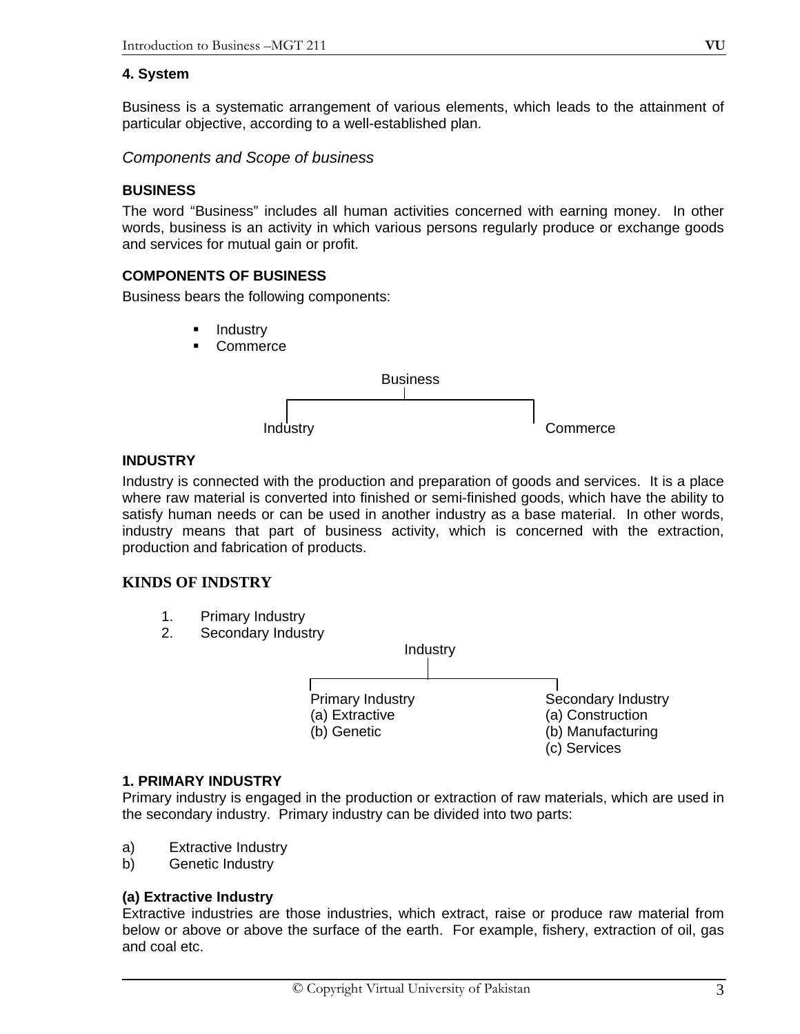**4. System**

Business is a systematic arrangement of various elements, which leads to the attainment of particular objective, according to a well-established plan.

*Components and Scope of business*

**BUSINESS**

The word "Business" includes all human activities concerned with earning money. In other words, business is an activity in which various persons regularly produce or exchange goods and services for mutual gain or profit.

**COMPONENTS OF BUSINESS**

Business bears the following components:

- Industry
- Commerce

Business
- Industry
- Commerce

**INDUSTRY**

Industry is connected with the production and preparation of goods and services. It is a place where raw material is converted into finished or semi-finished goods, which have the ability to satisfy human needs or can be used in another industry as a base material. In other words, industry means that part of business activity, which is concerned with the extraction, production and fabrication of products.

**KINDS OF INDSTRY**

1. Primary Industry
2. Secondary Industry

Industry
- Primary Industry
  - (a) Extractive
  - (b) Genetic
- Secondary Industry
  - (a) Construction
  - (b) Manufacturing
  - (c) Services

**1. PRIMARY INDUSTRY**

Primary industry is engaged in the production or extraction of raw materials, which are used in the secondary industry. Primary industry can be divided into two parts:

a) Extractive Industry
b) Genetic Industry

**(a) Extractive Industry**

Extractive industries are those industries, which extract, raise or produce raw material from below or above or above the surface of the earth. For example, fishery, extraction of oil, gas and coal etc.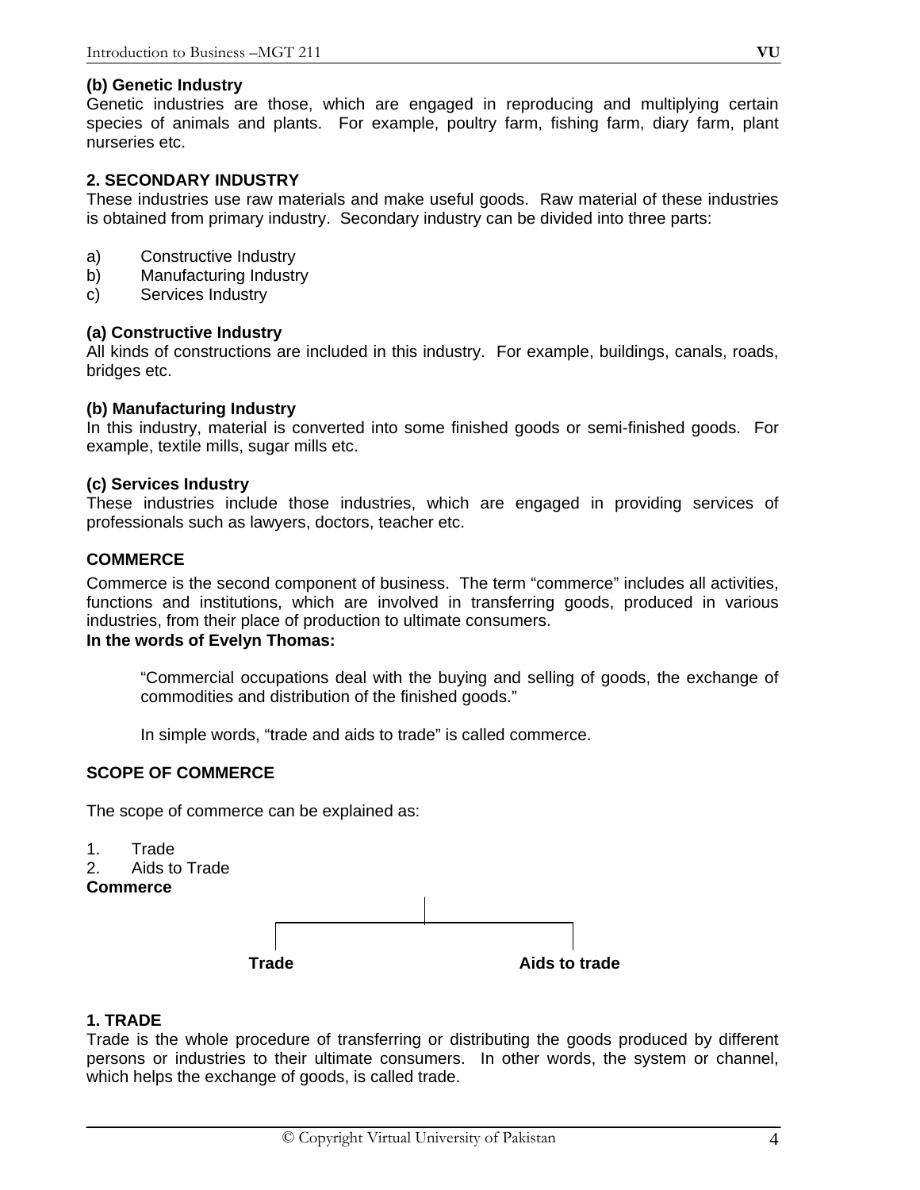**(b) Genetic Industry**
Genetic industries are those, which are engaged in reproducing and multiplying certain species of animals and plants. For example, poultry farm, fishing farm, diary farm, plant nurseries etc.

**2. SECONDARY INDUSTRY**
These industries use raw materials and make useful goods. Raw material of these industries is obtained from primary industry. Secondary industry can be divided into three parts:

a) Constructive Industry
b) Manufacturing Industry
c) Services Industry

**(a) Constructive Industry**
All kinds of constructions are included in this industry. For example, buildings, canals, roads, bridges etc.

**(b) Manufacturing Industry**
In this industry, material is converted into some finished goods or semi-finished goods. For example, textile mills, sugar mills etc.

**(c) Services Industry**
These industries include those industries, which are engaged in providing services of professionals such as lawyers, doctors, teacher etc.

**COMMERCE**
Commerce is the second component of business. The term "commerce" includes all activities, functions and institutions, which are involved in transferring goods, produced in various industries, from their place of production to ultimate consumers.
**In the words of Evelyn Thomas:**

> "Commercial occupations deal with the buying and selling of goods, the exchange of commodities and distribution of the finished goods."
>
> In simple words, "trade and aids to trade" is called commerce.

**SCOPE OF COMMERCE**

The scope of commerce can be explained as:

1. Trade
2. Aids to Trade

**Commerce**

**Trade** **Aids to trade**

**1. TRADE**
Trade is the whole procedure of transferring or distributing the goods produced by different persons or industries to their ultimate consumers. In other words, the system or channel, which helps the exchange of goods, is called trade.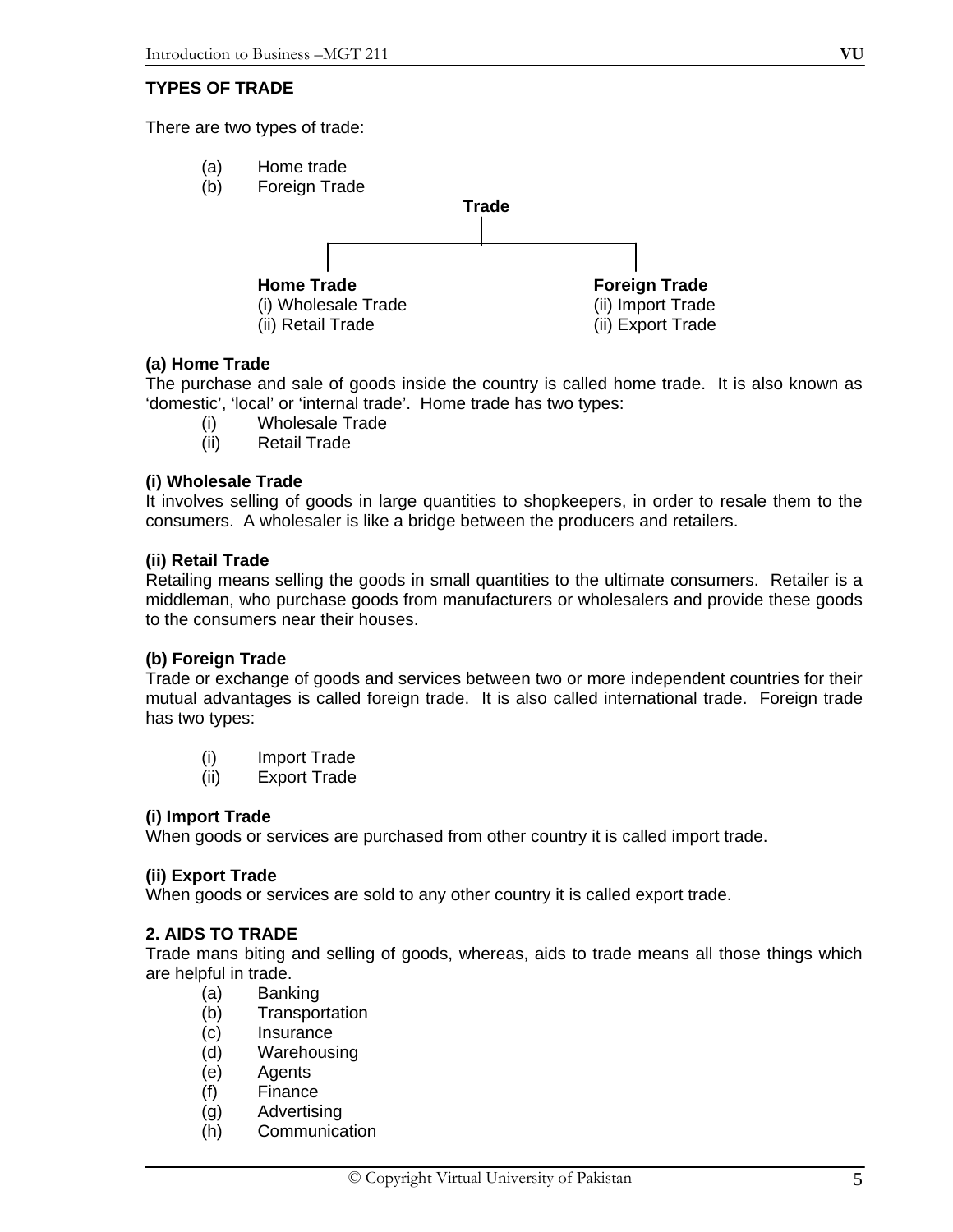**TYPES OF TRADE**

There are two types of trade:

(a) Home trade
(b) Foreign Trade

**Trade**

**Home Trade**
(i) Wholesale Trade
(ii) Retail Trade

**Foreign Trade**
(ii) Import Trade
(ii) Export Trade

**(a) Home Trade**
The purchase and sale of goods inside the country is called home trade. It is also known as 'domestic', 'local' or 'internal trade'. Home trade has two types:

(i) Wholesale Trade
(ii) Retail Trade

**(i) Wholesale Trade**
It involves selling of goods in large quantities to shopkeepers, in order to resale them to the consumers. A wholesaler is like a bridge between the producers and retailers.

**(ii) Retail Trade**
Retailing means selling the goods in small quantities to the ultimate consumers. Retailer is a middleman, who purchase goods from manufacturers or wholesalers and provide these goods to the consumers near their houses.

**(b) Foreign Trade**
Trade or exchange of goods and services between two or more independent countries for their mutual advantages is called foreign trade. It is also called international trade. Foreign trade has two types:

(i) Import Trade
(ii) Export Trade

**(i) Import Trade**
When goods or services are purchased from other country it is called import trade.

**(ii) Export Trade**
When goods or services are sold to any other country it is called export trade.

**2. AIDS TO TRADE**
Trade mans biting and selling of goods, whereas, aids to trade means all those things which are helpful in trade.

(a) Banking
(b) Transportation
(c) Insurance
(d) Warehousing
(e) Agents
(f) Finance
(g) Advertising
(h) Communication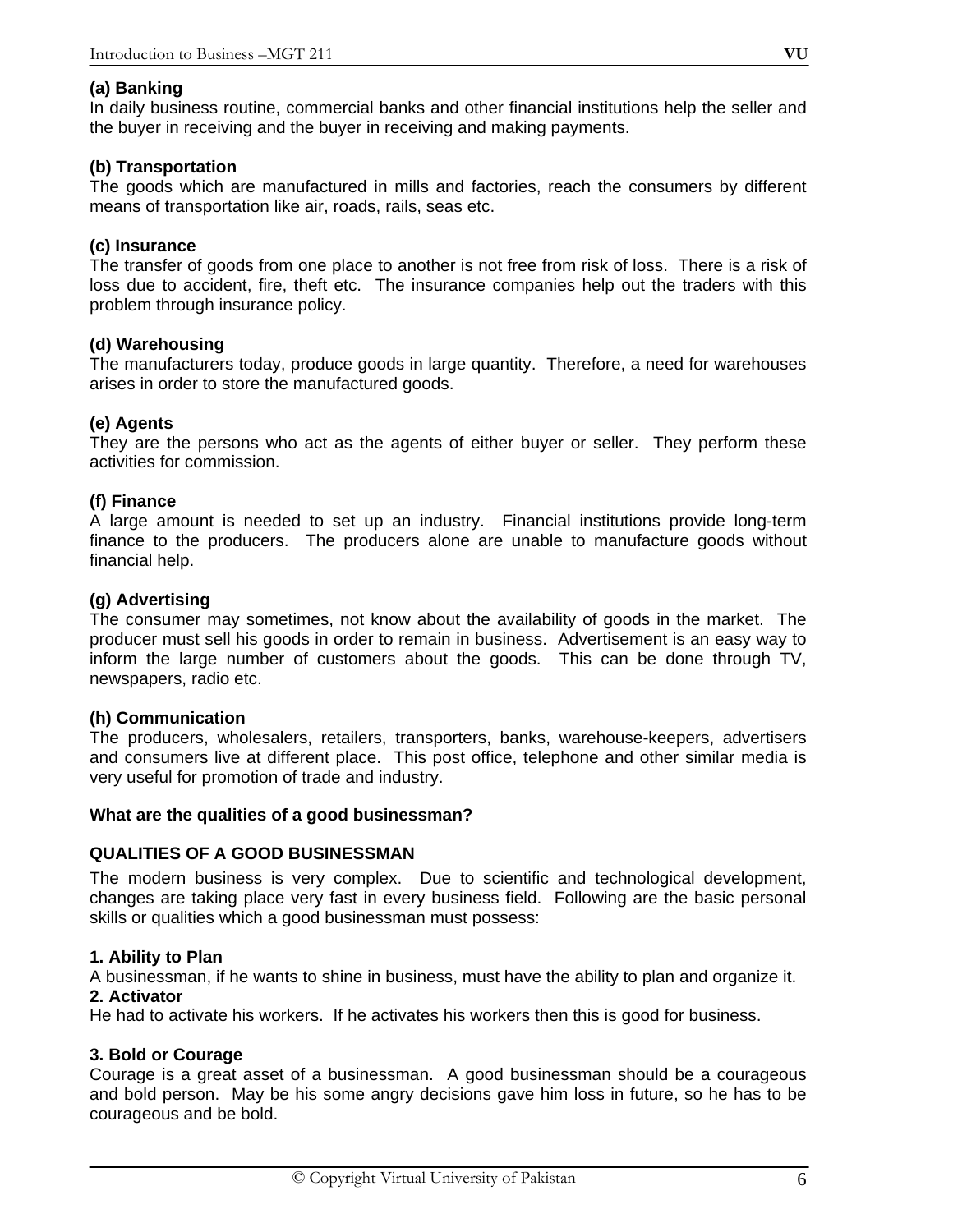**(a) Banking**
In daily business routine, commercial banks and other financial institutions help the seller and the buyer in receiving and the buyer in receiving and making payments.

**(b) Transportation**
The goods which are manufactured in mills and factories, reach the consumers by different means of transportation like air, roads, rails, seas etc.

**(c) Insurance**
The transfer of goods from one place to another is not free from risk of loss. There is a risk of loss due to accident, fire, theft etc. The insurance companies help out the traders with this problem through insurance policy.

**(d) Warehousing**
The manufacturers today, produce goods in large quantity. Therefore, a need for warehouses arises in order to store the manufactured goods.

**(e) Agents**
They are the persons who act as the agents of either buyer or seller. They perform these activities for commission.

**(f) Finance**
A large amount is needed to set up an industry. Financial institutions provide long-term finance to the producers. The producers alone are unable to manufacture goods without financial help.

**(g) Advertising**
The consumer may sometimes, not know about the availability of goods in the market. The producer must sell his goods in order to remain in business. Advertisement is an easy way to inform the large number of customers about the goods. This can be done through TV, newspapers, radio etc.

**(h) Communication**
The producers, wholesalers, retailers, transporters, banks, warehouse-keepers, advertisers and consumers live at different place. This post office, telephone and other similar media is very useful for promotion of trade and industry.

**What are the qualities of a good businessman?**

**QUALITIES OF A GOOD BUSINESSMAN**

The modern business is very complex. Due to scientific and technological development, changes are taking place very fast in every business field. Following are the basic personal skills or qualities which a good businessman must possess:

**1. Ability to Plan**
A businessman, if he wants to shine in business, must have the ability to plan and organize it.

**2. Activator**
He had to activate his workers. If he activates his workers then this is good for business.

**3. Bold or Courage**
Courage is a great asset of a businessman. A good businessman should be a courageous and bold person. May be his some angry decisions gave him loss in future, so he has to be courageous and be bold.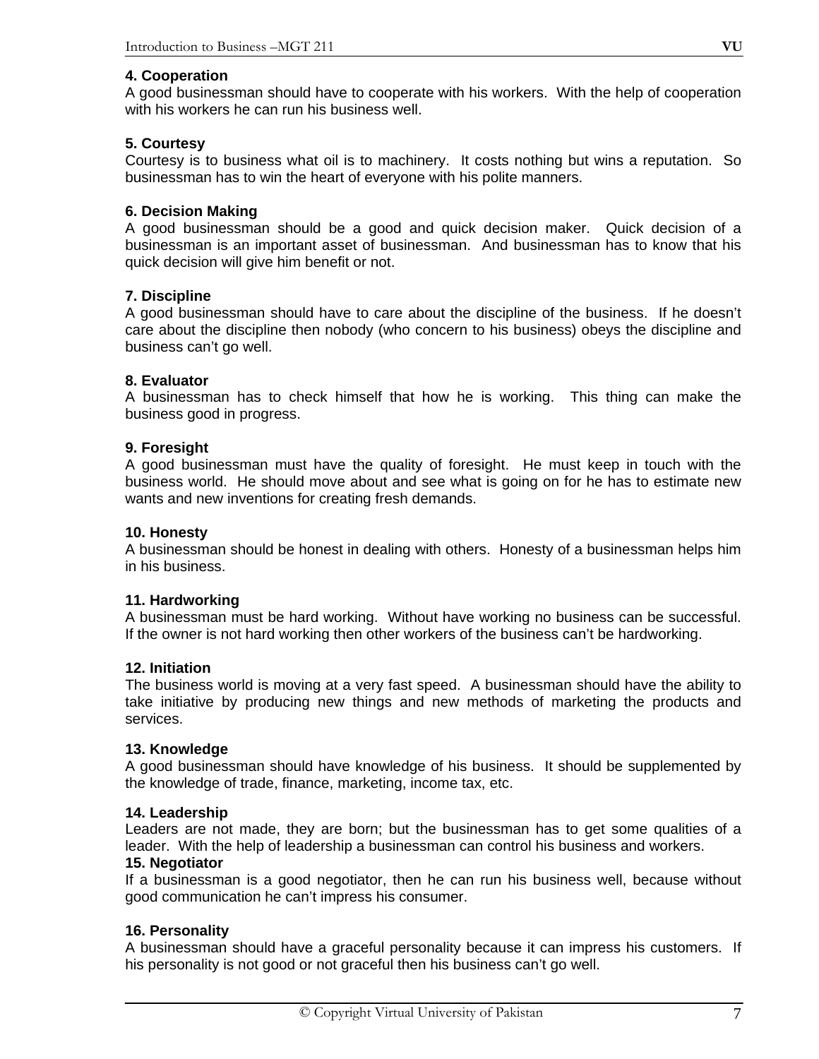**4. Cooperation**
A good businessman should have to cooperate with his workers. With the help of cooperation with his workers he can run his business well.

**5. Courtesy**
Courtesy is to business what oil is to machinery. It costs nothing but wins a reputation. So businessman has to win the heart of everyone with his polite manners.

**6. Decision Making**
A good businessman should be a good and quick decision maker. Quick decision of a businessman is an important asset of businessman. And businessman has to know that his quick decision will give him benefit or not.

**7. Discipline**
A good businessman should have to care about the discipline of the business. If he doesn't care about the discipline then nobody (who concern to his business) obeys the discipline and business can't go well.

**8. Evaluator**
A businessman has to check himself that how he is working. This thing can make the business good in progress.

**9. Foresight**
A good businessman must have the quality of foresight. He must keep in touch with the business world. He should move about and see what is going on for he has to estimate new wants and new inventions for creating fresh demands.

**10. Honesty**
A businessman should be honest in dealing with others. Honesty of a businessman helps him in his business.

**11. Hardworking**
A businessman must be hard working. Without have working no business can be successful. If the owner is not hard working then other workers of the business can't be hardworking.

**12. Initiation**
The business world is moving at a very fast speed. A businessman should have the ability to take initiative by producing new things and new methods of marketing the products and services.

**13. Knowledge**
A good businessman should have knowledge of his business. It should be supplemented by the knowledge of trade, finance, marketing, income tax, etc.

**14. Leadership**
Leaders are not made, they are born; but the businessman has to get some qualities of a leader. With the help of leadership a businessman can control his business and workers.

**15. Negotiator**
If a businessman is a good negotiator, then he can run his business well, because without good communication he can't impress his consumer.

**16. Personality**
A businessman should have a graceful personality because it can impress his customers. If his personality is not good or not graceful then his business can't go well.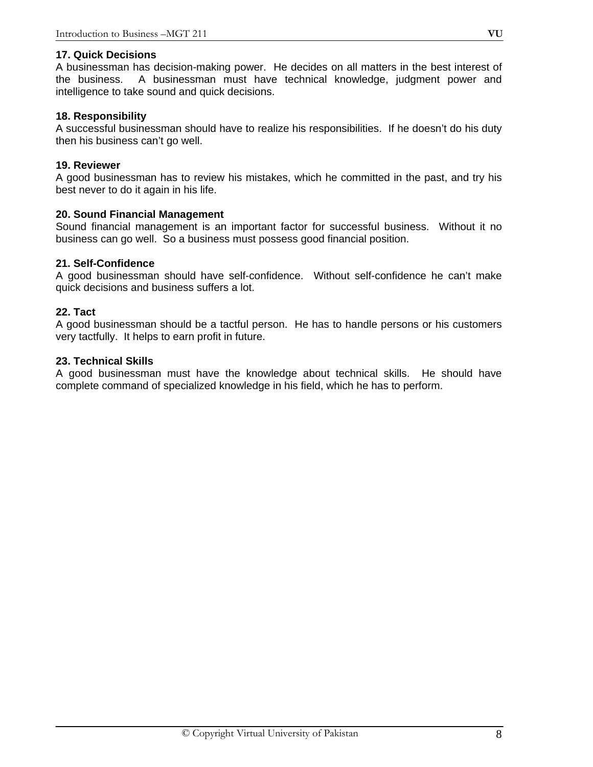**17. Quick Decisions**
A businessman has decision-making power. He decides on all matters in the best interest of the business. A businessman must have technical knowledge, judgment power and intelligence to take sound and quick decisions.

**18. Responsibility**
A successful businessman should have to realize his responsibilities. If he doesn't do his duty then his business can't go well.

**19. Reviewer**
A good businessman has to review his mistakes, which he committed in the past, and try his best never to do it again in his life.

**20. Sound Financial Management**
Sound financial management is an important factor for successful business. Without it no business can go well. So a business must possess good financial position.

**21. Self-Confidence**
A good businessman should have self-confidence. Without self-confidence he can't make quick decisions and business suffers a lot.

**22. Tact**
A good businessman should be a tactful person. He has to handle persons or his customers very tactfully. It helps to earn profit in future.

**23. Technical Skills**
A good businessman must have the knowledge about technical skills. He should have complete command of specialized knowledge in his field, which he has to perform.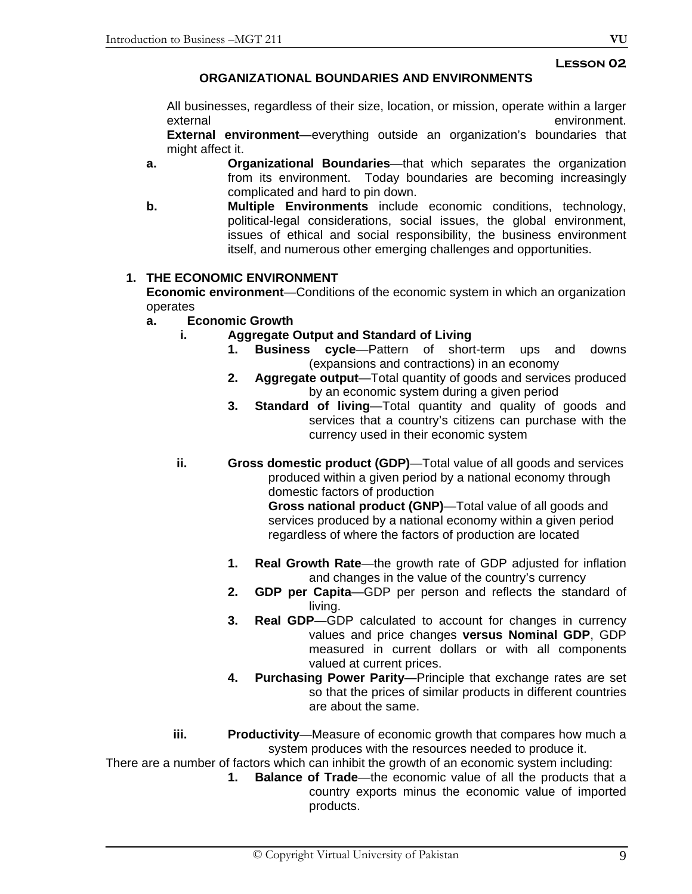**Lesson 02**

## ORGANIZATIONAL BOUNDARIES AND ENVIRONMENTS

All businesses, regardless of their size, location, or mission, operate within a larger external environment.

**External environment**—everything outside an organization's boundaries that might affect it.

- **a.** **Organizational Boundaries**—that which separates the organization from its environment. Today boundaries are becoming increasingly complicated and hard to pin down.
- **b.** **Multiple Environments** include economic conditions, technology, political-legal considerations, social issues, the global environment, issues of ethical and social responsibility, the business environment itself, and numerous other emerging challenges and opportunities.

### 1. THE ECONOMIC ENVIRONMENT

**Economic environment**—Conditions of the economic system in which an organization operates

**a. Economic Growth**

**i. Aggregate Output and Standard of Living**

1. **Business cycle**—Pattern of short-term ups and downs (expansions and contractions) in an economy
2. **Aggregate output**—Total quantity of goods and services produced by an economic system during a given period
3. **Standard of living**—Total quantity and quality of goods and services that a country's citizens can purchase with the currency used in their economic system

**ii. Gross domestic product (GDP)**—Total value of all goods and services produced within a given period by a national economy through domestic factors of production

**Gross national product (GNP)**—Total value of all goods and services produced by a national economy within a given period regardless of where the factors of production are located

1. **Real Growth Rate**—the growth rate of GDP adjusted for inflation and changes in the value of the country's currency
2. **GDP per Capita**—GDP per person and reflects the standard of living.
3. **Real GDP**—GDP calculated to account for changes in currency values and price changes **versus Nominal GDP**, GDP measured in current dollars or with all components valued at current prices.
4. **Purchasing Power Parity**—Principle that exchange rates are set so that the prices of similar products in different countries are about the same.

**iii. Productivity**—Measure of economic growth that compares how much a system produces with the resources needed to produce it.

There are a number of factors which can inhibit the growth of an economic system including:

1. **Balance of Trade**—the economic value of all the products that a country exports minus the economic value of imported products.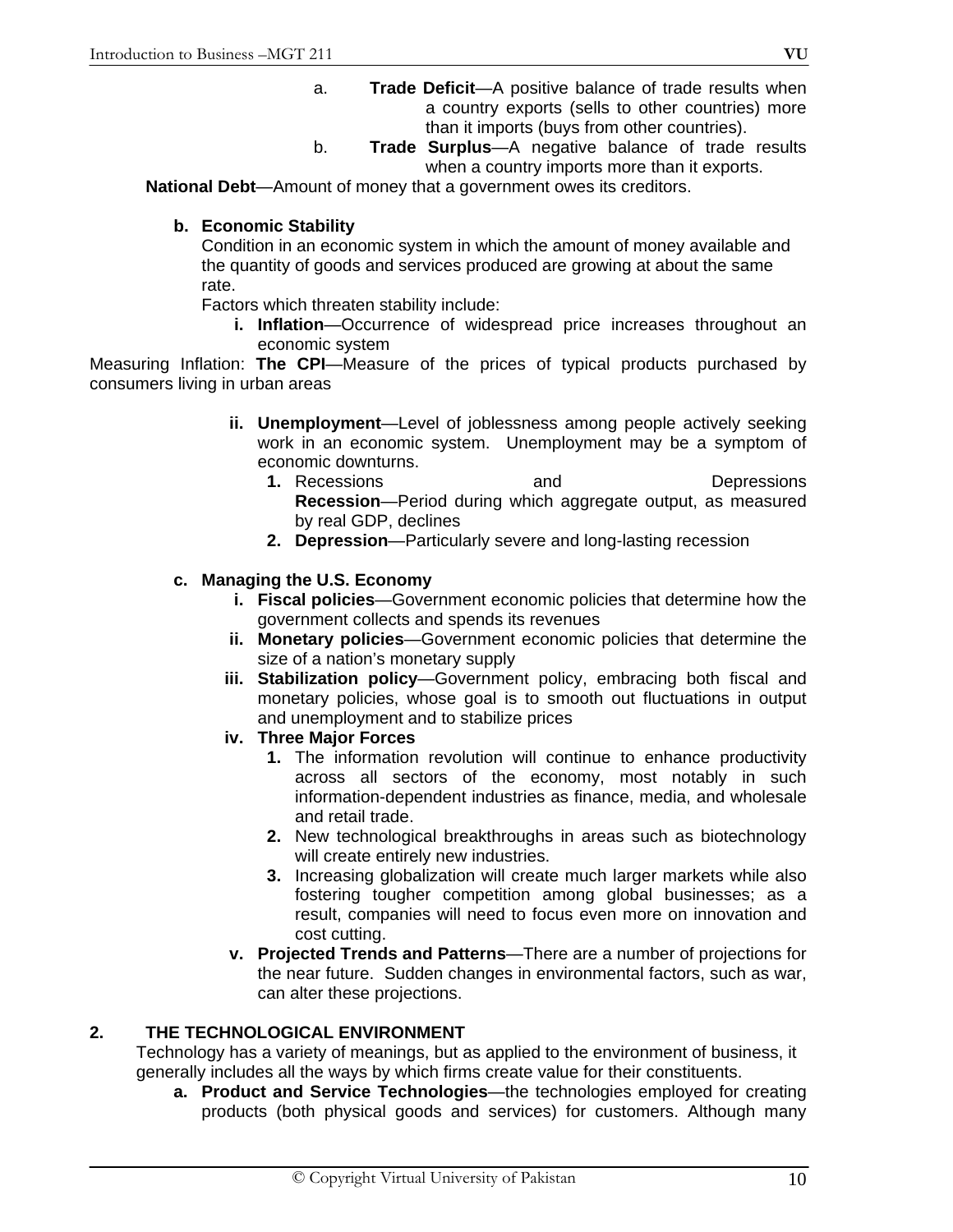a. **Trade Deficit**—A positive balance of trade results when a country exports (sells to other countries) more than it imports (buys from other countries).

b. **Trade Surplus**—A negative balance of trade results when a country imports more than it exports.

**National Debt**—Amount of money that a government owes its creditors.

**b. Economic Stability**

Condition in an economic system in which the amount of money available and the quantity of goods and services produced are growing at about the same rate.

Factors which threaten stability include:

**i. Inflation**—Occurrence of widespread price increases throughout an economic system

Measuring Inflation: **The CPI**—Measure of the prices of typical products purchased by consumers living in urban areas

**ii. Unemployment**—Level of joblessness among people actively seeking work in an economic system. Unemployment may be a symptom of economic downturns.

1. Recessions and Depressions
   **Recession**—Period during which aggregate output, as measured by real GDP, declines
2. **Depression**—Particularly severe and long-lasting recession

**c. Managing the U.S. Economy**

**i. Fiscal policies**—Government economic policies that determine how the government collects and spends its revenues

**ii. Monetary policies**—Government economic policies that determine the size of a nation's monetary supply

**iii. Stabilization policy**—Government policy, embracing both fiscal and monetary policies, whose goal is to smooth out fluctuations in output and unemployment and to stabilize prices

**iv. Three Major Forces**

1. The information revolution will continue to enhance productivity across all sectors of the economy, most notably in such information-dependent industries as finance, media, and wholesale and retail trade.
2. New technological breakthroughs in areas such as biotechnology will create entirely new industries.
3. Increasing globalization will create much larger markets while also fostering tougher competition among global businesses; as a result, companies will need to focus even more on innovation and cost cutting.

**v. Projected Trends and Patterns**—There are a number of projections for the near future. Sudden changes in environmental factors, such as war, can alter these projections.

## 2. THE TECHNOLOGICAL ENVIRONMENT

Technology has a variety of meanings, but as applied to the environment of business, it generally includes all the ways by which firms create value for their constituents.

**a. Product and Service Technologies**—the technologies employed for creating products (both physical goods and services) for customers. Although many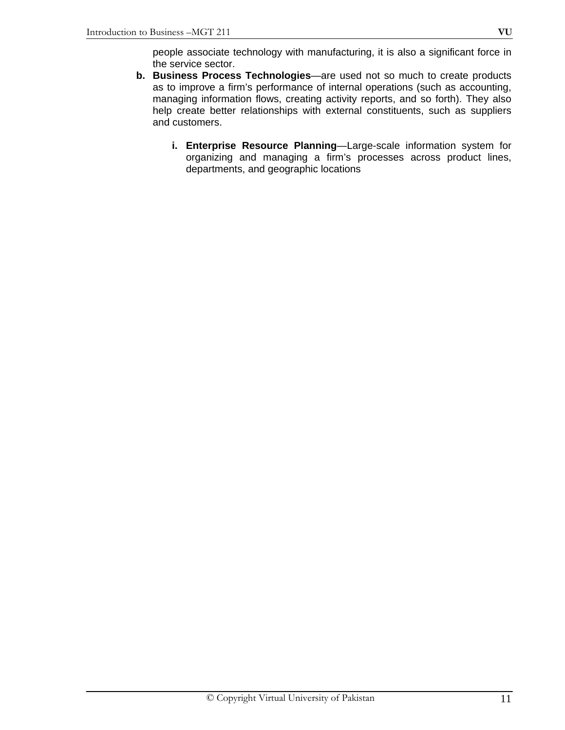people associate technology with manufacturing, it is also a significant force in the service sector.

b. **Business Process Technologies**—are used not so much to create products as to improve a firm's performance of internal operations (such as accounting, managing information flows, creating activity reports, and so forth). They also help create better relationships with external constituents, such as suppliers and customers.

   i. **Enterprise Resource Planning**—Large-scale information system for organizing and managing a firm's processes across product lines, departments, and geographic locations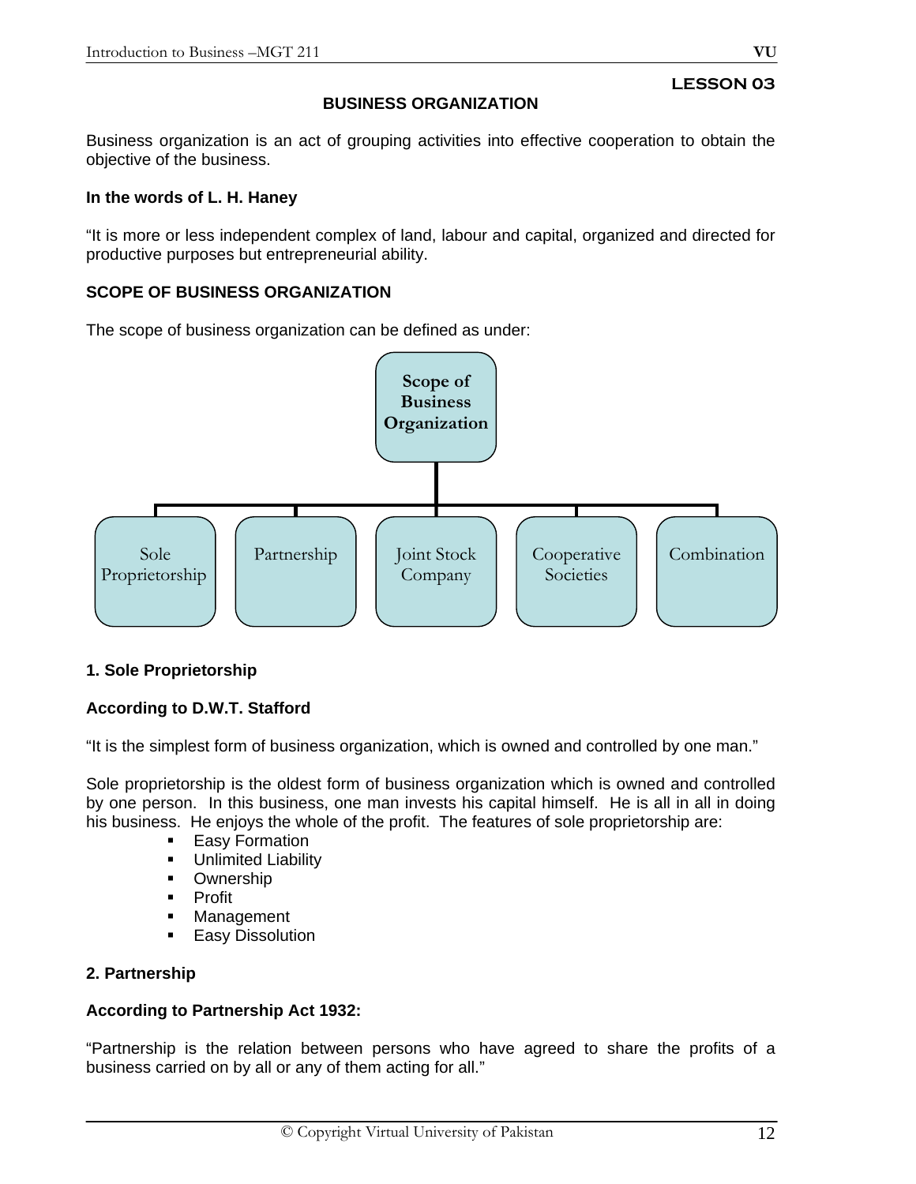**LESSON 03**

## BUSINESS ORGANIZATION

Business organization is an act of grouping activities into effective cooperation to obtain the objective of the business.

**In the words of L. H. Haney**

"It is more or less independent complex of land, labour and capital, organized and directed for productive purposes but entrepreneurial ability.

### SCOPE OF BUSINESS ORGANIZATION

The scope of business organization can be defined as under:

Scope of Business Organization

Sole Proprietorship

Partnership

Joint Stock Company

Cooperative Societies

Combination

### 1. Sole Proprietorship

**According to D.W.T. Stafford**

"It is the simplest form of business organization, which is owned and controlled by one man."

Sole proprietorship is the oldest form of business organization which is owned and controlled by one person. In this business, one man invests his capital himself. He is all in all in doing his business. He enjoys the whole of the profit. The features of sole proprietorship are:

- Easy Formation
- Unlimited Liability
- Ownership
- Profit
- Management
- Easy Dissolution

### 2. Partnership

**According to Partnership Act 1932:**

"Partnership is the relation between persons who have agreed to share the profits of a business carried on by all or any of them acting for all."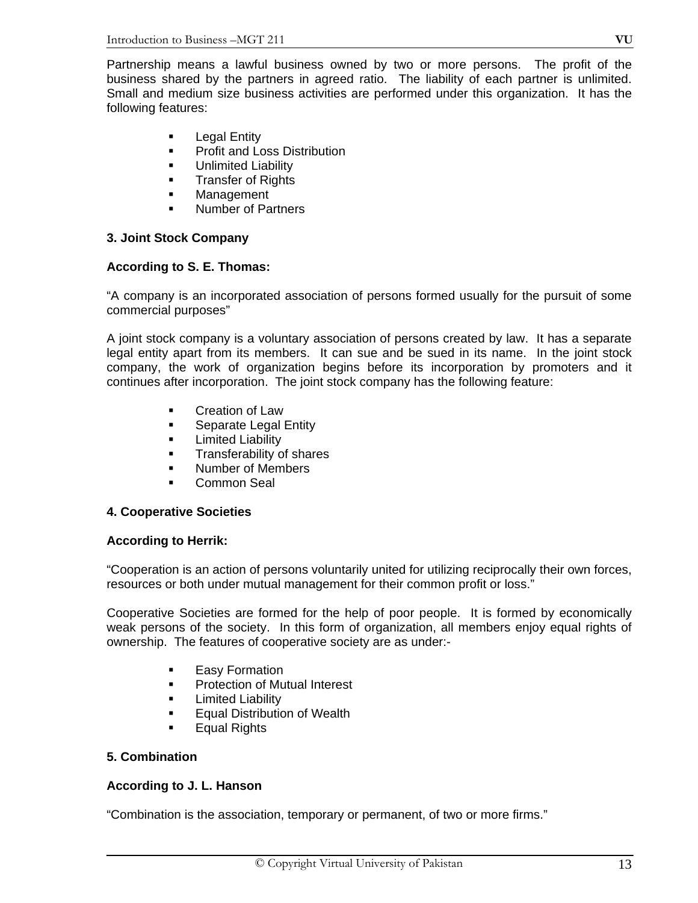Partnership means a lawful business owned by two or more persons. The profit of the business shared by the partners in agreed ratio. The liability of each partner is unlimited. Small and medium size business activities are performed under this organization. It has the following features:

- Legal Entity
- Profit and Loss Distribution
- Unlimited Liability
- Transfer of Rights
- Management
- Number of Partners

**3. Joint Stock Company**

**According to S. E. Thomas:**

"A company is an incorporated association of persons formed usually for the pursuit of some commercial purposes"

A joint stock company is a voluntary association of persons created by law. It has a separate legal entity apart from its members. It can sue and be sued in its name. In the joint stock company, the work of organization begins before its incorporation by promoters and it continues after incorporation. The joint stock company has the following feature:

- Creation of Law
- Separate Legal Entity
- Limited Liability
- Transferability of shares
- Number of Members
- Common Seal

**4. Cooperative Societies**

**According to Herrik:**

"Cooperation is an action of persons voluntarily united for utilizing reciprocally their own forces, resources or both under mutual management for their common profit or loss."

Cooperative Societies are formed for the help of poor people. It is formed by economically weak persons of the society. In this form of organization, all members enjoy equal rights of ownership. The features of cooperative society are as under:-

- Easy Formation
- Protection of Mutual Interest
- Limited Liability
- Equal Distribution of Wealth
- Equal Rights

**5. Combination**

**According to J. L. Hanson**

"Combination is the association, temporary or permanent, of two or more firms."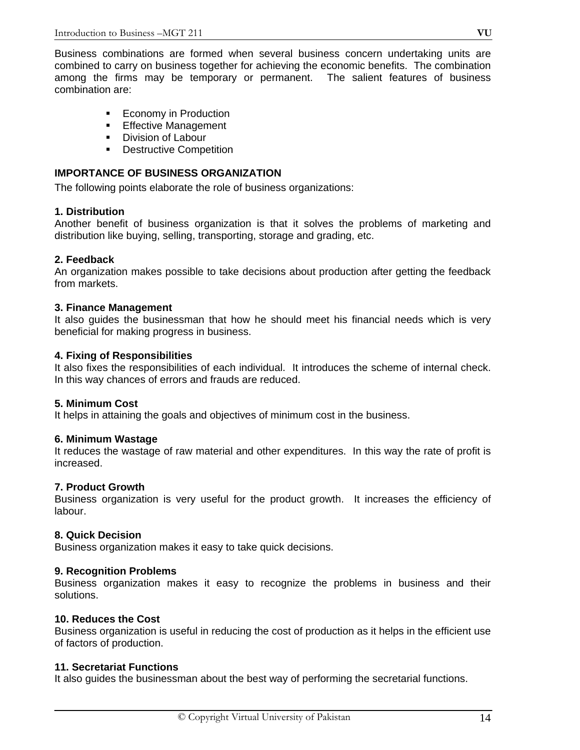Business combinations are formed when several business concern undertaking units are combined to carry on business together for achieving the economic benefits. The combination among the firms may be temporary or permanent. The salient features of business combination are:

- Economy in Production
- Effective Management
- Division of Labour
- Destructive Competition

## IMPORTANCE OF BUSINESS ORGANIZATION

The following points elaborate the role of business organizations:

**1. Distribution**
Another benefit of business organization is that it solves the problems of marketing and distribution like buying, selling, transporting, storage and grading, etc.

**2. Feedback**
An organization makes possible to take decisions about production after getting the feedback from markets.

**3. Finance Management**
It also guides the businessman that how he should meet his financial needs which is very beneficial for making progress in business.

**4. Fixing of Responsibilities**
It also fixes the responsibilities of each individual. It introduces the scheme of internal check. In this way chances of errors and frauds are reduced.

**5. Minimum Cost**
It helps in attaining the goals and objectives of minimum cost in the business.

**6. Minimum Wastage**
It reduces the wastage of raw material and other expenditures. In this way the rate of profit is increased.

**7. Product Growth**
Business organization is very useful for the product growth. It increases the efficiency of labour.

**8. Quick Decision**
Business organization makes it easy to take quick decisions.

**9. Recognition Problems**
Business organization makes it easy to recognize the problems in business and their solutions.

**10. Reduces the Cost**
Business organization is useful in reducing the cost of production as it helps in the efficient use of factors of production.

**11. Secretariat Functions**
It also guides the businessman about the best way of performing the secretarial functions.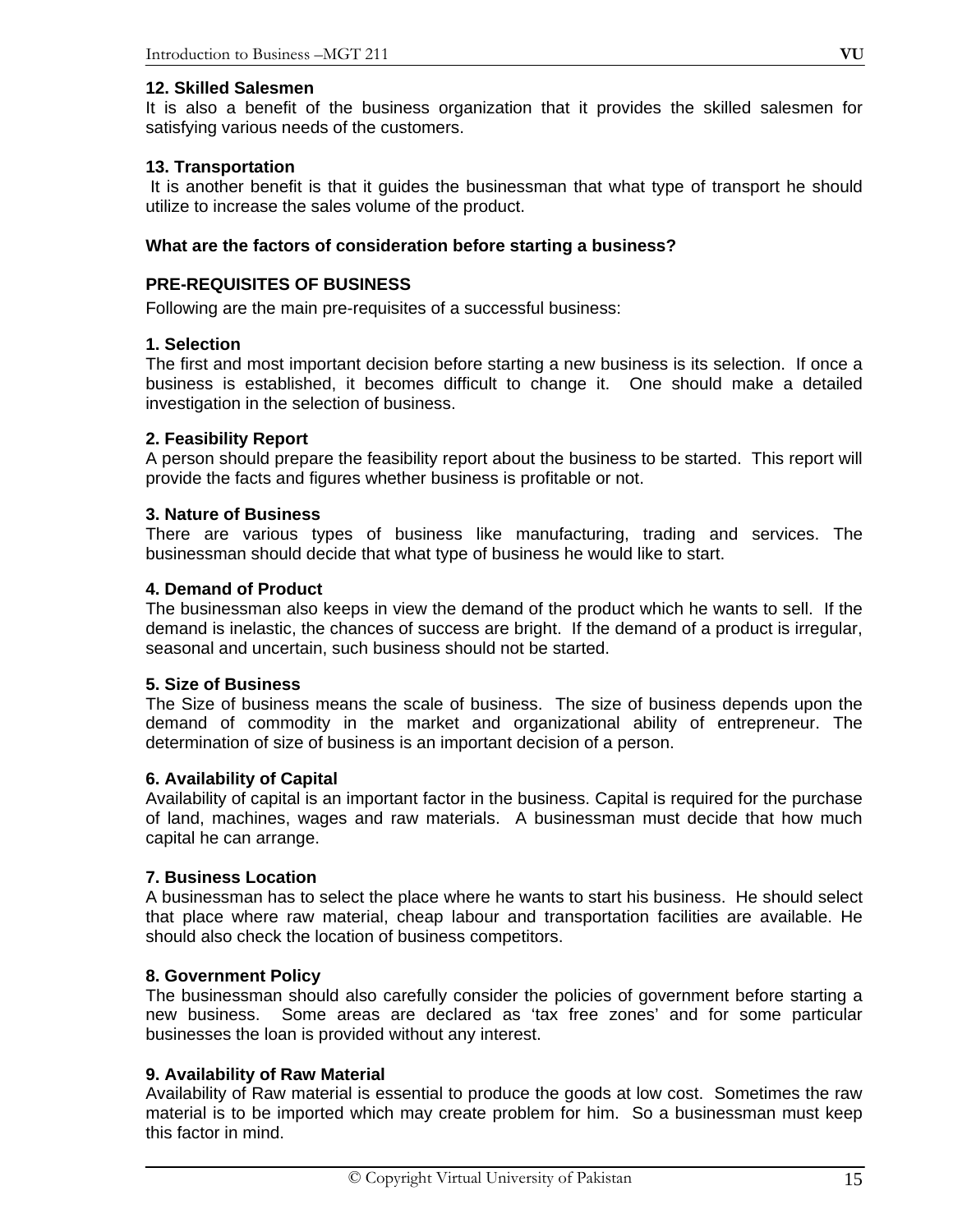**12. Skilled Salesmen**

It is also a benefit of the business organization that it provides the skilled salesmen for satisfying various needs of the customers.

**13. Transportation**

It is another benefit is that it guides the businessman that what type of transport he should utilize to increase the sales volume of the product.

**What are the factors of consideration before starting a business?**

## PRE-REQUISITES OF BUSINESS

Following are the main pre-requisites of a successful business:

**1. Selection**

The first and most important decision before starting a new business is its selection. If once a business is established, it becomes difficult to change it. One should make a detailed investigation in the selection of business.

**2. Feasibility Report**

A person should prepare the feasibility report about the business to be started. This report will provide the facts and figures whether business is profitable or not.

**3. Nature of Business**

There are various types of business like manufacturing, trading and services. The businessman should decide that what type of business he would like to start.

**4. Demand of Product**

The businessman also keeps in view the demand of the product which he wants to sell. If the demand is inelastic, the chances of success are bright. If the demand of a product is irregular, seasonal and uncertain, such business should not be started.

**5. Size of Business**

The Size of business means the scale of business. The size of business depends upon the demand of commodity in the market and organizational ability of entrepreneur. The determination of size of business is an important decision of a person.

**6. Availability of Capital**

Availability of capital is an important factor in the business. Capital is required for the purchase of land, machines, wages and raw materials. A businessman must decide that how much capital he can arrange.

**7. Business Location**

A businessman has to select the place where he wants to start his business. He should select that place where raw material, cheap labour and transportation facilities are available. He should also check the location of business competitors.

**8. Government Policy**

The businessman should also carefully consider the policies of government before starting a new business. Some areas are declared as 'tax free zones' and for some particular businesses the loan is provided without any interest.

**9. Availability of Raw Material**

Availability of Raw material is essential to produce the goods at low cost. Sometimes the raw material is to be imported which may create problem for him. So a businessman must keep this factor in mind.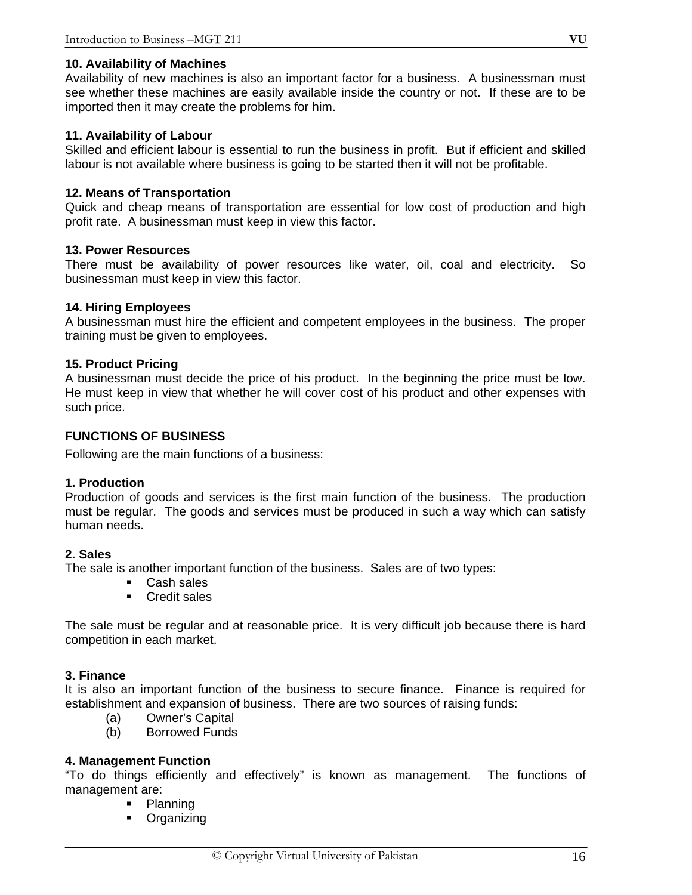**10. Availability of Machines**
Availability of new machines is also an important factor for a business. A businessman must see whether these machines are easily available inside the country or not. If these are to be imported then it may create the problems for him.

**11. Availability of Labour**
Skilled and efficient labour is essential to run the business in profit. But if efficient and skilled labour is not available where business is going to be started then it will not be profitable.

**12. Means of Transportation**
Quick and cheap means of transportation are essential for low cost of production and high profit rate. A businessman must keep in view this factor.

**13. Power Resources**
There must be availability of power resources like water, oil, coal and electricity. So businessman must keep in view this factor.

**14. Hiring Employees**
A businessman must hire the efficient and competent employees in the business. The proper training must be given to employees.

**15. Product Pricing**
A businessman must decide the price of his product. In the beginning the price must be low. He must keep in view that whether he will cover cost of his product and other expenses with such price.

## FUNCTIONS OF BUSINESS

Following are the main functions of a business:

**1. Production**
Production of goods and services is the first main function of the business. The production must be regular. The goods and services must be produced in such a way which can satisfy human needs.

**2. Sales**
The sale is another important function of the business. Sales are of two types:

- Cash sales
- Credit sales

The sale must be regular and at reasonable price. It is very difficult job because there is hard competition in each market.

**3. Finance**
It is also an important function of the business to secure finance. Finance is required for establishment and expansion of business. There are two sources of raising funds:

(a) Owner's Capital
(b) Borrowed Funds

**4. Management Function**
"To do things efficiently and effectively" is known as management. The functions of management are:

- Planning
- Organizing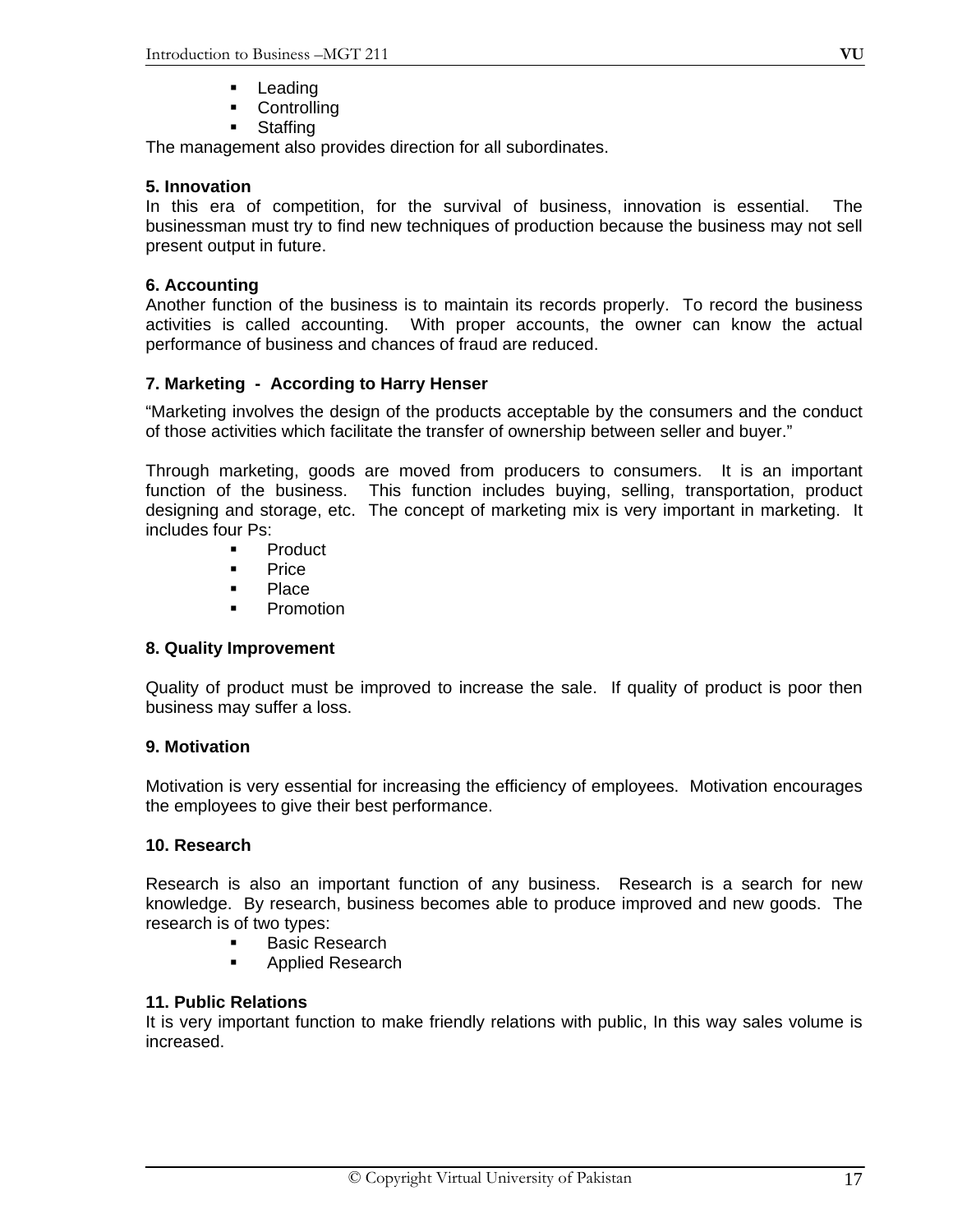- Leading
- Controlling
- Staffing

The management also provides direction for all subordinates.

**5. Innovation**

In this era of competition, for the survival of business, innovation is essential. The businessman must try to find new techniques of production because the business may not sell present output in future.

**6. Accounting**

Another function of the business is to maintain its records properly. To record the business activities is called accounting. With proper accounts, the owner can know the actual performance of business and chances of fraud are reduced.

**7. Marketing - According to Harry Henser**

"Marketing involves the design of the products acceptable by the consumers and the conduct of those activities which facilitate the transfer of ownership between seller and buyer."

Through marketing, goods are moved from producers to consumers. It is an important function of the business. This function includes buying, selling, transportation, product designing and storage, etc. The concept of marketing mix is very important in marketing. It includes four Ps:

- Product
- Price
- Place
- Promotion

**8. Quality Improvement**

Quality of product must be improved to increase the sale. If quality of product is poor then business may suffer a loss.

**9. Motivation**

Motivation is very essential for increasing the efficiency of employees. Motivation encourages the employees to give their best performance.

**10. Research**

Research is also an important function of any business. Research is a search for new knowledge. By research, business becomes able to produce improved and new goods. The research is of two types:

- Basic Research
- Applied Research

**11. Public Relations**

It is very important function to make friendly relations with public, In this way sales volume is increased.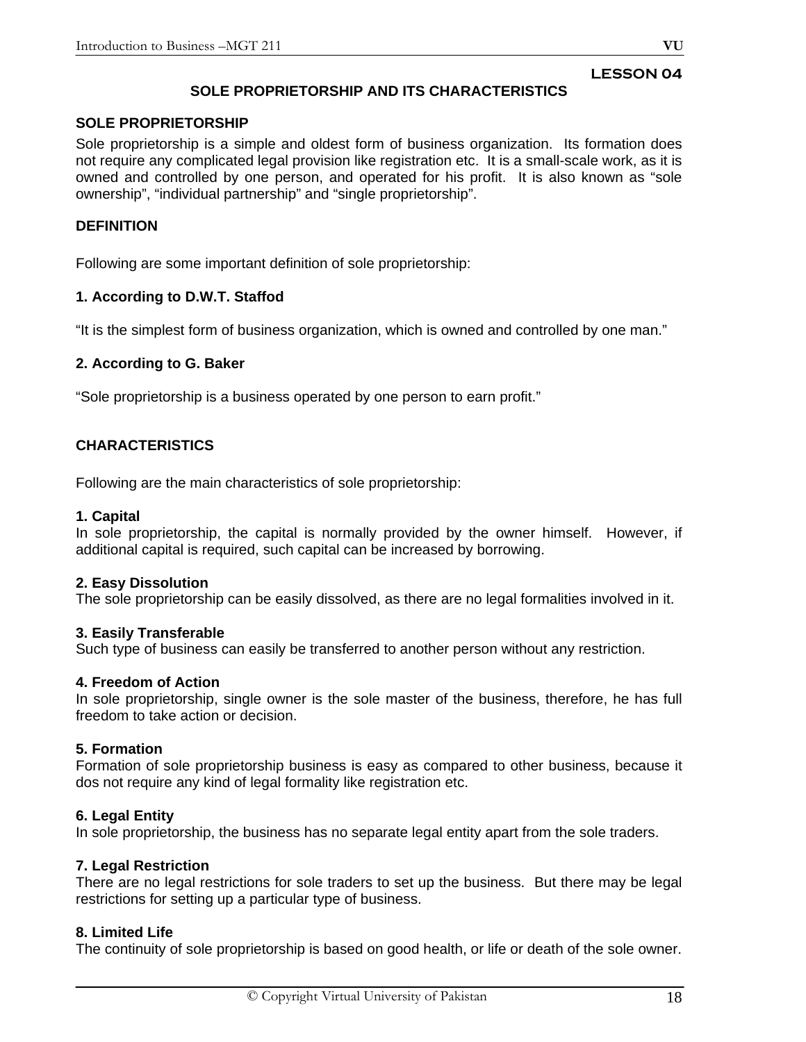**LESSON 04**

# SOLE PROPRIETORSHIP AND ITS CHARACTERISTICS

## SOLE PROPRIETORSHIP

Sole proprietorship is a simple and oldest form of business organization. Its formation does not require any complicated legal provision like registration etc. It is a small-scale work, as it is owned and controlled by one person, and operated for his profit. It is also known as "sole ownership", "individual partnership" and "single proprietorship".

## DEFINITION

Following are some important definition of sole proprietorship:

### 1. According to D.W.T. Staffod

"It is the simplest form of business organization, which is owned and controlled by one man."

### 2. According to G. Baker

"Sole proprietorship is a business operated by one person to earn profit."

## CHARACTERISTICS

Following are the main characteristics of sole proprietorship:

**1. Capital**
In sole proprietorship, the capital is normally provided by the owner himself. However, if additional capital is required, such capital can be increased by borrowing.

**2. Easy Dissolution**
The sole proprietorship can be easily dissolved, as there are no legal formalities involved in it.

**3. Easily Transferable**
Such type of business can easily be transferred to another person without any restriction.

**4. Freedom of Action**
In sole proprietorship, single owner is the sole master of the business, therefore, he has full freedom to take action or decision.

**5. Formation**
Formation of sole proprietorship business is easy as compared to other business, because it dos not require any kind of legal formality like registration etc.

**6. Legal Entity**
In sole proprietorship, the business has no separate legal entity apart from the sole traders.

**7. Legal Restriction**
There are no legal restrictions for sole traders to set up the business. But there may be legal restrictions for setting up a particular type of business.

**8. Limited Life**
The continuity of sole proprietorship is based on good health, or life or death of the sole owner.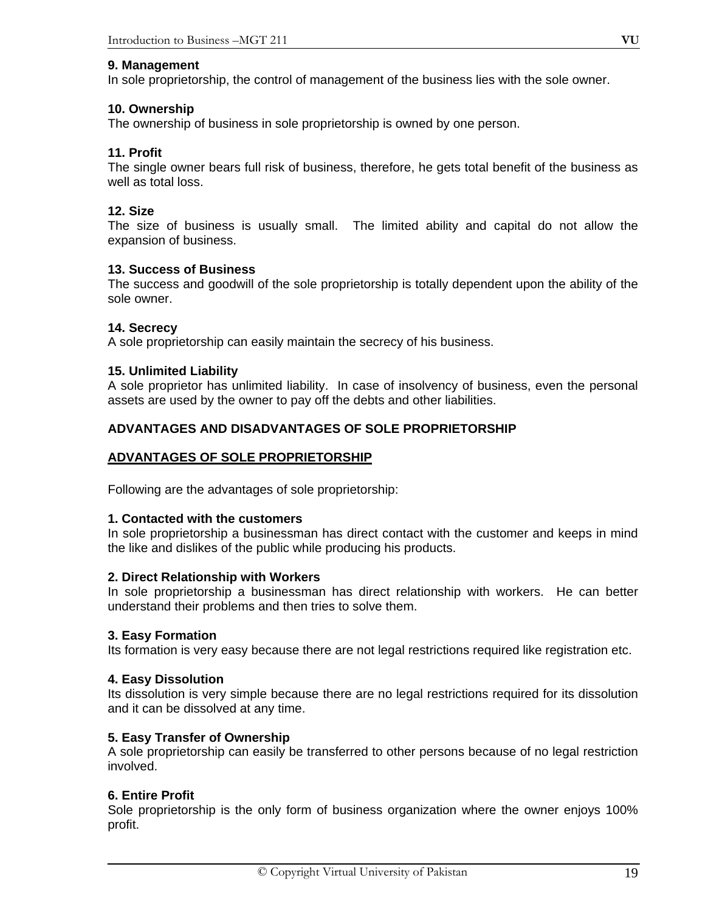**9. Management**
In sole proprietorship, the control of management of the business lies with the sole owner.

**10. Ownership**
The ownership of business in sole proprietorship is owned by one person.

**11. Profit**
The single owner bears full risk of business, therefore, he gets total benefit of the business as well as total loss.

**12. Size**
The size of business is usually small. The limited ability and capital do not allow the expansion of business.

**13. Success of Business**
The success and goodwill of the sole proprietorship is totally dependent upon the ability of the sole owner.

**14. Secrecy**
A sole proprietorship can easily maintain the secrecy of his business.

**15. Unlimited Liability**
A sole proprietor has unlimited liability. In case of insolvency of business, even the personal assets are used by the owner to pay off the debts and other liabilities.

## ADVANTAGES AND DISADVANTAGES OF SOLE PROPRIETORSHIP

### ADVANTAGES OF SOLE PROPRIETORSHIP

Following are the advantages of sole proprietorship:

**1. Contacted with the customers**
In sole proprietorship a businessman has direct contact with the customer and keeps in mind the like and dislikes of the public while producing his products.

**2. Direct Relationship with Workers**
In sole proprietorship a businessman has direct relationship with workers. He can better understand their problems and then tries to solve them.

**3. Easy Formation**
Its formation is very easy because there are not legal restrictions required like registration etc.

**4. Easy Dissolution**
Its dissolution is very simple because there are no legal restrictions required for its dissolution and it can be dissolved at any time.

**5. Easy Transfer of Ownership**
A sole proprietorship can easily be transferred to other persons because of no legal restriction involved.

**6. Entire Profit**
Sole proprietorship is the only form of business organization where the owner enjoys 100% profit.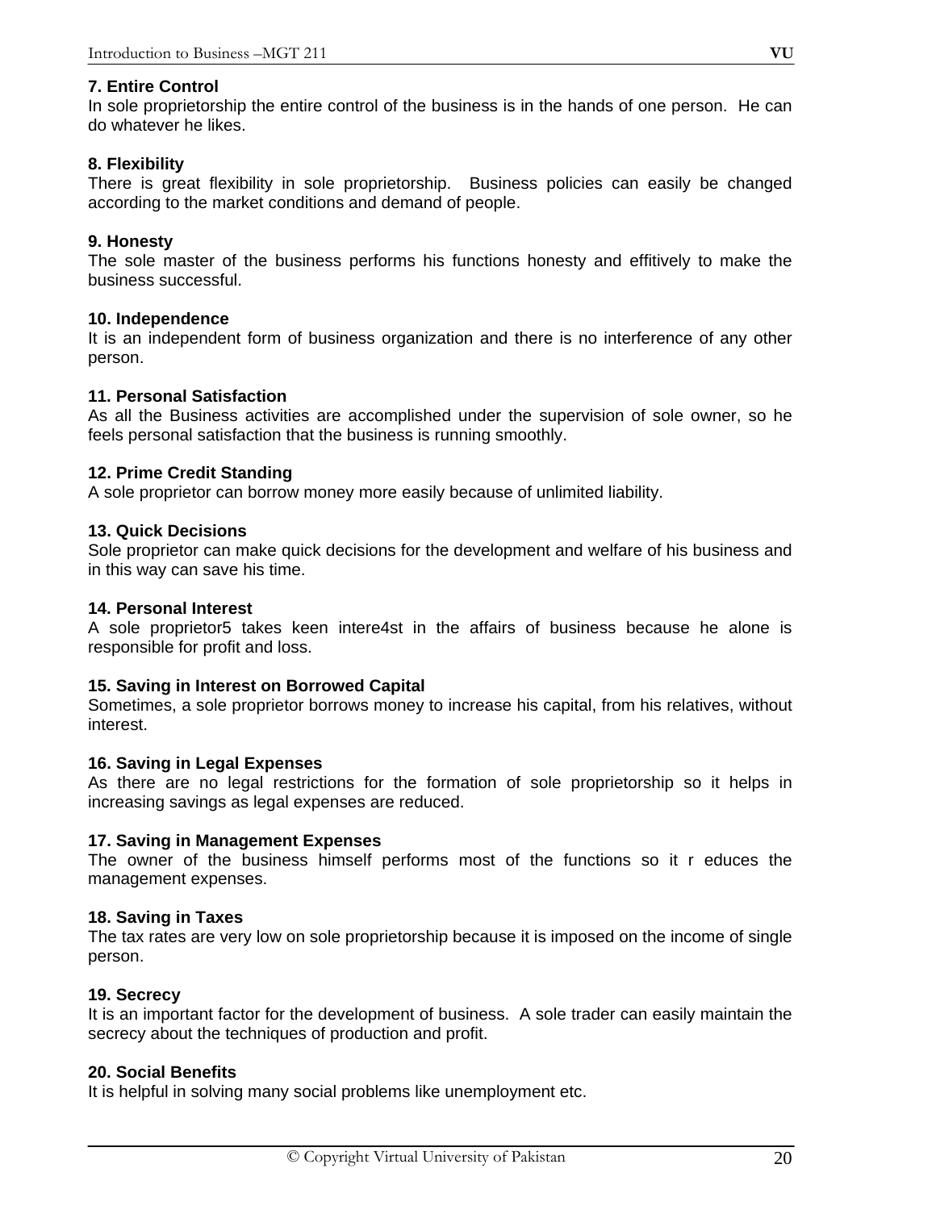**7. Entire Control**

In sole proprietorship the entire control of the business is in the hands of one person. He can do whatever he likes.

**8. Flexibility**

There is great flexibility in sole proprietorship. Business policies can easily be changed according to the market conditions and demand of people.

**9. Honesty**

The sole master of the business performs his functions honesty and effitively to make the business successful.

**10. Independence**

It is an independent form of business organization and there is no interference of any other person.

**11. Personal Satisfaction**

As all the Business activities are accomplished under the supervision of sole owner, so he feels personal satisfaction that the business is running smoothly.

**12. Prime Credit Standing**

A sole proprietor can borrow money more easily because of unlimited liability.

**13. Quick Decisions**

Sole proprietor can make quick decisions for the development and welfare of his business and in this way can save his time.

**14. Personal Interest**

A sole proprietor5 takes keen intere4st in the affairs of business because he alone is responsible for profit and loss.

**15. Saving in Interest on Borrowed Capital**

Sometimes, a sole proprietor borrows money to increase his capital, from his relatives, without interest.

**16. Saving in Legal Expenses**

As there are no legal restrictions for the formation of sole proprietorship so it helps in increasing savings as legal expenses are reduced.

**17. Saving in Management Expenses**

The owner of the business himself performs most of the functions so it r educes the management expenses.

**18. Saving in Taxes**

The tax rates are very low on sole proprietorship because it is imposed on the income of single person.

**19. Secrecy**

It is an important factor for the development of business. A sole trader can easily maintain the secrecy about the techniques of production and profit.

**20. Social Benefits**

It is helpful in solving many social problems like unemployment etc.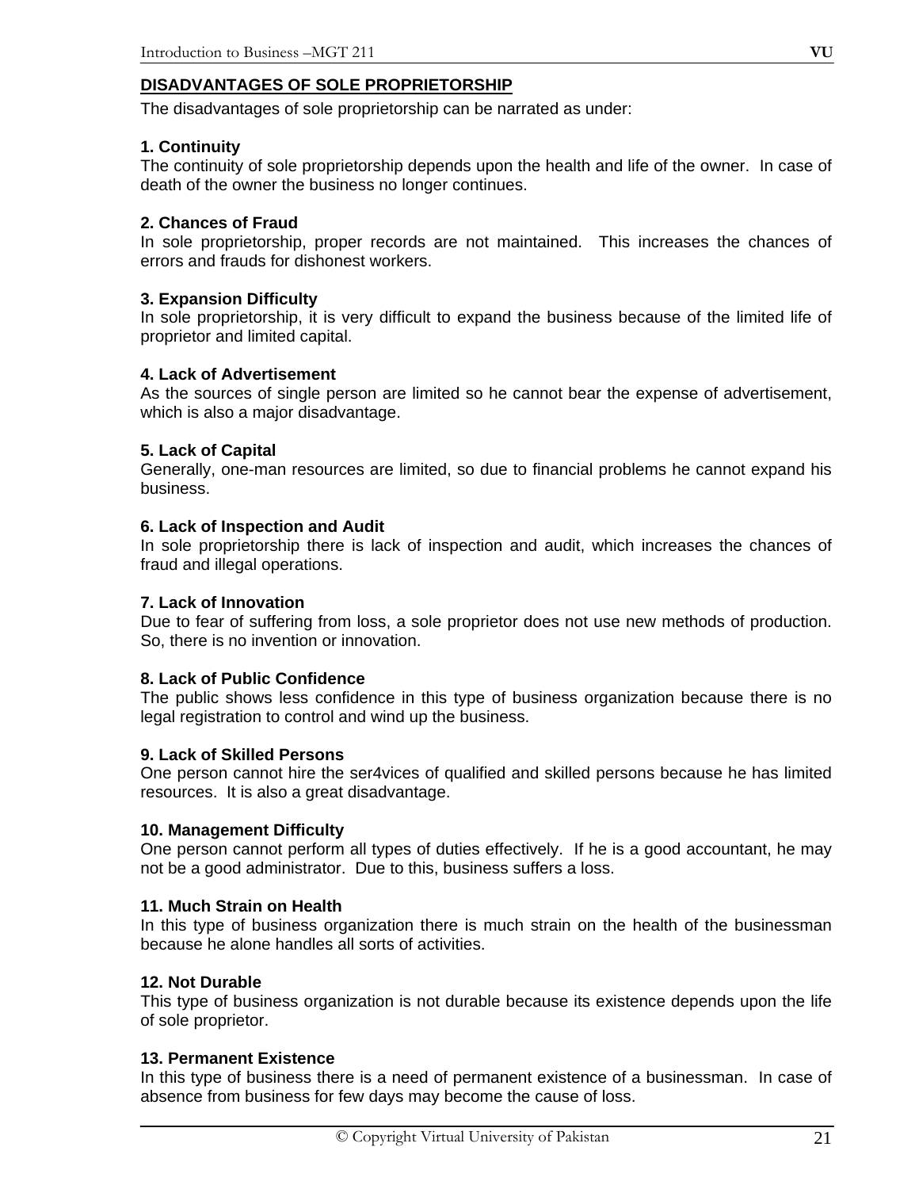## DISADVANTAGES OF SOLE PROPRIETORSHIP

The disadvantages of sole proprietorship can be narrated as under:

**1. Continuity**
The continuity of sole proprietorship depends upon the health and life of the owner. In case of death of the owner the business no longer continues.

**2. Chances of Fraud**
In sole proprietorship, proper records are not maintained. This increases the chances of errors and frauds for dishonest workers.

**3. Expansion Difficulty**
In sole proprietorship, it is very difficult to expand the business because of the limited life of proprietor and limited capital.

**4. Lack of Advertisement**
As the sources of single person are limited so he cannot bear the expense of advertisement, which is also a major disadvantage.

**5. Lack of Capital**
Generally, one-man resources are limited, so due to financial problems he cannot expand his business.

**6. Lack of Inspection and Audit**
In sole proprietorship there is lack of inspection and audit, which increases the chances of fraud and illegal operations.

**7. Lack of Innovation**
Due to fear of suffering from loss, a sole proprietor does not use new methods of production. So, there is no invention or innovation.

**8. Lack of Public Confidence**
The public shows less confidence in this type of business organization because there is no legal registration to control and wind up the business.

**9. Lack of Skilled Persons**
One person cannot hire the ser4vices of qualified and skilled persons because he has limited resources. It is also a great disadvantage.

**10. Management Difficulty**
One person cannot perform all types of duties effectively. If he is a good accountant, he may not be a good administrator. Due to this, business suffers a loss.

**11. Much Strain on Health**
In this type of business organization there is much strain on the health of the businessman because he alone handles all sorts of activities.

**12. Not Durable**
This type of business organization is not durable because its existence depends upon the life of sole proprietor.

**13. Permanent Existence**
In this type of business there is a need of permanent existence of a businessman. In case of absence from business for few days may become the cause of loss.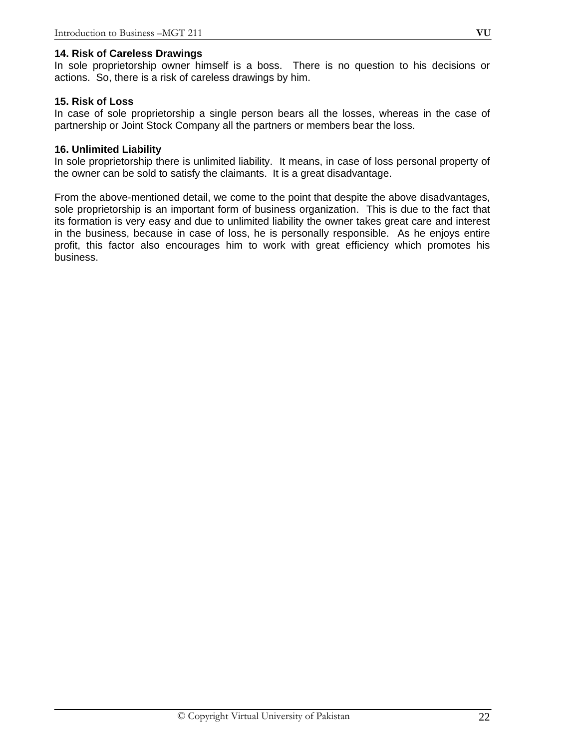**14. Risk of Careless Drawings**

In sole proprietorship owner himself is a boss. There is no question to his decisions or actions. So, there is a risk of careless drawings by him.

**15. Risk of Loss**

In case of sole proprietorship a single person bears all the losses, whereas in the case of partnership or Joint Stock Company all the partners or members bear the loss.

**16. Unlimited Liability**

In sole proprietorship there is unlimited liability. It means, in case of loss personal property of the owner can be sold to satisfy the claimants. It is a great disadvantage.

From the above-mentioned detail, we come to the point that despite the above disadvantages, sole proprietorship is an important form of business organization. This is due to the fact that its formation is very easy and due to unlimited liability the owner takes great care and interest in the business, because in case of loss, he is personally responsible. As he enjoys entire profit, this factor also encourages him to work with great efficiency which promotes his business.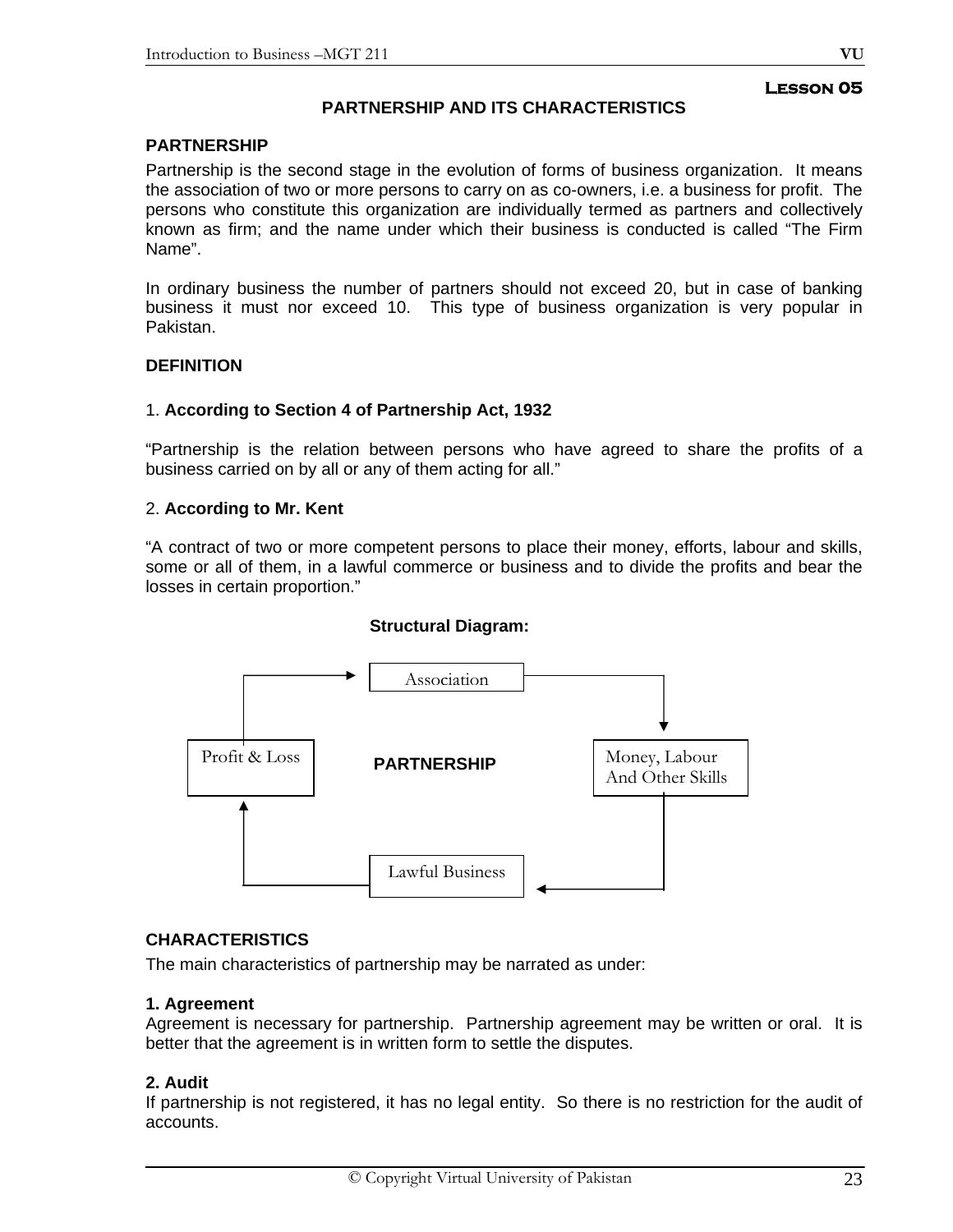**Lesson 05**

## PARTNERSHIP AND ITS CHARACTERISTICS

### PARTNERSHIP

Partnership is the second stage in the evolution of forms of business organization. It means the association of two or more persons to carry on as co-owners, i.e. a business for profit. The persons who constitute this organization are individually termed as partners and collectively known as firm; and the name under which their business is conducted is called "The Firm Name".

In ordinary business the number of partners should not exceed 20, but in case of banking business it must nor exceed 10. This type of business organization is very popular in Pakistan.

### DEFINITION

1. **According to Section 4 of Partnership Act, 1932**

"Partnership is the relation between persons who have agreed to share the profits of a business carried on by all or any of them acting for all."

2. **According to Mr. Kent**

"A contract of two or more competent persons to place their money, efforts, labour and skills, some or all of them, in a lawful commerce or business and to divide the profits and bear the losses in certain proportion."

**Structural Diagram:**

Association

Money, Labour And Other Skills

Lawful Business

Profit & Loss

PARTNERSHIP

### CHARACTERISTICS

The main characteristics of partnership may be narrated as under:

**1. Agreement**
Agreement is necessary for partnership. Partnership agreement may be written or oral. It is better that the agreement is in written form to settle the disputes.

**2. Audit**
If partnership is not registered, it has no legal entity. So there is no restriction for the audit of accounts.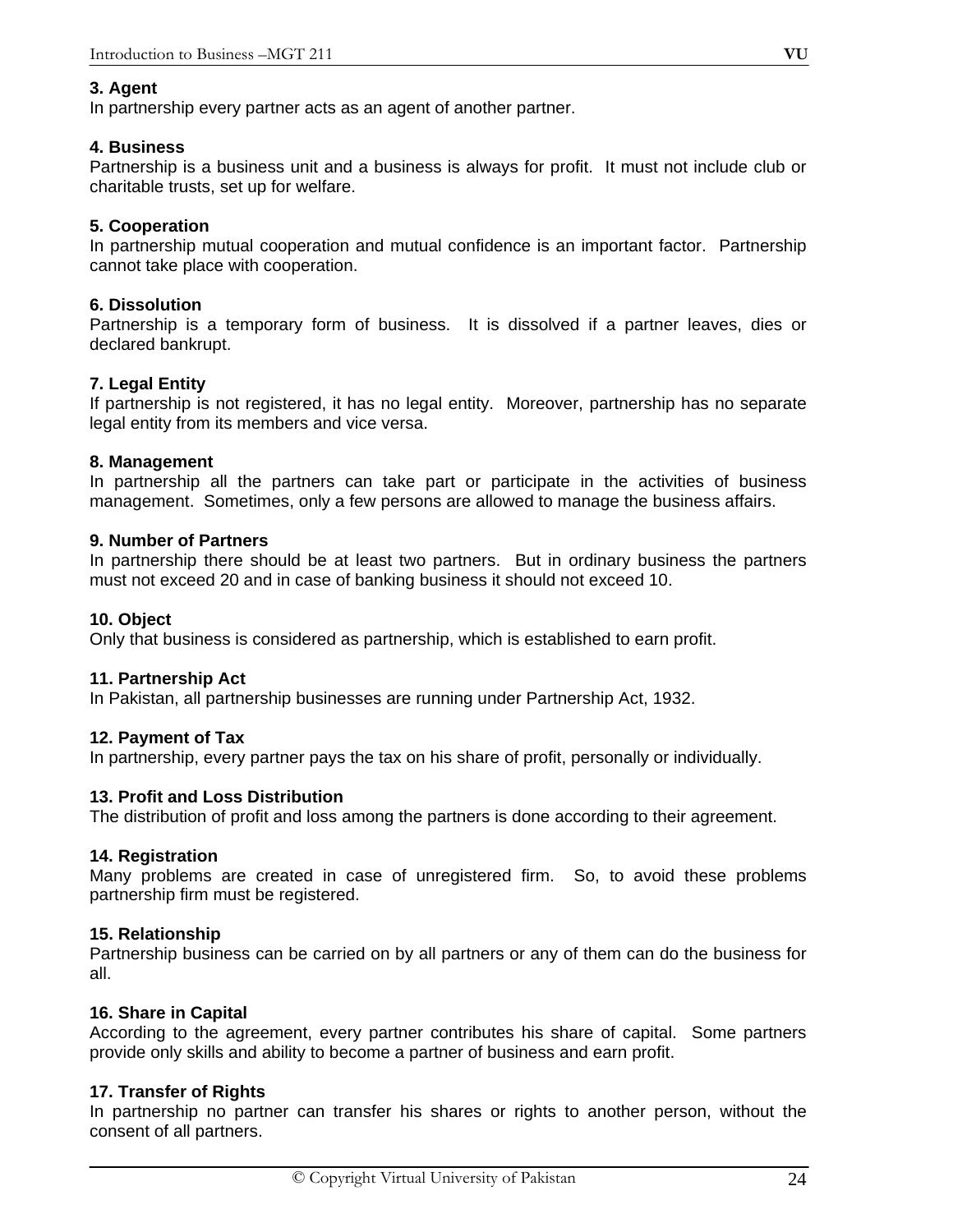**3. Agent**
In partnership every partner acts as an agent of another partner.

**4. Business**
Partnership is a business unit and a business is always for profit. It must not include club or charitable trusts, set up for welfare.

**5. Cooperation**
In partnership mutual cooperation and mutual confidence is an important factor. Partnership cannot take place with cooperation.

**6. Dissolution**
Partnership is a temporary form of business. It is dissolved if a partner leaves, dies or declared bankrupt.

**7. Legal Entity**
If partnership is not registered, it has no legal entity. Moreover, partnership has no separate legal entity from its members and vice versa.

**8. Management**
In partnership all the partners can take part or participate in the activities of business management. Sometimes, only a few persons are allowed to manage the business affairs.

**9. Number of Partners**
In partnership there should be at least two partners. But in ordinary business the partners must not exceed 20 and in case of banking business it should not exceed 10.

**10. Object**
Only that business is considered as partnership, which is established to earn profit.

**11. Partnership Act**
In Pakistan, all partnership businesses are running under Partnership Act, 1932.

**12. Payment of Tax**
In partnership, every partner pays the tax on his share of profit, personally or individually.

**13. Profit and Loss Distribution**
The distribution of profit and loss among the partners is done according to their agreement.

**14. Registration**
Many problems are created in case of unregistered firm. So, to avoid these problems partnership firm must be registered.

**15. Relationship**
Partnership business can be carried on by all partners or any of them can do the business for all.

**16. Share in Capital**
According to the agreement, every partner contributes his share of capital. Some partners provide only skills and ability to become a partner of business and earn profit.

**17. Transfer of Rights**
In partnership no partner can transfer his shares or rights to another person, without the consent of all partners.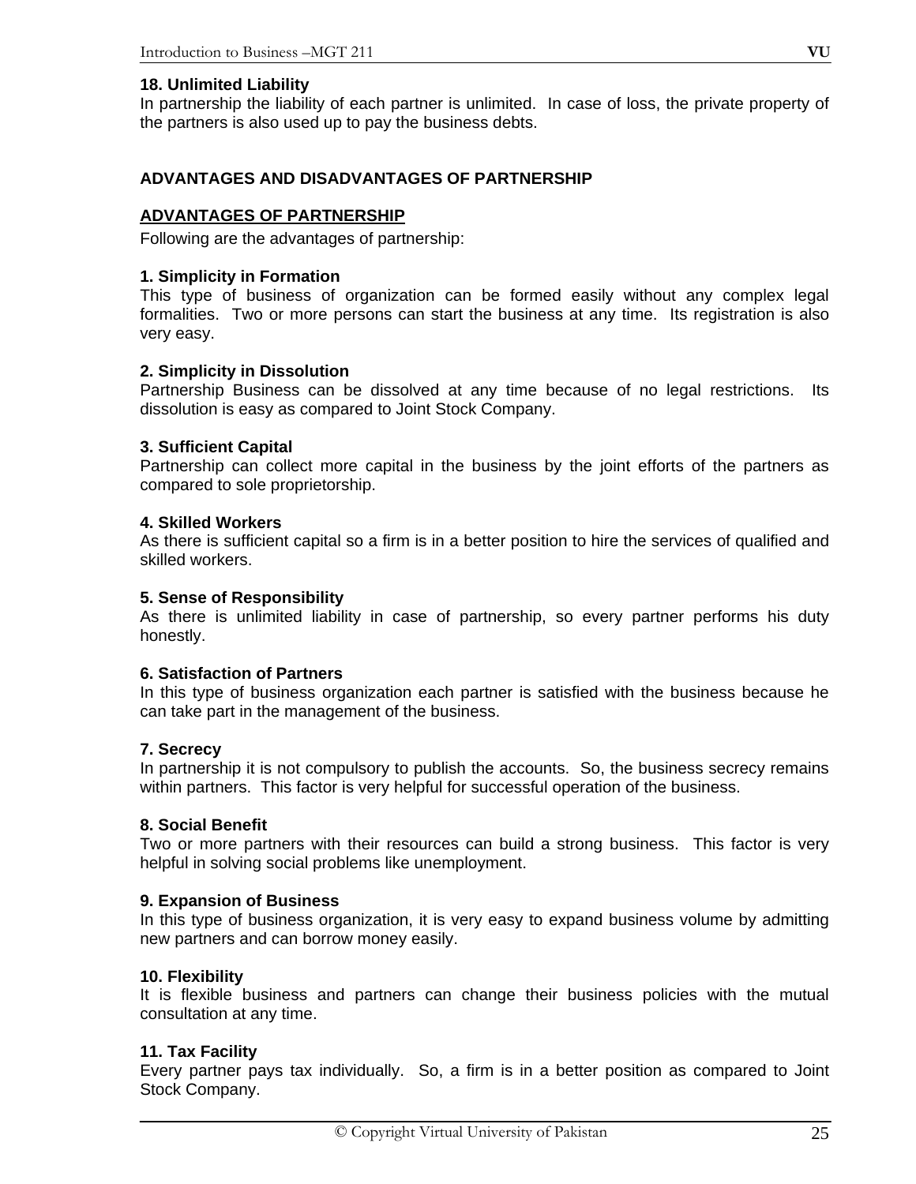**18. Unlimited Liability**
In partnership the liability of each partner is unlimited. In case of loss, the private property of the partners is also used up to pay the business debts.

## ADVANTAGES AND DISADVANTAGES OF PARTNERSHIP

### ADVANTAGES OF PARTNERSHIP

Following are the advantages of partnership:

**1. Simplicity in Formation**
This type of business of organization can be formed easily without any complex legal formalities. Two or more persons can start the business at any time. Its registration is also very easy.

**2. Simplicity in Dissolution**
Partnership Business can be dissolved at any time because of no legal restrictions. Its dissolution is easy as compared to Joint Stock Company.

**3. Sufficient Capital**
Partnership can collect more capital in the business by the joint efforts of the partners as compared to sole proprietorship.

**4. Skilled Workers**
As there is sufficient capital so a firm is in a better position to hire the services of qualified and skilled workers.

**5. Sense of Responsibility**
As there is unlimited liability in case of partnership, so every partner performs his duty honestly.

**6. Satisfaction of Partners**
In this type of business organization each partner is satisfied with the business because he can take part in the management of the business.

**7. Secrecy**
In partnership it is not compulsory to publish the accounts. So, the business secrecy remains within partners. This factor is very helpful for successful operation of the business.

**8. Social Benefit**
Two or more partners with their resources can build a strong business. This factor is very helpful in solving social problems like unemployment.

**9. Expansion of Business**
In this type of business organization, it is very easy to expand business volume by admitting new partners and can borrow money easily.

**10. Flexibility**
It is flexible business and partners can change their business policies with the mutual consultation at any time.

**11. Tax Facility**
Every partner pays tax individually. So, a firm is in a better position as compared to Joint Stock Company.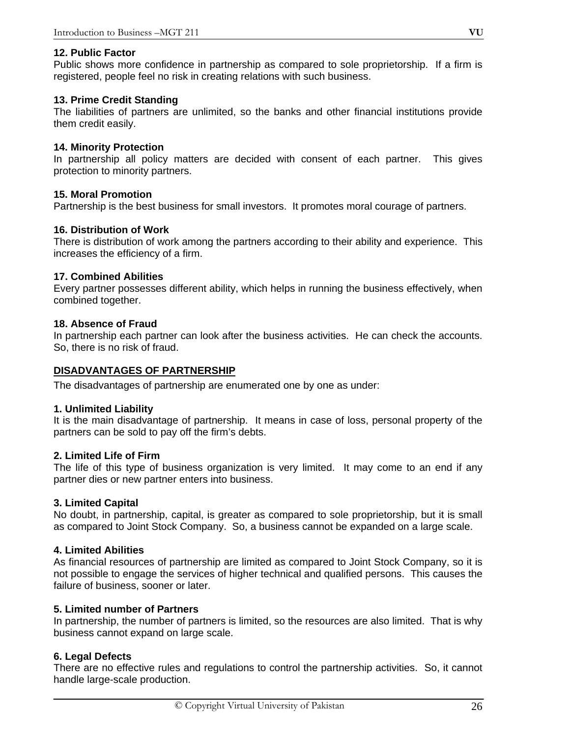**12. Public Factor**
Public shows more confidence in partnership as compared to sole proprietorship. If a firm is registered, people feel no risk in creating relations with such business.

**13. Prime Credit Standing**
The liabilities of partners are unlimited, so the banks and other financial institutions provide them credit easily.

**14. Minority Protection**
In partnership all policy matters are decided with consent of each partner. This gives protection to minority partners.

**15. Moral Promotion**
Partnership is the best business for small investors. It promotes moral courage of partners.

**16. Distribution of Work**
There is distribution of work among the partners according to their ability and experience. This increases the efficiency of a firm.

**17. Combined Abilities**
Every partner possesses different ability, which helps in running the business effectively, when combined together.

**18. Absence of Fraud**
In partnership each partner can look after the business activities. He can check the accounts. So, there is no risk of fraud.

## DISADVANTAGES OF PARTNERSHIP

The disadvantages of partnership are enumerated one by one as under:

**1. Unlimited Liability**
It is the main disadvantage of partnership. It means in case of loss, personal property of the partners can be sold to pay off the firm's debts.

**2. Limited Life of Firm**
The life of this type of business organization is very limited. It may come to an end if any partner dies or new partner enters into business.

**3. Limited Capital**
No doubt, in partnership, capital, is greater as compared to sole proprietorship, but it is small as compared to Joint Stock Company. So, a business cannot be expanded on a large scale.

**4. Limited Abilities**
As financial resources of partnership are limited as compared to Joint Stock Company, so it is not possible to engage the services of higher technical and qualified persons. This causes the failure of business, sooner or later.

**5. Limited number of Partners**
In partnership, the number of partners is limited, so the resources are also limited. That is why business cannot expand on large scale.

**6. Legal Defects**
There are no effective rules and regulations to control the partnership activities. So, it cannot handle large-scale production.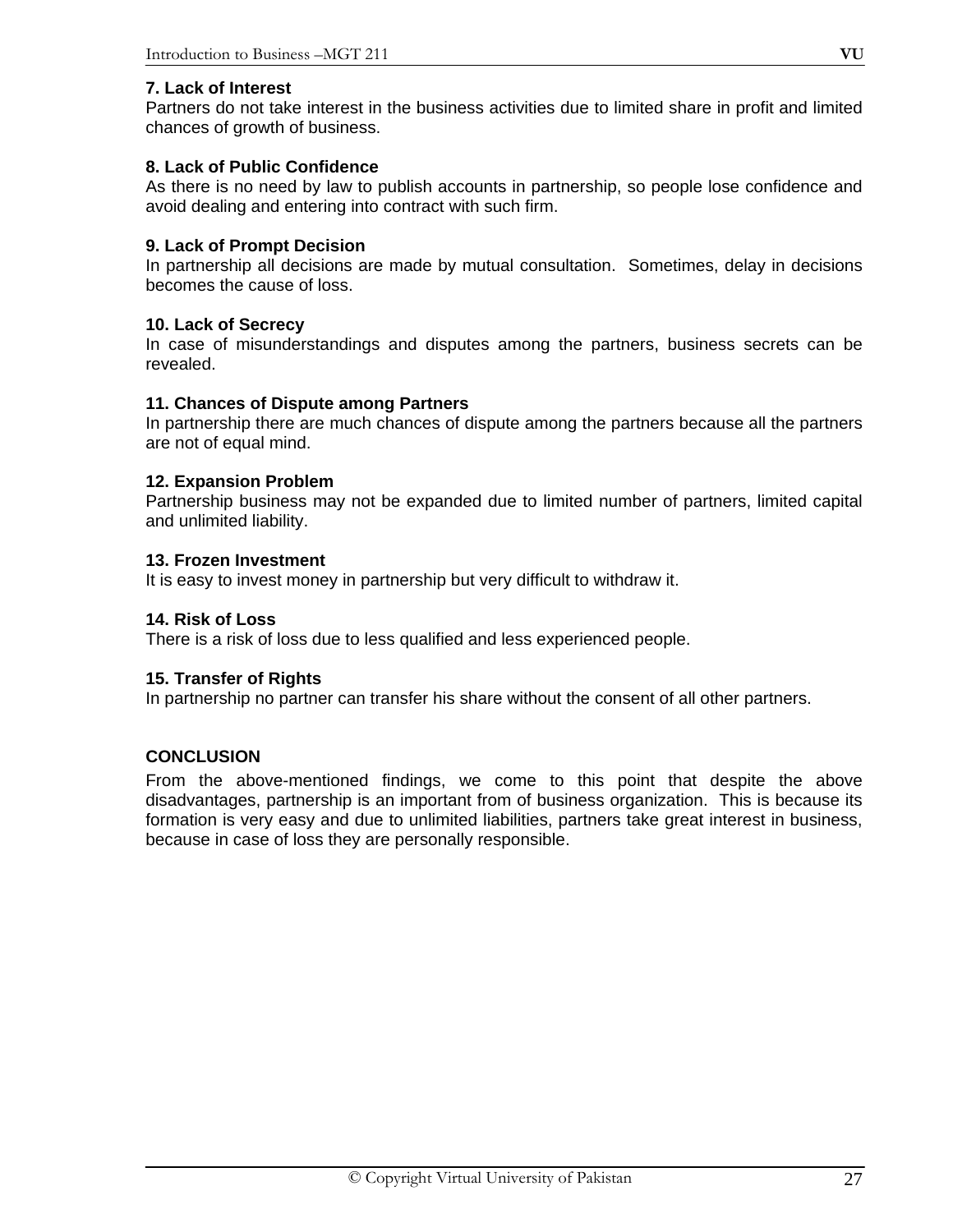**7. Lack of Interest**
Partners do not take interest in the business activities due to limited share in profit and limited chances of growth of business.

**8. Lack of Public Confidence**
As there is no need by law to publish accounts in partnership, so people lose confidence and avoid dealing and entering into contract with such firm.

**9. Lack of Prompt Decision**
In partnership all decisions are made by mutual consultation. Sometimes, delay in decisions becomes the cause of loss.

**10. Lack of Secrecy**
In case of misunderstandings and disputes among the partners, business secrets can be revealed.

**11. Chances of Dispute among Partners**
In partnership there are much chances of dispute among the partners because all the partners are not of equal mind.

**12. Expansion Problem**
Partnership business may not be expanded due to limited number of partners, limited capital and unlimited liability.

**13. Frozen Investment**
It is easy to invest money in partnership but very difficult to withdraw it.

**14. Risk of Loss**
There is a risk of loss due to less qualified and less experienced people.

**15. Transfer of Rights**
In partnership no partner can transfer his share without the consent of all other partners.

**CONCLUSION**

From the above-mentioned findings, we come to this point that despite the above disadvantages, partnership is an important from of business organization. This is because its formation is very easy and due to unlimited liabilities, partners take great interest in business, because in case of loss they are personally responsible.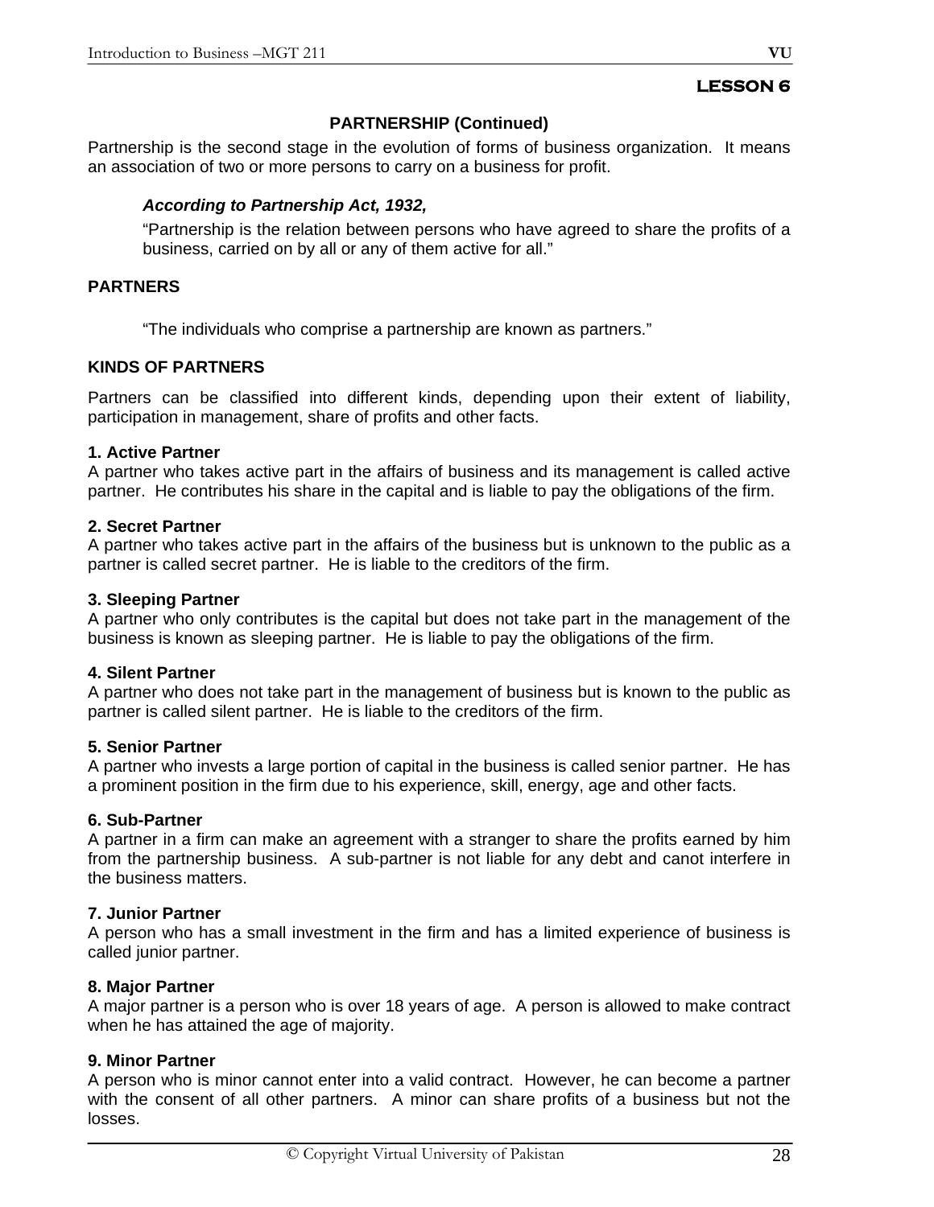# LESSON 6

## PARTNERSHIP (Continued)

Partnership is the second stage in the evolution of forms of business organization. It means an association of two or more persons to carry on a business for profit.

> ***According to Partnership Act, 1932,***
>
> "Partnership is the relation between persons who have agreed to share the profits of a business, carried on by all or any of them active for all."

### PARTNERS

> "The individuals who comprise a partnership are known as partners."

### KINDS OF PARTNERS

Partners can be classified into different kinds, depending upon their extent of liability, participation in management, share of profits and other facts.

**1. Active Partner**
A partner who takes active part in the affairs of business and its management is called active partner. He contributes his share in the capital and is liable to pay the obligations of the firm.

**2. Secret Partner**
A partner who takes active part in the affairs of the business but is unknown to the public as a partner is called secret partner. He is liable to the creditors of the firm.

**3. Sleeping Partner**
A partner who only contributes is the capital but does not take part in the management of the business is known as sleeping partner. He is liable to pay the obligations of the firm.

**4. Silent Partner**
A partner who does not take part in the management of business but is known to the public as partner is called silent partner. He is liable to the creditors of the firm.

**5. Senior Partner**
A partner who invests a large portion of capital in the business is called senior partner. He has a prominent position in the firm due to his experience, skill, energy, age and other facts.

**6. Sub-Partner**
A partner in a firm can make an agreement with a stranger to share the profits earned by him from the partnership business. A sub-partner is not liable for any debt and canot interfere in the business matters.

**7. Junior Partner**
A person who has a small investment in the firm and has a limited experience of business is called junior partner.

**8. Major Partner**
A major partner is a person who is over 18 years of age. A person is allowed to make contract when he has attained the age of majority.

**9. Minor Partner**
A person who is minor cannot enter into a valid contract. However, he can become a partner with the consent of all other partners. A minor can share profits of a business but not the losses.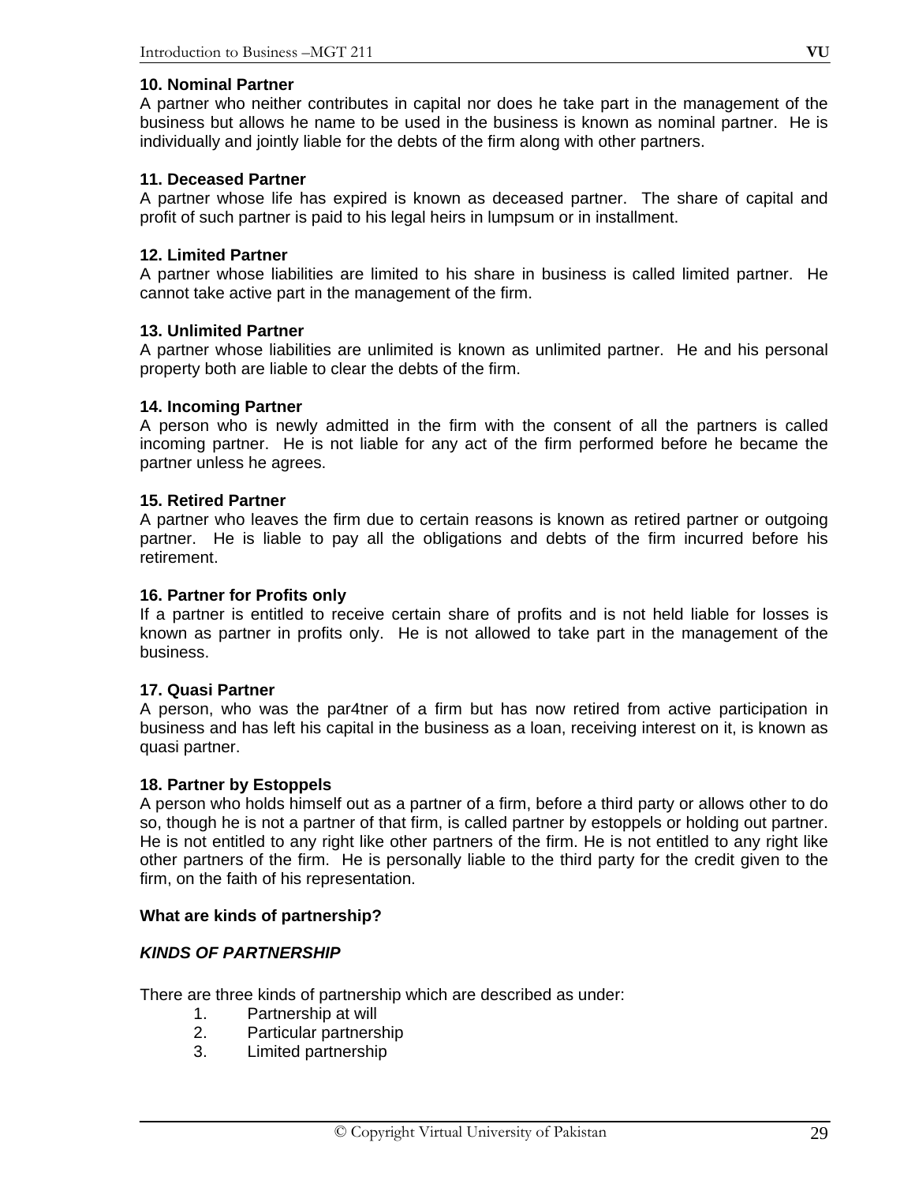**10. Nominal Partner**

A partner who neither contributes in capital nor does he take part in the management of the business but allows he name to be used in the business is known as nominal partner. He is individually and jointly liable for the debts of the firm along with other partners.

**11. Deceased Partner**

A partner whose life has expired is known as deceased partner. The share of capital and profit of such partner is paid to his legal heirs in lumpsum or in installment.

**12. Limited Partner**

A partner whose liabilities are limited to his share in business is called limited partner. He cannot take active part in the management of the firm.

**13. Unlimited Partner**

A partner whose liabilities are unlimited is known as unlimited partner. He and his personal property both are liable to clear the debts of the firm.

**14. Incoming Partner**

A person who is newly admitted in the firm with the consent of all the partners is called incoming partner. He is not liable for any act of the firm performed before he became the partner unless he agrees.

**15. Retired Partner**

A partner who leaves the firm due to certain reasons is known as retired partner or outgoing partner. He is liable to pay all the obligations and debts of the firm incurred before his retirement.

**16. Partner for Profits only**

If a partner is entitled to receive certain share of profits and is not held liable for losses is known as partner in profits only. He is not allowed to take part in the management of the business.

**17. Quasi Partner**

A person, who was the par4tner of a firm but has now retired from active participation in business and has left his capital in the business as a loan, receiving interest on it, is known as quasi partner.

**18. Partner by Estoppels**

A person who holds himself out as a partner of a firm, before a third party or allows other to do so, though he is not a partner of that firm, is called partner by estoppels or holding out partner. He is not entitled to any right like other partners of the firm. He is not entitled to any right like other partners of the firm. He is personally liable to the third party for the credit given to the firm, on the faith of his representation.

**What are kinds of partnership?**

***KINDS OF PARTNERSHIP***

There are three kinds of partnership which are described as under:

1. Partnership at will
2. Particular partnership
3. Limited partnership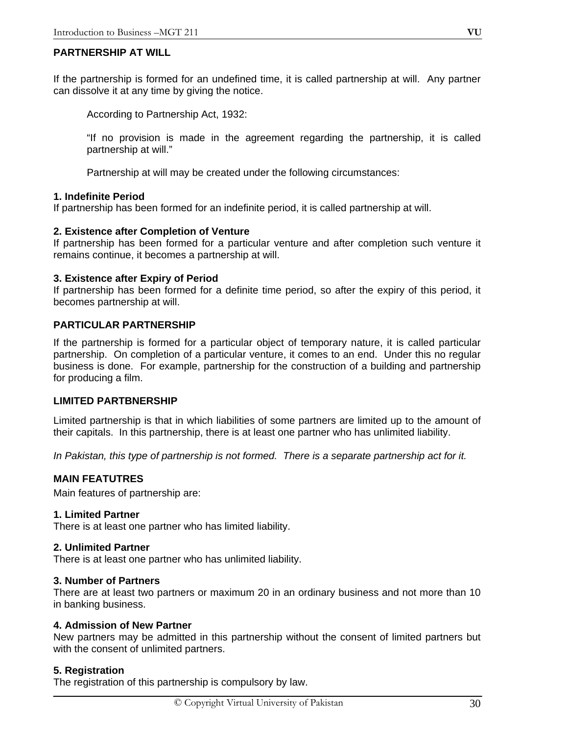**PARTNERSHIP AT WILL**

If the partnership is formed for an undefined time, it is called partnership at will. Any partner can dissolve it at any time by giving the notice.

> According to Partnership Act, 1932:
>
> "If no provision is made in the agreement regarding the partnership, it is called partnership at will."
>
> Partnership at will may be created under the following circumstances:

**1. Indefinite Period**
If partnership has been formed for an indefinite period, it is called partnership at will.

**2. Existence after Completion of Venture**
If partnership has been formed for a particular venture and after completion such venture it remains continue, it becomes a partnership at will.

**3. Existence after Expiry of Period**
If partnership has been formed for a definite time period, so after the expiry of this period, it becomes partnership at will.

**PARTICULAR PARTNERSHIP**

If the partnership is formed for a particular object of temporary nature, it is called particular partnership. On completion of a particular venture, it comes to an end. Under this no regular business is done. For example, partnership for the construction of a building and partnership for producing a film.

**LIMITED PARTBNERSHIP**

Limited partnership is that in which liabilities of some partners are limited up to the amount of their capitals. In this partnership, there is at least one partner who has unlimited liability.

*In Pakistan, this type of partnership is not formed. There is a separate partnership act for it.*

**MAIN FEATUTRES**

Main features of partnership are:

**1. Limited Partner**
There is at least one partner who has limited liability.

**2. Unlimited Partner**
There is at least one partner who has unlimited liability.

**3. Number of Partners**
There are at least two partners or maximum 20 in an ordinary business and not more than 10 in banking business.

**4. Admission of New Partner**
New partners may be admitted in this partnership without the consent of limited partners but with the consent of unlimited partners.

**5. Registration**
The registration of this partnership is compulsory by law.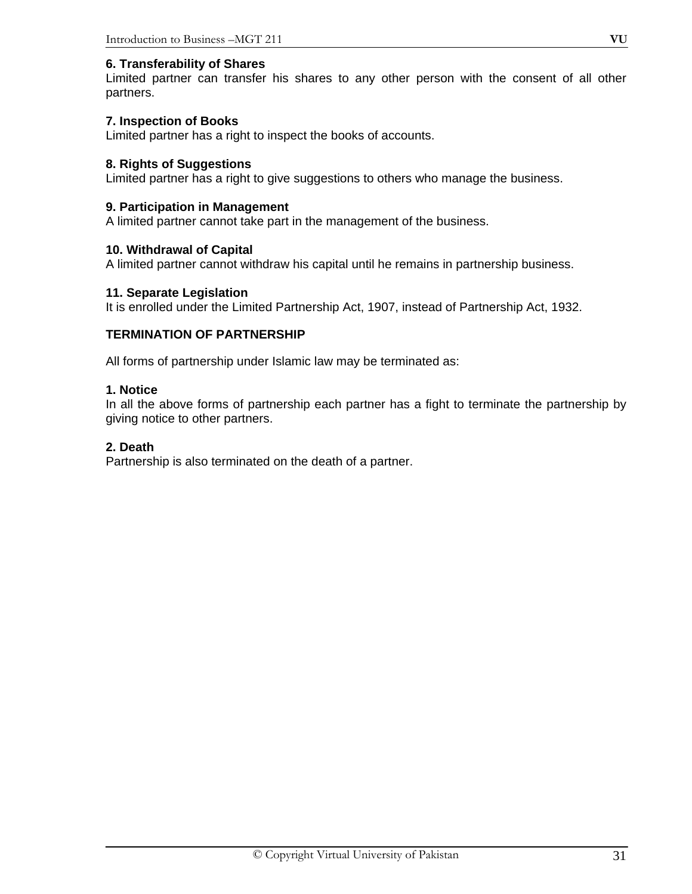**6. Transferability of Shares**
Limited partner can transfer his shares to any other person with the consent of all other partners.

**7. Inspection of Books**
Limited partner has a right to inspect the books of accounts.

**8. Rights of Suggestions**
Limited partner has a right to give suggestions to others who manage the business.

**9. Participation in Management**
A limited partner cannot take part in the management of the business.

**10. Withdrawal of Capital**
A limited partner cannot withdraw his capital until he remains in partnership business.

**11. Separate Legislation**
It is enrolled under the Limited Partnership Act, 1907, instead of Partnership Act, 1932.

**TERMINATION OF PARTNERSHIP**

All forms of partnership under Islamic law may be terminated as:

**1. Notice**
In all the above forms of partnership each partner has a fight to terminate the partnership by giving notice to other partners.

**2. Death**
Partnership is also terminated on the death of a partner.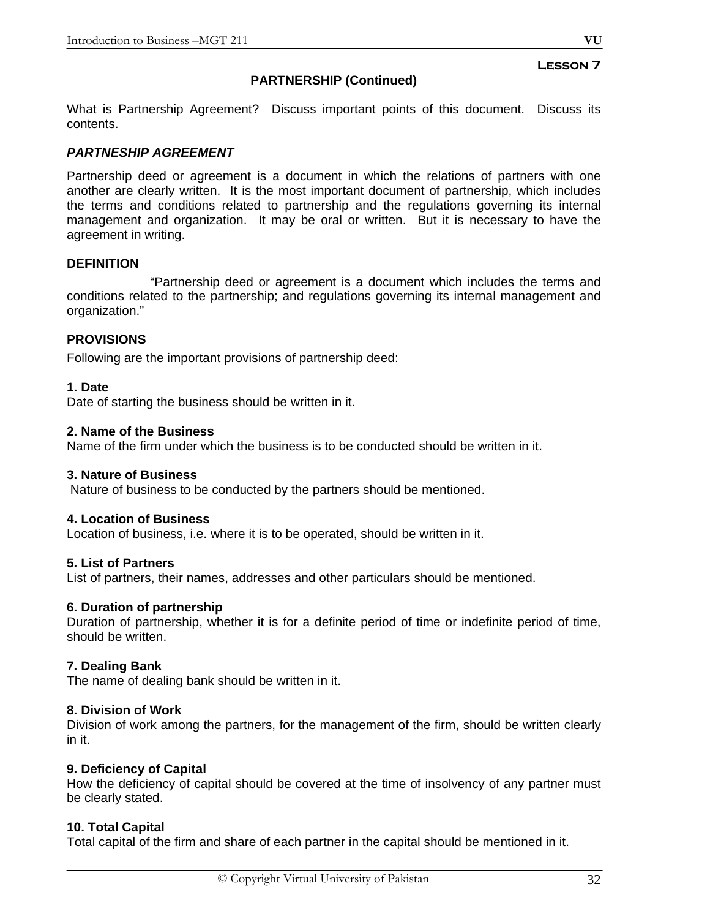**Lesson 7**

## PARTNERSHIP (Continued)

What is Partnership Agreement? Discuss important points of this document. Discuss its contents.

### *PARTNESHIP AGREEMENT*

Partnership deed or agreement is a document in which the relations of partners with one another are clearly written. It is the most important document of partnership, which includes the terms and conditions related to partnership and the regulations governing its internal management and organization. It may be oral or written. But it is necessary to have the agreement in writing.

### DEFINITION

"Partnership deed or agreement is a document which includes the terms and conditions related to the partnership; and regulations governing its internal management and organization."

### PROVISIONS

Following are the important provisions of partnership deed:

**1. Date**
Date of starting the business should be written in it.

**2. Name of the Business**
Name of the firm under which the business is to be conducted should be written in it.

**3. Nature of Business**
Nature of business to be conducted by the partners should be mentioned.

**4. Location of Business**
Location of business, i.e. where it is to be operated, should be written in it.

**5. List of Partners**
List of partners, their names, addresses and other particulars should be mentioned.

**6. Duration of partnership**
Duration of partnership, whether it is for a definite period of time or indefinite period of time, should be written.

**7. Dealing Bank**
The name of dealing bank should be written in it.

**8. Division of Work**
Division of work among the partners, for the management of the firm, should be written clearly in it.

**9. Deficiency of Capital**
How the deficiency of capital should be covered at the time of insolvency of any partner must be clearly stated.

**10. Total Capital**
Total capital of the firm and share of each partner in the capital should be mentioned in it.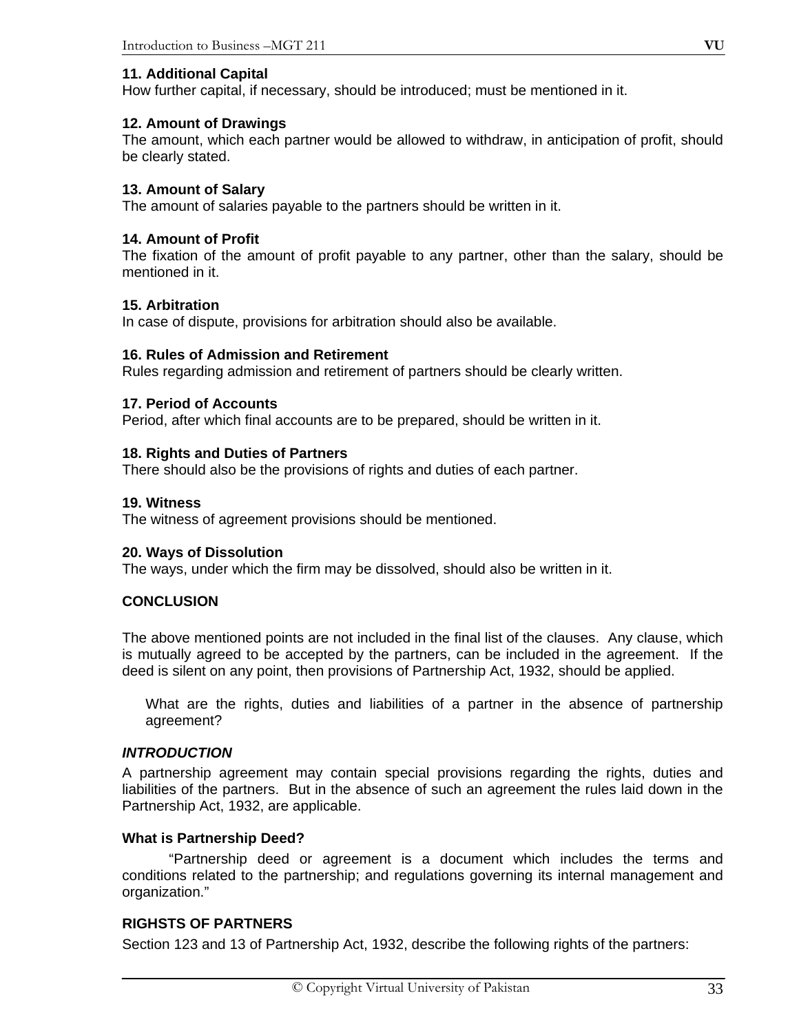**11. Additional Capital**
How further capital, if necessary, should be introduced; must be mentioned in it.

**12. Amount of Drawings**
The amount, which each partner would be allowed to withdraw, in anticipation of profit, should be clearly stated.

**13. Amount of Salary**
The amount of salaries payable to the partners should be written in it.

**14. Amount of Profit**
The fixation of the amount of profit payable to any partner, other than the salary, should be mentioned in it.

**15. Arbitration**
In case of dispute, provisions for arbitration should also be available.

**16. Rules of Admission and Retirement**
Rules regarding admission and retirement of partners should be clearly written.

**17. Period of Accounts**
Period, after which final accounts are to be prepared, should be written in it.

**18. Rights and Duties of Partners**
There should also be the provisions of rights and duties of each partner.

**19. Witness**
The witness of agreement provisions should be mentioned.

**20. Ways of Dissolution**
The ways, under which the firm may be dissolved, should also be written in it.

**CONCLUSION**

The above mentioned points are not included in the final list of the clauses. Any clause, which is mutually agreed to be accepted by the partners, can be included in the agreement. If the deed is silent on any point, then provisions of Partnership Act, 1932, should be applied.

What are the rights, duties and liabilities of a partner in the absence of partnership agreement?

***INTRODUCTION***

A partnership agreement may contain special provisions regarding the rights, duties and liabilities of the partners. But in the absence of such an agreement the rules laid down in the Partnership Act, 1932, are applicable.

**What is Partnership Deed?**

"Partnership deed or agreement is a document which includes the terms and conditions related to the partnership; and regulations governing its internal management and organization."

**RIGHSTS OF PARTNERS**

Section 123 and 13 of Partnership Act, 1932, describe the following rights of the partners: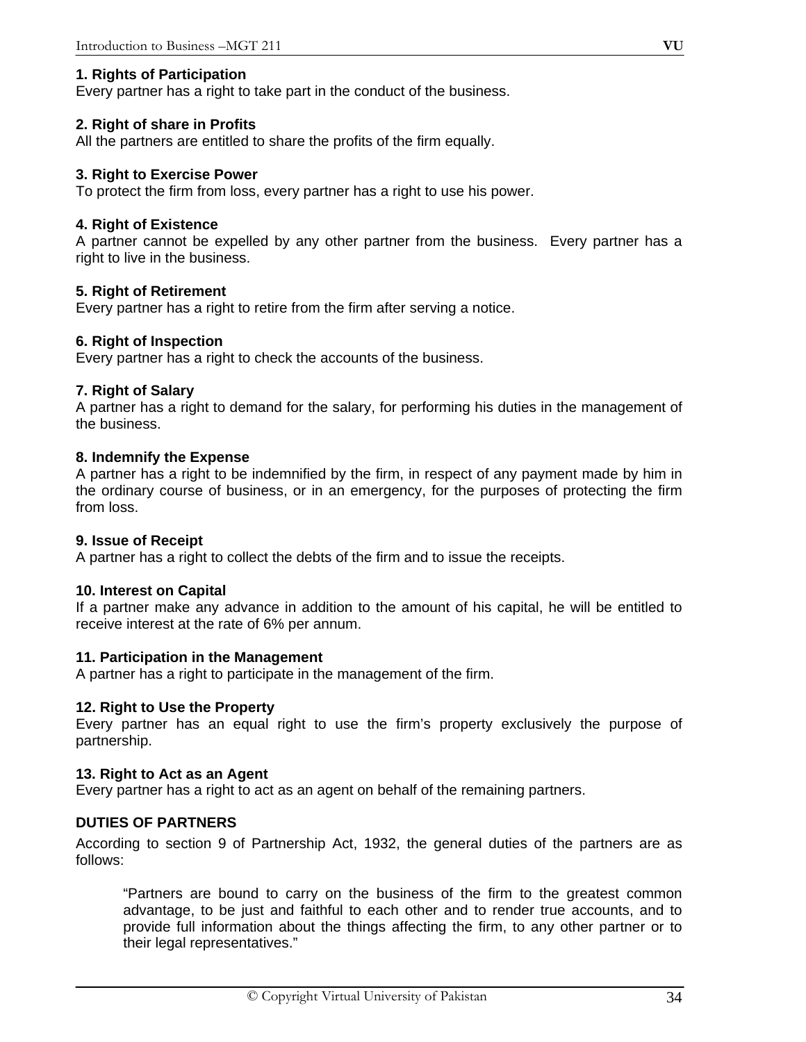**1. Rights of Participation**
Every partner has a right to take part in the conduct of the business.

**2. Right of share in Profits**
All the partners are entitled to share the profits of the firm equally.

**3. Right to Exercise Power**
To protect the firm from loss, every partner has a right to use his power.

**4. Right of Existence**
A partner cannot be expelled by any other partner from the business. Every partner has a right to live in the business.

**5. Right of Retirement**
Every partner has a right to retire from the firm after serving a notice.

**6. Right of Inspection**
Every partner has a right to check the accounts of the business.

**7. Right of Salary**
A partner has a right to demand for the salary, for performing his duties in the management of the business.

**8. Indemnify the Expense**
A partner has a right to be indemnified by the firm, in respect of any payment made by him in the ordinary course of business, or in an emergency, for the purposes of protecting the firm from loss.

**9. Issue of Receipt**
A partner has a right to collect the debts of the firm and to issue the receipts.

**10. Interest on Capital**
If a partner make any advance in addition to the amount of his capital, he will be entitled to receive interest at the rate of 6% per annum.

**11. Participation in the Management**
A partner has a right to participate in the management of the firm.

**12. Right to Use the Property**
Every partner has an equal right to use the firm's property exclusively the purpose of partnership.

**13. Right to Act as an Agent**
Every partner has a right to act as an agent on behalf of the remaining partners.

**DUTIES OF PARTNERS**

According to section 9 of Partnership Act, 1932, the general duties of the partners are as follows:

> "Partners are bound to carry on the business of the firm to the greatest common advantage, to be just and faithful to each other and to render true accounts, and to provide full information about the things affecting the firm, to any other partner or to their legal representatives."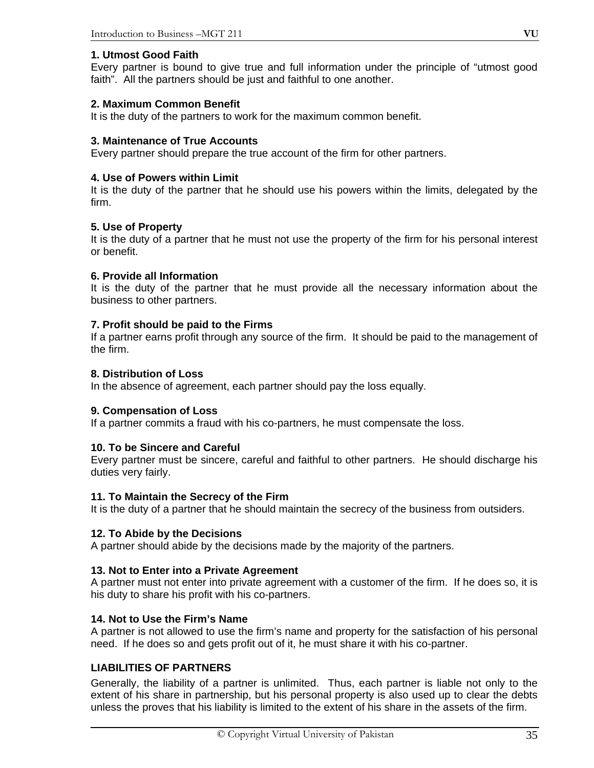**1. Utmost Good Faith**
Every partner is bound to give true and full information under the principle of "utmost good faith". All the partners should be just and faithful to one another.

**2. Maximum Common Benefit**
It is the duty of the partners to work for the maximum common benefit.

**3. Maintenance of True Accounts**
Every partner should prepare the true account of the firm for other partners.

**4. Use of Powers within Limit**
It is the duty of the partner that he should use his powers within the limits, delegated by the firm.

**5. Use of Property**
It is the duty of a partner that he must not use the property of the firm for his personal interest or benefit.

**6. Provide all Information**
It is the duty of the partner that he must provide all the necessary information about the business to other partners.

**7. Profit should be paid to the Firms**
If a partner earns profit through any source of the firm. It should be paid to the management of the firm.

**8. Distribution of Loss**
In the absence of agreement, each partner should pay the loss equally.

**9. Compensation of Loss**
If a partner commits a fraud with his co-partners, he must compensate the loss.

**10. To be Sincere and Careful**
Every partner must be sincere, careful and faithful to other partners. He should discharge his duties very fairly.

**11. To Maintain the Secrecy of the Firm**
It is the duty of a partner that he should maintain the secrecy of the business from outsiders.

**12. To Abide by the Decisions**
A partner should abide by the decisions made by the majority of the partners.

**13. Not to Enter into a Private Agreement**
A partner must not enter into private agreement with a customer of the firm. If he does so, it is his duty to share his profit with his co-partners.

**14. Not to Use the Firm's Name**
A partner is not allowed to use the firm's name and property for the satisfaction of his personal need. If he does so and gets profit out of it, he must share it with his co-partner.

## LIABILITIES OF PARTNERS

Generally, the liability of a partner is unlimited. Thus, each partner is liable not only to the extent of his share in partnership, but his personal property is also used up to clear the debts unless the proves that his liability is limited to the extent of his share in the assets of the firm.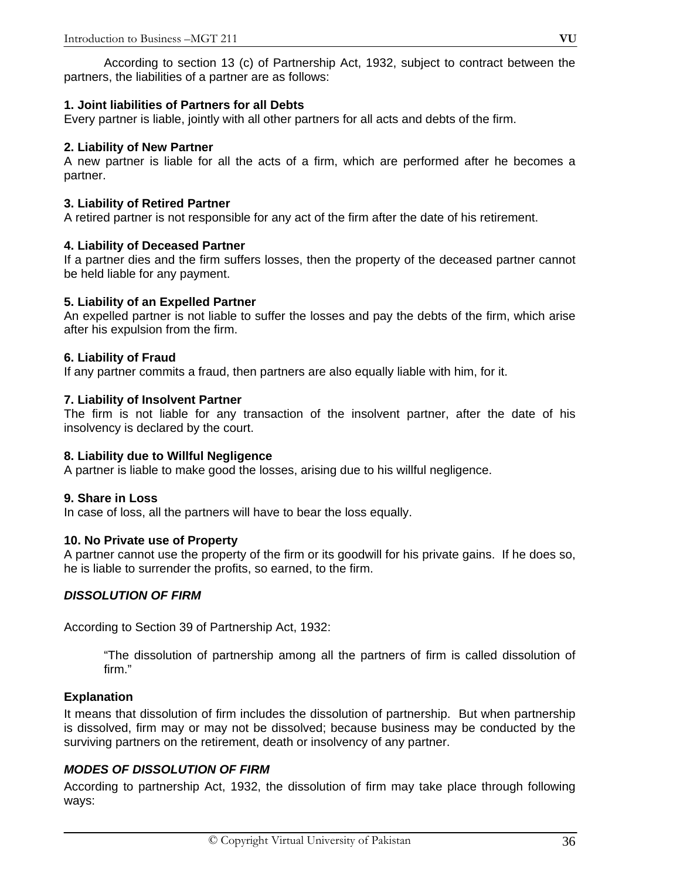According to section 13 (c) of Partnership Act, 1932, subject to contract between the partners, the liabilities of a partner are as follows:

**1. Joint liabilities of Partners for all Debts**

Every partner is liable, jointly with all other partners for all acts and debts of the firm.

**2. Liability of New Partner**

A new partner is liable for all the acts of a firm, which are performed after he becomes a partner.

**3. Liability of Retired Partner**

A retired partner is not responsible for any act of the firm after the date of his retirement.

**4. Liability of Deceased Partner**

If a partner dies and the firm suffers losses, then the property of the deceased partner cannot be held liable for any payment.

**5. Liability of an Expelled Partner**

An expelled partner is not liable to suffer the losses and pay the debts of the firm, which arise after his expulsion from the firm.

**6. Liability of Fraud**

If any partner commits a fraud, then partners are also equally liable with him, for it.

**7. Liability of Insolvent Partner**

The firm is not liable for any transaction of the insolvent partner, after the date of his insolvency is declared by the court.

**8. Liability due to Willful Negligence**

A partner is liable to make good the losses, arising due to his willful negligence.

**9. Share in Loss**

In case of loss, all the partners will have to bear the loss equally.

**10. No Private use of Property**

A partner cannot use the property of the firm or its goodwill for his private gains. If he does so, he is liable to surrender the profits, so earned, to the firm.

***DISSOLUTION OF FIRM***

According to Section 39 of Partnership Act, 1932:

> "The dissolution of partnership among all the partners of firm is called dissolution of firm."

**Explanation**

It means that dissolution of firm includes the dissolution of partnership. But when partnership is dissolved, firm may or may not be dissolved; because business may be conducted by the surviving partners on the retirement, death or insolvency of any partner.

***MODES OF DISSOLUTION OF FIRM***

According to partnership Act, 1932, the dissolution of firm may take place through following ways: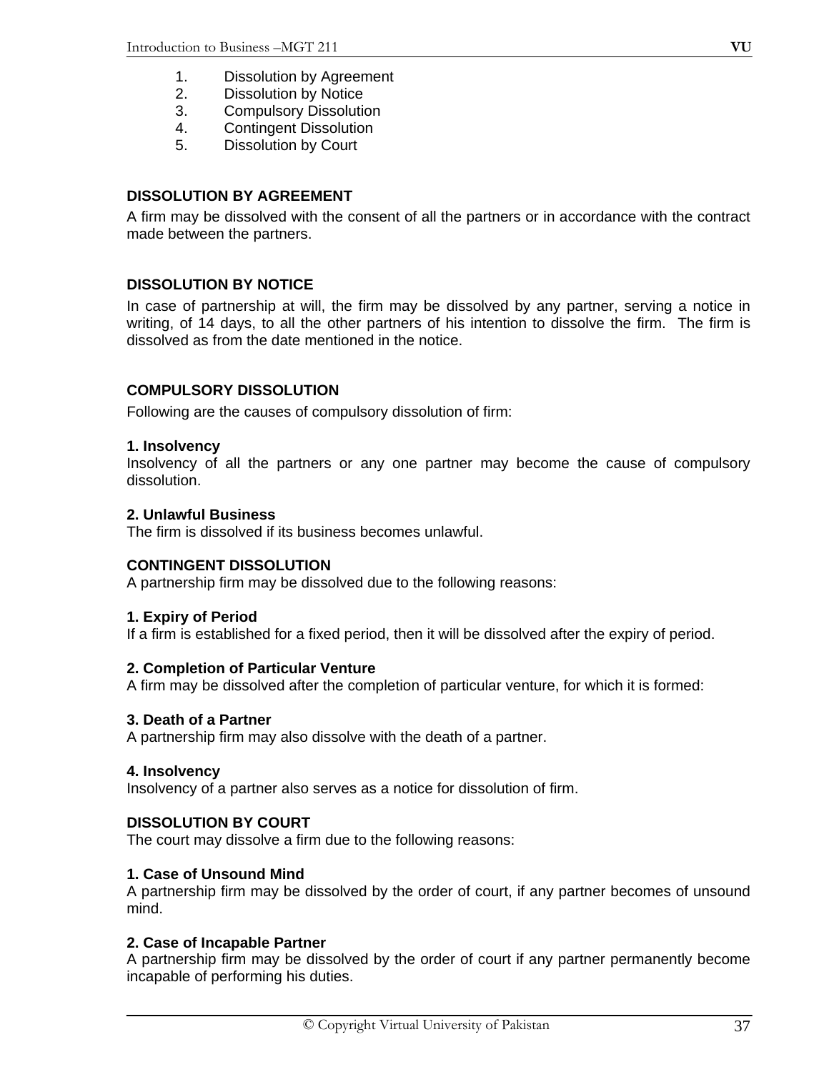1. Dissolution by Agreement
2. Dissolution by Notice
3. Compulsory Dissolution
4. Contingent Dissolution
5. Dissolution by Court

### DISSOLUTION BY AGREEMENT

A firm may be dissolved with the consent of all the partners or in accordance with the contract made between the partners.

### DISSOLUTION BY NOTICE

In case of partnership at will, the firm may be dissolved by any partner, serving a notice in writing, of 14 days, to all the other partners of his intention to dissolve the firm. The firm is dissolved as from the date mentioned in the notice.

### COMPULSORY DISSOLUTION

Following are the causes of compulsory dissolution of firm:

**1. Insolvency**
Insolvency of all the partners or any one partner may become the cause of compulsory dissolution.

**2. Unlawful Business**
The firm is dissolved if its business becomes unlawful.

### CONTINGENT DISSOLUTION

A partnership firm may be dissolved due to the following reasons:

**1. Expiry of Period**
If a firm is established for a fixed period, then it will be dissolved after the expiry of period.

**2. Completion of Particular Venture**
A firm may be dissolved after the completion of particular venture, for which it is formed:

**3. Death of a Partner**
A partnership firm may also dissolve with the death of a partner.

**4. Insolvency**
Insolvency of a partner also serves as a notice for dissolution of firm.

### DISSOLUTION BY COURT

The court may dissolve a firm due to the following reasons:

**1. Case of Unsound Mind**
A partnership firm may be dissolved by the order of court, if any partner becomes of unsound mind.

**2. Case of Incapable Partner**
A partnership firm may be dissolved by the order of court if any partner permanently become incapable of performing his duties.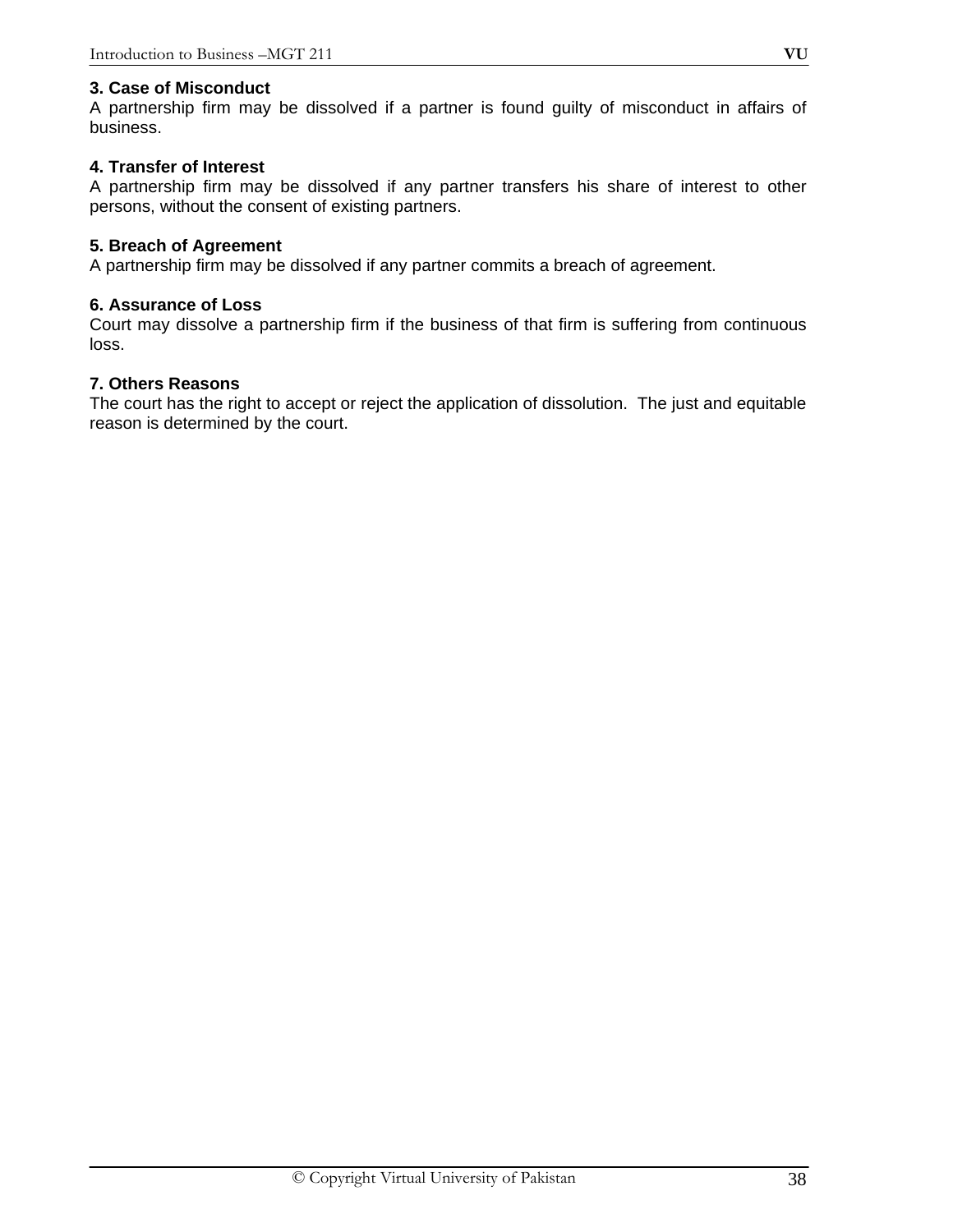**3. Case of Misconduct**
A partnership firm may be dissolved if a partner is found guilty of misconduct in affairs of business.

**4. Transfer of Interest**
A partnership firm may be dissolved if any partner transfers his share of interest to other persons, without the consent of existing partners.

**5. Breach of Agreement**
A partnership firm may be dissolved if any partner commits a breach of agreement.

**6. Assurance of Loss**
Court may dissolve a partnership firm if the business of that firm is suffering from continuous loss.

**7. Others Reasons**
The court has the right to accept or reject the application of dissolution. The just and equitable reason is determined by the court.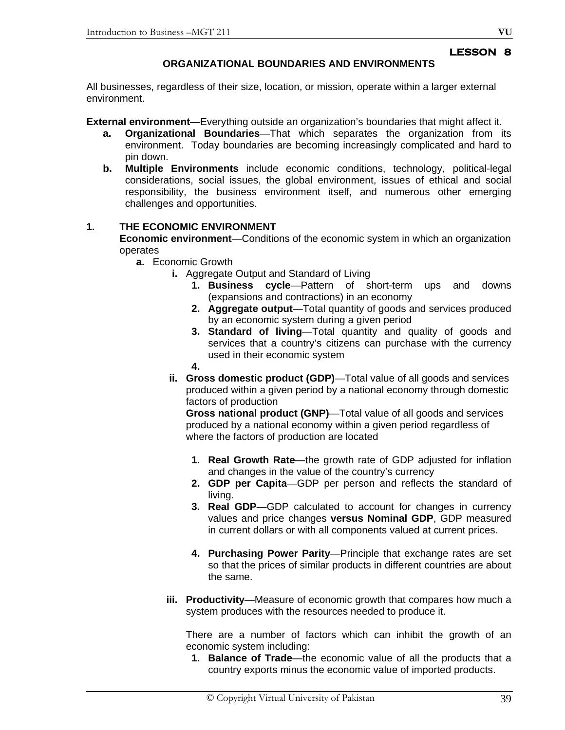**LESSON 8**

## ORGANIZATIONAL BOUNDARIES AND ENVIRONMENTS

All businesses, regardless of their size, location, or mission, operate within a larger external environment.

**External environment**—Everything outside an organization's boundaries that might affect it.

- **a. Organizational Boundaries**—That which separates the organization from its environment. Today boundaries are becoming increasingly complicated and hard to pin down.
- **b. Multiple Environments** include economic conditions, technology, political-legal considerations, social issues, the global environment, issues of ethical and social responsibility, the business environment itself, and numerous other emerging challenges and opportunities.

### 1. THE ECONOMIC ENVIRONMENT

**Economic environment**—Conditions of the economic system in which an organization operates

- **a.** Economic Growth
  - **i.** Aggregate Output and Standard of Living
    1. **Business cycle**—Pattern of short-term ups and downs (expansions and contractions) in an economy
    2. **Aggregate output**—Total quantity of goods and services produced by an economic system during a given period
    3. **Standard of living**—Total quantity and quality of goods and services that a country's citizens can purchase with the currency used in their economic system
    4. 
  - **ii. Gross domestic product (GDP)**—Total value of all goods and services produced within a given period by a national economy through domestic factors of production

    **Gross national product (GNP)**—Total value of all goods and services produced by a national economy within a given period regardless of where the factors of production are located

    1. **Real Growth Rate**—the growth rate of GDP adjusted for inflation and changes in the value of the country's currency
    2. **GDP per Capita**—GDP per person and reflects the standard of living.
    3. **Real GDP**—GDP calculated to account for changes in currency values and price changes **versus Nominal GDP**, GDP measured in current dollars or with all components valued at current prices.

    4. **Purchasing Power Parity**—Principle that exchange rates are set so that the prices of similar products in different countries are about the same.

  - **iii. Productivity**—Measure of economic growth that compares how much a system produces with the resources needed to produce it.

    There are a number of factors which can inhibit the growth of an economic system including:

    1. **Balance of Trade**—the economic value of all the products that a country exports minus the economic value of imported products.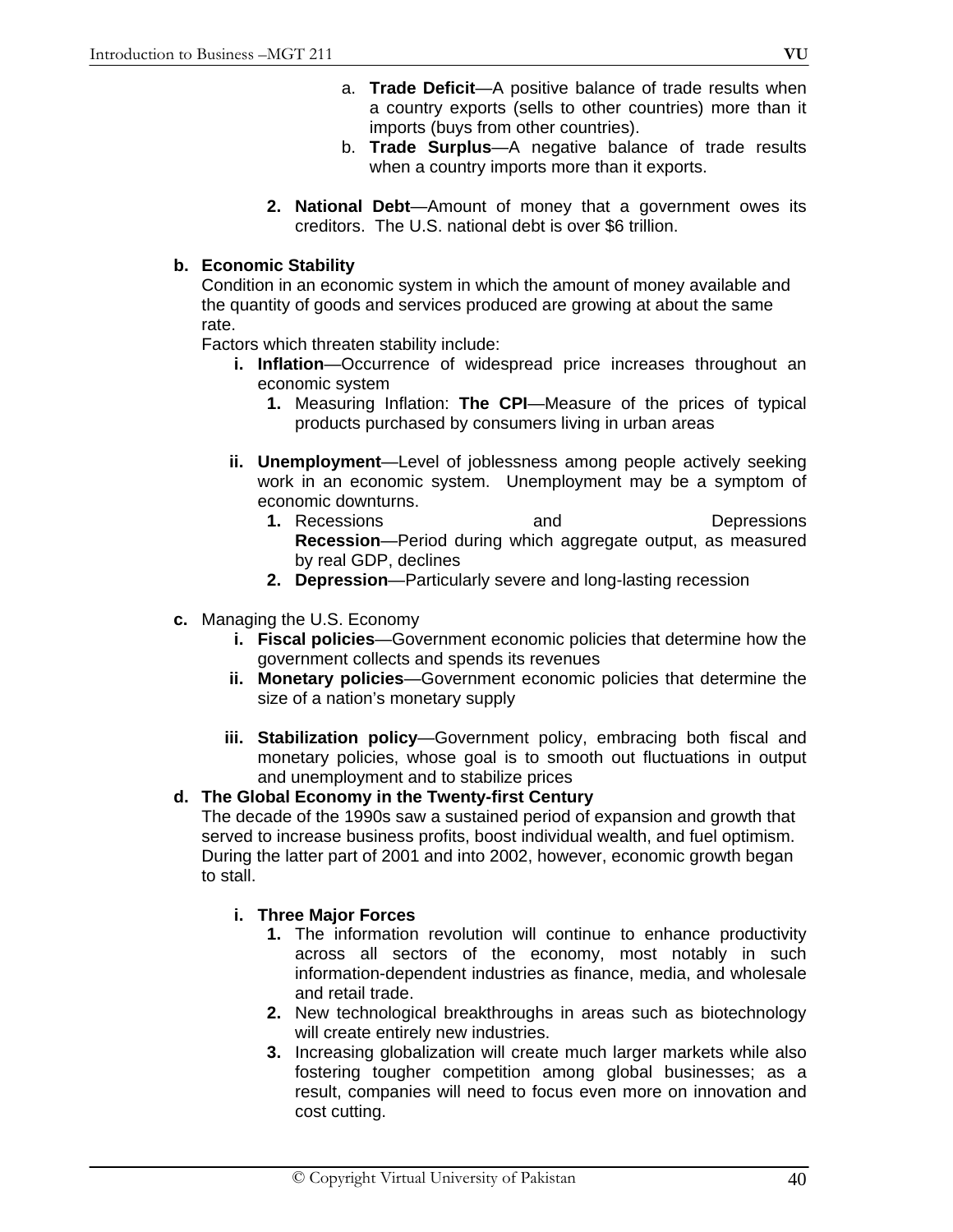a. **Trade Deficit**—A positive balance of trade results when a country exports (sells to other countries) more than it imports (buys from other countries).
b. **Trade Surplus**—A negative balance of trade results when a country imports more than it exports.

2. **National Debt**—Amount of money that a government owes its creditors. The U.S. national debt is over $6 trillion.

**b. Economic Stability**

Condition in an economic system in which the amount of money available and the quantity of goods and services produced are growing at about the same rate.

Factors which threaten stability include:

- **i. Inflation**—Occurrence of widespread price increases throughout an economic system
  1. Measuring Inflation: **The CPI**—Measure of the prices of typical products purchased by consumers living in urban areas

- **ii. Unemployment**—Level of joblessness among people actively seeking work in an economic system. Unemployment may be a symptom of economic downturns.
  1. Recessions and Depressions
     **Recession**—Period during which aggregate output, as measured by real GDP, declines
  2. **Depression**—Particularly severe and long-lasting recession

**c.** Managing the U.S. Economy

- **i. Fiscal policies**—Government economic policies that determine how the government collects and spends its revenues
- **ii. Monetary policies**—Government economic policies that determine the size of a nation's monetary supply
- **iii. Stabilization policy**—Government policy, embracing both fiscal and monetary policies, whose goal is to smooth out fluctuations in output and unemployment and to stabilize prices

**d. The Global Economy in the Twenty-first Century**

The decade of the 1990s saw a sustained period of expansion and growth that served to increase business profits, boost individual wealth, and fuel optimism. During the latter part of 2001 and into 2002, however, economic growth began to stall.

- **i. Three Major Forces**
  1. The information revolution will continue to enhance productivity across all sectors of the economy, most notably in such information-dependent industries as finance, media, and wholesale and retail trade.
  2. New technological breakthroughs in areas such as biotechnology will create entirely new industries.
  3. Increasing globalization will create much larger markets while also fostering tougher competition among global businesses; as a result, companies will need to focus even more on innovation and cost cutting.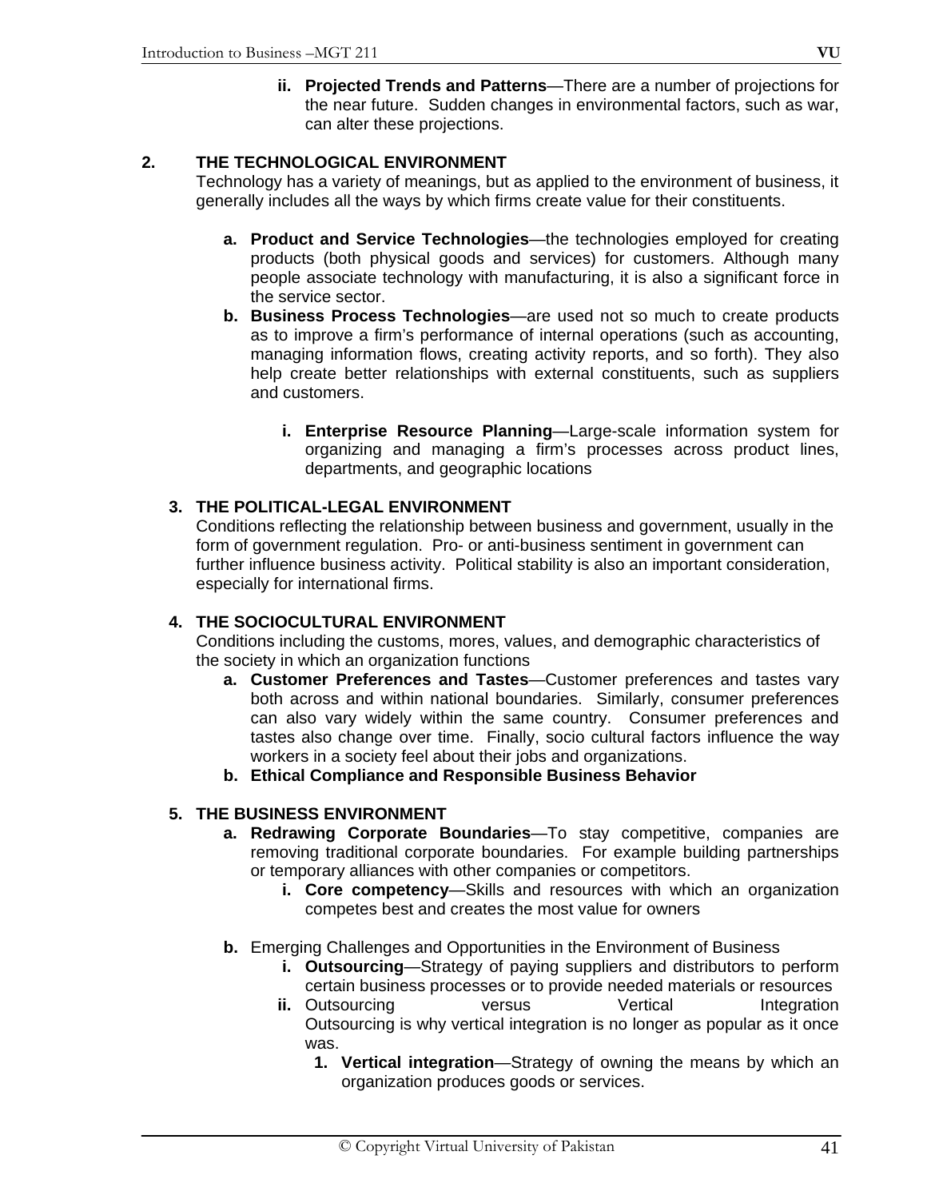ii. **Projected Trends and Patterns**—There are a number of projections for the near future. Sudden changes in environmental factors, such as war, can alter these projections.

**2. THE TECHNOLOGICAL ENVIRONMENT**

Technology has a variety of meanings, but as applied to the environment of business, it generally includes all the ways by which firms create value for their constituents.

a. **Product and Service Technologies**—the technologies employed for creating products (both physical goods and services) for customers. Although many people associate technology with manufacturing, it is also a significant force in the service sector.

b. **Business Process Technologies**—are used not so much to create products as to improve a firm's performance of internal operations (such as accounting, managing information flows, creating activity reports, and so forth). They also help create better relationships with external constituents, such as suppliers and customers.

   i. **Enterprise Resource Planning**—Large-scale information system for organizing and managing a firm's processes across product lines, departments, and geographic locations

**3. THE POLITICAL-LEGAL ENVIRONMENT**

Conditions reflecting the relationship between business and government, usually in the form of government regulation. Pro- or anti-business sentiment in government can further influence business activity. Political stability is also an important consideration, especially for international firms.

**4. THE SOCIOCULTURAL ENVIRONMENT**

Conditions including the customs, mores, values, and demographic characteristics of the society in which an organization functions

a. **Customer Preferences and Tastes**—Customer preferences and tastes vary both across and within national boundaries. Similarly, consumer preferences can also vary widely within the same country. Consumer preferences and tastes also change over time. Finally, socio cultural factors influence the way workers in a society feel about their jobs and organizations.

b. **Ethical Compliance and Responsible Business Behavior**

**5. THE BUSINESS ENVIRONMENT**

a. **Redrawing Corporate Boundaries**—To stay competitive, companies are removing traditional corporate boundaries. For example building partnerships or temporary alliances with other companies or competitors.

   i. **Core competency**—Skills and resources with which an organization competes best and creates the most value for owners

b. Emerging Challenges and Opportunities in the Environment of Business

   i. **Outsourcing**—Strategy of paying suppliers and distributors to perform certain business processes or to provide needed materials or resources

   ii. Outsourcing versus Vertical Integration
   Outsourcing is why vertical integration is no longer as popular as it once was.

      1. **Vertical integration**—Strategy of owning the means by which an organization produces goods or services.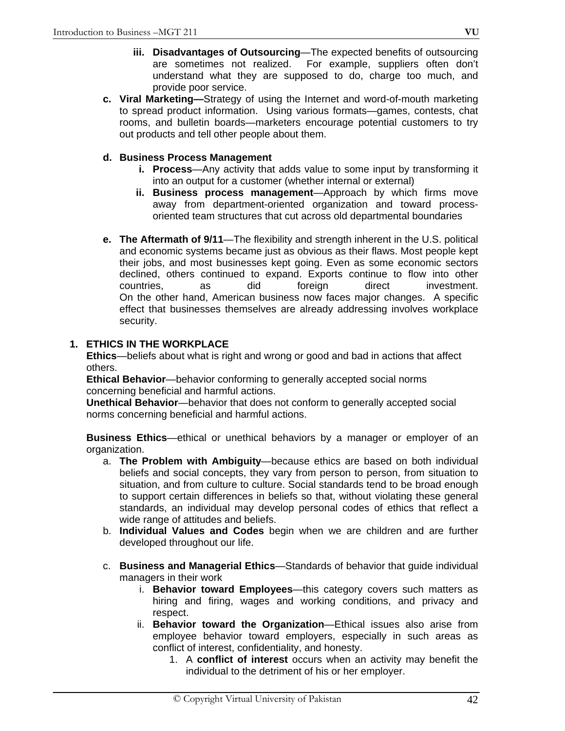iii. **Disadvantages of Outsourcing**—The expected benefits of outsourcing are sometimes not realized. For example, suppliers often don't understand what they are supposed to do, charge too much, and provide poor service.

c. **Viral Marketing—**Strategy of using the Internet and word-of-mouth marketing to spread product information. Using various formats—games, contests, chat rooms, and bulletin boards—marketers encourage potential customers to try out products and tell other people about them.

d. **Business Process Management**

   i. **Process**—Any activity that adds value to some input by transforming it into an output for a customer (whether internal or external)

   ii. **Business process management**—Approach by which firms move away from department-oriented organization and toward process-oriented team structures that cut across old departmental boundaries

e. **The Aftermath of 9/11**—The flexibility and strength inherent in the U.S. political and economic systems became just as obvious as their flaws. Most people kept their jobs, and most businesses kept going. Even as some economic sectors declined, others continued to expand. Exports continue to flow into other countries, as did foreign direct investment.
On the other hand, American business now faces major changes. A specific effect that businesses themselves are already addressing involves workplace security.

## 1. ETHICS IN THE WORKPLACE

**Ethics**—beliefs about what is right and wrong or good and bad in actions that affect others.
**Ethical Behavior**—behavior conforming to generally accepted social norms concerning beneficial and harmful actions.
**Unethical Behavior**—behavior that does not conform to generally accepted social norms concerning beneficial and harmful actions.

**Business Ethics**—ethical or unethical behaviors by a manager or employer of an organization.

a. **The Problem with Ambiguity**—because ethics are based on both individual beliefs and social concepts, they vary from person to person, from situation to situation, and from culture to culture. Social standards tend to be broad enough to support certain differences in beliefs so that, without violating these general standards, an individual may develop personal codes of ethics that reflect a wide range of attitudes and beliefs.

b. **Individual Values and Codes** begin when we are children and are further developed throughout our life.

c. **Business and Managerial Ethics**—Standards of behavior that guide individual managers in their work

   i. **Behavior toward Employees**—this category covers such matters as hiring and firing, wages and working conditions, and privacy and respect.

   ii. **Behavior toward the Organization**—Ethical issues also arise from employee behavior toward employers, especially in such areas as conflict of interest, confidentiality, and honesty.

      1. A **conflict of interest** occurs when an activity may benefit the individual to the detriment of his or her employer.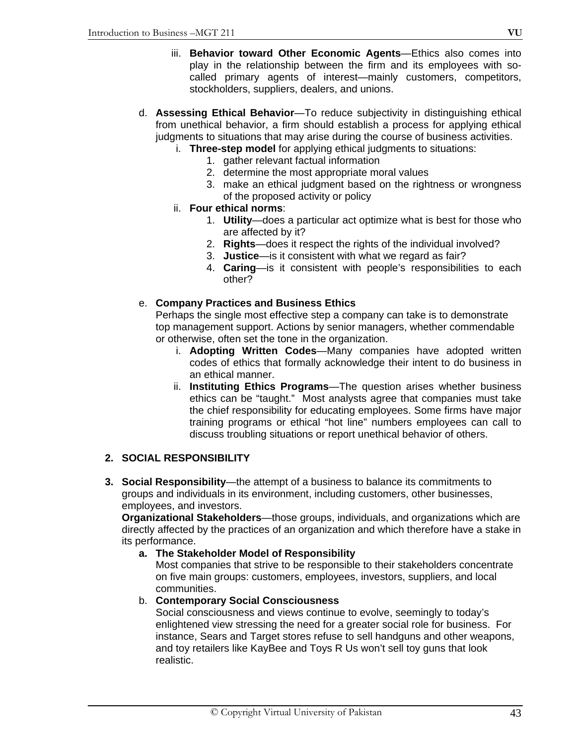iii. **Behavior toward Other Economic Agents**—Ethics also comes into play in the relationship between the firm and its employees with so-called primary agents of interest—mainly customers, competitors, stockholders, suppliers, dealers, and unions.

d. **Assessing Ethical Behavior**—To reduce subjectivity in distinguishing ethical from unethical behavior, a firm should establish a process for applying ethical judgments to situations that may arise during the course of business activities.
   i. **Three-step model** for applying ethical judgments to situations:
      1. gather relevant factual information
      2. determine the most appropriate moral values
      3. make an ethical judgment based on the rightness or wrongness of the proposed activity or policy
   ii. **Four ethical norms**:
      1. **Utility**—does a particular act optimize what is best for those who are affected by it?
      2. **Rights**—does it respect the rights of the individual involved?
      3. **Justice**—is it consistent with what we regard as fair?
      4. **Caring**—is it consistent with people's responsibilities to each other?

e. **Company Practices and Business Ethics**
   Perhaps the single most effective step a company can take is to demonstrate top management support. Actions by senior managers, whether commendable or otherwise, often set the tone in the organization.
   i. **Adopting Written Codes**—Many companies have adopted written codes of ethics that formally acknowledge their intent to do business in an ethical manner.
   ii. **Instituting Ethics Programs**—The question arises whether business ethics can be "taught." Most analysts agree that companies must take the chief responsibility for educating employees. Some firms have major training programs or ethical "hot line" numbers employees can call to discuss troubling situations or report unethical behavior of others.

**2. SOCIAL RESPONSIBILITY**

**3. Social Responsibility**—the attempt of a business to balance its commitments to groups and individuals in its environment, including customers, other businesses, employees, and investors.
**Organizational Stakeholders**—those groups, individuals, and organizations which are directly affected by the practices of an organization and which therefore have a stake in its performance.

**a. The Stakeholder Model of Responsibility**
Most companies that strive to be responsible to their stakeholders concentrate on five main groups: customers, employees, investors, suppliers, and local communities.

b. **Contemporary Social Consciousness**
Social consciousness and views continue to evolve, seemingly to today's enlightened view stressing the need for a greater social role for business. For instance, Sears and Target stores refuse to sell handguns and other weapons, and toy retailers like KayBee and Toys R Us won't sell toy guns that look realistic.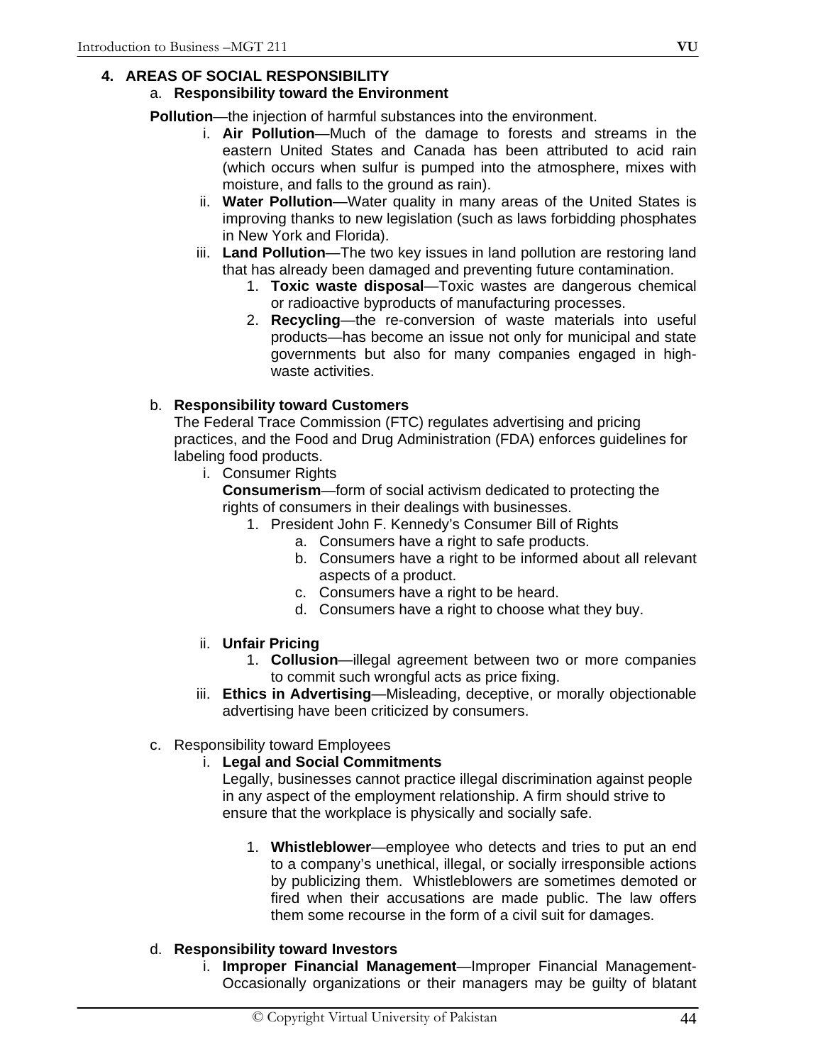**4. AREAS OF SOCIAL RESPONSIBILITY**

a. **Responsibility toward the Environment**

**Pollution**—the injection of harmful substances into the environment.

i. **Air Pollution**—Much of the damage to forests and streams in the eastern United States and Canada has been attributed to acid rain (which occurs when sulfur is pumped into the atmosphere, mixes with moisture, and falls to the ground as rain).

ii. **Water Pollution**—Water quality in many areas of the United States is improving thanks to new legislation (such as laws forbidding phosphates in New York and Florida).

iii. **Land Pollution**—The two key issues in land pollution are restoring land that has already been damaged and preventing future contamination.

1. **Toxic waste disposal**—Toxic wastes are dangerous chemical or radioactive byproducts of manufacturing processes.
2. **Recycling**—the re-conversion of waste materials into useful products—has become an issue not only for municipal and state governments but also for many companies engaged in high-waste activities.

b. **Responsibility toward Customers**

The Federal Trace Commission (FTC) regulates advertising and pricing practices, and the Food and Drug Administration (FDA) enforces guidelines for labeling food products.

i. Consumer Rights

**Consumerism**—form of social activism dedicated to protecting the rights of consumers in their dealings with businesses.

1. President John F. Kennedy's Consumer Bill of Rights
   a. Consumers have a right to safe products.
   b. Consumers have a right to be informed about all relevant aspects of a product.
   c. Consumers have a right to be heard.
   d. Consumers have a right to choose what they buy.

ii. **Unfair Pricing**

1. **Collusion**—illegal agreement between two or more companies to commit such wrongful acts as price fixing.

iii. **Ethics in Advertising**—Misleading, deceptive, or morally objectionable advertising have been criticized by consumers.

c. Responsibility toward Employees

i. **Legal and Social Commitments**

Legally, businesses cannot practice illegal discrimination against people in any aspect of the employment relationship. A firm should strive to ensure that the workplace is physically and socially safe.

1. **Whistleblower**—employee who detects and tries to put an end to a company's unethical, illegal, or socially irresponsible actions by publicizing them. Whistleblowers are sometimes demoted or fired when their accusations are made public. The law offers them some recourse in the form of a civil suit for damages.

d. **Responsibility toward Investors**

i. **Improper Financial Management**—Improper Financial Management-Occasionally organizations or their managers may be guilty of blatant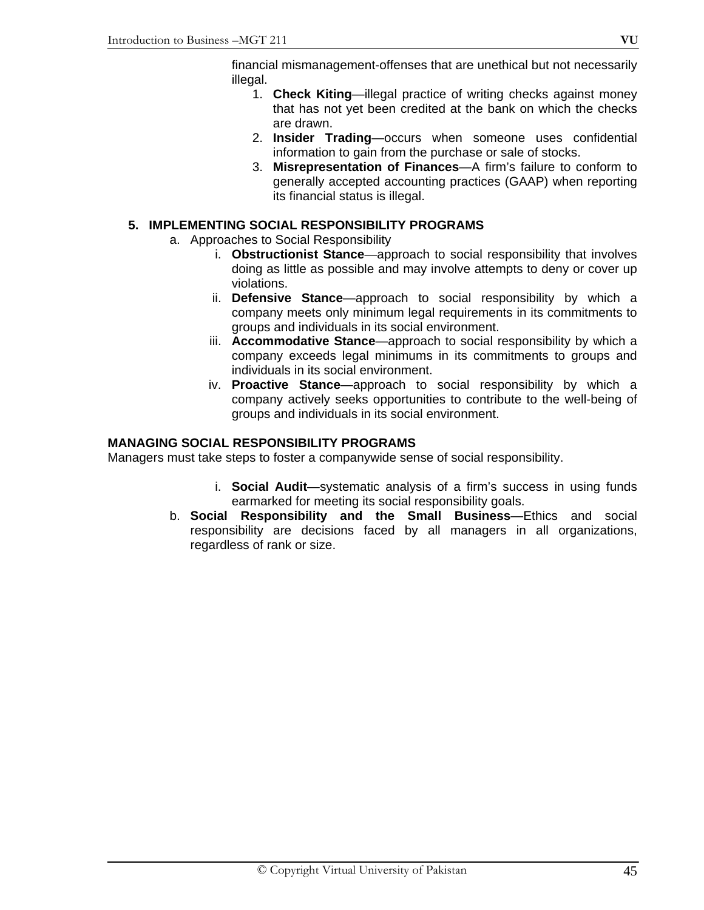financial mismanagement-offenses that are unethical but not necessarily illegal.

1. **Check Kiting**—illegal practice of writing checks against money that has not yet been credited at the bank on which the checks are drawn.
2. **Insider Trading**—occurs when someone uses confidential information to gain from the purchase or sale of stocks.
3. **Misrepresentation of Finances**—A firm's failure to conform to generally accepted accounting practices (GAAP) when reporting its financial status is illegal.

**5. IMPLEMENTING SOCIAL RESPONSIBILITY PROGRAMS**

a. Approaches to Social Responsibility

   i. **Obstructionist Stance**—approach to social responsibility that involves doing as little as possible and may involve attempts to deny or cover up violations.

   ii. **Defensive Stance**—approach to social responsibility by which a company meets only minimum legal requirements in its commitments to groups and individuals in its social environment.

   iii. **Accommodative Stance**—approach to social responsibility by which a company exceeds legal minimums in its commitments to groups and individuals in its social environment.

   iv. **Proactive Stance**—approach to social responsibility by which a company actively seeks opportunities to contribute to the well-being of groups and individuals in its social environment.

**MANAGING SOCIAL RESPONSIBILITY PROGRAMS**

Managers must take steps to foster a companywide sense of social responsibility.

   i. **Social Audit**—systematic analysis of a firm's success in using funds earmarked for meeting its social responsibility goals.

b. **Social Responsibility and the Small Business**—Ethics and social responsibility are decisions faced by all managers in all organizations, regardless of rank or size.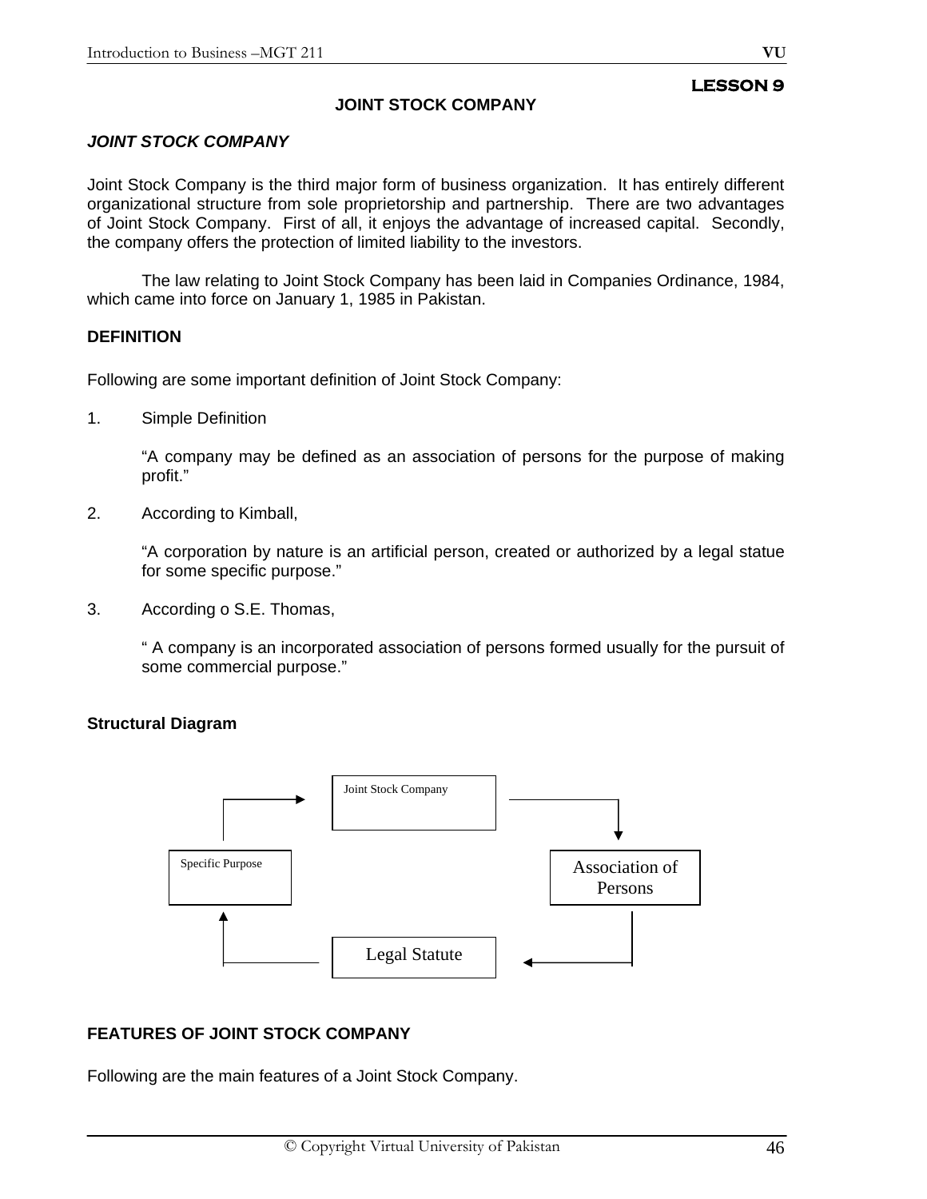## LESSON 9

### JOINT STOCK COMPANY

***JOINT STOCK COMPANY***

Joint Stock Company is the third major form of business organization. It has entirely different organizational structure from sole proprietorship and partnership. There are two advantages of Joint Stock Company. First of all, it enjoys the advantage of increased capital. Secondly, the company offers the protection of limited liability to the investors.

The law relating to Joint Stock Company has been laid in Companies Ordinance, 1984, which came into force on January 1, 1985 in Pakistan.

**DEFINITION**

Following are some important definition of Joint Stock Company:

1. Simple Definition

   "A company may be defined as an association of persons for the purpose of making profit."

2. According to Kimball,

   "A corporation by nature is an artificial person, created or authorized by a legal statue for some specific purpose."

3. According o S.E. Thomas,

   " A company is an incorporated association of persons formed usually for the pursuit of some commercial purpose."

**Structural Diagram**

Joint Stock Company

Association of Persons

Legal Statute

Specific Purpose

**FEATURES OF JOINT STOCK COMPANY**

Following are the main features of a Joint Stock Company.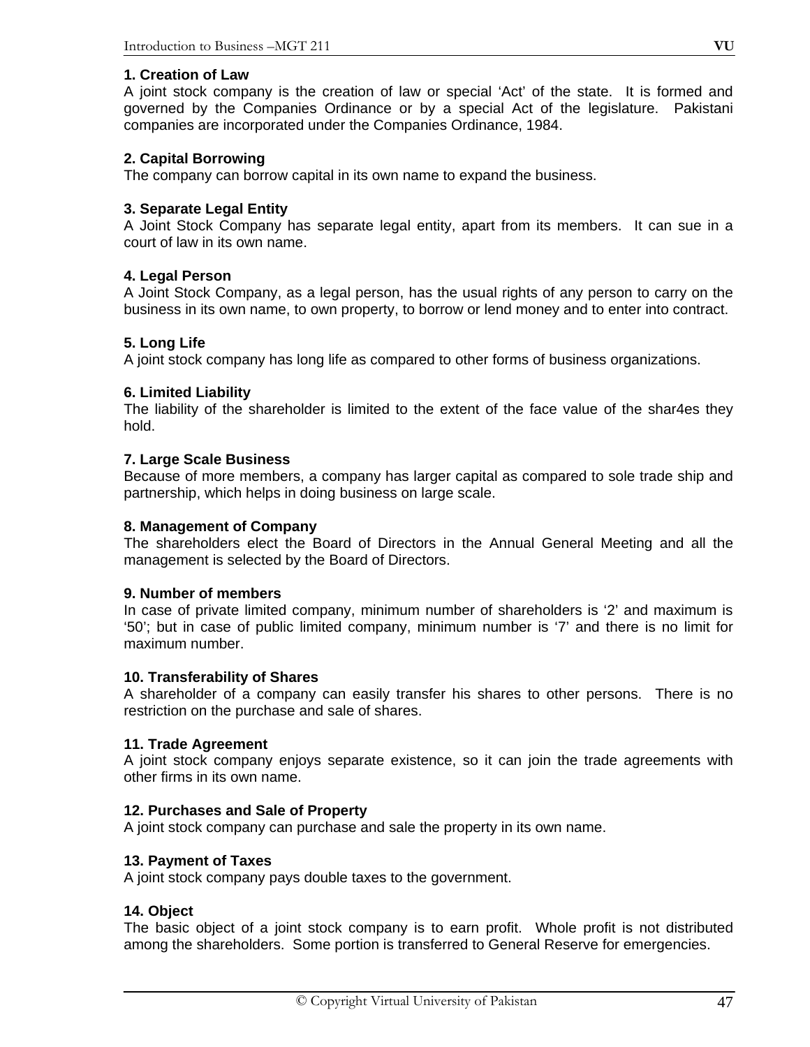**1. Creation of Law**
A joint stock company is the creation of law or special ‘Act’ of the state. It is formed and governed by the Companies Ordinance or by a special Act of the legislature. Pakistani companies are incorporated under the Companies Ordinance, 1984.

**2. Capital Borrowing**
The company can borrow capital in its own name to expand the business.

**3. Separate Legal Entity**
A Joint Stock Company has separate legal entity, apart from its members. It can sue in a court of law in its own name.

**4. Legal Person**
A Joint Stock Company, as a legal person, has the usual rights of any person to carry on the business in its own name, to own property, to borrow or lend money and to enter into contract.

**5. Long Life**
A joint stock company has long life as compared to other forms of business organizations.

**6. Limited Liability**
The liability of the shareholder is limited to the extent of the face value of the shar4es they hold.

**7. Large Scale Business**
Because of more members, a company has larger capital as compared to sole trade ship and partnership, which helps in doing business on large scale.

**8. Management of Company**
The shareholders elect the Board of Directors in the Annual General Meeting and all the management is selected by the Board of Directors.

**9. Number of members**
In case of private limited company, minimum number of shareholders is ‘2’ and maximum is ‘50’; but in case of public limited company, minimum number is ‘7’ and there is no limit for maximum number.

**10. Transferability of Shares**
A shareholder of a company can easily transfer his shares to other persons. There is no restriction on the purchase and sale of shares.

**11. Trade Agreement**
A joint stock company enjoys separate existence, so it can join the trade agreements with other firms in its own name.

**12. Purchases and Sale of Property**
A joint stock company can purchase and sale the property in its own name.

**13. Payment of Taxes**
A joint stock company pays double taxes to the government.

**14. Object**
The basic object of a joint stock company is to earn profit. Whole profit is not distributed among the shareholders. Some portion is transferred to General Reserve for emergencies.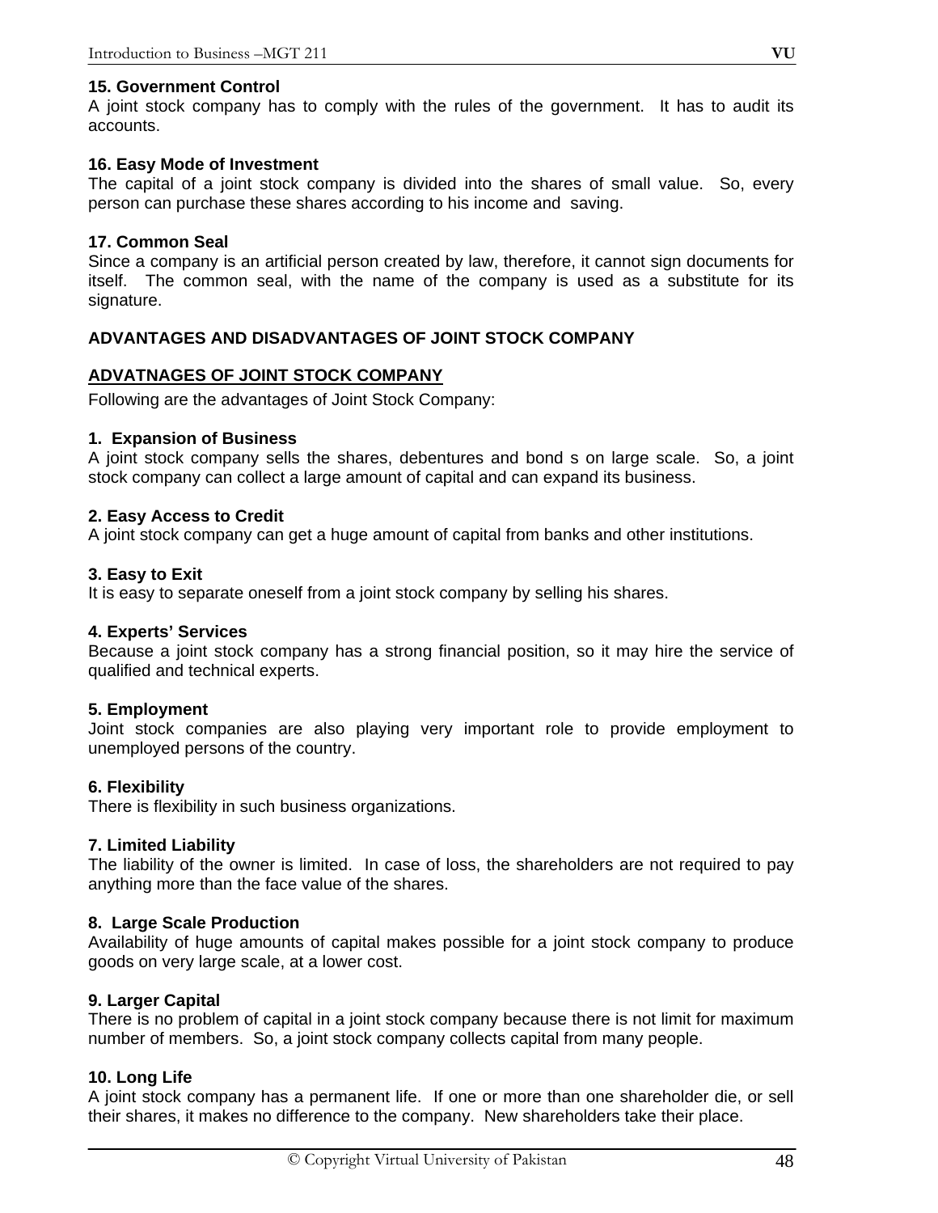**15. Government Control**
A joint stock company has to comply with the rules of the government. It has to audit its accounts.

**16. Easy Mode of Investment**
The capital of a joint stock company is divided into the shares of small value. So, every person can purchase these shares according to his income and saving.

**17. Common Seal**
Since a company is an artificial person created by law, therefore, it cannot sign documents for itself. The common seal, with the name of the company is used as a substitute for its signature.

## ADVANTAGES AND DISADVANTAGES OF JOINT STOCK COMPANY

### ADVATNAGES OF JOINT STOCK COMPANY

Following are the advantages of Joint Stock Company:

**1. Expansion of Business**
A joint stock company sells the shares, debentures and bond s on large scale. So, a joint stock company can collect a large amount of capital and can expand its business.

**2. Easy Access to Credit**
A joint stock company can get a huge amount of capital from banks and other institutions.

**3. Easy to Exit**
It is easy to separate oneself from a joint stock company by selling his shares.

**4. Experts' Services**
Because a joint stock company has a strong financial position, so it may hire the service of qualified and technical experts.

**5. Employment**
Joint stock companies are also playing very important role to provide employment to unemployed persons of the country.

**6. Flexibility**
There is flexibility in such business organizations.

**7. Limited Liability**
The liability of the owner is limited. In case of loss, the shareholders are not required to pay anything more than the face value of the shares.

**8. Large Scale Production**
Availability of huge amounts of capital makes possible for a joint stock company to produce goods on very large scale, at a lower cost.

**9. Larger Capital**
There is no problem of capital in a joint stock company because there is not limit for maximum number of members. So, a joint stock company collects capital from many people.

**10. Long Life**
A joint stock company has a permanent life. If one or more than one shareholder die, or sell their shares, it makes no difference to the company. New shareholders take their place.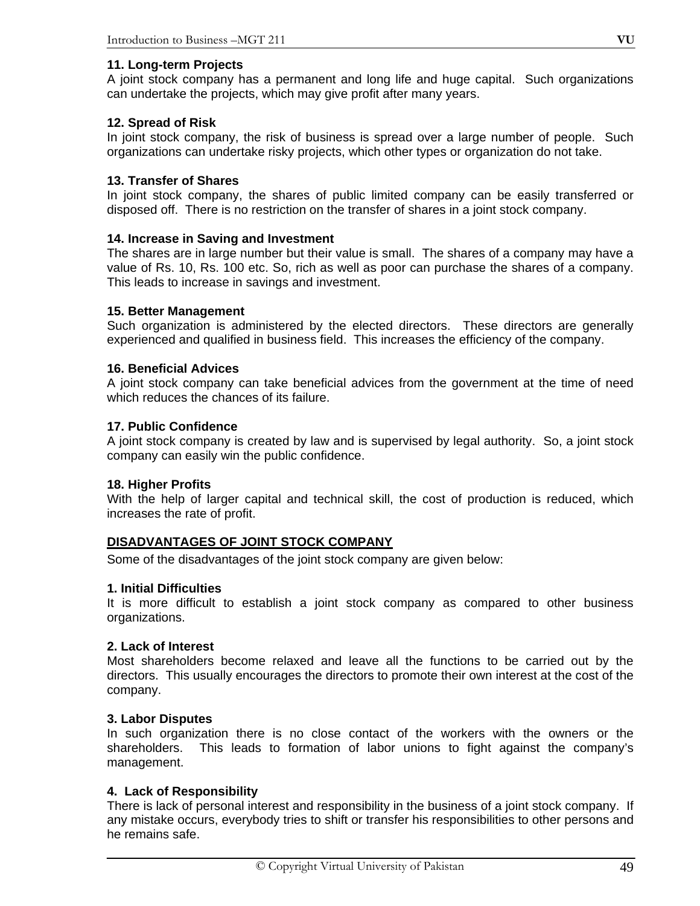**11. Long-term Projects**
A joint stock company has a permanent and long life and huge capital. Such organizations can undertake the projects, which may give profit after many years.

**12. Spread of Risk**
In joint stock company, the risk of business is spread over a large number of people. Such organizations can undertake risky projects, which other types or organization do not take.

**13. Transfer of Shares**
In joint stock company, the shares of public limited company can be easily transferred or disposed off. There is no restriction on the transfer of shares in a joint stock company.

**14. Increase in Saving and Investment**
The shares are in large number but their value is small. The shares of a company may have a value of Rs. 10, Rs. 100 etc. So, rich as well as poor can purchase the shares of a company. This leads to increase in savings and investment.

**15. Better Management**
Such organization is administered by the elected directors. These directors are generally experienced and qualified in business field. This increases the efficiency of the company.

**16. Beneficial Advices**
A joint stock company can take beneficial advices from the government at the time of need which reduces the chances of its failure.

**17. Public Confidence**
A joint stock company is created by law and is supervised by legal authority. So, a joint stock company can easily win the public confidence.

**18. Higher Profits**
With the help of larger capital and technical skill, the cost of production is reduced, which increases the rate of profit.

## DISADVANTAGES OF JOINT STOCK COMPANY

Some of the disadvantages of the joint stock company are given below:

**1. Initial Difficulties**
It is more difficult to establish a joint stock company as compared to other business organizations.

**2. Lack of Interest**
Most shareholders become relaxed and leave all the functions to be carried out by the directors. This usually encourages the directors to promote their own interest at the cost of the company.

**3. Labor Disputes**
In such organization there is no close contact of the workers with the owners or the shareholders. This leads to formation of labor unions to fight against the company's management.

**4. Lack of Responsibility**
There is lack of personal interest and responsibility in the business of a joint stock company. If any mistake occurs, everybody tries to shift or transfer his responsibilities to other persons and he remains safe.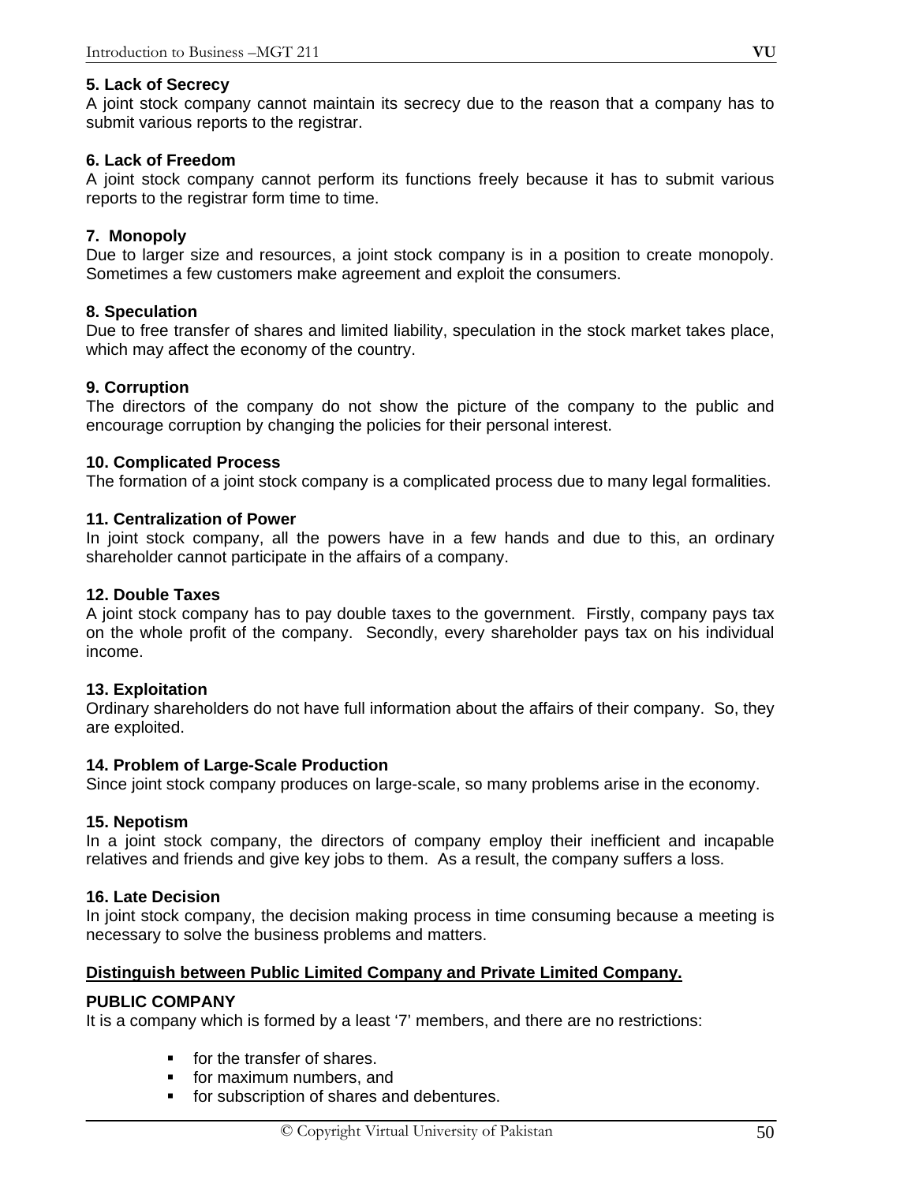**5. Lack of Secrecy**
A joint stock company cannot maintain its secrecy due to the reason that a company has to submit various reports to the registrar.

**6. Lack of Freedom**
A joint stock company cannot perform its functions freely because it has to submit various reports to the registrar form time to time.

**7. Monopoly**
Due to larger size and resources, a joint stock company is in a position to create monopoly. Sometimes a few customers make agreement and exploit the consumers.

**8. Speculation**
Due to free transfer of shares and limited liability, speculation in the stock market takes place, which may affect the economy of the country.

**9. Corruption**
The directors of the company do not show the picture of the company to the public and encourage corruption by changing the policies for their personal interest.

**10. Complicated Process**
The formation of a joint stock company is a complicated process due to many legal formalities.

**11. Centralization of Power**
In joint stock company, all the powers have in a few hands and due to this, an ordinary shareholder cannot participate in the affairs of a company.

**12. Double Taxes**
A joint stock company has to pay double taxes to the government. Firstly, company pays tax on the whole profit of the company. Secondly, every shareholder pays tax on his individual income.

**13. Exploitation**
Ordinary shareholders do not have full information about the affairs of their company. So, they are exploited.

**14. Problem of Large-Scale Production**
Since joint stock company produces on large-scale, so many problems arise in the economy.

**15. Nepotism**
In a joint stock company, the directors of company employ their inefficient and incapable relatives and friends and give key jobs to them. As a result, the company suffers a loss.

**16. Late Decision**
In joint stock company, the decision making process in time consuming because a meeting is necessary to solve the business problems and matters.

**<u>Distinguish between Public Limited Company and Private Limited Company.</u>**

**PUBLIC COMPANY**
It is a company which is formed by a least '7' members, and there are no restrictions:

- for the transfer of shares.
- for maximum numbers, and
- for subscription of shares and debentures.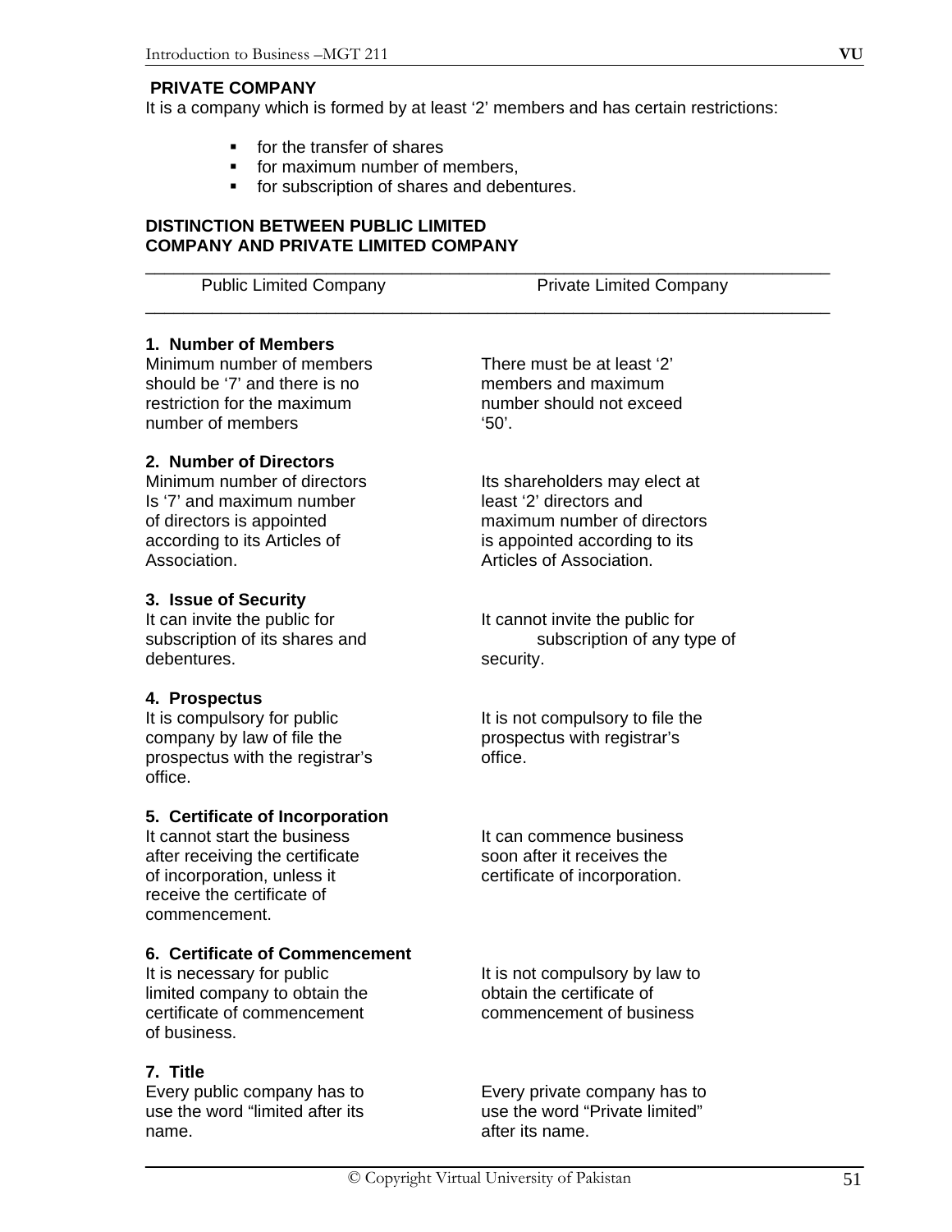## PRIVATE COMPANY

It is a company which is formed by at least ‘2’ members and has certain restrictions:

- for the transfer of shares
- for maximum number of members,
- for subscription of shares and debentures.

## DISTINCTION BETWEEN PUBLIC LIMITED COMPANY AND PRIVATE LIMITED COMPANY

| Public Limited Company | Private Limited Company |
|---|---|
| **1. Number of Members** | |
| Minimum number of members should be ‘7’ and there is no restriction for the maximum number of members | There must be at least ‘2’ members and maximum number should not exceed ‘50’. |
| **2. Number of Directors** | |
| Minimum number of directors Is ‘7’ and maximum number of directors is appointed according to its Articles of Association. | Its shareholders may elect at least ‘2’ directors and maximum number of directors is appointed according to its Articles of Association. |
| **3. Issue of Security** | |
| It can invite the public for subscription of its shares and debentures. | It cannot invite the public for subscription of any type of security. |
| **4. Prospectus** | |
| It is compulsory for public company by law of file the prospectus with the registrar’s office. | It is not compulsory to file the prospectus with registrar’s office. |
| **5. Certificate of Incorporation** | |
| It cannot start the business after receiving the certificate of incorporation, unless it receive the certificate of commencement. | It can commence business soon after it receives the certificate of incorporation. |
| **6. Certificate of Commencement** | |
| It is necessary for public limited company to obtain the certificate of commencement of business. | It is not compulsory by law to obtain the certificate of commencement of business |
| **7. Title** | |
| Every public company has to use the word “limited after its name. | Every private company has to use the word “Private limited” after its name. |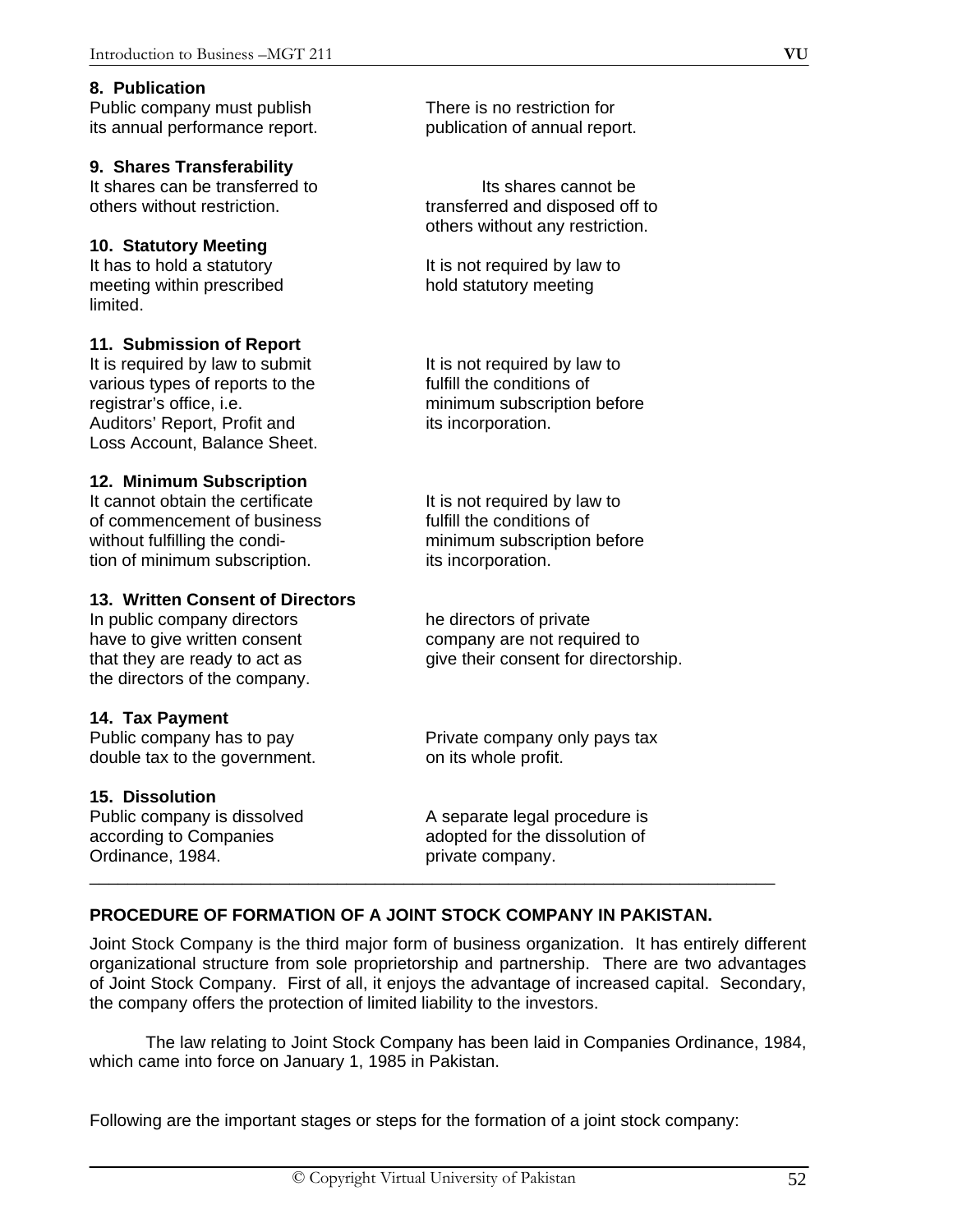**8. Publication**

| | |
|---|---|
| Public company must publish its annual performance report. | There is no restriction for publication of annual report. |

**9. Shares Transferability**

| | |
|---|---|
| It shares can be transferred to others without restriction. | Its shares cannot be transferred and disposed off to others without any restriction. |

**10. Statutory Meeting**

| | |
|---|---|
| It has to hold a statutory meeting within prescribed limited. | It is not required by law to hold statutory meeting |

**11. Submission of Report**

| | |
|---|---|
| It is required by law to submit various types of reports to the registrar's office, i.e. Auditors' Report, Profit and Loss Account, Balance Sheet. | It is not required by law to fulfill the conditions of minimum subscription before its incorporation. |

**12. Minimum Subscription**

| | |
|---|---|
| It cannot obtain the certificate of commencement of business without fulfilling the condition of minimum subscription. | It is not required by law to fulfill the conditions of minimum subscription before its incorporation. |

**13. Written Consent of Directors**

| | |
|---|---|
| In public company directors have to give written consent that they are ready to act as the directors of the company. | he directors of private company are not required to give their consent for directorship. |

**14. Tax Payment**

| | |
|---|---|
| Public company has to pay double tax to the government. | Private company only pays tax on its whole profit. |

**15. Dissolution**

| | |
|---|---|
| Public company is dissolved according to Companies Ordinance, 1984. | A separate legal procedure is adopted for the dissolution of private company. |

---

## PROCEDURE OF FORMATION OF A JOINT STOCK COMPANY IN PAKISTAN.

Joint Stock Company is the third major form of business organization. It has entirely different organizational structure from sole proprietorship and partnership. There are two advantages of Joint Stock Company. First of all, it enjoys the advantage of increased capital. Secondary, the company offers the protection of limited liability to the investors.

The law relating to Joint Stock Company has been laid in Companies Ordinance, 1984, which came into force on January 1, 1985 in Pakistan.

Following are the important stages or steps for the formation of a joint stock company: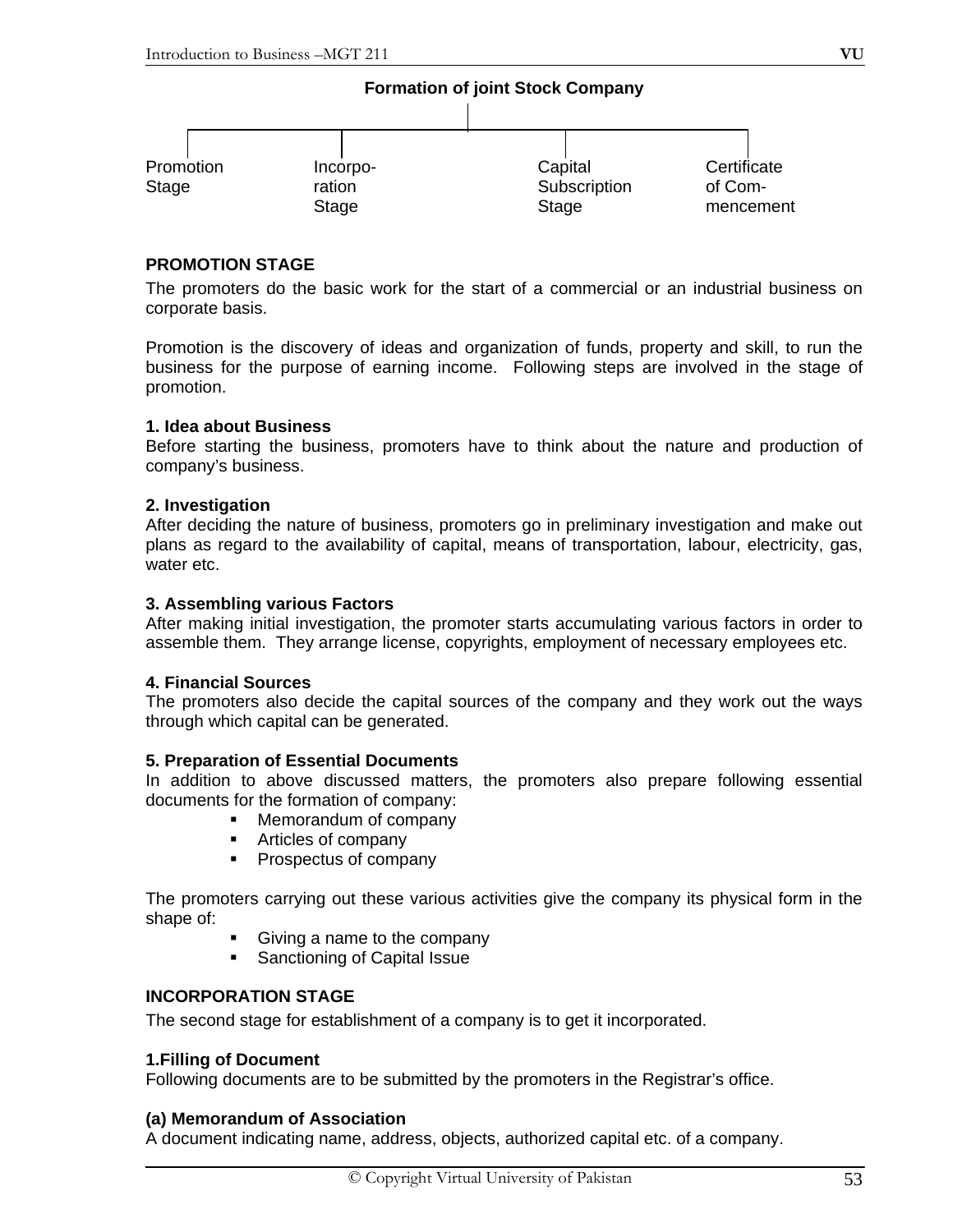**Formation of joint Stock Company**

Promotion Stage

Incorporation Stage

Capital Subscription Stage

Certificate of Commencement

**PROMOTION STAGE**

The promoters do the basic work for the start of a commercial or an industrial business on corporate basis.

Promotion is the discovery of ideas and organization of funds, property and skill, to run the business for the purpose of earning income. Following steps are involved in the stage of promotion.

**1. Idea about Business**

Before starting the business, promoters have to think about the nature and production of company's business.

**2. Investigation**

After deciding the nature of business, promoters go in preliminary investigation and make out plans as regard to the availability of capital, means of transportation, labour, electricity, gas, water etc.

**3. Assembling various Factors**

After making initial investigation, the promoter starts accumulating various factors in order to assemble them. They arrange license, copyrights, employment of necessary employees etc.

**4. Financial Sources**

The promoters also decide the capital sources of the company and they work out the ways through which capital can be generated.

**5. Preparation of Essential Documents**

In addition to above discussed matters, the promoters also prepare following essential documents for the formation of company:

- Memorandum of company
- Articles of company
- Prospectus of company

The promoters carrying out these various activities give the company its physical form in the shape of:

- Giving a name to the company
- Sanctioning of Capital Issue

**INCORPORATION STAGE**

The second stage for establishment of a company is to get it incorporated.

**1.Filling of Document**

Following documents are to be submitted by the promoters in the Registrar's office.

**(a) Memorandum of Association**

A document indicating name, address, objects, authorized capital etc. of a company.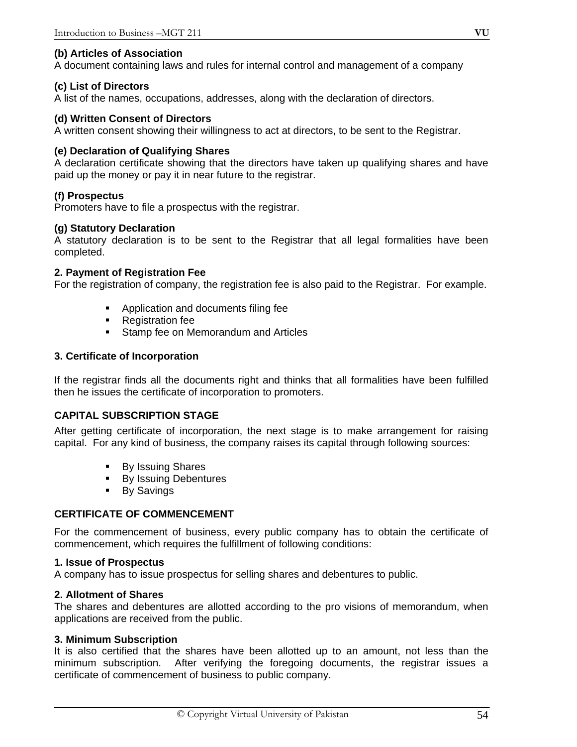**(b) Articles of Association**
A document containing laws and rules for internal control and management of a company

**(c) List of Directors**
A list of the names, occupations, addresses, along with the declaration of directors.

**(d) Written Consent of Directors**
A written consent showing their willingness to act at directors, to be sent to the Registrar.

**(e) Declaration of Qualifying Shares**
A declaration certificate showing that the directors have taken up qualifying shares and have paid up the money or pay it in near future to the registrar.

**(f) Prospectus**
Promoters have to file a prospectus with the registrar.

**(g) Statutory Declaration**
A statutory declaration is to be sent to the Registrar that all legal formalities have been completed.

**2. Payment of Registration Fee**
For the registration of company, the registration fee is also paid to the Registrar. For example.

- Application and documents filing fee
- Registration fee
- Stamp fee on Memorandum and Articles

**3. Certificate of Incorporation**

If the registrar finds all the documents right and thinks that all formalities have been fulfilled then he issues the certificate of incorporation to promoters.

**CAPITAL SUBSCRIPTION STAGE**

After getting certificate of incorporation, the next stage is to make arrangement for raising capital. For any kind of business, the company raises its capital through following sources:

- By Issuing Shares
- By Issuing Debentures
- By Savings

**CERTIFICATE OF COMMENCEMENT**

For the commencement of business, every public company has to obtain the certificate of commencement, which requires the fulfillment of following conditions:

**1. Issue of Prospectus**
A company has to issue prospectus for selling shares and debentures to public.

**2. Allotment of Shares**
The shares and debentures are allotted according to the pro visions of memorandum, when applications are received from the public.

**3. Minimum Subscription**
It is also certified that the shares have been allotted up to an amount, not less than the minimum subscription. After verifying the foregoing documents, the registrar issues a certificate of commencement of business to public company.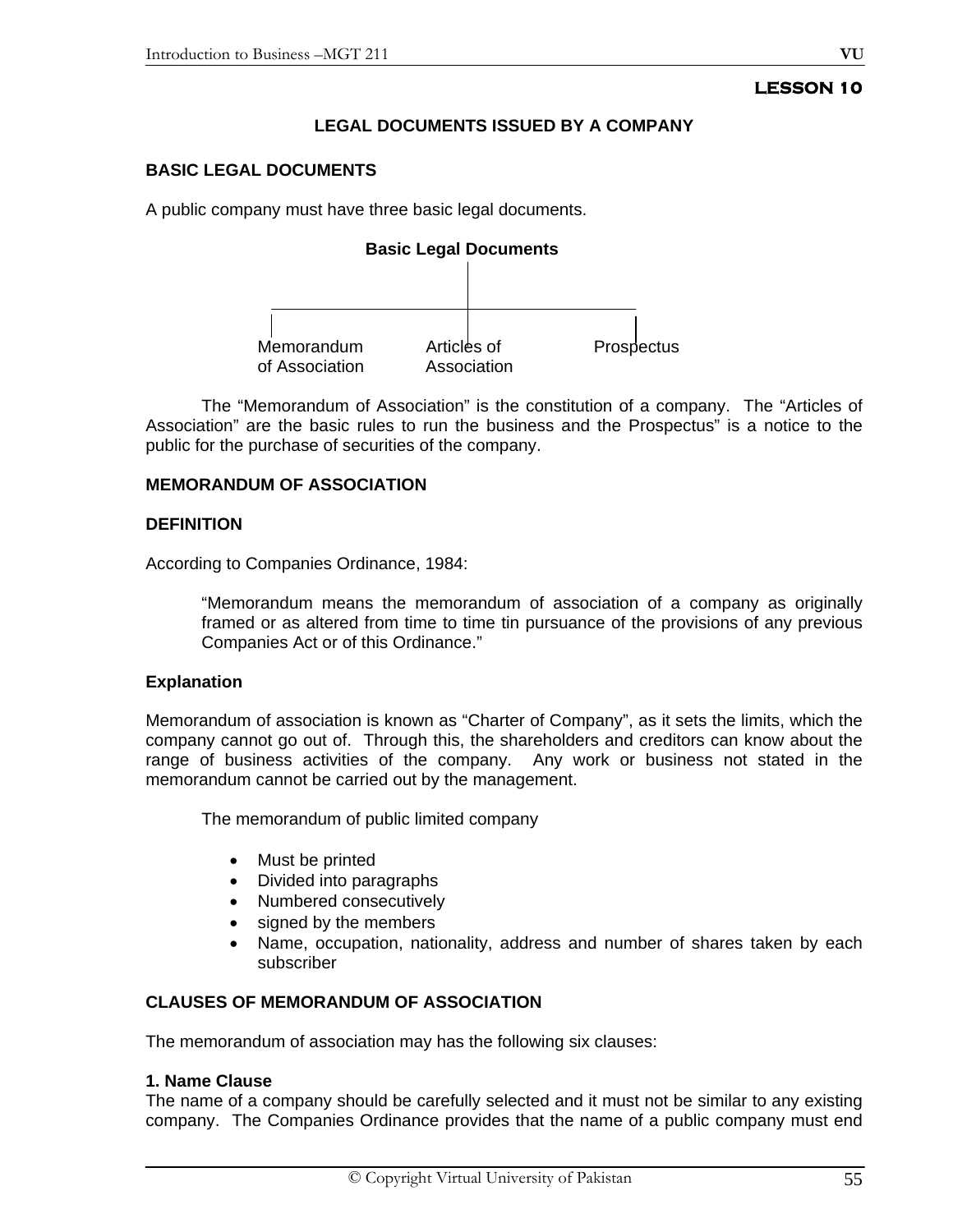## LESSON 10

# LEGAL DOCUMENTS ISSUED BY A COMPANY

## BASIC LEGAL DOCUMENTS

A public company must have three basic legal documents.

**Basic Legal Documents**

Memorandum of Association

Articles of Association

Prospectus

The "Memorandum of Association" is the constitution of a company. The "Articles of Association" are the basic rules to run the business and the Prospectus" is a notice to the public for the purchase of securities of the company.

## MEMORANDUM OF ASSOCIATION

### DEFINITION

According to Companies Ordinance, 1984:

> "Memorandum means the memorandum of association of a company as originally framed or as altered from time to time tin pursuance of the provisions of any previous Companies Act or of this Ordinance."

### Explanation

Memorandum of association is known as "Charter of Company", as it sets the limits, which the company cannot go out of. Through this, the shareholders and creditors can know about the range of business activities of the company. Any work or business not stated in the memorandum cannot be carried out by the management.

The memorandum of public limited company

- Must be printed
- Divided into paragraphs
- Numbered consecutively
- signed by the members
- Name, occupation, nationality, address and number of shares taken by each subscriber

## CLAUSES OF MEMORANDUM OF ASSOCIATION

The memorandum of association may has the following six clauses:

**1. Name Clause**

The name of a company should be carefully selected and it must not be similar to any existing company. The Companies Ordinance provides that the name of a public company must end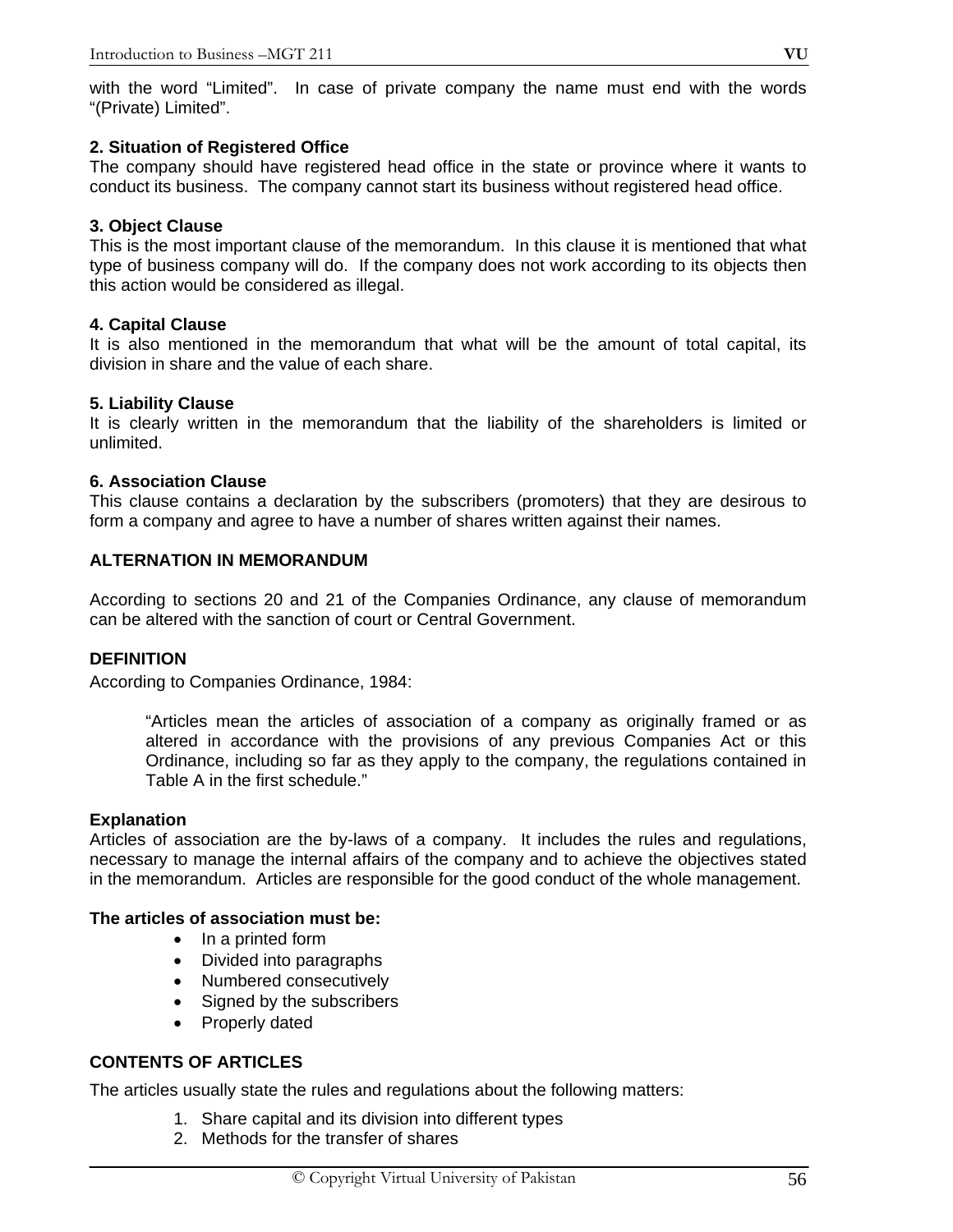with the word "Limited". In case of private company the name must end with the words "(Private) Limited".

**2. Situation of Registered Office**
The company should have registered head office in the state or province where it wants to conduct its business. The company cannot start its business without registered head office.

**3. Object Clause**
This is the most important clause of the memorandum. In this clause it is mentioned that what type of business company will do. If the company does not work according to its objects then this action would be considered as illegal.

**4. Capital Clause**
It is also mentioned in the memorandum that what will be the amount of total capital, its division in share and the value of each share.

**5. Liability Clause**
It is clearly written in the memorandum that the liability of the shareholders is limited or unlimited.

**6. Association Clause**
This clause contains a declaration by the subscribers (promoters) that they are desirous to form a company and agree to have a number of shares written against their names.

**ALTERNATION IN MEMORANDUM**

According to sections 20 and 21 of the Companies Ordinance, any clause of memorandum can be altered with the sanction of court or Central Government.

**DEFINITION**
According to Companies Ordinance, 1984:

> "Articles mean the articles of association of a company as originally framed or as altered in accordance with the provisions of any previous Companies Act or this Ordinance, including so far as they apply to the company, the regulations contained in Table A in the first schedule."

**Explanation**
Articles of association are the by-laws of a company. It includes the rules and regulations, necessary to manage the internal affairs of the company and to achieve the objectives stated in the memorandum. Articles are responsible for the good conduct of the whole management.

**The articles of association must be:**

- In a printed form
- Divided into paragraphs
- Numbered consecutively
- Signed by the subscribers
- Properly dated

**CONTENTS OF ARTICLES**

The articles usually state the rules and regulations about the following matters:

1. Share capital and its division into different types
2. Methods for the transfer of shares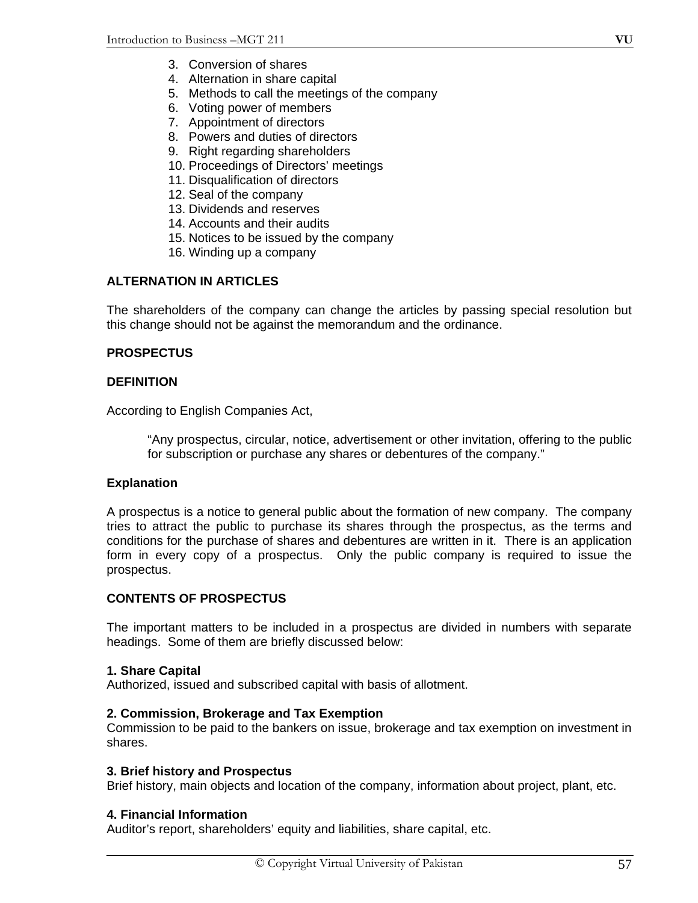3. Conversion of shares
4. Alternation in share capital
5. Methods to call the meetings of the company
6. Voting power of members
7. Appointment of directors
8. Powers and duties of directors
9. Right regarding shareholders
10. Proceedings of Directors' meetings
11. Disqualification of directors
12. Seal of the company
13. Dividends and reserves
14. Accounts and their audits
15. Notices to be issued by the company
16. Winding up a company

**ALTERNATION IN ARTICLES**

The shareholders of the company can change the articles by passing special resolution but this change should not be against the memorandum and the ordinance.

**PROSPECTUS**

**DEFINITION**

According to English Companies Act,

> "Any prospectus, circular, notice, advertisement or other invitation, offering to the public for subscription or purchase any shares or debentures of the company."

**Explanation**

A prospectus is a notice to general public about the formation of new company. The company tries to attract the public to purchase its shares through the prospectus, as the terms and conditions for the purchase of shares and debentures are written in it. There is an application form in every copy of a prospectus. Only the public company is required to issue the prospectus.

**CONTENTS OF PROSPECTUS**

The important matters to be included in a prospectus are divided in numbers with separate headings. Some of them are briefly discussed below:

**1. Share Capital**
Authorized, issued and subscribed capital with basis of allotment.

**2. Commission, Brokerage and Tax Exemption**
Commission to be paid to the bankers on issue, brokerage and tax exemption on investment in shares.

**3. Brief history and Prospectus**
Brief history, main objects and location of the company, information about project, plant, etc.

**4. Financial Information**
Auditor's report, shareholders' equity and liabilities, share capital, etc.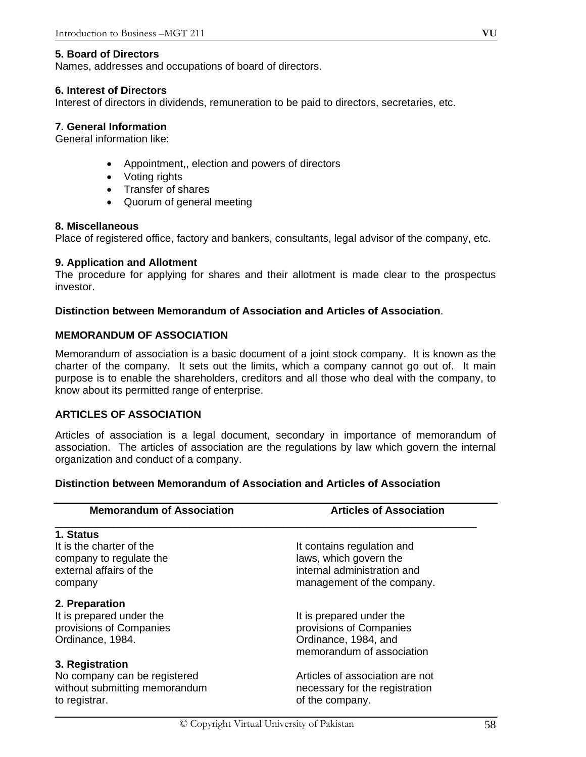**5. Board of Directors**
Names, addresses and occupations of board of directors.

**6. Interest of Directors**
Interest of directors in dividends, remuneration to be paid to directors, secretaries, etc.

**7. General Information**
General information like:

- Appointment,, election and powers of directors
- Voting rights
- Transfer of shares
- Quorum of general meeting

**8. Miscellaneous**
Place of registered office, factory and bankers, consultants, legal advisor of the company, etc.

**9. Application and Allotment**
The procedure for applying for shares and their allotment is made clear to the prospectus investor.

**Distinction between Memorandum of Association and Articles of Association**.

**MEMORANDUM OF ASSOCIATION**

Memorandum of association is a basic document of a joint stock company. It is known as the charter of the company. It sets out the limits, which a company cannot go out of. It main purpose is to enable the shareholders, creditors and all those who deal with the company, to know about its permitted range of enterprise.

**ARTICLES OF ASSOCIATION**

Articles of association is a legal document, secondary in importance of memorandum of association. The articles of association are the regulations by law which govern the internal organization and conduct of a company.

**Distinction between Memorandum of Association and Articles of Association**

| Memorandum of Association | Articles of Association |
|---|---|
| **1. Status** | |
| It is the charter of the company to regulate the external affairs of the company | It contains regulation and laws, which govern the internal administration and management of the company. |
| **2. Preparation** | |
| It is prepared under the provisions of Companies Ordinance, 1984. | It is prepared under the provisions of Companies Ordinance, 1984, and memorandum of association |
| **3. Registration** | |
| No company can be registered without submitting memorandum to registrar. | Articles of association are not necessary for the registration of the company. |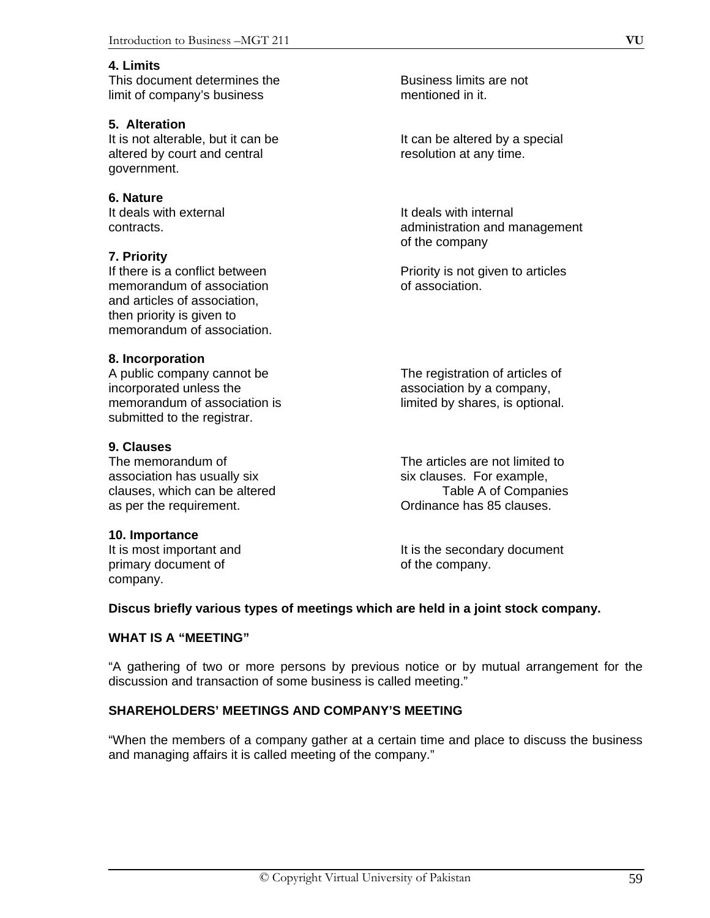**4. Limits**

| | |
|---|---|
| This document determines the limit of company's business | Business limits are not mentioned in it. |

**5. Alteration**

| | |
|---|---|
| It is not alterable, but it can be altered by court and central government. | It can be altered by a special resolution at any time. |

**6. Nature**

| | |
|---|---|
| It deals with external contracts. | It deals with internal administration and management of the company |

**7. Priority**

| | |
|---|---|
| If there is a conflict between memorandum of association and articles of association, then priority is given to memorandum of association. | Priority is not given to articles of association. |

**8. Incorporation**

| | |
|---|---|
| A public company cannot be incorporated unless the memorandum of association is submitted to the registrar. | The registration of articles of association by a company, limited by shares, is optional. |

**9. Clauses**

| | |
|---|---|
| The memorandum of association has usually six clauses, which can be altered as per the requirement. | The articles are not limited to six clauses. For example, Table A of Companies Ordinance has 85 clauses. |

**10. Importance**

| | |
|---|---|
| It is most important and primary document of company. | It is the secondary document of the company. |

**Discus briefly various types of meetings which are held in a joint stock company.**

**WHAT IS A "MEETING"**

"A gathering of two or more persons by previous notice or by mutual arrangement for the discussion and transaction of some business is called meeting."

**SHAREHOLDERS' MEETINGS AND COMPANY'S MEETING**

"When the members of a company gather at a certain time and place to discuss the business and managing affairs it is called meeting of the company."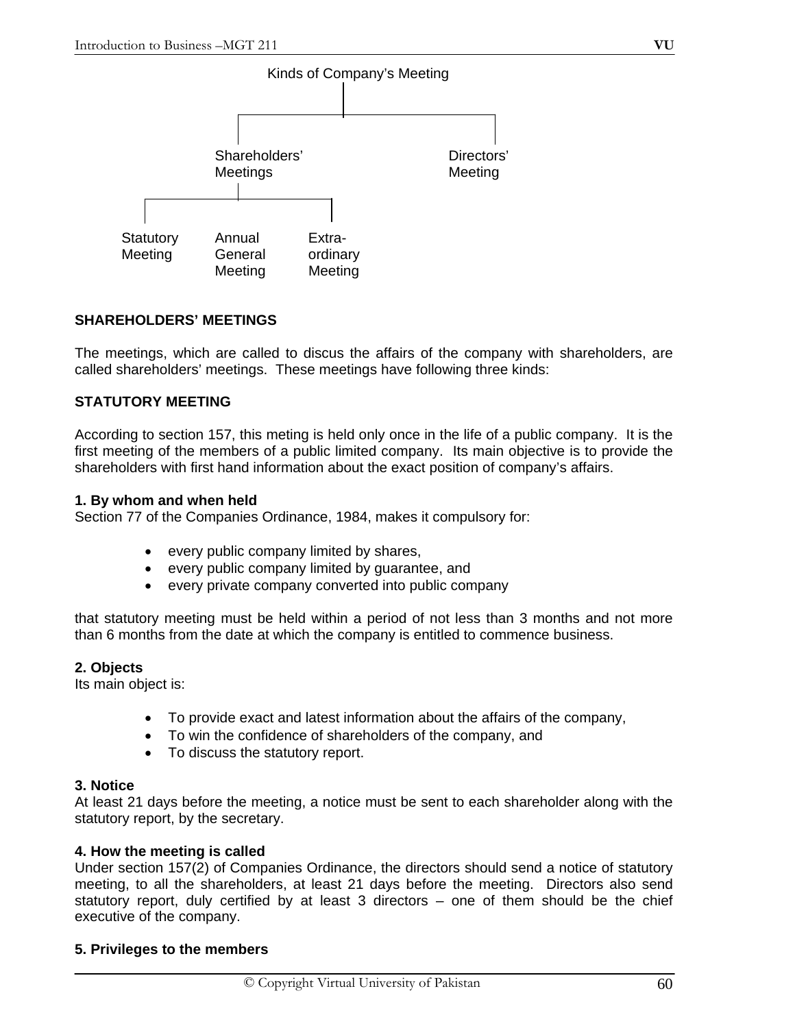Kinds of Company's Meeting

Shareholders' Meetings

Directors' Meeting

Statutory Meeting

Annual General Meeting

Extra-ordinary Meeting

**SHAREHOLDERS' MEETINGS**

The meetings, which are called to discus the affairs of the company with shareholders, are called shareholders' meetings. These meetings have following three kinds:

**STATUTORY MEETING**

According to section 157, this meting is held only once in the life of a public company. It is the first meeting of the members of a public limited company. Its main objective is to provide the shareholders with first hand information about the exact position of company's affairs.

**1. By whom and when held**
Section 77 of the Companies Ordinance, 1984, makes it compulsory for:

- every public company limited by shares,
- every public company limited by guarantee, and
- every private company converted into public company

that statutory meeting must be held within a period of not less than 3 months and not more than 6 months from the date at which the company is entitled to commence business.

**2. Objects**
Its main object is:

- To provide exact and latest information about the affairs of the company,
- To win the confidence of shareholders of the company, and
- To discuss the statutory report.

**3. Notice**
At least 21 days before the meeting, a notice must be sent to each shareholder along with the statutory report, by the secretary.

**4. How the meeting is called**
Under section 157(2) of Companies Ordinance, the directors should send a notice of statutory meeting, to all the shareholders, at least 21 days before the meeting. Directors also send statutory report, duly certified by at least 3 directors – one of them should be the chief executive of the company.

**5. Privileges to the members**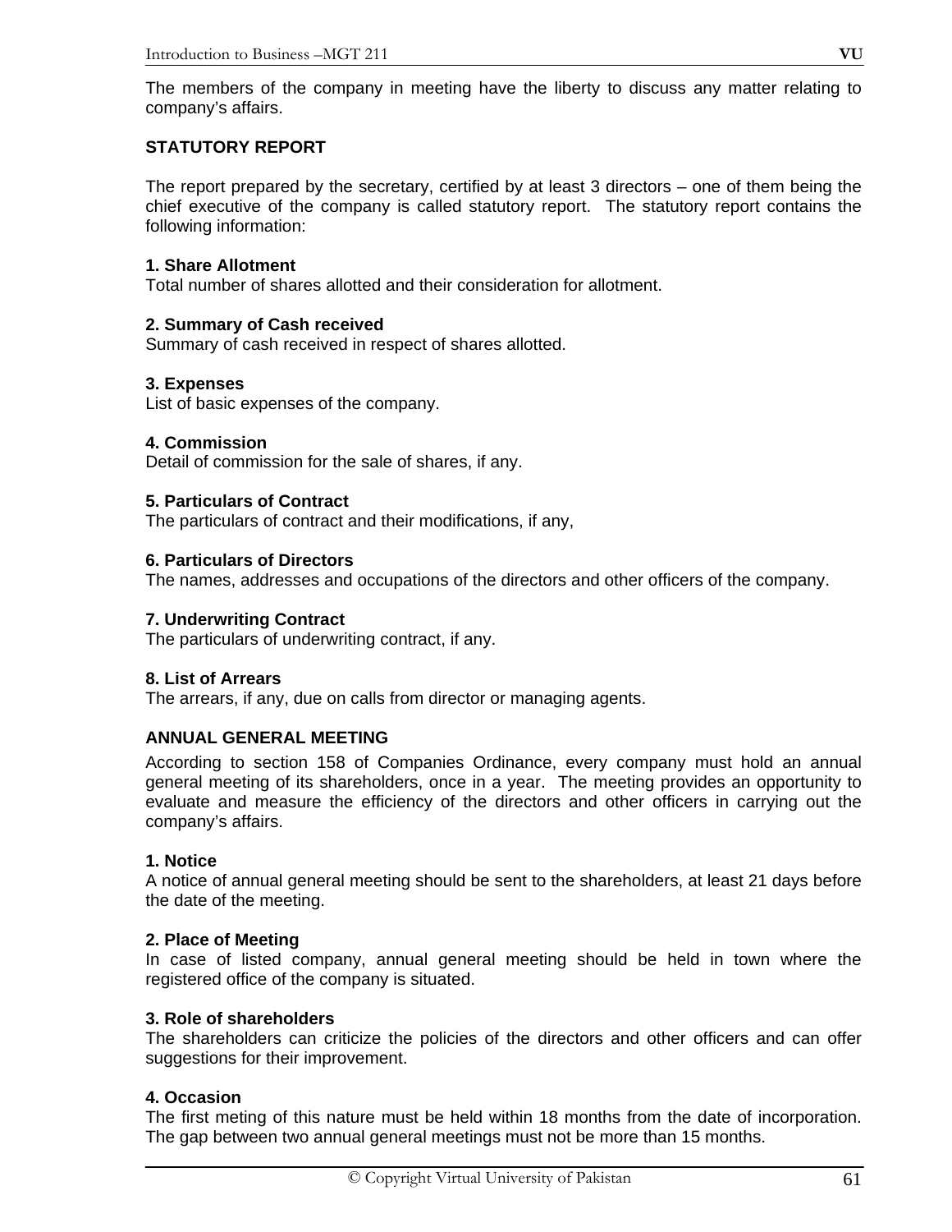The members of the company in meeting have the liberty to discuss any matter relating to company's affairs.

## STATUTORY REPORT

The report prepared by the secretary, certified by at least 3 directors – one of them being the chief executive of the company is called statutory report. The statutory report contains the following information:

**1. Share Allotment**
Total number of shares allotted and their consideration for allotment.

**2. Summary of Cash received**
Summary of cash received in respect of shares allotted.

**3. Expenses**
List of basic expenses of the company.

**4. Commission**
Detail of commission for the sale of shares, if any.

**5. Particulars of Contract**
The particulars of contract and their modifications, if any,

**6. Particulars of Directors**
The names, addresses and occupations of the directors and other officers of the company.

**7. Underwriting Contract**
The particulars of underwriting contract, if any.

**8. List of Arrears**
The arrears, if any, due on calls from director or managing agents.

## ANNUAL GENERAL MEETING

According to section 158 of Companies Ordinance, every company must hold an annual general meeting of its shareholders, once in a year. The meeting provides an opportunity to evaluate and measure the efficiency of the directors and other officers in carrying out the company's affairs.

**1. Notice**
A notice of annual general meeting should be sent to the shareholders, at least 21 days before the date of the meeting.

**2. Place of Meeting**
In case of listed company, annual general meeting should be held in town where the registered office of the company is situated.

**3. Role of shareholders**
The shareholders can criticize the policies of the directors and other officers and can offer suggestions for their improvement.

**4. Occasion**
The first meting of this nature must be held within 18 months from the date of incorporation. The gap between two annual general meetings must not be more than 15 months.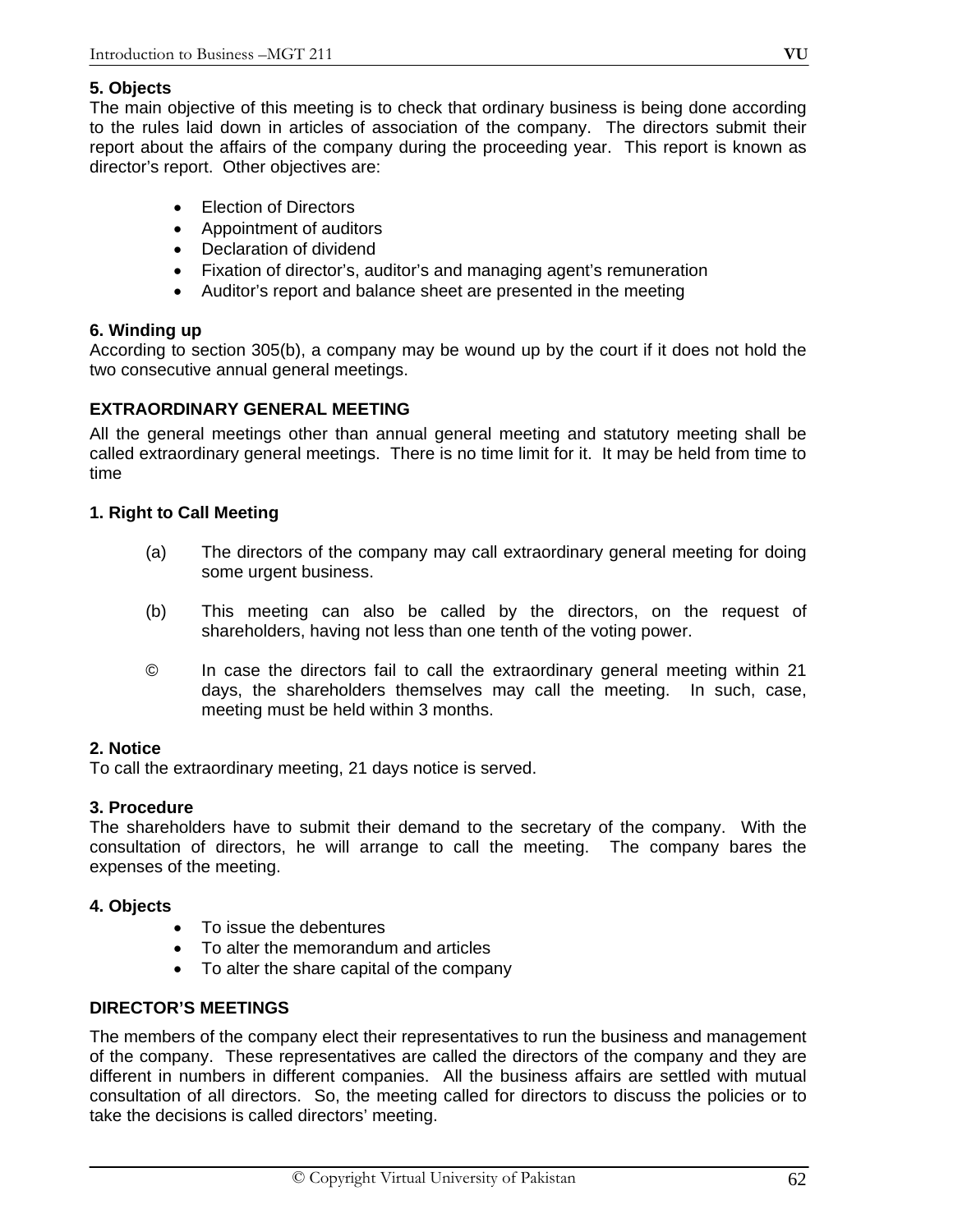**5. Objects**

The main objective of this meeting is to check that ordinary business is being done according to the rules laid down in articles of association of the company. The directors submit their report about the affairs of the company during the proceeding year. This report is known as director's report. Other objectives are:

- Election of Directors
- Appointment of auditors
- Declaration of dividend
- Fixation of director's, auditor's and managing agent's remuneration
- Auditor's report and balance sheet are presented in the meeting

**6. Winding up**

According to section 305(b), a company may be wound up by the court if it does not hold the two consecutive annual general meetings.

**EXTRAORDINARY GENERAL MEETING**

All the general meetings other than annual general meeting and statutory meeting shall be called extraordinary general meetings. There is no time limit for it. It may be held from time to time

**1. Right to Call Meeting**

(a) The directors of the company may call extraordinary general meeting for doing some urgent business.

(b) This meeting can also be called by the directors, on the request of shareholders, having not less than one tenth of the voting power.

© In case the directors fail to call the extraordinary general meeting within 21 days, the shareholders themselves may call the meeting. In such, case, meeting must be held within 3 months.

**2. Notice**

To call the extraordinary meeting, 21 days notice is served.

**3. Procedure**

The shareholders have to submit their demand to the secretary of the company. With the consultation of directors, he will arrange to call the meeting. The company bares the expenses of the meeting.

**4. Objects**

- To issue the debentures
- To alter the memorandum and articles
- To alter the share capital of the company

**DIRECTOR'S MEETINGS**

The members of the company elect their representatives to run the business and management of the company. These representatives are called the directors of the company and they are different in numbers in different companies. All the business affairs are settled with mutual consultation of all directors. So, the meeting called for directors to discuss the policies or to take the decisions is called directors' meeting.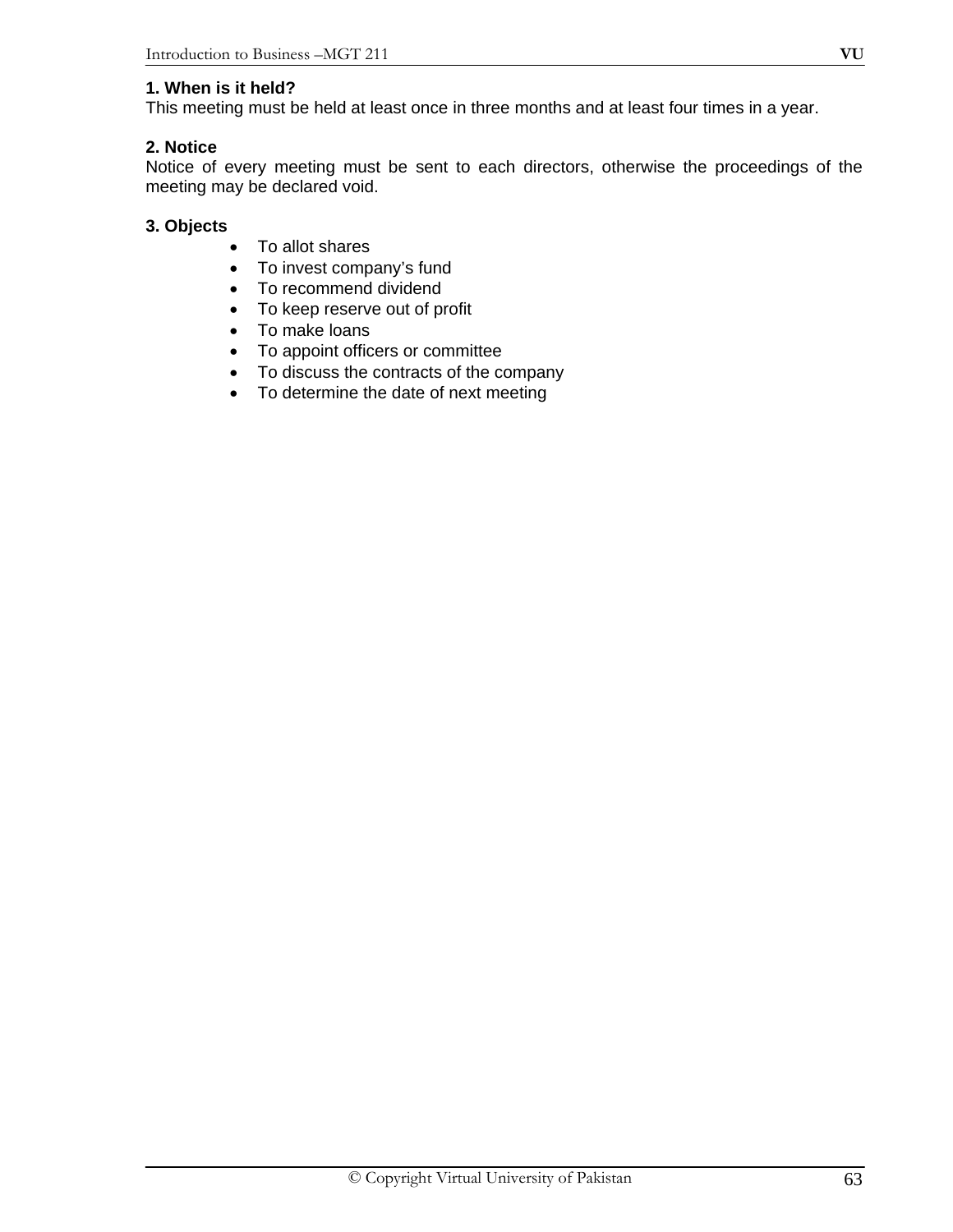**1. When is it held?**
This meeting must be held at least once in three months and at least four times in a year.

**2. Notice**
Notice of every meeting must be sent to each directors, otherwise the proceedings of the meeting may be declared void.

**3. Objects**

- To allot shares
- To invest company's fund
- To recommend dividend
- To keep reserve out of profit
- To make loans
- To appoint officers or committee
- To discuss the contracts of the company
- To determine the date of next meeting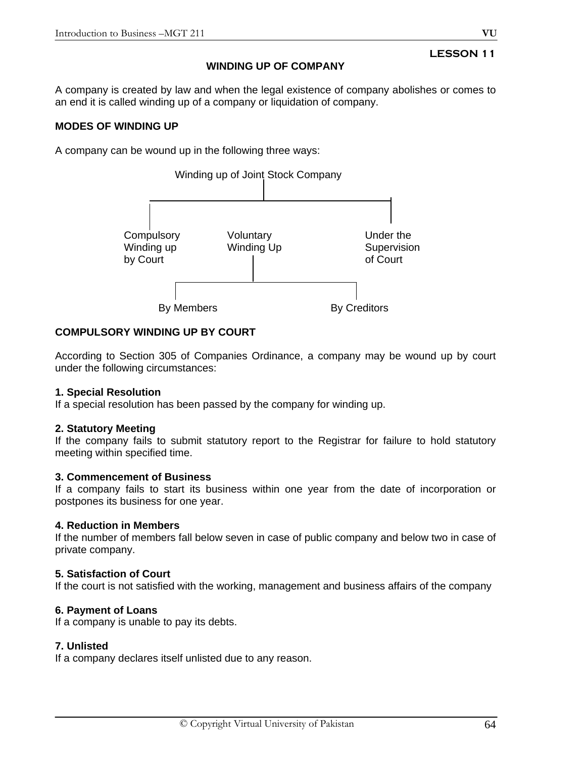**LESSON 11**

## WINDING UP OF COMPANY

A company is created by law and when the legal existence of company abolishes or comes to an end it is called winding up of a company or liquidation of company.

### MODES OF WINDING UP

A company can be wound up in the following three ways:

Winding up of Joint Stock Company

Compulsory Winding up by Court

Voluntary Winding Up

Under the Supervision of Court

By Members

By Creditors

### COMPULSORY WINDING UP BY COURT

According to Section 305 of Companies Ordinance, a company may be wound up by court under the following circumstances:

**1. Special Resolution**
If a special resolution has been passed by the company for winding up.

**2. Statutory Meeting**
If the company fails to submit statutory report to the Registrar for failure to hold statutory meeting within specified time.

**3. Commencement of Business**
If a company fails to start its business within one year from the date of incorporation or postpones its business for one year.

**4. Reduction in Members**
If the number of members fall below seven in case of public company and below two in case of private company.

**5. Satisfaction of Court**
If the court is not satisfied with the working, management and business affairs of the company

**6. Payment of Loans**
If a company is unable to pay its debts.

**7. Unlisted**
If a company declares itself unlisted due to any reason.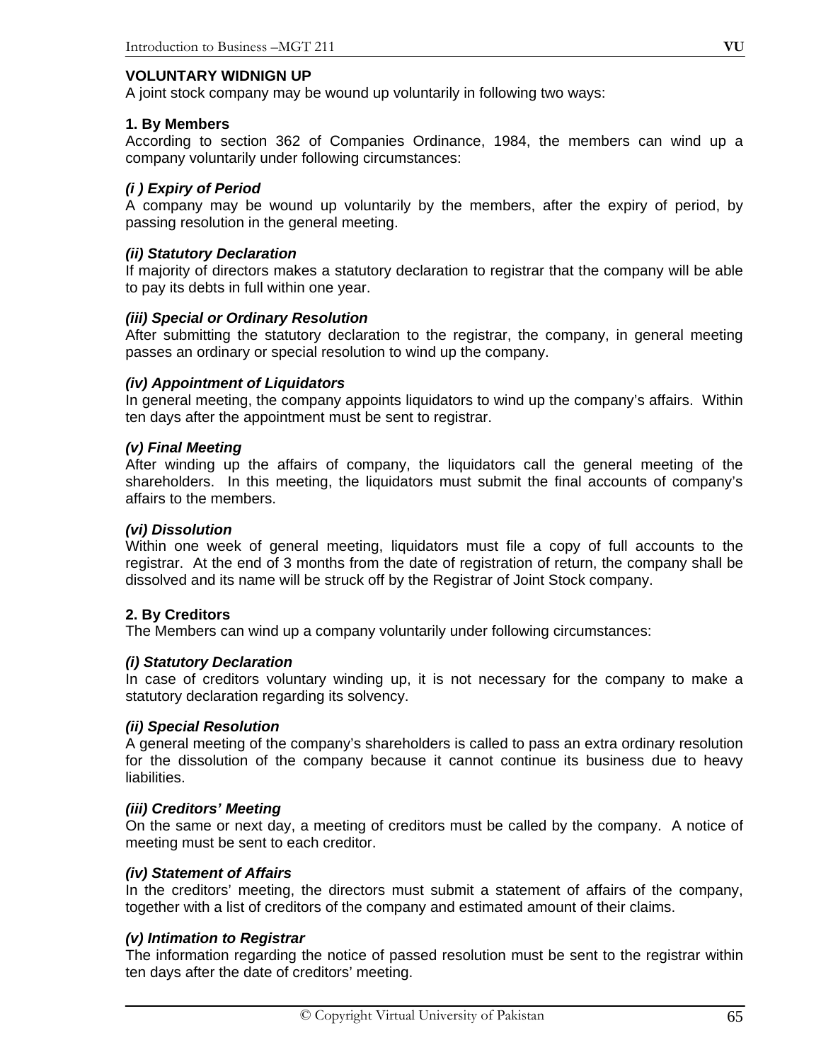### VOLUNTARY WIDNIGN UP

A joint stock company may be wound up voluntarily in following two ways:

#### 1. By Members

According to section 362 of Companies Ordinance, 1984, the members can wind up a company voluntarily under following circumstances:

***(i ) Expiry of Period***

A company may be wound up voluntarily by the members, after the expiry of period, by passing resolution in the general meeting.

***(ii) Statutory Declaration***

If majority of directors makes a statutory declaration to registrar that the company will be able to pay its debts in full within one year.

***(iii) Special or Ordinary Resolution***

After submitting the statutory declaration to the registrar, the company, in general meeting passes an ordinary or special resolution to wind up the company.

***(iv) Appointment of Liquidators***

In general meeting, the company appoints liquidators to wind up the company's affairs. Within ten days after the appointment must be sent to registrar.

***(v) Final Meeting***

After winding up the affairs of company, the liquidators call the general meeting of the shareholders. In this meeting, the liquidators must submit the final accounts of company's affairs to the members.

***(vi) Dissolution***

Within one week of general meeting, liquidators must file a copy of full accounts to the registrar. At the end of 3 months from the date of registration of return, the company shall be dissolved and its name will be struck off by the Registrar of Joint Stock company.

#### 2. By Creditors

The Members can wind up a company voluntarily under following circumstances:

***(i) Statutory Declaration***

In case of creditors voluntary winding up, it is not necessary for the company to make a statutory declaration regarding its solvency.

***(ii) Special Resolution***

A general meeting of the company's shareholders is called to pass an extra ordinary resolution for the dissolution of the company because it cannot continue its business due to heavy liabilities.

***(iii) Creditors' Meeting***

On the same or next day, a meeting of creditors must be called by the company. A notice of meeting must be sent to each creditor.

***(iv) Statement of Affairs***

In the creditors' meeting, the directors must submit a statement of affairs of the company, together with a list of creditors of the company and estimated amount of their claims.

***(v) Intimation to Registrar***

The information regarding the notice of passed resolution must be sent to the registrar within ten days after the date of creditors' meeting.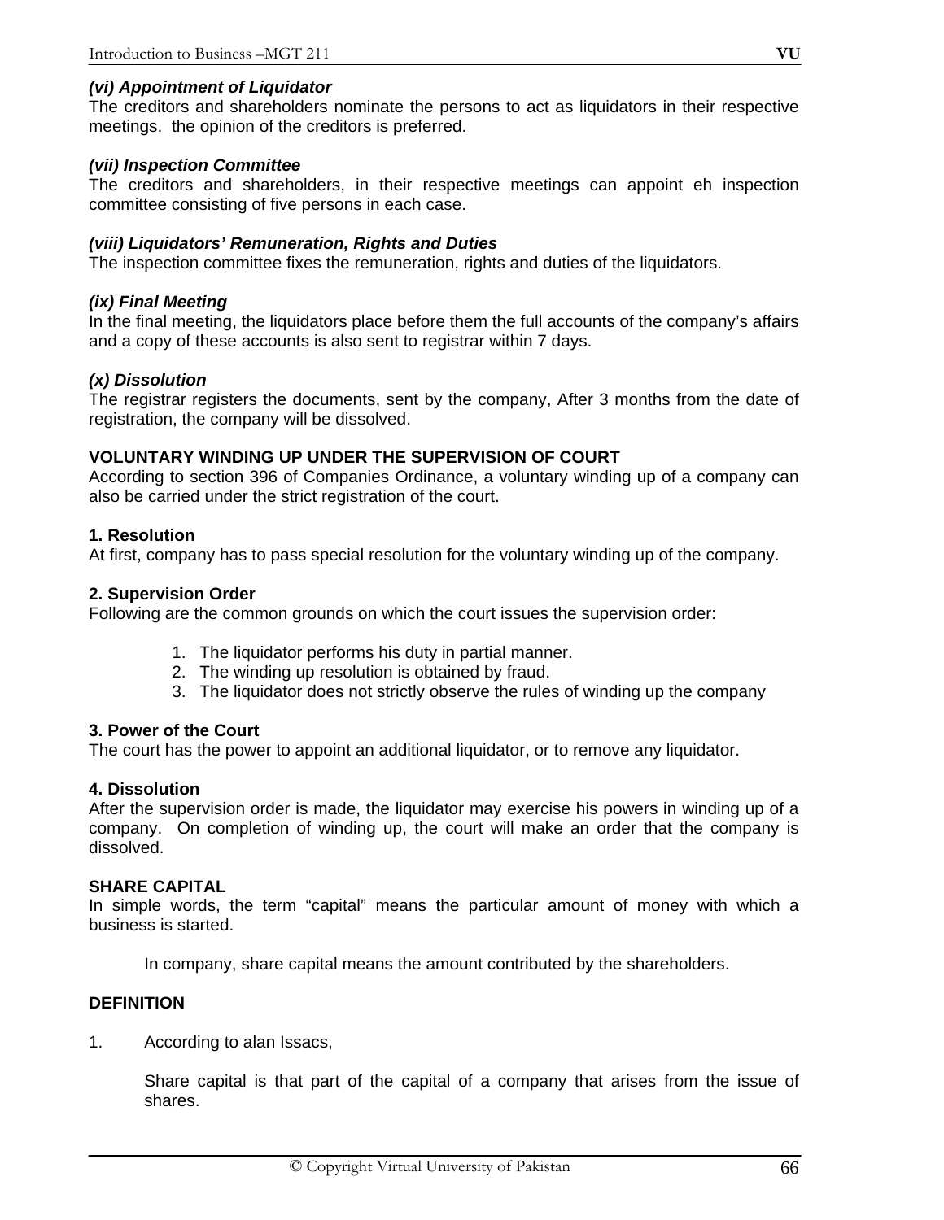***(vi) Appointment of Liquidator***
The creditors and shareholders nominate the persons to act as liquidators in their respective meetings. the opinion of the creditors is preferred.

***(vii) Inspection Committee***
The creditors and shareholders, in their respective meetings can appoint eh inspection committee consisting of five persons in each case.

***(viii) Liquidators' Remuneration, Rights and Duties***
The inspection committee fixes the remuneration, rights and duties of the liquidators.

***(ix) Final Meeting***
In the final meeting, the liquidators place before them the full accounts of the company's affairs and a copy of these accounts is also sent to registrar within 7 days.

***(x) Dissolution***
The registrar registers the documents, sent by the company, After 3 months from the date of registration, the company will be dissolved.

**VOLUNTARY WINDING UP UNDER THE SUPERVISION OF COURT**
According to section 396 of Companies Ordinance, a voluntary winding up of a company can also be carried under the strict registration of the court.

**1. Resolution**
At first, company has to pass special resolution for the voluntary winding up of the company.

**2. Supervision Order**
Following are the common grounds on which the court issues the supervision order:

1. The liquidator performs his duty in partial manner.
2. The winding up resolution is obtained by fraud.
3. The liquidator does not strictly observe the rules of winding up the company

**3. Power of the Court**
The court has the power to appoint an additional liquidator, or to remove any liquidator.

**4. Dissolution**
After the supervision order is made, the liquidator may exercise his powers in winding up of a company. On completion of winding up, the court will make an order that the company is dissolved.

**SHARE CAPITAL**
In simple words, the term "capital" means the particular amount of money with which a business is started.

In company, share capital means the amount contributed by the shareholders.

**DEFINITION**

1. According to alan Issacs,

   Share capital is that part of the capital of a company that arises from the issue of shares.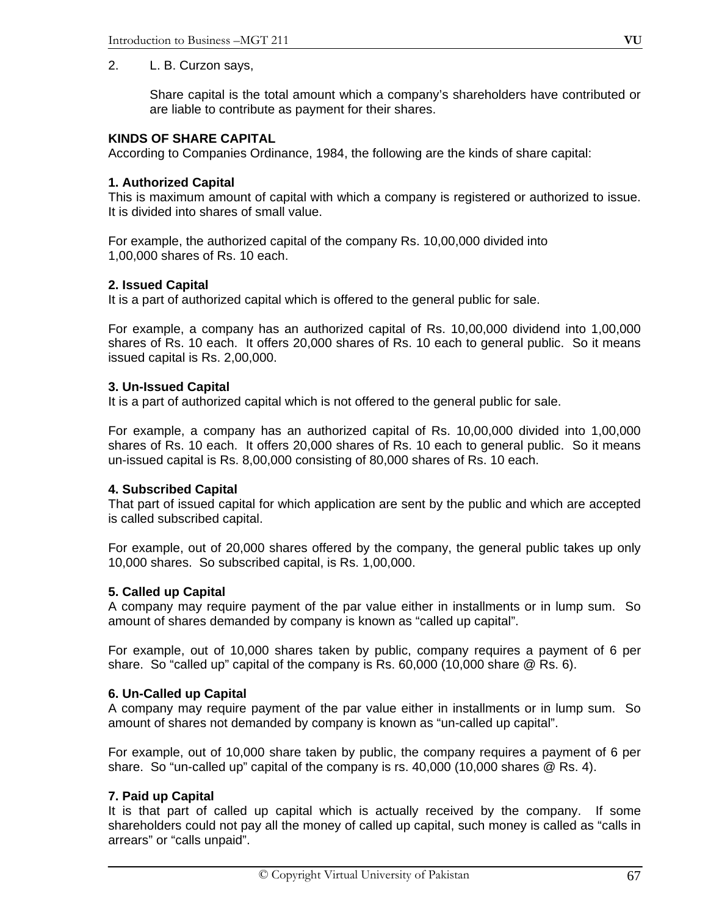2. L. B. Curzon says,

Share capital is the total amount which a company's shareholders have contributed or are liable to contribute as payment for their shares.

**KINDS OF SHARE CAPITAL**
According to Companies Ordinance, 1984, the following are the kinds of share capital:

**1. Authorized Capital**
This is maximum amount of capital with which a company is registered or authorized to issue. It is divided into shares of small value.

For example, the authorized capital of the company Rs. 10,00,000 divided into 1,00,000 shares of Rs. 10 each.

**2. Issued Capital**
It is a part of authorized capital which is offered to the general public for sale.

For example, a company has an authorized capital of Rs. 10,00,000 dividend into 1,00,000 shares of Rs. 10 each. It offers 20,000 shares of Rs. 10 each to general public. So it means issued capital is Rs. 2,00,000.

**3. Un-Issued Capital**
It is a part of authorized capital which is not offered to the general public for sale.

For example, a company has an authorized capital of Rs. 10,00,000 divided into 1,00,000 shares of Rs. 10 each. It offers 20,000 shares of Rs. 10 each to general public. So it means un-issued capital is Rs. 8,00,000 consisting of 80,000 shares of Rs. 10 each.

**4. Subscribed Capital**
That part of issued capital for which application are sent by the public and which are accepted is called subscribed capital.

For example, out of 20,000 shares offered by the company, the general public takes up only 10,000 shares. So subscribed capital, is Rs. 1,00,000.

**5. Called up Capital**
A company may require payment of the par value either in installments or in lump sum. So amount of shares demanded by company is known as "called up capital".

For example, out of 10,000 shares taken by public, company requires a payment of 6 per share. So "called up" capital of the company is Rs. 60,000 (10,000 share @ Rs. 6).

**6. Un-Called up Capital**
A company may require payment of the par value either in installments or in lump sum. So amount of shares not demanded by company is known as "un-called up capital".

For example, out of 10,000 share taken by public, the company requires a payment of 6 per share. So "un-called up" capital of the company is rs. 40,000 (10,000 shares @ Rs. 4).

**7. Paid up Capital**
It is that part of called up capital which is actually received by the company. If some shareholders could not pay all the money of called up capital, such money is called as "calls in arrears" or "calls unpaid".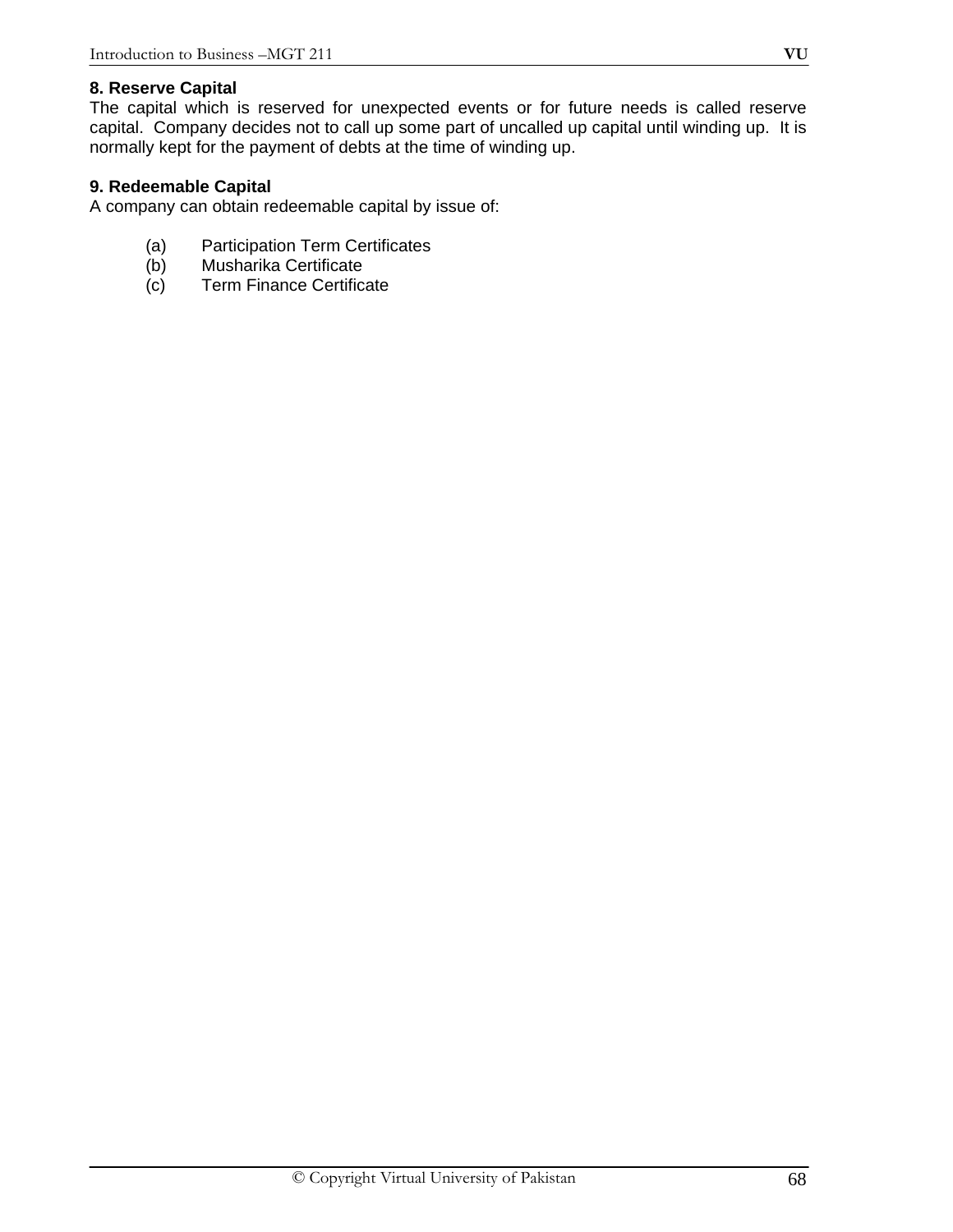### 8. Reserve Capital

The capital which is reserved for unexpected events or for future needs is called reserve capital. Company decides not to call up some part of uncalled up capital until winding up. It is normally kept for the payment of debts at the time of winding up.

### 9. Redeemable Capital

A company can obtain redeemable capital by issue of:

(a) Participation Term Certificates
(b) Musharika Certificate
(c) Term Finance Certificate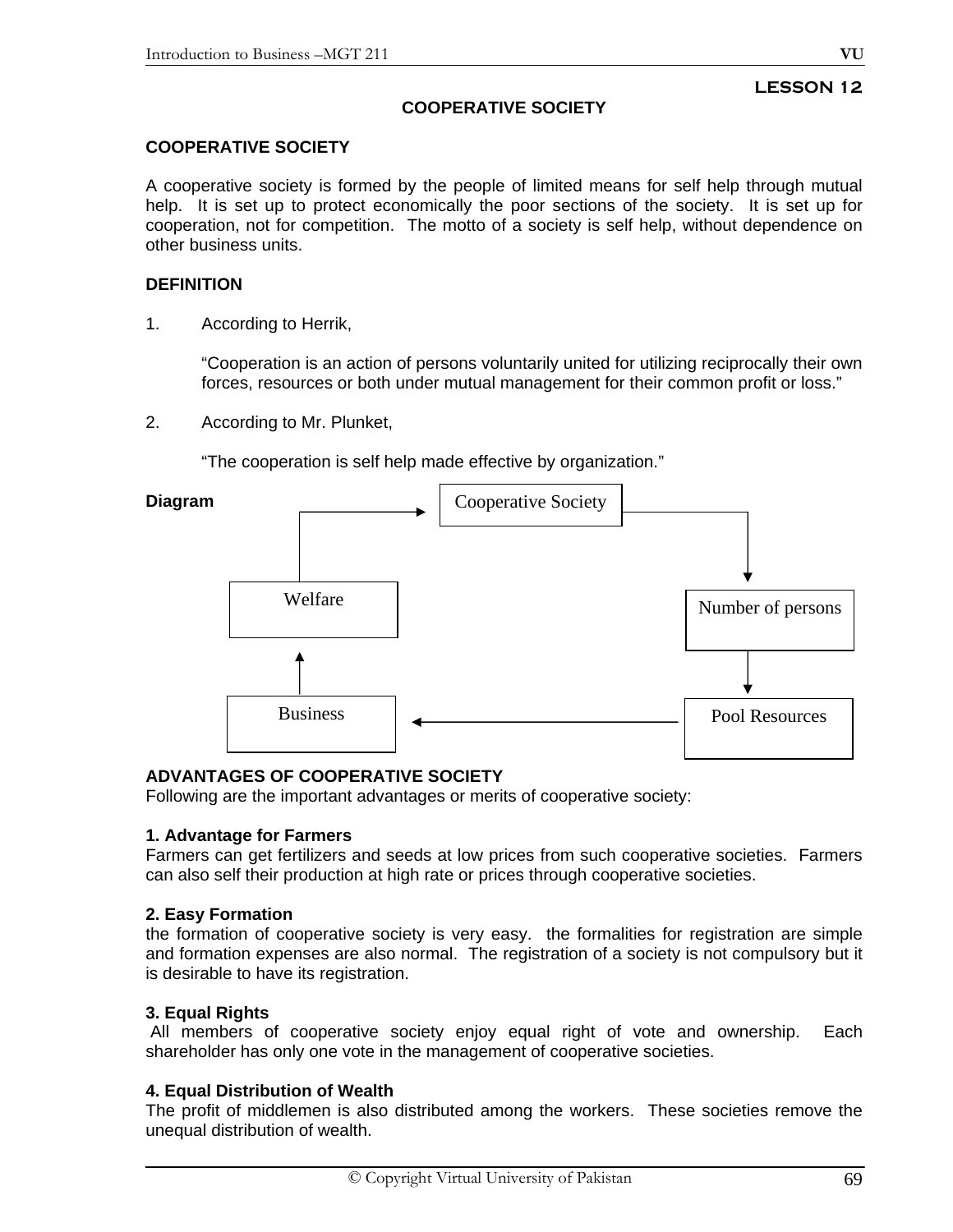# LESSON 12

## COOPERATIVE SOCIETY

### COOPERATIVE SOCIETY

A cooperative society is formed by the people of limited means for self help through mutual help. It is set up to protect economically the poor sections of the society. It is set up for cooperation, not for competition. The motto of a society is self help, without dependence on other business units.

### DEFINITION

1. According to Herrik,

   "Cooperation is an action of persons voluntarily united for utilizing reciprocally their own forces, resources or both under mutual management for their common profit or loss."

2. According to Mr. Plunket,

   "The cooperation is self help made effective by organization."

**Diagram**

Cooperative Society

Number of persons

Pool Resources

Business

Welfare

### ADVANTAGES OF COOPERATIVE SOCIETY

Following are the important advantages or merits of cooperative society:

**1. Advantage for Farmers**

Farmers can get fertilizers and seeds at low prices from such cooperative societies. Farmers can also self their production at high rate or prices through cooperative societies.

**2. Easy Formation**

the formation of cooperative society is very easy. the formalities for registration are simple and formation expenses are also normal. The registration of a society is not compulsory but it is desirable to have its registration.

**3. Equal Rights**

All members of cooperative society enjoy equal right of vote and ownership. Each shareholder has only one vote in the management of cooperative societies.

**4. Equal Distribution of Wealth**

The profit of middlemen is also distributed among the workers. These societies remove the unequal distribution of wealth.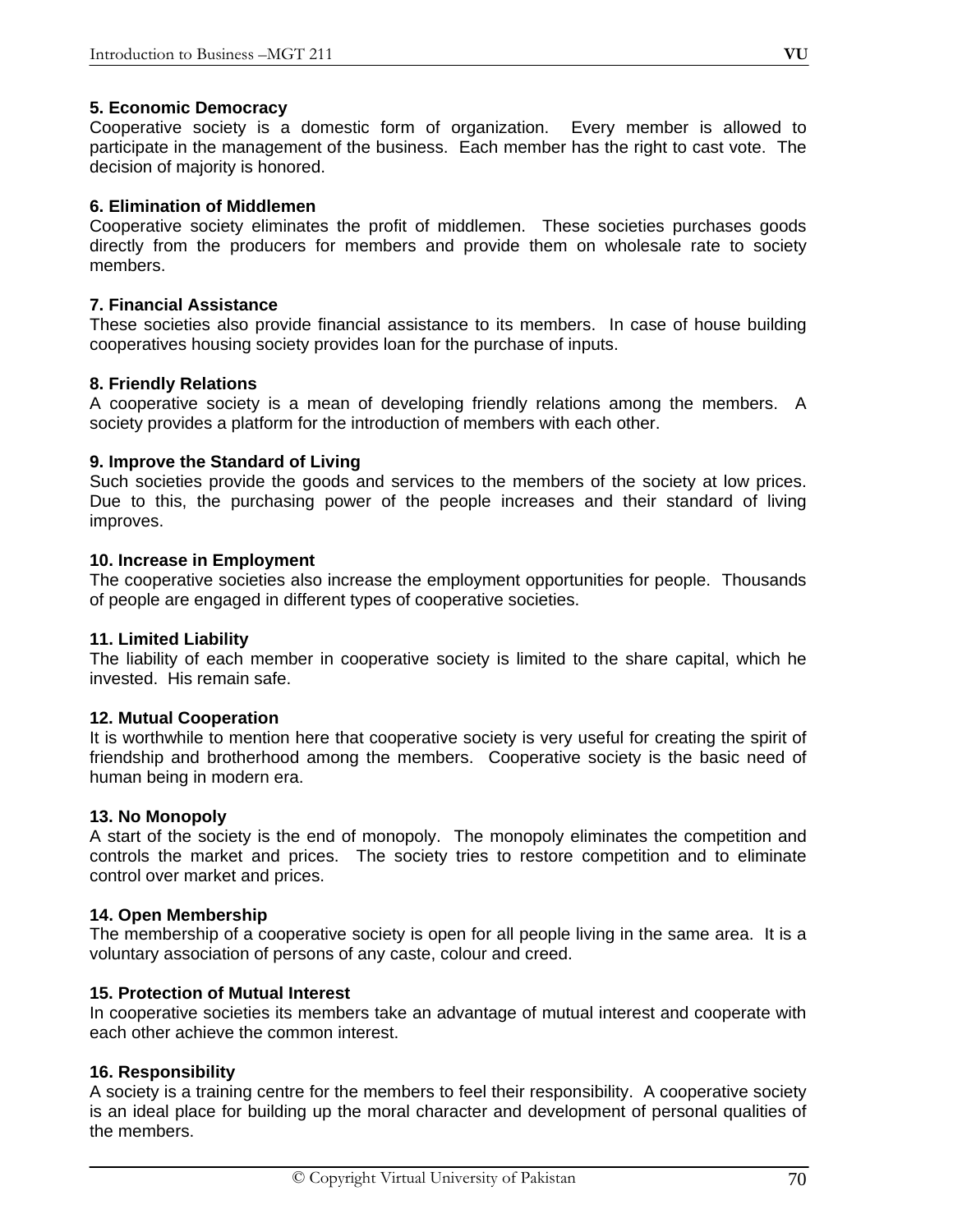**5. Economic Democracy**
Cooperative society is a domestic form of organization. Every member is allowed to participate in the management of the business. Each member has the right to cast vote. The decision of majority is honored.

**6. Elimination of Middlemen**
Cooperative society eliminates the profit of middlemen. These societies purchases goods directly from the producers for members and provide them on wholesale rate to society members.

**7. Financial Assistance**
These societies also provide financial assistance to its members. In case of house building cooperatives housing society provides loan for the purchase of inputs.

**8. Friendly Relations**
A cooperative society is a mean of developing friendly relations among the members. A society provides a platform for the introduction of members with each other.

**9. Improve the Standard of Living**
Such societies provide the goods and services to the members of the society at low prices. Due to this, the purchasing power of the people increases and their standard of living improves.

**10. Increase in Employment**
The cooperative societies also increase the employment opportunities for people. Thousands of people are engaged in different types of cooperative societies.

**11. Limited Liability**
The liability of each member in cooperative society is limited to the share capital, which he invested. His remain safe.

**12. Mutual Cooperation**
It is worthwhile to mention here that cooperative society is very useful for creating the spirit of friendship and brotherhood among the members. Cooperative society is the basic need of human being in modern era.

**13. No Monopoly**
A start of the society is the end of monopoly. The monopoly eliminates the competition and controls the market and prices. The society tries to restore competition and to eliminate control over market and prices.

**14. Open Membership**
The membership of a cooperative society is open for all people living in the same area. It is a voluntary association of persons of any caste, colour and creed.

**15. Protection of Mutual Interest**
In cooperative societies its members take an advantage of mutual interest and cooperate with each other achieve the common interest.

**16. Responsibility**
A society is a training centre for the members to feel their responsibility. A cooperative society is an ideal place for building up the moral character and development of personal qualities of the members.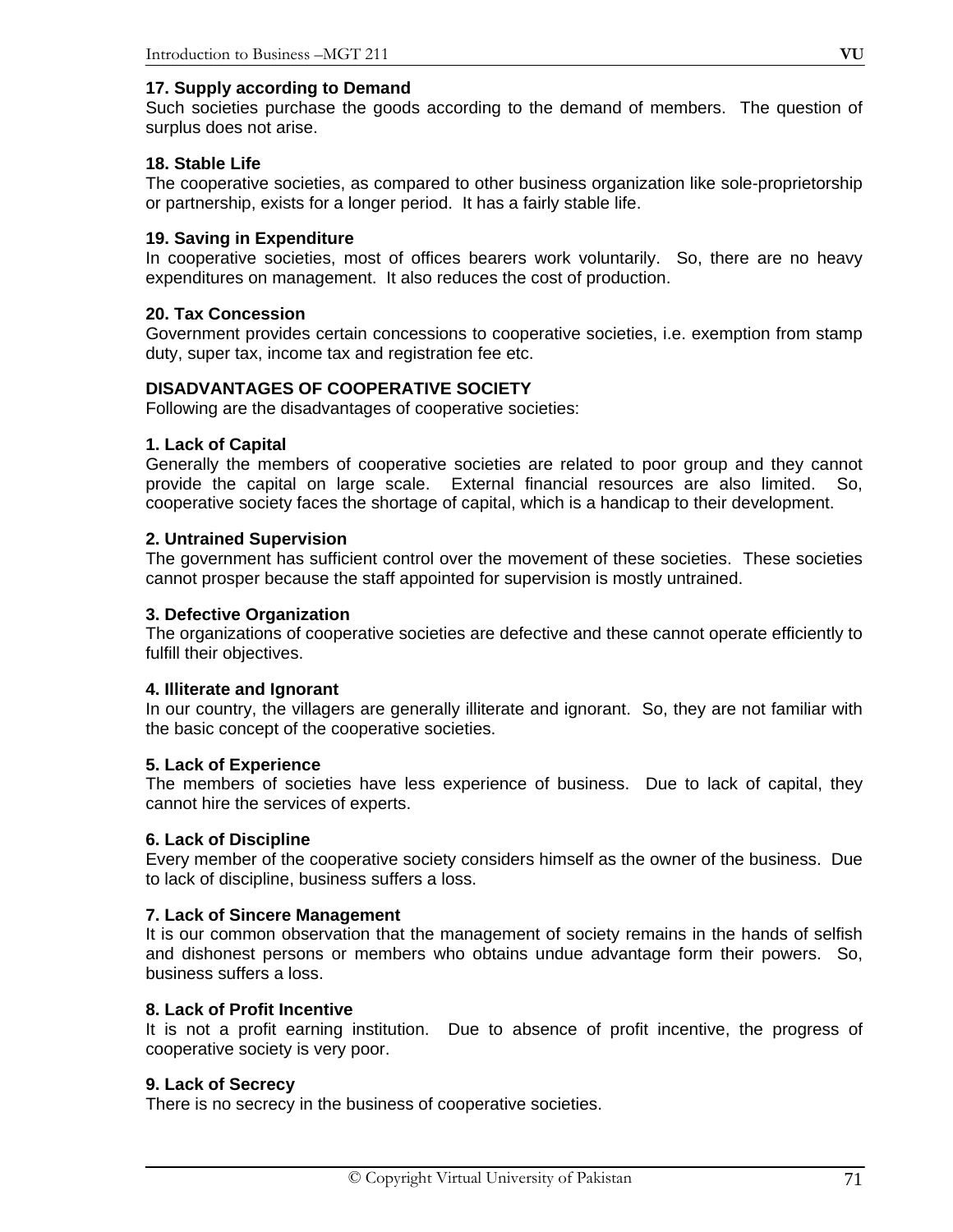**17. Supply according to Demand**
Such societies purchase the goods according to the demand of members. The question of surplus does not arise.

**18. Stable Life**
The cooperative societies, as compared to other business organization like sole-proprietorship or partnership, exists for a longer period. It has a fairly stable life.

**19. Saving in Expenditure**
In cooperative societies, most of offices bearers work voluntarily. So, there are no heavy expenditures on management. It also reduces the cost of production.

**20. Tax Concession**
Government provides certain concessions to cooperative societies, i.e. exemption from stamp duty, super tax, income tax and registration fee etc.

## DISADVANTAGES OF COOPERATIVE SOCIETY

Following are the disadvantages of cooperative societies:

**1. Lack of Capital**
Generally the members of cooperative societies are related to poor group and they cannot provide the capital on large scale. External financial resources are also limited. So, cooperative society faces the shortage of capital, which is a handicap to their development.

**2. Untrained Supervision**
The government has sufficient control over the movement of these societies. These societies cannot prosper because the staff appointed for supervision is mostly untrained.

**3. Defective Organization**
The organizations of cooperative societies are defective and these cannot operate efficiently to fulfill their objectives.

**4. Illiterate and Ignorant**
In our country, the villagers are generally illiterate and ignorant. So, they are not familiar with the basic concept of the cooperative societies.

**5. Lack of Experience**
The members of societies have less experience of business. Due to lack of capital, they cannot hire the services of experts.

**6. Lack of Discipline**
Every member of the cooperative society considers himself as the owner of the business. Due to lack of discipline, business suffers a loss.

**7. Lack of Sincere Management**
It is our common observation that the management of society remains in the hands of selfish and dishonest persons or members who obtains undue advantage form their powers. So, business suffers a loss.

**8. Lack of Profit Incentive**
It is not a profit earning institution. Due to absence of profit incentive, the progress of cooperative society is very poor.

**9. Lack of Secrecy**
There is no secrecy in the business of cooperative societies.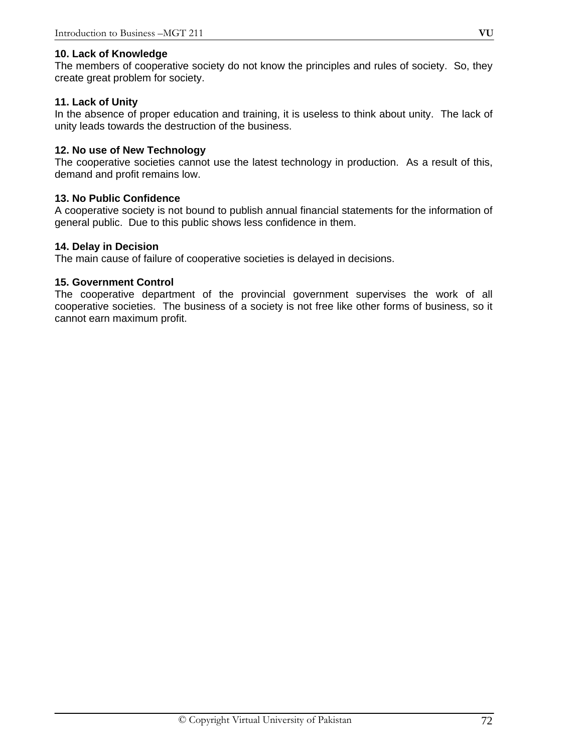**10. Lack of Knowledge**
The members of cooperative society do not know the principles and rules of society. So, they create great problem for society.

**11. Lack of Unity**
In the absence of proper education and training, it is useless to think about unity. The lack of unity leads towards the destruction of the business.

**12. No use of New Technology**
The cooperative societies cannot use the latest technology in production. As a result of this, demand and profit remains low.

**13. No Public Confidence**
A cooperative society is not bound to publish annual financial statements for the information of general public. Due to this public shows less confidence in them.

**14. Delay in Decision**
The main cause of failure of cooperative societies is delayed in decisions.

**15. Government Control**
The cooperative department of the provincial government supervises the work of all cooperative societies. The business of a society is not free like other forms of business, so it cannot earn maximum profit.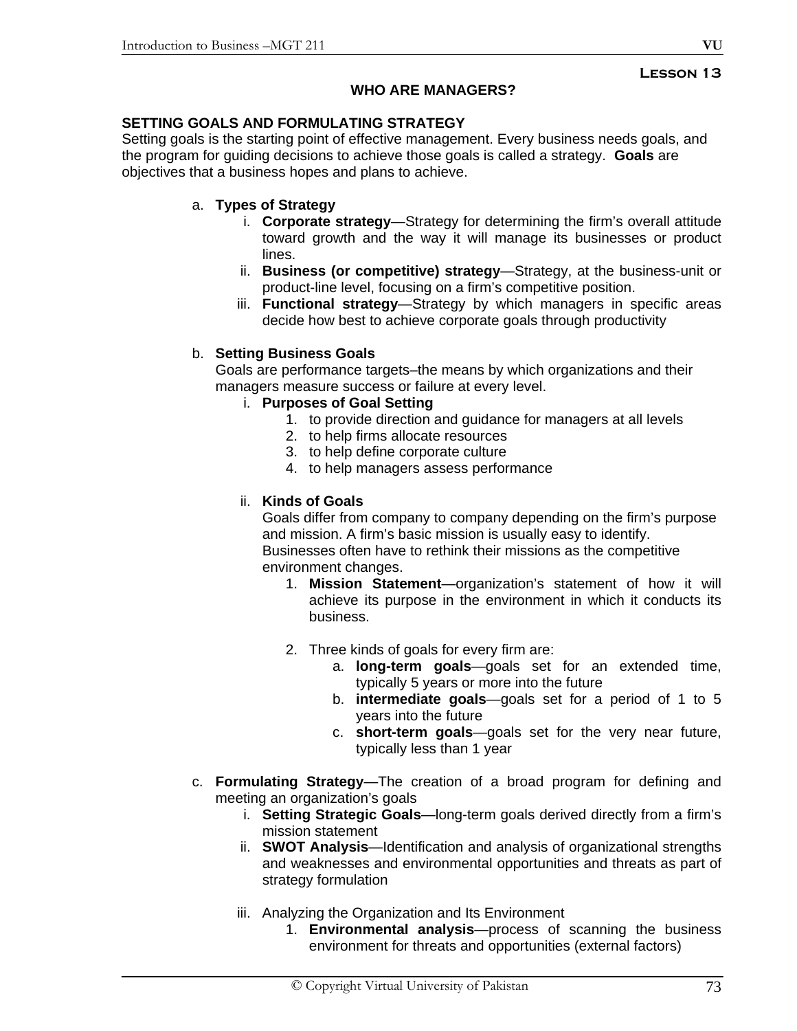**Lesson 13**

## WHO ARE MANAGERS?

### SETTING GOALS AND FORMULATING STRATEGY

Setting goals is the starting point of effective management. Every business needs goals, and the program for guiding decisions to achieve those goals is called a strategy. **Goals** are objectives that a business hopes and plans to achieve.

a. **Types of Strategy**
    i. **Corporate strategy**—Strategy for determining the firm's overall attitude toward growth and the way it will manage its businesses or product lines.
    ii. **Business (or competitive) strategy**—Strategy, at the business-unit or product-line level, focusing on a firm's competitive position.
    iii. **Functional strategy**—Strategy by which managers in specific areas decide how best to achieve corporate goals through productivity

b. **Setting Business Goals**
   Goals are performance targets–the means by which organizations and their managers measure success or failure at every level.
    i. **Purposes of Goal Setting**
        1. to provide direction and guidance for managers at all levels
        2. to help firms allocate resources
        3. to help define corporate culture
        4. to help managers assess performance

    ii. **Kinds of Goals**
        Goals differ from company to company depending on the firm's purpose and mission. A firm's basic mission is usually easy to identify. Businesses often have to rethink their missions as the competitive environment changes.
        1. **Mission Statement**—organization's statement of how it will achieve its purpose in the environment in which it conducts its business.

        2. Three kinds of goals for every firm are:
            a. **long-term goals**—goals set for an extended time, typically 5 years or more into the future
            b. **intermediate goals**—goals set for a period of 1 to 5 years into the future
            c. **short-term goals**—goals set for the very near future, typically less than 1 year

c. **Formulating Strategy**—The creation of a broad program for defining and meeting an organization's goals
    i. **Setting Strategic Goals**—long-term goals derived directly from a firm's mission statement
    ii. **SWOT Analysis**—Identification and analysis of organizational strengths and weaknesses and environmental opportunities and threats as part of strategy formulation

    iii. Analyzing the Organization and Its Environment
        1. **Environmental analysis**—process of scanning the business environment for threats and opportunities (external factors)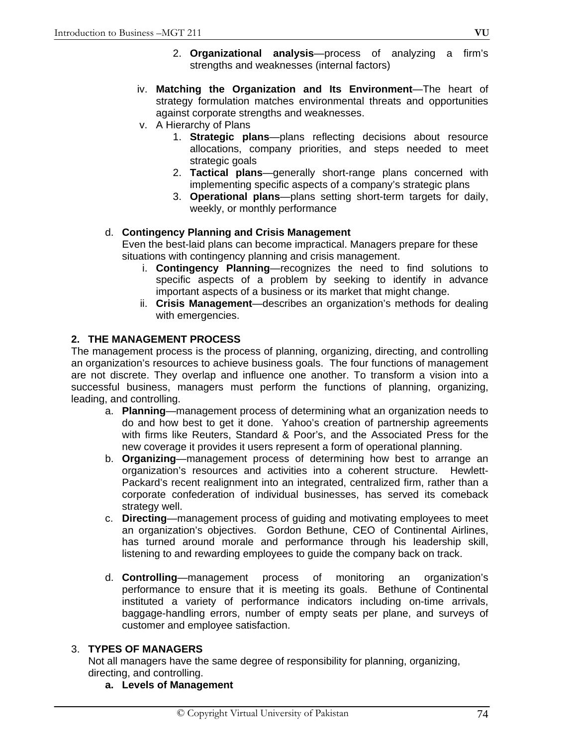2. **Organizational analysis**—process of analyzing a firm's strengths and weaknesses (internal factors)

iv. **Matching the Organization and Its Environment**—The heart of strategy formulation matches environmental threats and opportunities against corporate strengths and weaknesses.

v. A Hierarchy of Plans
   1. **Strategic plans**—plans reflecting decisions about resource allocations, company priorities, and steps needed to meet strategic goals
   2. **Tactical plans**—generally short-range plans concerned with implementing specific aspects of a company's strategic plans
   3. **Operational plans**—plans setting short-term targets for daily, weekly, or monthly performance

d. **Contingency Planning and Crisis Management**

Even the best-laid plans can become impractical. Managers prepare for these situations with contingency planning and crisis management.

   i. **Contingency Planning**—recognizes the need to find solutions to specific aspects of a problem by seeking to identify in advance important aspects of a business or its market that might change.
   ii. **Crisis Management**—describes an organization's methods for dealing with emergencies.

## 2. THE MANAGEMENT PROCESS

The management process is the process of planning, organizing, directing, and controlling an organization's resources to achieve business goals. The four functions of management are not discrete. They overlap and influence one another. To transform a vision into a successful business, managers must perform the functions of planning, organizing, leading, and controlling.

a. **Planning**—management process of determining what an organization needs to do and how best to get it done. Yahoo's creation of partnership agreements with firms like Reuters, Standard & Poor's, and the Associated Press for the new coverage it provides it users represent a form of operational planning.

b. **Organizing**—management process of determining how best to arrange an organization's resources and activities into a coherent structure. Hewlett-Packard's recent realignment into an integrated, centralized firm, rather than a corporate confederation of individual businesses, has served its comeback strategy well.

c. **Directing**—management process of guiding and motivating employees to meet an organization's objectives. Gordon Bethune, CEO of Continental Airlines, has turned around morale and performance through his leadership skill, listening to and rewarding employees to guide the company back on track.

d. **Controlling**—management process of monitoring an organization's performance to ensure that it is meeting its goals. Bethune of Continental instituted a variety of performance indicators including on-time arrivals, baggage-handling errors, number of empty seats per plane, and surveys of customer and employee satisfaction.

## 3. TYPES OF MANAGERS

Not all managers have the same degree of responsibility for planning, organizing, directing, and controlling.

### a. Levels of Management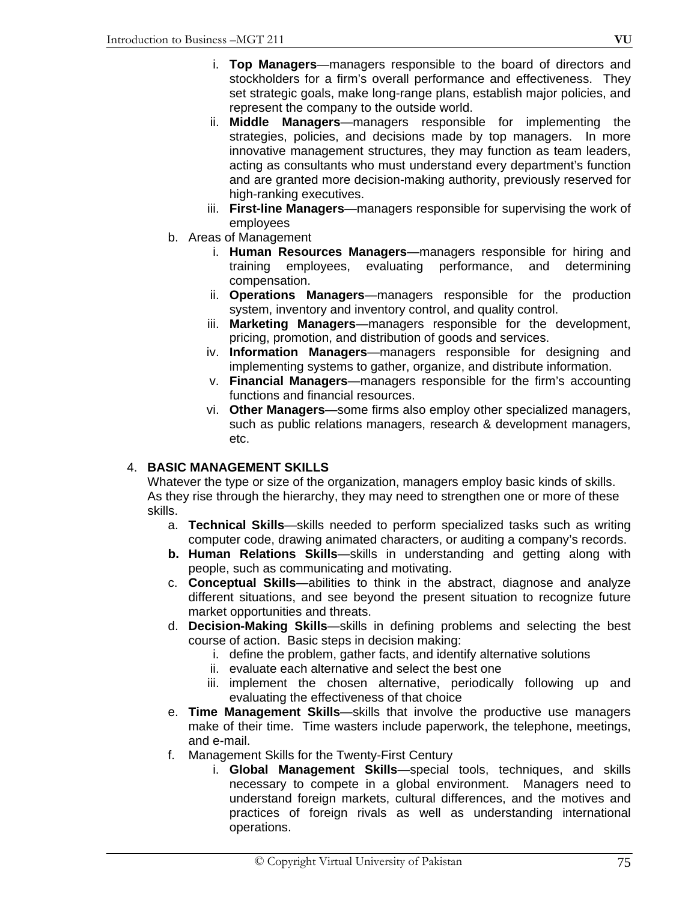i. **Top Managers**—managers responsible to the board of directors and stockholders for a firm's overall performance and effectiveness. They set strategic goals, make long-range plans, establish major policies, and represent the company to the outside world.
ii. **Middle Managers**—managers responsible for implementing the strategies, policies, and decisions made by top managers. In more innovative management structures, they may function as team leaders, acting as consultants who must understand every department's function and are granted more decision-making authority, previously reserved for high-ranking executives.
iii. **First-line Managers**—managers responsible for supervising the work of employees

b. Areas of Management
   i. **Human Resources Managers**—managers responsible for hiring and training employees, evaluating performance, and determining compensation.
   ii. **Operations Managers**—managers responsible for the production system, inventory and inventory control, and quality control.
   iii. **Marketing Managers**—managers responsible for the development, pricing, promotion, and distribution of goods and services.
   iv. **Information Managers**—managers responsible for designing and implementing systems to gather, organize, and distribute information.
   v. **Financial Managers**—managers responsible for the firm's accounting functions and financial resources.
   vi. **Other Managers**—some firms also employ other specialized managers, such as public relations managers, research & development managers, etc.

4. **BASIC MANAGEMENT SKILLS**

Whatever the type or size of the organization, managers employ basic kinds of skills. As they rise through the hierarchy, they may need to strengthen one or more of these skills.

a. **Technical Skills**—skills needed to perform specialized tasks such as writing computer code, drawing animated characters, or auditing a company's records.
b. **Human Relations Skills**—skills in understanding and getting along with people, such as communicating and motivating.
c. **Conceptual Skills**—abilities to think in the abstract, diagnose and analyze different situations, and see beyond the present situation to recognize future market opportunities and threats.
d. **Decision-Making Skills**—skills in defining problems and selecting the best course of action. Basic steps in decision making:
   i. define the problem, gather facts, and identify alternative solutions
   ii. evaluate each alternative and select the best one
   iii. implement the chosen alternative, periodically following up and evaluating the effectiveness of that choice
e. **Time Management Skills**—skills that involve the productive use managers make of their time. Time wasters include paperwork, the telephone, meetings, and e-mail.
f. Management Skills for the Twenty-First Century
   i. **Global Management Skills**—special tools, techniques, and skills necessary to compete in a global environment. Managers need to understand foreign markets, cultural differences, and the motives and practices of foreign rivals as well as understanding international operations.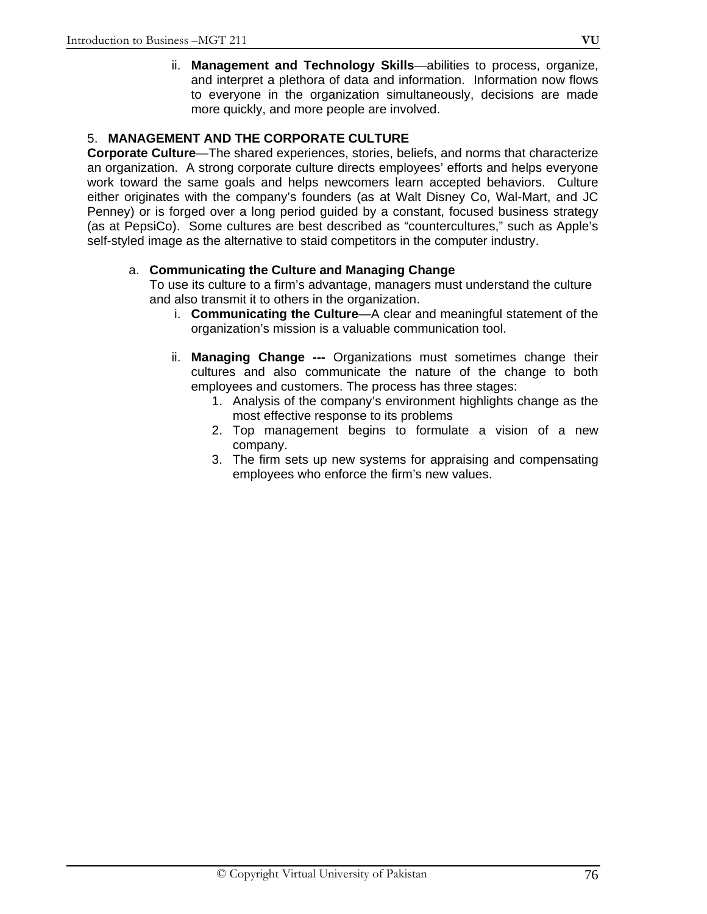ii. **Management and Technology Skills**—abilities to process, organize, and interpret a plethora of data and information. Information now flows to everyone in the organization simultaneously, decisions are made more quickly, and more people are involved.

## 5. MANAGEMENT AND THE CORPORATE CULTURE

**Corporate Culture**—The shared experiences, stories, beliefs, and norms that characterize an organization. A strong corporate culture directs employees' efforts and helps everyone work toward the same goals and helps newcomers learn accepted behaviors. Culture either originates with the company's founders (as at Walt Disney Co, Wal-Mart, and JC Penney) or is forged over a long period guided by a constant, focused business strategy (as at PepsiCo). Some cultures are best described as "countercultures," such as Apple's self-styled image as the alternative to staid competitors in the computer industry.

a. **Communicating the Culture and Managing Change**
   To use its culture to a firm's advantage, managers must understand the culture and also transmit it to others in the organization.

   i. **Communicating the Culture**—A clear and meaningful statement of the organization's mission is a valuable communication tool.

   ii. **Managing Change ---** Organizations must sometimes change their cultures and also communicate the nature of the change to both employees and customers. The process has three stages:

      1. Analysis of the company's environment highlights change as the most effective response to its problems
      2. Top management begins to formulate a vision of a new company.
      3. The firm sets up new systems for appraising and compensating employees who enforce the firm's new values.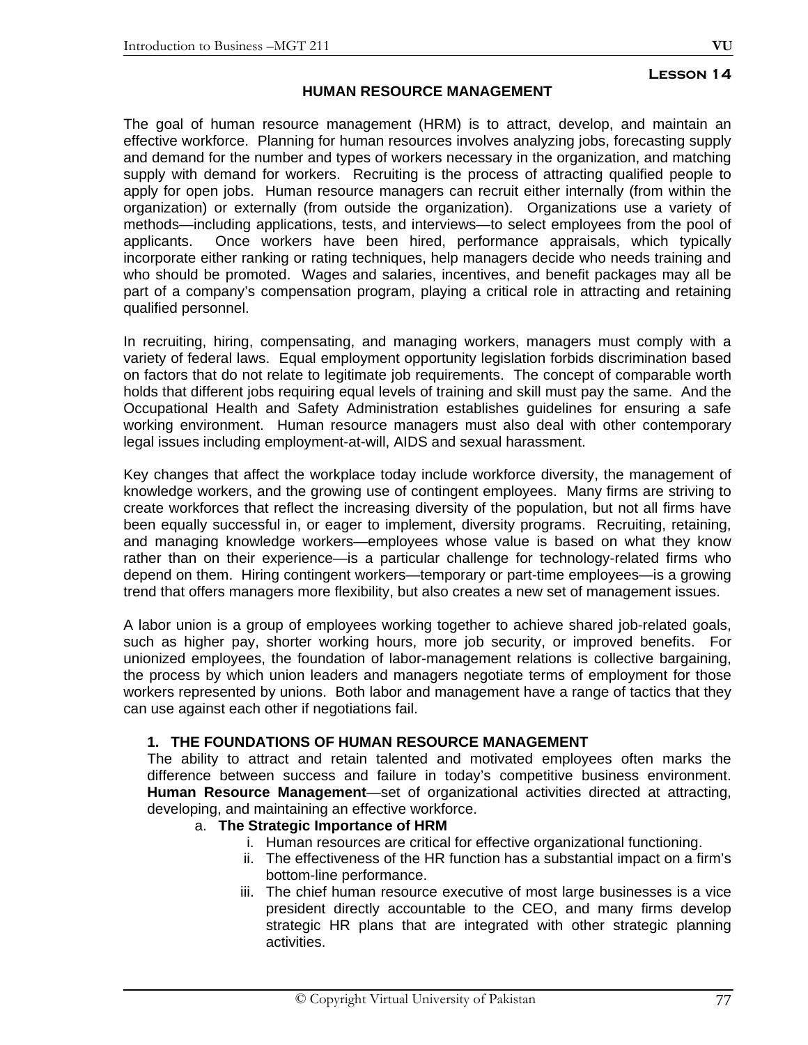**Lesson 14**

## HUMAN RESOURCE MANAGEMENT

The goal of human resource management (HRM) is to attract, develop, and maintain an effective workforce. Planning for human resources involves analyzing jobs, forecasting supply and demand for the number and types of workers necessary in the organization, and matching supply with demand for workers. Recruiting is the process of attracting qualified people to apply for open jobs. Human resource managers can recruit either internally (from within the organization) or externally (from outside the organization). Organizations use a variety of methods—including applications, tests, and interviews—to select employees from the pool of applicants. Once workers have been hired, performance appraisals, which typically incorporate either ranking or rating techniques, help managers decide who needs training and who should be promoted. Wages and salaries, incentives, and benefit packages may all be part of a company's compensation program, playing a critical role in attracting and retaining qualified personnel.

In recruiting, hiring, compensating, and managing workers, managers must comply with a variety of federal laws. Equal employment opportunity legislation forbids discrimination based on factors that do not relate to legitimate job requirements. The concept of comparable worth holds that different jobs requiring equal levels of training and skill must pay the same. And the Occupational Health and Safety Administration establishes guidelines for ensuring a safe working environment. Human resource managers must also deal with other contemporary legal issues including employment-at-will, AIDS and sexual harassment.

Key changes that affect the workplace today include workforce diversity, the management of knowledge workers, and the growing use of contingent employees. Many firms are striving to create workforces that reflect the increasing diversity of the population, but not all firms have been equally successful in, or eager to implement, diversity programs. Recruiting, retaining, and managing knowledge workers—employees whose value is based on what they know rather than on their experience—is a particular challenge for technology-related firms who depend on them. Hiring contingent workers—temporary or part-time employees—is a growing trend that offers managers more flexibility, but also creates a new set of management issues.

A labor union is a group of employees working together to achieve shared job-related goals, such as higher pay, shorter working hours, more job security, or improved benefits. For unionized employees, the foundation of labor-management relations is collective bargaining, the process by which union leaders and managers negotiate terms of employment for those workers represented by unions. Both labor and management have a range of tactics that they can use against each other if negotiations fail.

### 1. THE FOUNDATIONS OF HUMAN RESOURCE MANAGEMENT

The ability to attract and retain talented and motivated employees often marks the difference between success and failure in today's competitive business environment. **Human Resource Management**—set of organizational activities directed at attracting, developing, and maintaining an effective workforce.

a. **The Strategic Importance of HRM**
   i. Human resources are critical for effective organizational functioning.
   ii. The effectiveness of the HR function has a substantial impact on a firm's bottom-line performance.
   iii. The chief human resource executive of most large businesses is a vice president directly accountable to the CEO, and many firms develop strategic HR plans that are integrated with other strategic planning activities.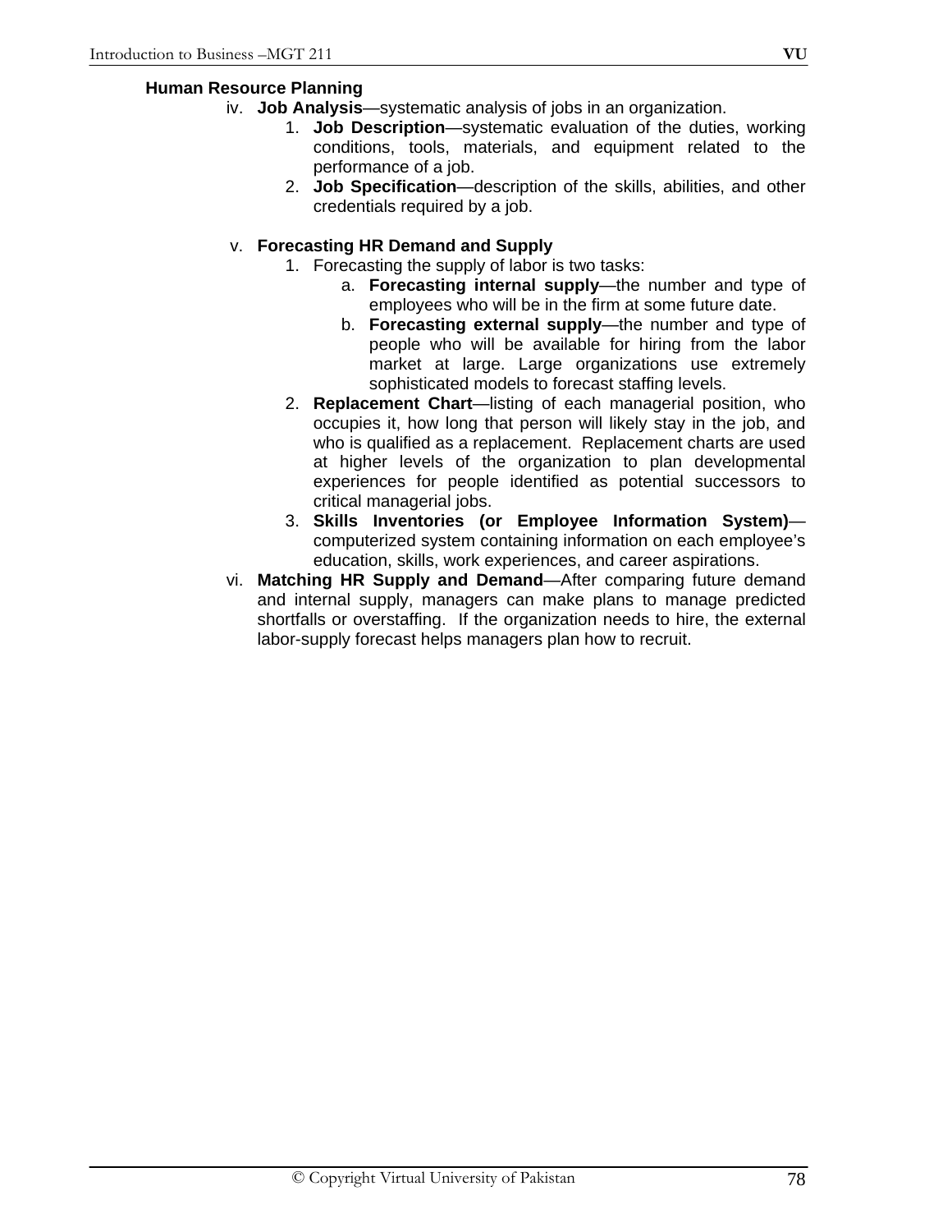**Human Resource Planning**

iv. **Job Analysis**—systematic analysis of jobs in an organization.
   1. **Job Description**—systematic evaluation of the duties, working conditions, tools, materials, and equipment related to the performance of a job.
   2. **Job Specification**—description of the skills, abilities, and other credentials required by a job.

v. **Forecasting HR Demand and Supply**
   1. Forecasting the supply of labor is two tasks:
      a. **Forecasting internal supply**—the number and type of employees who will be in the firm at some future date.
      b. **Forecasting external supply**—the number and type of people who will be available for hiring from the labor market at large. Large organizations use extremely sophisticated models to forecast staffing levels.
   2. **Replacement Chart**—listing of each managerial position, who occupies it, how long that person will likely stay in the job, and who is qualified as a replacement. Replacement charts are used at higher levels of the organization to plan developmental experiences for people identified as potential successors to critical managerial jobs.
   3. **Skills Inventories (or Employee Information System)**—computerized system containing information on each employee's education, skills, work experiences, and career aspirations.

vi. **Matching HR Supply and Demand**—After comparing future demand and internal supply, managers can make plans to manage predicted shortfalls or overstaffing. If the organization needs to hire, the external labor-supply forecast helps managers plan how to recruit.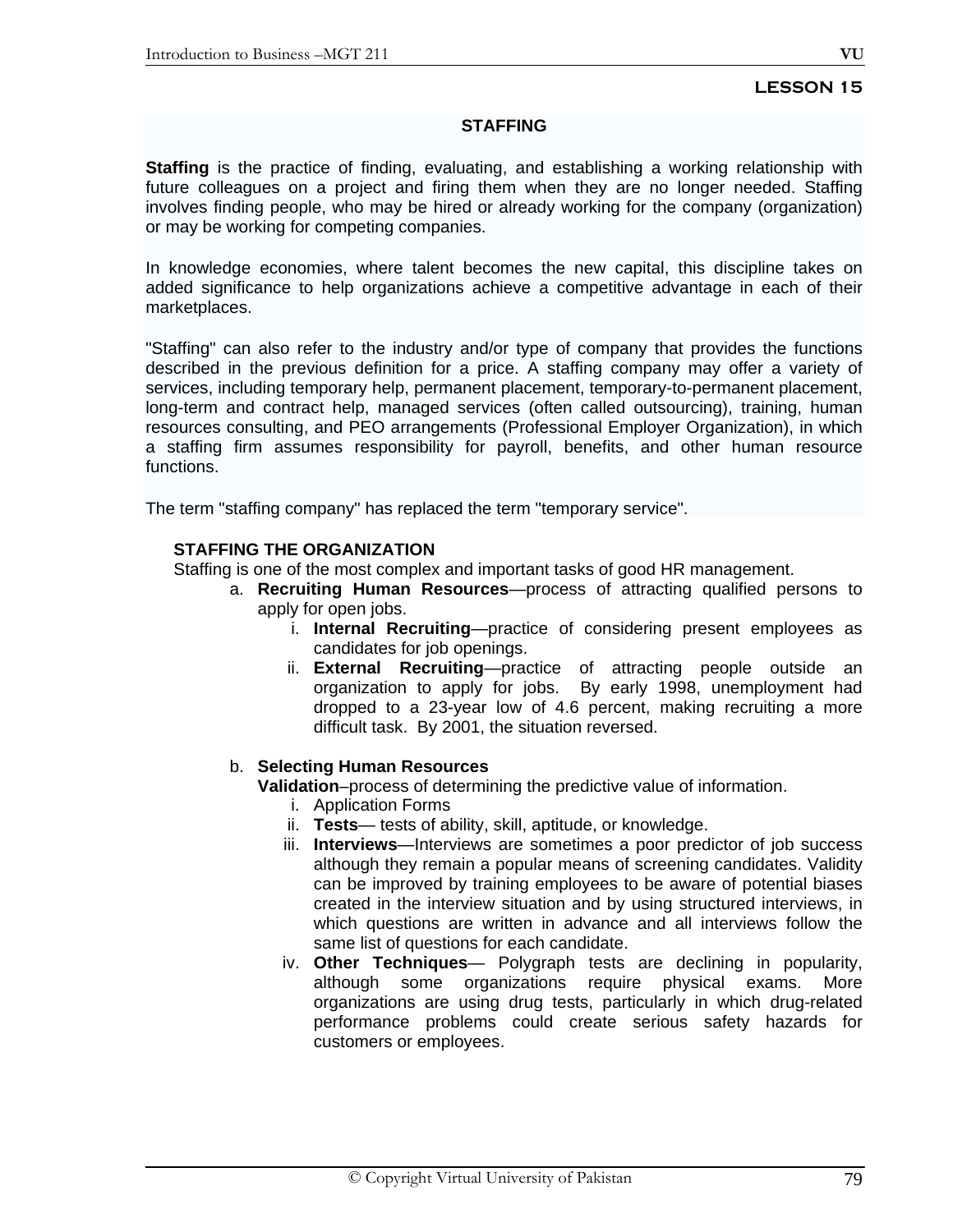## LESSON 15

### STAFFING

**Staffing** is the practice of finding, evaluating, and establishing a working relationship with future colleagues on a project and firing them when they are no longer needed. Staffing involves finding people, who may be hired or already working for the company (organization) or may be working for competing companies.

In knowledge economies, where talent becomes the new capital, this discipline takes on added significance to help organizations achieve a competitive advantage in each of their marketplaces.

"Staffing" can also refer to the industry and/or type of company that provides the functions described in the previous definition for a price. A staffing company may offer a variety of services, including temporary help, permanent placement, temporary-to-permanent placement, long-term and contract help, managed services (often called outsourcing), training, human resources consulting, and PEO arrangements (Professional Employer Organization), in which a staffing firm assumes responsibility for payroll, benefits, and other human resource functions.

The term "staffing company" has replaced the term "temporary service".

**STAFFING THE ORGANIZATION**

Staffing is one of the most complex and important tasks of good HR management.

a. **Recruiting Human Resources**—process of attracting qualified persons to apply for open jobs.
   i. **Internal Recruiting**—practice of considering present employees as candidates for job openings.
   ii. **External Recruiting**—practice of attracting people outside an organization to apply for jobs. By early 1998, unemployment had dropped to a 23-year low of 4.6 percent, making recruiting a more difficult task. By 2001, the situation reversed.

b. **Selecting Human Resources**
   **Validation**–process of determining the predictive value of information.
   i. Application Forms
   ii. **Tests**— tests of ability, skill, aptitude, or knowledge.
   iii. **Interviews**—Interviews are sometimes a poor predictor of job success although they remain a popular means of screening candidates. Validity can be improved by training employees to be aware of potential biases created in the interview situation and by using structured interviews, in which questions are written in advance and all interviews follow the same list of questions for each candidate.
   iv. **Other Techniques**— Polygraph tests are declining in popularity, although some organizations require physical exams. More organizations are using drug tests, particularly in which drug-related performance problems could create serious safety hazards for customers or employees.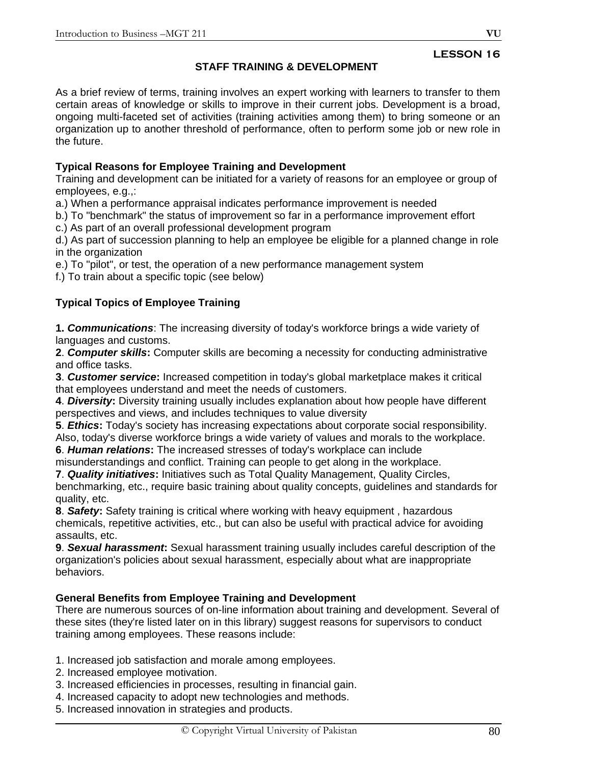# LESSON 16

## STAFF TRAINING & DEVELOPMENT

As a brief review of terms, training involves an expert working with learners to transfer to them certain areas of knowledge or skills to improve in their current jobs. Development is a broad, ongoing multi-faceted set of activities (training activities among them) to bring someone or an organization up to another threshold of performance, often to perform some job or new role in the future.

### Typical Reasons for Employee Training and Development

Training and development can be initiated for a variety of reasons for an employee or group of employees, e.g.,:

a.) When a performance appraisal indicates performance improvement is needed
b.) To "benchmark" the status of improvement so far in a performance improvement effort
c.) As part of an overall professional development program
d.) As part of succession planning to help an employee be eligible for a planned change in role in the organization
e.) To "pilot", or test, the operation of a new performance management system
f.) To train about a specific topic (see below)

### Typical Topics of Employee Training

**1.** ***Communications***: The increasing diversity of today's workforce brings a wide variety of languages and customs.
**2**. ***Computer skills*****:** Computer skills are becoming a necessity for conducting administrative and office tasks.
**3**. ***Customer service*****:** Increased competition in today's global marketplace makes it critical that employees understand and meet the needs of customers.
**4**. ***Diversity*****:** Diversity training usually includes explanation about how people have different perspectives and views, and includes techniques to value diversity
**5**. ***Ethics*****:** Today's society has increasing expectations about corporate social responsibility. Also, today's diverse workforce brings a wide variety of values and morals to the workplace.
**6**. ***Human relations*****:** The increased stresses of today's workplace can include misunderstandings and conflict. Training can people to get along in the workplace.
**7**. ***Quality initiatives*****:** Initiatives such as Total Quality Management, Quality Circles, benchmarking, etc., require basic training about quality concepts, guidelines and standards for quality, etc.
**8**. ***Safety*****:** Safety training is critical where working with heavy equipment , hazardous chemicals, repetitive activities, etc., but can also be useful with practical advice for avoiding assaults, etc.
**9**. ***Sexual harassment*****:** Sexual harassment training usually includes careful description of the organization's policies about sexual harassment, especially about what are inappropriate behaviors.

### General Benefits from Employee Training and Development

There are numerous sources of on-line information about training and development. Several of these sites (they're listed later on in this library) suggest reasons for supervisors to conduct training among employees. These reasons include:

1. Increased job satisfaction and morale among employees.
2. Increased employee motivation.
3. Increased efficiencies in processes, resulting in financial gain.
4. Increased capacity to adopt new technologies and methods.
5. Increased innovation in strategies and products.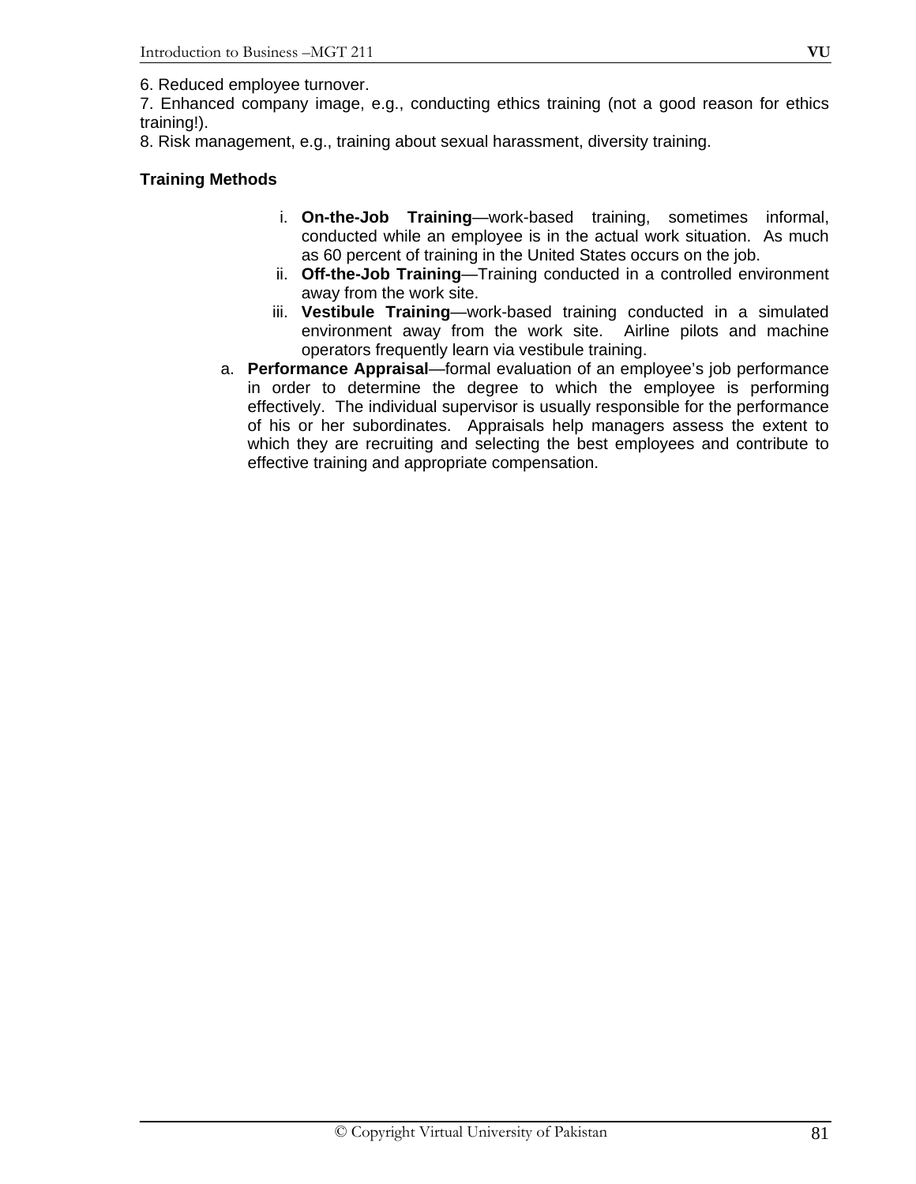6. Reduced employee turnover.
7. Enhanced company image, e.g., conducting ethics training (not a good reason for ethics training!).
8. Risk management, e.g., training about sexual harassment, diversity training.

**Training Methods**

i. **On-the-Job Training**—work-based training, sometimes informal, conducted while an employee is in the actual work situation. As much as 60 percent of training in the United States occurs on the job.
ii. **Off-the-Job Training**—Training conducted in a controlled environment away from the work site.
iii. **Vestibule Training**—work-based training conducted in a simulated environment away from the work site. Airline pilots and machine operators frequently learn via vestibule training.

a. **Performance Appraisal**—formal evaluation of an employee's job performance in order to determine the degree to which the employee is performing effectively. The individual supervisor is usually responsible for the performance of his or her subordinates. Appraisals help managers assess the extent to which they are recruiting and selecting the best employees and contribute to effective training and appropriate compensation.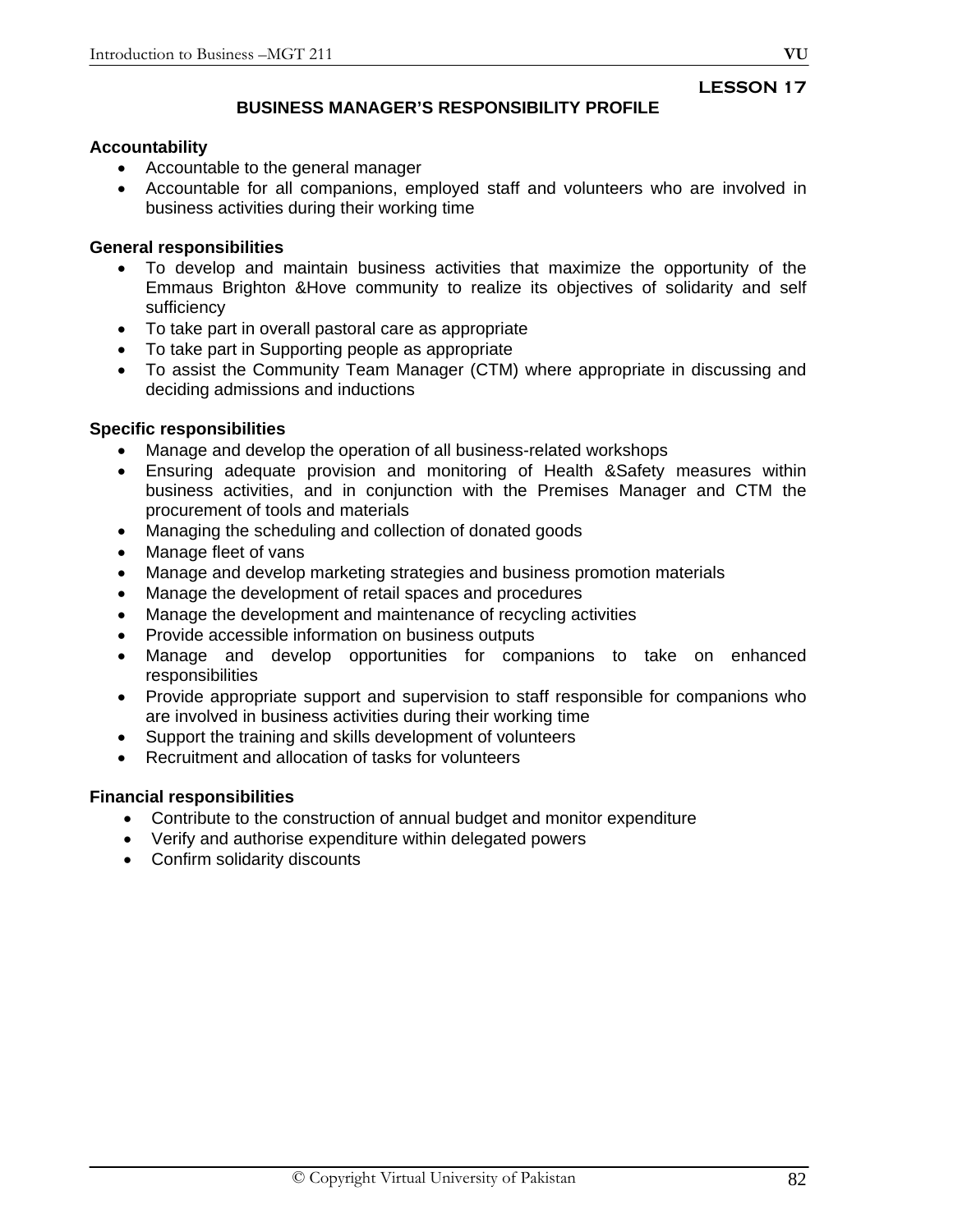## LESSON 17

# BUSINESS MANAGER'S RESPONSIBILITY PROFILE

**Accountability**

- Accountable to the general manager
- Accountable for all companions, employed staff and volunteers who are involved in business activities during their working time

**General responsibilities**

- To develop and maintain business activities that maximize the opportunity of the Emmaus Brighton &Hove community to realize its objectives of solidarity and self sufficiency
- To take part in overall pastoral care as appropriate
- To take part in Supporting people as appropriate
- To assist the Community Team Manager (CTM) where appropriate in discussing and deciding admissions and inductions

**Specific responsibilities**

- Manage and develop the operation of all business-related workshops
- Ensuring adequate provision and monitoring of Health &Safety measures within business activities, and in conjunction with the Premises Manager and CTM the procurement of tools and materials
- Managing the scheduling and collection of donated goods
- Manage fleet of vans
- Manage and develop marketing strategies and business promotion materials
- Manage the development of retail spaces and procedures
- Manage the development and maintenance of recycling activities
- Provide accessible information on business outputs
- Manage and develop opportunities for companions to take on enhanced responsibilities
- Provide appropriate support and supervision to staff responsible for companions who are involved in business activities during their working time
- Support the training and skills development of volunteers
- Recruitment and allocation of tasks for volunteers

**Financial responsibilities**

- Contribute to the construction of annual budget and monitor expenditure
- Verify and authorise expenditure within delegated powers
- Confirm solidarity discounts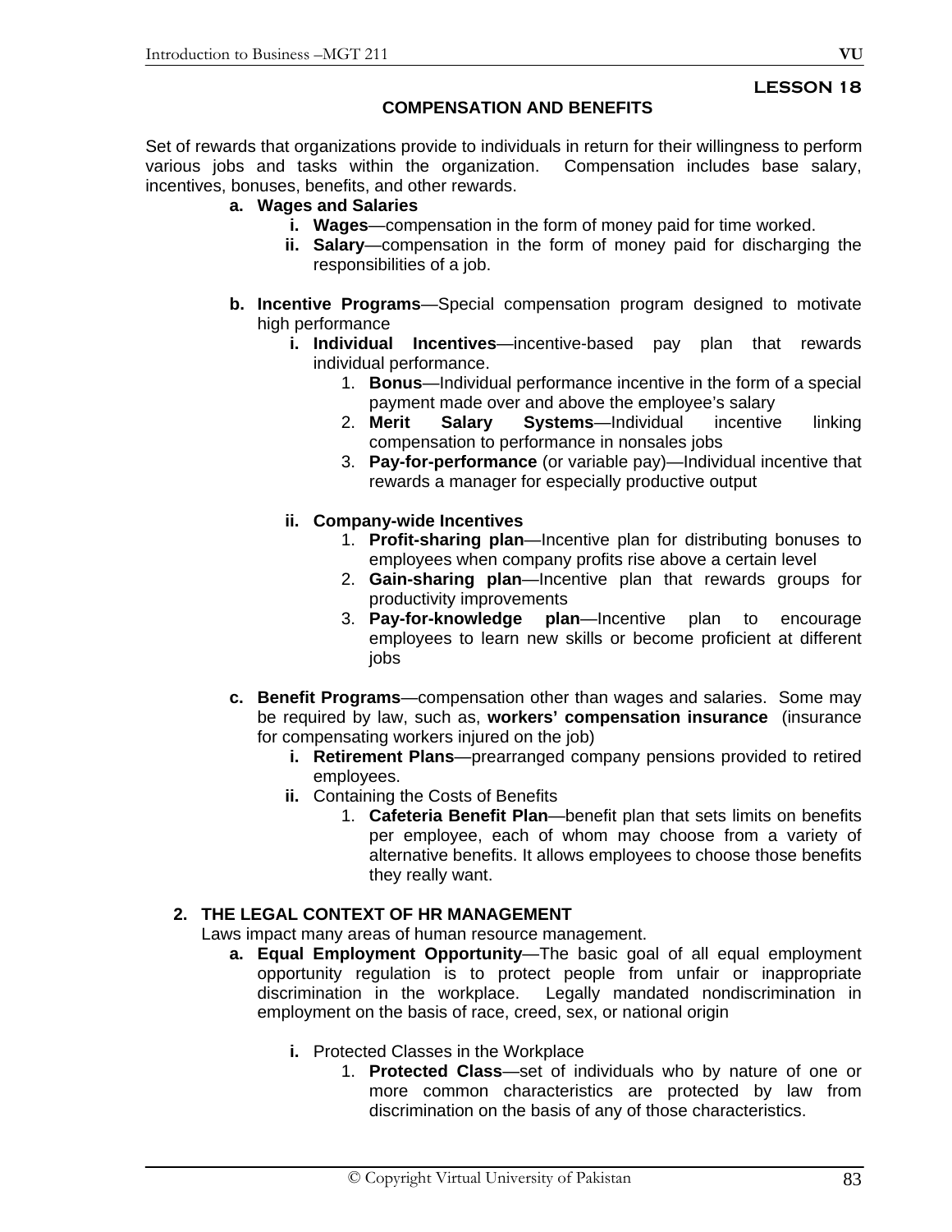## LESSON 18

### COMPENSATION AND BENEFITS

Set of rewards that organizations provide to individuals in return for their willingness to perform various jobs and tasks within the organization. Compensation includes base salary, incentives, bonuses, benefits, and other rewards.

- **a. Wages and Salaries**
  - **i. Wages**—compensation in the form of money paid for time worked.
  - **ii. Salary**—compensation in the form of money paid for discharging the responsibilities of a job.

- **b. Incentive Programs**—Special compensation program designed to motivate high performance
  - **i. Individual Incentives**—incentive-based pay plan that rewards individual performance.
    1. **Bonus**—Individual performance incentive in the form of a special payment made over and above the employee's salary
    2. **Merit Salary Systems**—Individual incentive linking compensation to performance in nonsales jobs
    3. **Pay-for-performance** (or variable pay)—Individual incentive that rewards a manager for especially productive output

  - **ii. Company-wide Incentives**
    1. **Profit-sharing plan**—Incentive plan for distributing bonuses to employees when company profits rise above a certain level
    2. **Gain-sharing plan**—Incentive plan that rewards groups for productivity improvements
    3. **Pay-for-knowledge plan**—Incentive plan to encourage employees to learn new skills or become proficient at different jobs

- **c. Benefit Programs**—compensation other than wages and salaries. Some may be required by law, such as, **workers' compensation insurance** (insurance for compensating workers injured on the job)
  - **i. Retirement Plans**—prearranged company pensions provided to retired employees.
  - **ii.** Containing the Costs of Benefits
    1. **Cafeteria Benefit Plan**—benefit plan that sets limits on benefits per employee, each of whom may choose from a variety of alternative benefits. It allows employees to choose those benefits they really want.

**2. THE LEGAL CONTEXT OF HR MANAGEMENT**

Laws impact many areas of human resource management.

- **a. Equal Employment Opportunity**—The basic goal of all equal employment opportunity regulation is to protect people from unfair or inappropriate discrimination in the workplace. Legally mandated nondiscrimination in employment on the basis of race, creed, sex, or national origin

  - **i.** Protected Classes in the Workplace
    1. **Protected Class**—set of individuals who by nature of one or more common characteristics are protected by law from discrimination on the basis of any of those characteristics.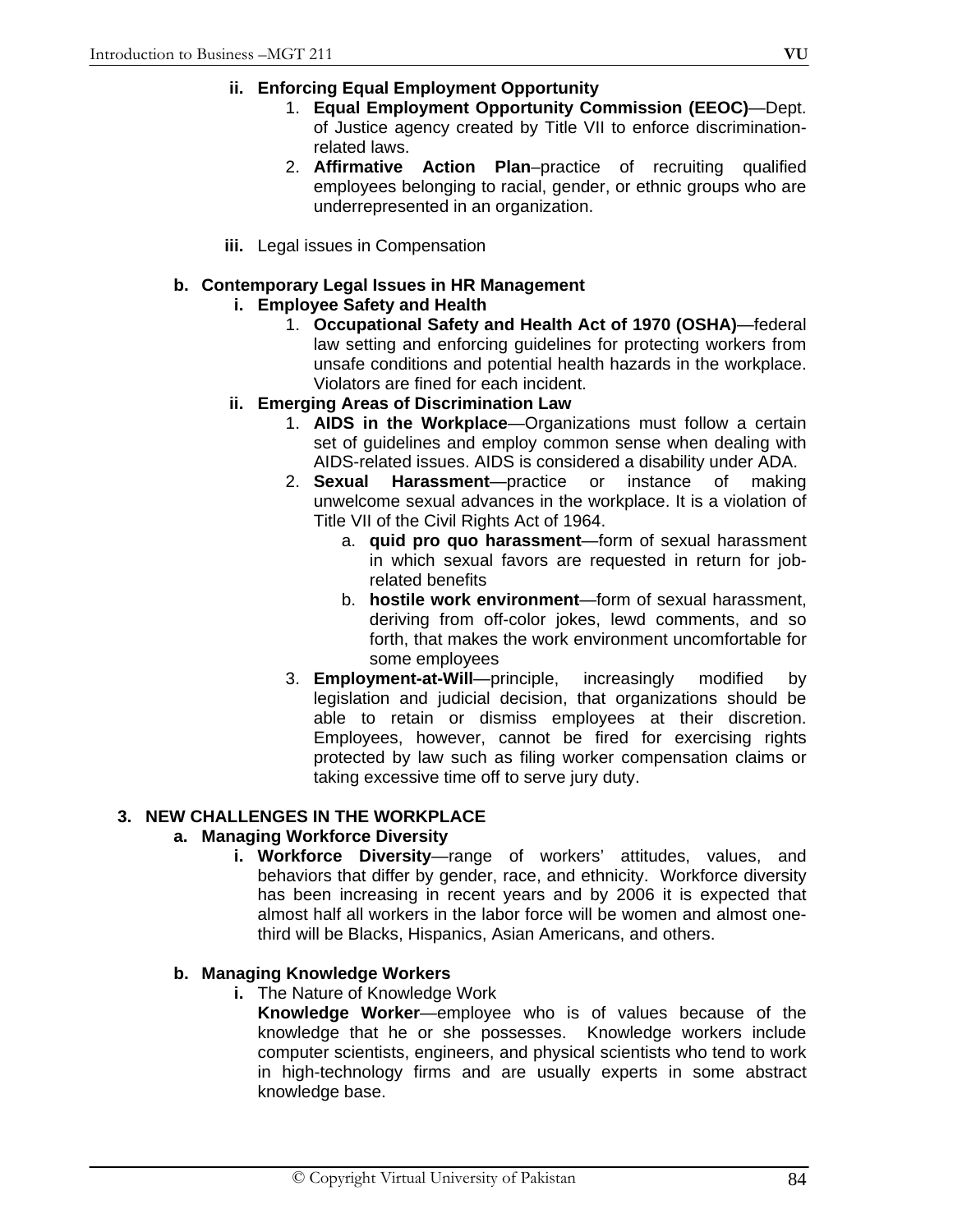- **ii. Enforcing Equal Employment Opportunity**
    1. **Equal Employment Opportunity Commission (EEOC)**—Dept. of Justice agency created by Title VII to enforce discrimination-related laws.
    2. **Affirmative Action Plan**–practice of recruiting qualified employees belonging to racial, gender, or ethnic groups who are underrepresented in an organization.

- **iii.** Legal issues in Compensation

**b. Contemporary Legal Issues in HR Management**

- **i. Employee Safety and Health**
    1. **Occupational Safety and Health Act of 1970 (OSHA)**—federal law setting and enforcing guidelines for protecting workers from unsafe conditions and potential health hazards in the workplace. Violators are fined for each incident.
- **ii. Emerging Areas of Discrimination Law**
    1. **AIDS in the Workplace**—Organizations must follow a certain set of guidelines and employ common sense when dealing with AIDS-related issues. AIDS is considered a disability under ADA.
    2. **Sexual Harassment**—practice or instance of making unwelcome sexual advances in the workplace. It is a violation of Title VII of the Civil Rights Act of 1964.
        - a. **quid pro quo harassment**—form of sexual harassment in which sexual favors are requested in return for job-related benefits
        - b. **hostile work environment**—form of sexual harassment, deriving from off-color jokes, lewd comments, and so forth, that makes the work environment uncomfortable for some employees
    3. **Employment-at-Will**—principle, increasingly modified by legislation and judicial decision, that organizations should be able to retain or dismiss employees at their discretion. Employees, however, cannot be fired for exercising rights protected by law such as filing worker compensation claims or taking excessive time off to serve jury duty.

## 3. NEW CHALLENGES IN THE WORKPLACE

**a. Managing Workforce Diversity**

- **i. Workforce Diversity**—range of workers' attitudes, values, and behaviors that differ by gender, race, and ethnicity. Workforce diversity has been increasing in recent years and by 2006 it is expected that almost half all workers in the labor force will be women and almost one-third will be Blacks, Hispanics, Asian Americans, and others.

**b. Managing Knowledge Workers**

- **i.** The Nature of Knowledge Work

  **Knowledge Worker**—employee who is of values because of the knowledge that he or she possesses. Knowledge workers include computer scientists, engineers, and physical scientists who tend to work in high-technology firms and are usually experts in some abstract knowledge base.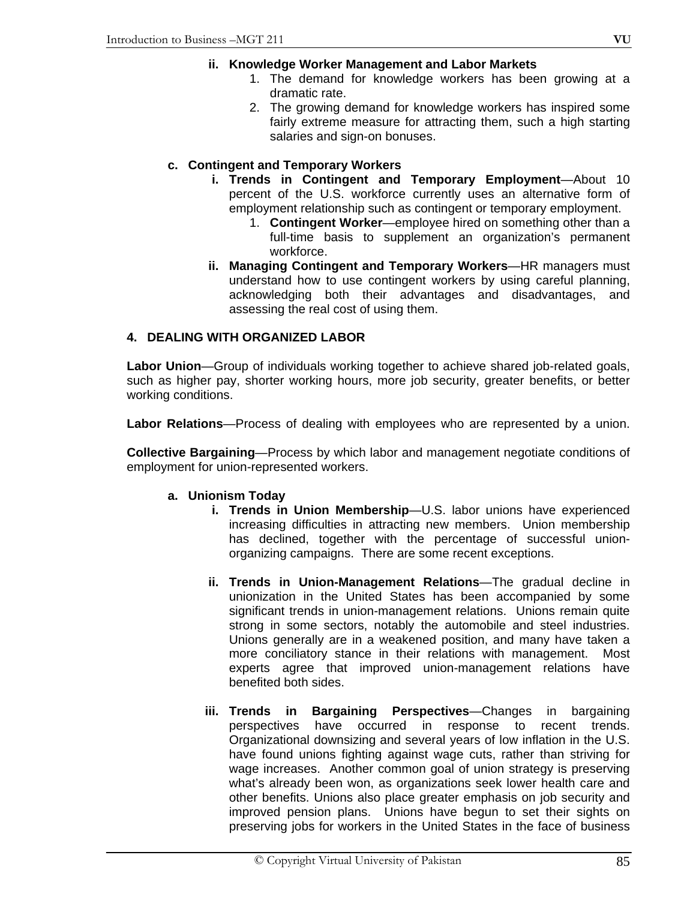ii. **Knowledge Worker Management and Labor Markets**
    1. The demand for knowledge workers has been growing at a dramatic rate.
    2. The growing demand for knowledge workers has inspired some fairly extreme measure for attracting them, such a high starting salaries and sign-on bonuses.

c. **Contingent and Temporary Workers**

i. **Trends in Contingent and Temporary Employment**—About 10 percent of the U.S. workforce currently uses an alternative form of employment relationship such as contingent or temporary employment.
    1. **Contingent Worker**—employee hired on something other than a full-time basis to supplement an organization's permanent workforce.

ii. **Managing Contingent and Temporary Workers**—HR managers must understand how to use contingent workers by using careful planning, acknowledging both their advantages and disadvantages, and assessing the real cost of using them.

## 4. DEALING WITH ORGANIZED LABOR

**Labor Union**—Group of individuals working together to achieve shared job-related goals, such as higher pay, shorter working hours, more job security, greater benefits, or better working conditions.

**Labor Relations**—Process of dealing with employees who are represented by a union.

**Collective Bargaining**—Process by which labor and management negotiate conditions of employment for union-represented workers.

a. **Unionism Today**

i. **Trends in Union Membership**—U.S. labor unions have experienced increasing difficulties in attracting new members. Union membership has declined, together with the percentage of successful union-organizing campaigns. There are some recent exceptions.

ii. **Trends in Union-Management Relations**—The gradual decline in unionization in the United States has been accompanied by some significant trends in union-management relations. Unions remain quite strong in some sectors, notably the automobile and steel industries. Unions generally are in a weakened position, and many have taken a more conciliatory stance in their relations with management. Most experts agree that improved union-management relations have benefited both sides.

iii. **Trends in Bargaining Perspectives**—Changes in bargaining perspectives have occurred in response to recent trends. Organizational downsizing and several years of low inflation in the U.S. have found unions fighting against wage cuts, rather than striving for wage increases. Another common goal of union strategy is preserving what's already been won, as organizations seek lower health care and other benefits. Unions also place greater emphasis on job security and improved pension plans. Unions have begun to set their sights on preserving jobs for workers in the United States in the face of business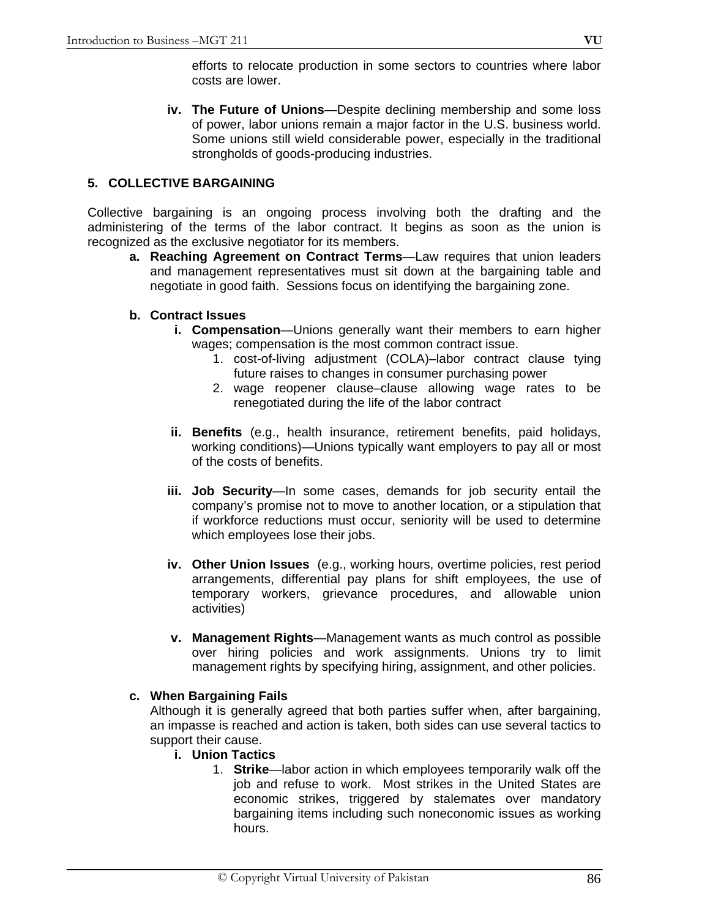efforts to relocate production in some sectors to countries where labor costs are lower.

iv. **The Future of Unions**—Despite declining membership and some loss of power, labor unions remain a major factor in the U.S. business world. Some unions still wield considerable power, especially in the traditional strongholds of goods-producing industries.

### 5. COLLECTIVE BARGAINING

Collective bargaining is an ongoing process involving both the drafting and the administering of the terms of the labor contract. It begins as soon as the union is recognized as the exclusive negotiator for its members.

a. **Reaching Agreement on Contract Terms**—Law requires that union leaders and management representatives must sit down at the bargaining table and negotiate in good faith. Sessions focus on identifying the bargaining zone.

b. **Contract Issues**

   i. **Compensation**—Unions generally want their members to earn higher wages; compensation is the most common contract issue.
      1. cost-of-living adjustment (COLA)–labor contract clause tying future raises to changes in consumer purchasing power
      2. wage reopener clause–clause allowing wage rates to be renegotiated during the life of the labor contract

   ii. **Benefits** (e.g., health insurance, retirement benefits, paid holidays, working conditions)—Unions typically want employers to pay all or most of the costs of benefits.

   iii. **Job Security**—In some cases, demands for job security entail the company's promise not to move to another location, or a stipulation that if workforce reductions must occur, seniority will be used to determine which employees lose their jobs.

   iv. **Other Union Issues** (e.g., working hours, overtime policies, rest period arrangements, differential pay plans for shift employees, the use of temporary workers, grievance procedures, and allowable union activities)

   v. **Management Rights**—Management wants as much control as possible over hiring policies and work assignments. Unions try to limit management rights by specifying hiring, assignment, and other policies.

c. **When Bargaining Fails**

   Although it is generally agreed that both parties suffer when, after bargaining, an impasse is reached and action is taken, both sides can use several tactics to support their cause.

   i. **Union Tactics**
      1. **Strike**—labor action in which employees temporarily walk off the job and refuse to work. Most strikes in the United States are economic strikes, triggered by stalemates over mandatory bargaining items including such noneconomic issues as working hours.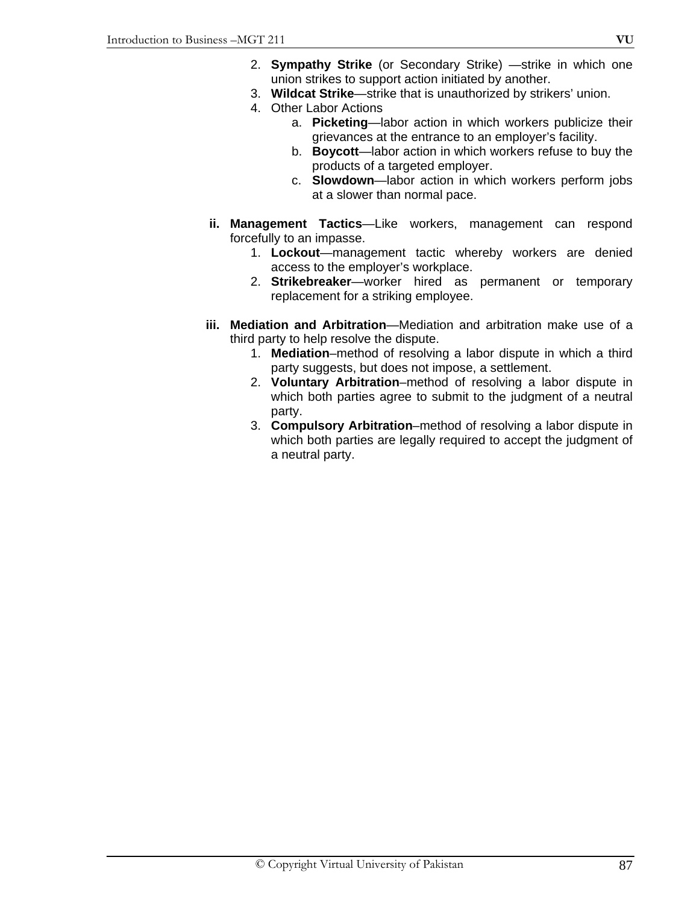2. **Sympathy Strike** (or Secondary Strike) —strike in which one union strikes to support action initiated by another.
3. **Wildcat Strike**—strike that is unauthorized by strikers' union.
4. Other Labor Actions
    a. **Picketing**—labor action in which workers publicize their grievances at the entrance to an employer's facility.
    b. **Boycott**—labor action in which workers refuse to buy the products of a targeted employer.
    c. **Slowdown**—labor action in which workers perform jobs at a slower than normal pace.

**ii. Management Tactics**—Like workers, management can respond forcefully to an impasse.

1. **Lockout**—management tactic whereby workers are denied access to the employer's workplace.
2. **Strikebreaker**—worker hired as permanent or temporary replacement for a striking employee.

**iii. Mediation and Arbitration**—Mediation and arbitration make use of a third party to help resolve the dispute.

1. **Mediation**–method of resolving a labor dispute in which a third party suggests, but does not impose, a settlement.
2. **Voluntary Arbitration**–method of resolving a labor dispute in which both parties agree to submit to the judgment of a neutral party.
3. **Compulsory Arbitration**–method of resolving a labor dispute in which both parties are legally required to accept the judgment of a neutral party.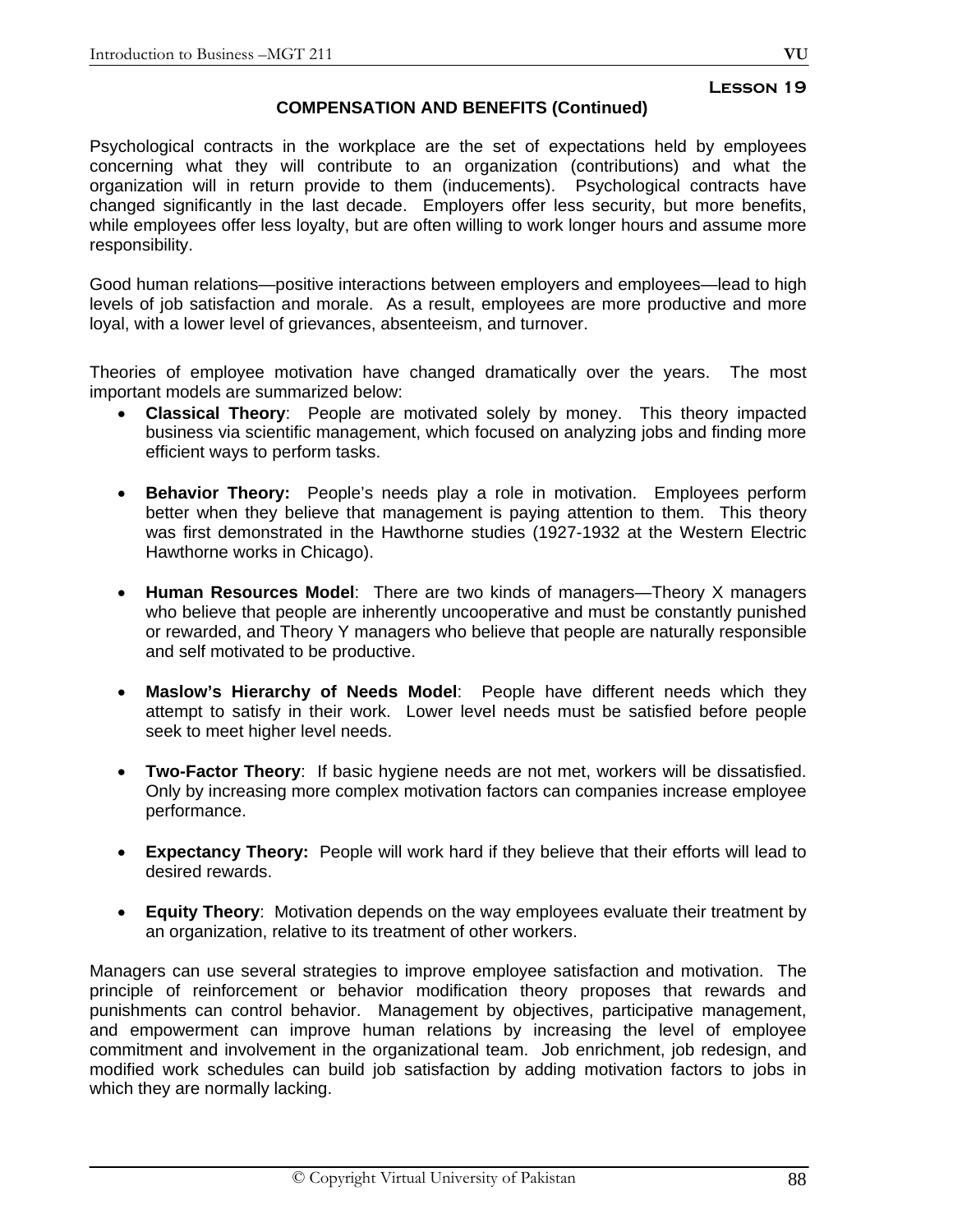**Lesson 19**

## COMPENSATION AND BENEFITS (Continued)

Psychological contracts in the workplace are the set of expectations held by employees concerning what they will contribute to an organization (contributions) and what the organization will in return provide to them (inducements). Psychological contracts have changed significantly in the last decade. Employers offer less security, but more benefits, while employees offer less loyalty, but are often willing to work longer hours and assume more responsibility.

Good human relations—positive interactions between employers and employees—lead to high levels of job satisfaction and morale. As a result, employees are more productive and more loyal, with a lower level of grievances, absenteeism, and turnover.

Theories of employee motivation have changed dramatically over the years. The most important models are summarized below:

- **Classical Theory**: People are motivated solely by money. This theory impacted business via scientific management, which focused on analyzing jobs and finding more efficient ways to perform tasks.

- **Behavior Theory:** People's needs play a role in motivation. Employees perform better when they believe that management is paying attention to them. This theory was first demonstrated in the Hawthorne studies (1927-1932 at the Western Electric Hawthorne works in Chicago).

- **Human Resources Model**: There are two kinds of managers—Theory X managers who believe that people are inherently uncooperative and must be constantly punished or rewarded, and Theory Y managers who believe that people are naturally responsible and self motivated to be productive.

- **Maslow's Hierarchy of Needs Model**: People have different needs which they attempt to satisfy in their work. Lower level needs must be satisfied before people seek to meet higher level needs.

- **Two-Factor Theory**: If basic hygiene needs are not met, workers will be dissatisfied. Only by increasing more complex motivation factors can companies increase employee performance.

- **Expectancy Theory:** People will work hard if they believe that their efforts will lead to desired rewards.

- **Equity Theory**: Motivation depends on the way employees evaluate their treatment by an organization, relative to its treatment of other workers.

Managers can use several strategies to improve employee satisfaction and motivation. The principle of reinforcement or behavior modification theory proposes that rewards and punishments can control behavior. Management by objectives, participative management, and empowerment can improve human relations by increasing the level of employee commitment and involvement in the organizational team. Job enrichment, job redesign, and modified work schedules can build job satisfaction by adding motivation factors to jobs in which they are normally lacking.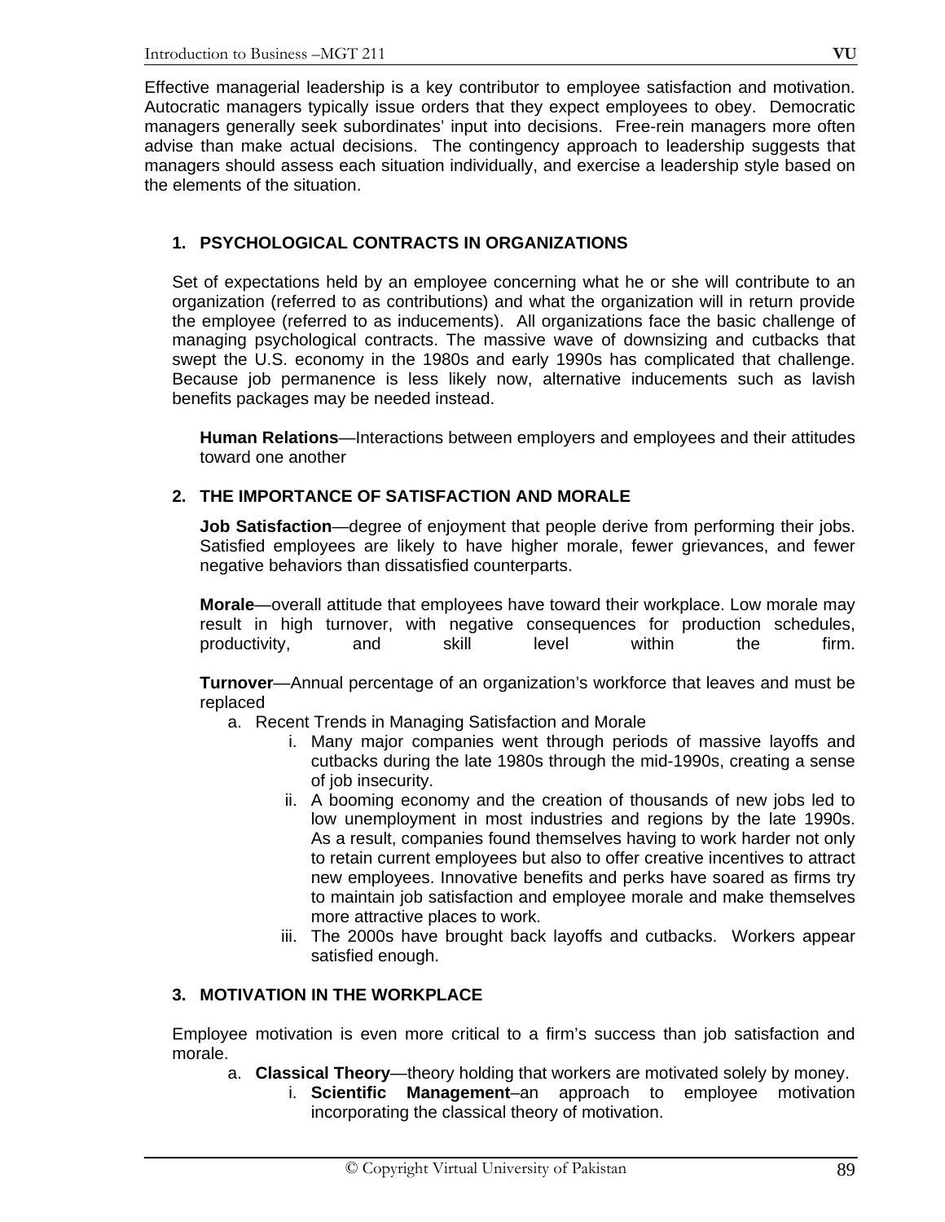Effective managerial leadership is a key contributor to employee satisfaction and motivation. Autocratic managers typically issue orders that they expect employees to obey. Democratic managers generally seek subordinates' input into decisions. Free-rein managers more often advise than make actual decisions. The contingency approach to leadership suggests that managers should assess each situation individually, and exercise a leadership style based on the elements of the situation.

## 1. PSYCHOLOGICAL CONTRACTS IN ORGANIZATIONS

Set of expectations held by an employee concerning what he or she will contribute to an organization (referred to as contributions) and what the organization will in return provide the employee (referred to as inducements). All organizations face the basic challenge of managing psychological contracts. The massive wave of downsizing and cutbacks that swept the U.S. economy in the 1980s and early 1990s has complicated that challenge. Because job permanence is less likely now, alternative inducements such as lavish benefits packages may be needed instead.

**Human Relations**—Interactions between employers and employees and their attitudes toward one another

## 2. THE IMPORTANCE OF SATISFACTION AND MORALE

**Job Satisfaction**—degree of enjoyment that people derive from performing their jobs. Satisfied employees are likely to have higher morale, fewer grievances, and fewer negative behaviors than dissatisfied counterparts.

**Morale**—overall attitude that employees have toward their workplace. Low morale may result in high turnover, with negative consequences for production schedules, productivity, and skill level within the firm.

**Turnover**—Annual percentage of an organization's workforce that leaves and must be replaced

a. Recent Trends in Managing Satisfaction and Morale
   i. Many major companies went through periods of massive layoffs and cutbacks during the late 1980s through the mid-1990s, creating a sense of job insecurity.
   ii. A booming economy and the creation of thousands of new jobs led to low unemployment in most industries and regions by the late 1990s. As a result, companies found themselves having to work harder not only to retain current employees but also to offer creative incentives to attract new employees. Innovative benefits and perks have soared as firms try to maintain job satisfaction and employee morale and make themselves more attractive places to work.
   iii. The 2000s have brought back layoffs and cutbacks. Workers appear satisfied enough.

## 3. MOTIVATION IN THE WORKPLACE

Employee motivation is even more critical to a firm's success than job satisfaction and morale.

a. **Classical Theory**—theory holding that workers are motivated solely by money.
   i. **Scientific Management**–an approach to employee motivation incorporating the classical theory of motivation.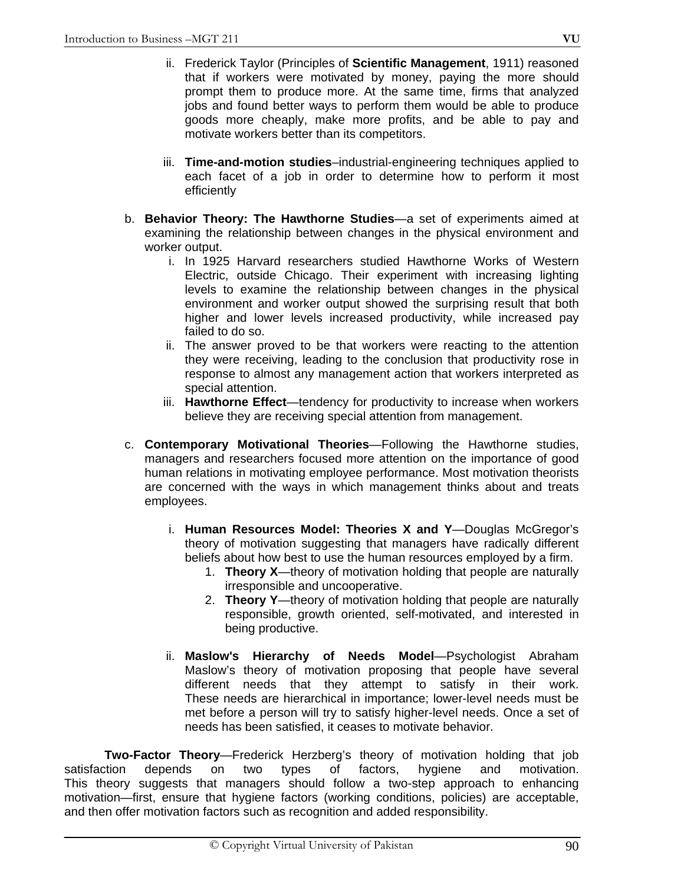ii. Frederick Taylor (Principles of **Scientific Management**, 1911) reasoned that if workers were motivated by money, paying the more should prompt them to produce more. At the same time, firms that analyzed jobs and found better ways to perform them would be able to produce goods more cheaply, make more profits, and be able to pay and motivate workers better than its competitors.

iii. **Time-and-motion studies**–industrial-engineering techniques applied to each facet of a job in order to determine how to perform it most efficiently

b. **Behavior Theory: The Hawthorne Studies**—a set of experiments aimed at examining the relationship between changes in the physical environment and worker output.

   i. In 1925 Harvard researchers studied Hawthorne Works of Western Electric, outside Chicago. Their experiment with increasing lighting levels to examine the relationship between changes in the physical environment and worker output showed the surprising result that both higher and lower levels increased productivity, while increased pay failed to do so.

   ii. The answer proved to be that workers were reacting to the attention they were receiving, leading to the conclusion that productivity rose in response to almost any management action that workers interpreted as special attention.

   iii. **Hawthorne Effect**—tendency for productivity to increase when workers believe they are receiving special attention from management.

c. **Contemporary Motivational Theories**—Following the Hawthorne studies, managers and researchers focused more attention on the importance of good human relations in motivating employee performance. Most motivation theorists are concerned with the ways in which management thinks about and treats employees.

   i. **Human Resources Model: Theories X and Y**—Douglas McGregor's theory of motivation suggesting that managers have radically different beliefs about how best to use the human resources employed by a firm.

      1. **Theory X**—theory of motivation holding that people are naturally irresponsible and uncooperative.
      2. **Theory Y**—theory of motivation holding that people are naturally responsible, growth oriented, self-motivated, and interested in being productive.

   ii. **Maslow's Hierarchy of Needs Model**—Psychologist Abraham Maslow's theory of motivation proposing that people have several different needs that they attempt to satisfy in their work. These needs are hierarchical in importance; lower-level needs must be met before a person will try to satisfy higher-level needs. Once a set of needs has been satisfied, it ceases to motivate behavior.

**Two-Factor Theory**—Frederick Herzberg's theory of motivation holding that job satisfaction depends on two types of factors, hygiene and motivation. This theory suggests that managers should follow a two-step approach to enhancing motivation—first, ensure that hygiene factors (working conditions, policies) are acceptable, and then offer motivation factors such as recognition and added responsibility.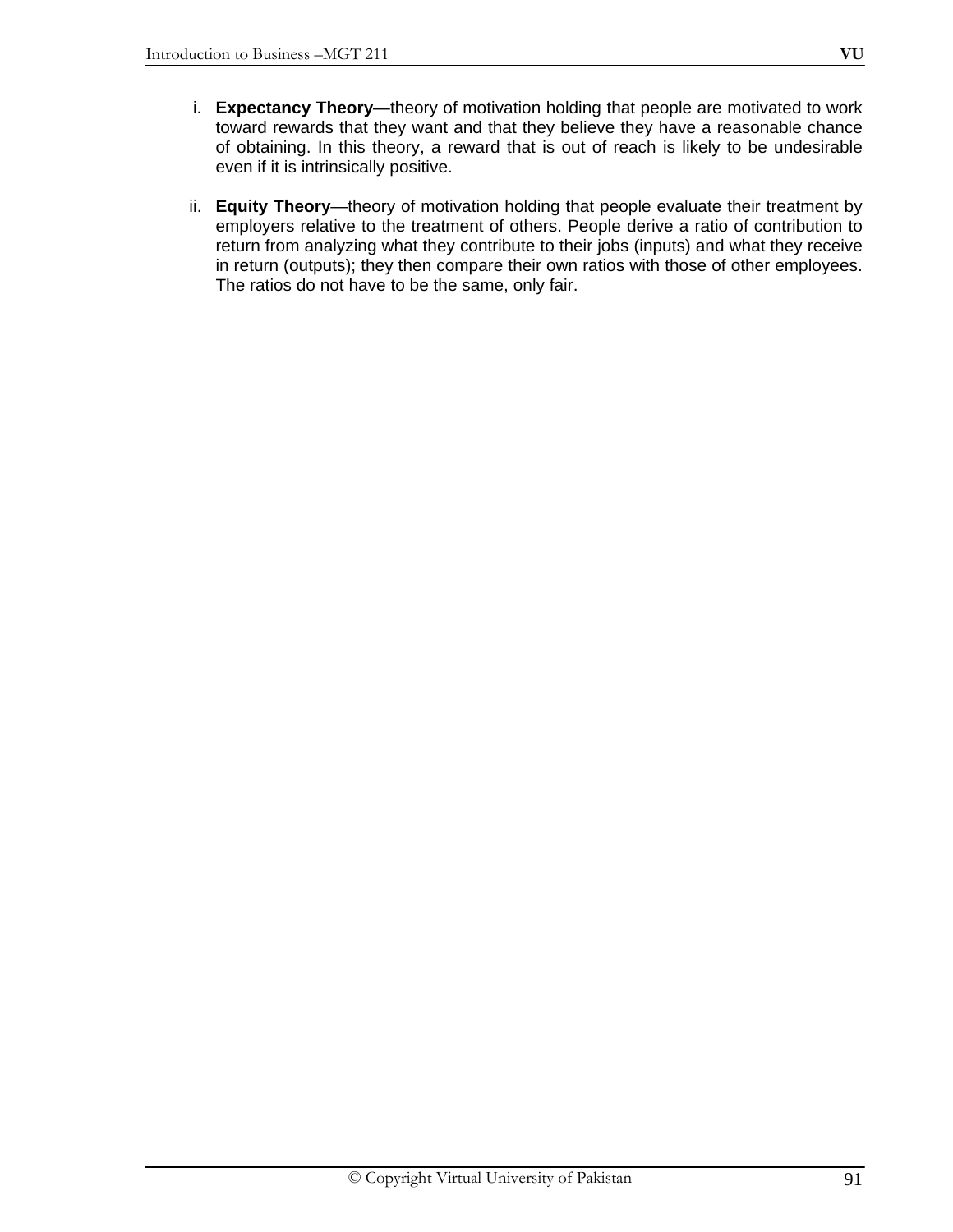i. **Expectancy Theory**—theory of motivation holding that people are motivated to work toward rewards that they want and that they believe they have a reasonable chance of obtaining. In this theory, a reward that is out of reach is likely to be undesirable even if it is intrinsically positive.

ii. **Equity Theory**—theory of motivation holding that people evaluate their treatment by employers relative to the treatment of others. People derive a ratio of contribution to return from analyzing what they contribute to their jobs (inputs) and what they receive in return (outputs); they then compare their own ratios with those of other employees. The ratios do not have to be the same, only fair.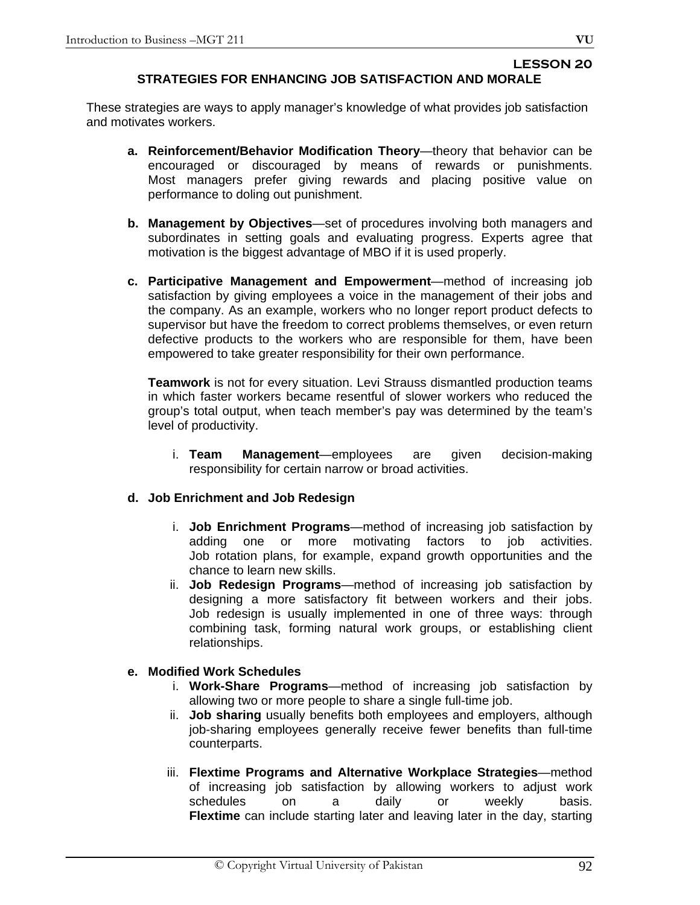## LESSON 20

### STRATEGIES FOR ENHANCING JOB SATISFACTION AND MORALE

These strategies are ways to apply manager's knowledge of what provides job satisfaction and motivates workers.

a. **Reinforcement/Behavior Modification Theory**—theory that behavior can be encouraged or discouraged by means of rewards or punishments. Most managers prefer giving rewards and placing positive value on performance to doling out punishment.

b. **Management by Objectives**—set of procedures involving both managers and subordinates in setting goals and evaluating progress. Experts agree that motivation is the biggest advantage of MBO if it is used properly.

c. **Participative Management and Empowerment**—method of increasing job satisfaction by giving employees a voice in the management of their jobs and the company. As an example, workers who no longer report product defects to supervisor but have the freedom to correct problems themselves, or even return defective products to the workers who are responsible for them, have been empowered to take greater responsibility for their own performance.

   **Teamwork** is not for every situation. Levi Strauss dismantled production teams in which faster workers became resentful of slower workers who reduced the group's total output, when teach member's pay was determined by the team's level of productivity.

   i. **Team Management**—employees are given decision-making responsibility for certain narrow or broad activities.

d. **Job Enrichment and Job Redesign**

   i. **Job Enrichment Programs**—method of increasing job satisfaction by adding one or more motivating factors to job activities. Job rotation plans, for example, expand growth opportunities and the chance to learn new skills.
   ii. **Job Redesign Programs**—method of increasing job satisfaction by designing a more satisfactory fit between workers and their jobs. Job redesign is usually implemented in one of three ways: through combining task, forming natural work groups, or establishing client relationships.

e. **Modified Work Schedules**

   i. **Work-Share Programs**—method of increasing job satisfaction by allowing two or more people to share a single full-time job.
   ii. **Job sharing** usually benefits both employees and employers, although job-sharing employees generally receive fewer benefits than full-time counterparts.

   iii. **Flextime Programs and Alternative Workplace Strategies**—method of increasing job satisfaction by allowing workers to adjust work schedules on a daily or weekly basis. **Flextime** can include starting later and leaving later in the day, starting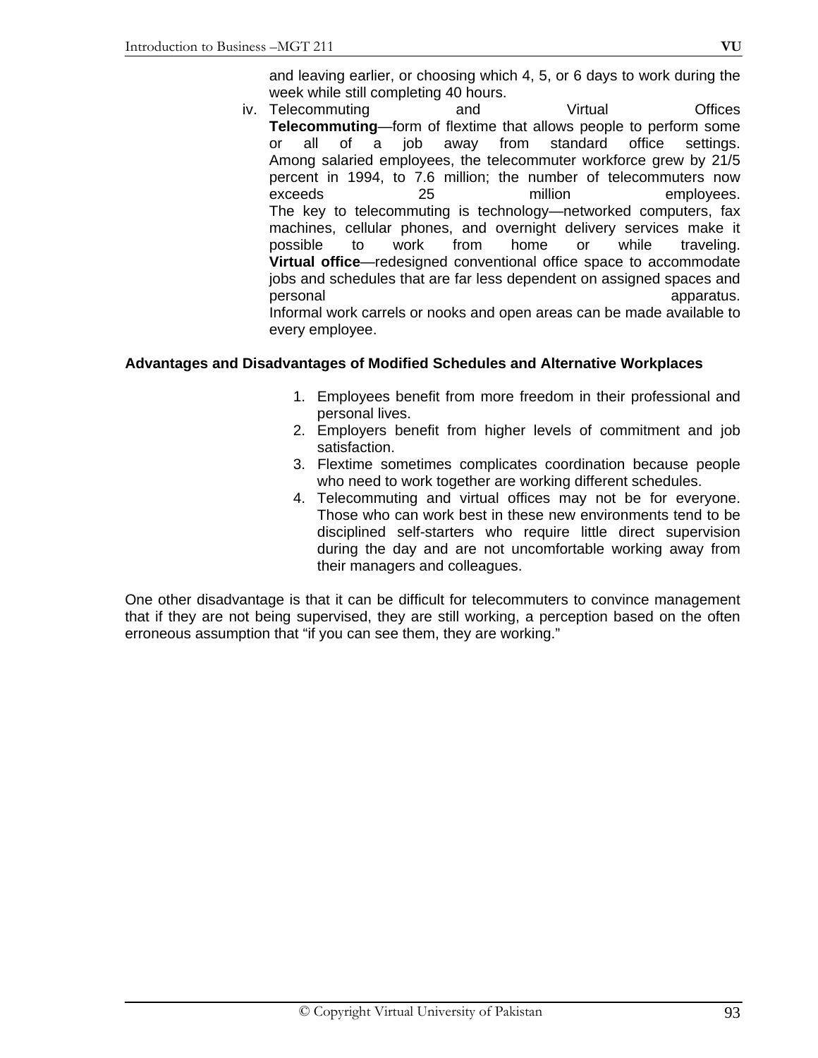and leaving earlier, or choosing which 4, 5, or 6 days to work during the week while still completing 40 hours.

iv. Telecommuting and Virtual Offices
**Telecommuting**—form of flextime that allows people to perform some or all of a job away from standard office settings.
Among salaried employees, the telecommuter workforce grew by 21/5 percent in 1994, to 7.6 million; the number of telecommuters now exceeds 25 million employees.
The key to telecommuting is technology—networked computers, fax machines, cellular phones, and overnight delivery services make it possible to work from home or while traveling.
**Virtual office**—redesigned conventional office space to accommodate jobs and schedules that are far less dependent on assigned spaces and personal apparatus.
Informal work carrels or nooks and open areas can be made available to every employee.

**Advantages and Disadvantages of Modified Schedules and Alternative Workplaces**

1. Employees benefit from more freedom in their professional and personal lives.
2. Employers benefit from higher levels of commitment and job satisfaction.
3. Flextime sometimes complicates coordination because people who need to work together are working different schedules.
4. Telecommuting and virtual offices may not be for everyone. Those who can work best in these new environments tend to be disciplined self-starters who require little direct supervision during the day and are not uncomfortable working away from their managers and colleagues.

One other disadvantage is that it can be difficult for telecommuters to convince management that if they are not being supervised, they are still working, a perception based on the often erroneous assumption that "if you can see them, they are working."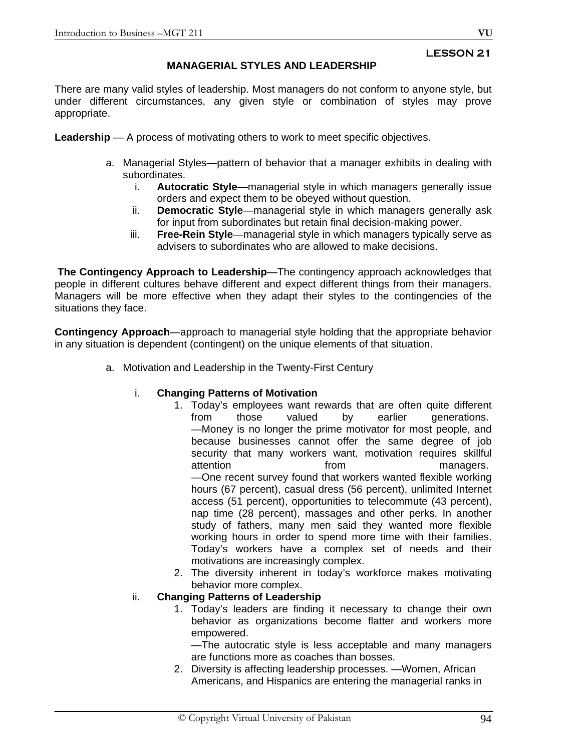## LESSON 21

### MANAGERIAL STYLES AND LEADERSHIP

There are many valid styles of leadership. Most managers do not conform to anyone style, but under different circumstances, any given style or combination of styles may prove appropriate.

**Leadership** — A process of motivating others to work to meet specific objectives.

a. Managerial Styles—pattern of behavior that a manager exhibits in dealing with subordinates.
   i. **Autocratic Style**—managerial style in which managers generally issue orders and expect them to be obeyed without question.
   ii. **Democratic Style**—managerial style in which managers generally ask for input from subordinates but retain final decision-making power.
   iii. **Free-Rein Style**—managerial style in which managers typically serve as advisers to subordinates who are allowed to make decisions.

**The Contingency Approach to Leadership**—The contingency approach acknowledges that people in different cultures behave different and expect different things from their managers. Managers will be more effective when they adapt their styles to the contingencies of the situations they face.

**Contingency Approach**—approach to managerial style holding that the appropriate behavior in any situation is dependent (contingent) on the unique elements of that situation.

a. Motivation and Leadership in the Twenty-First Century

   i. **Changing Patterns of Motivation**
      1. Today's employees want rewards that are often quite different from those valued by earlier generations.
         —Money is no longer the prime motivator for most people, and because businesses cannot offer the same degree of job security that many workers want, motivation requires skillful attention from managers.
         —One recent survey found that workers wanted flexible working hours (67 percent), casual dress (56 percent), unlimited Internet access (51 percent), opportunities to telecommute (43 percent), nap time (28 percent), massages and other perks. In another study of fathers, many men said they wanted more flexible working hours in order to spend more time with their families. Today's workers have a complex set of needs and their motivations are increasingly complex.
      2. The diversity inherent in today's workforce makes motivating behavior more complex.
   ii. **Changing Patterns of Leadership**
      1. Today's leaders are finding it necessary to change their own behavior as organizations become flatter and workers more empowered.
         —The autocratic style is less acceptable and many managers are functions more as coaches than bosses.
      2. Diversity is affecting leadership processes. —Women, African Americans, and Hispanics are entering the managerial ranks in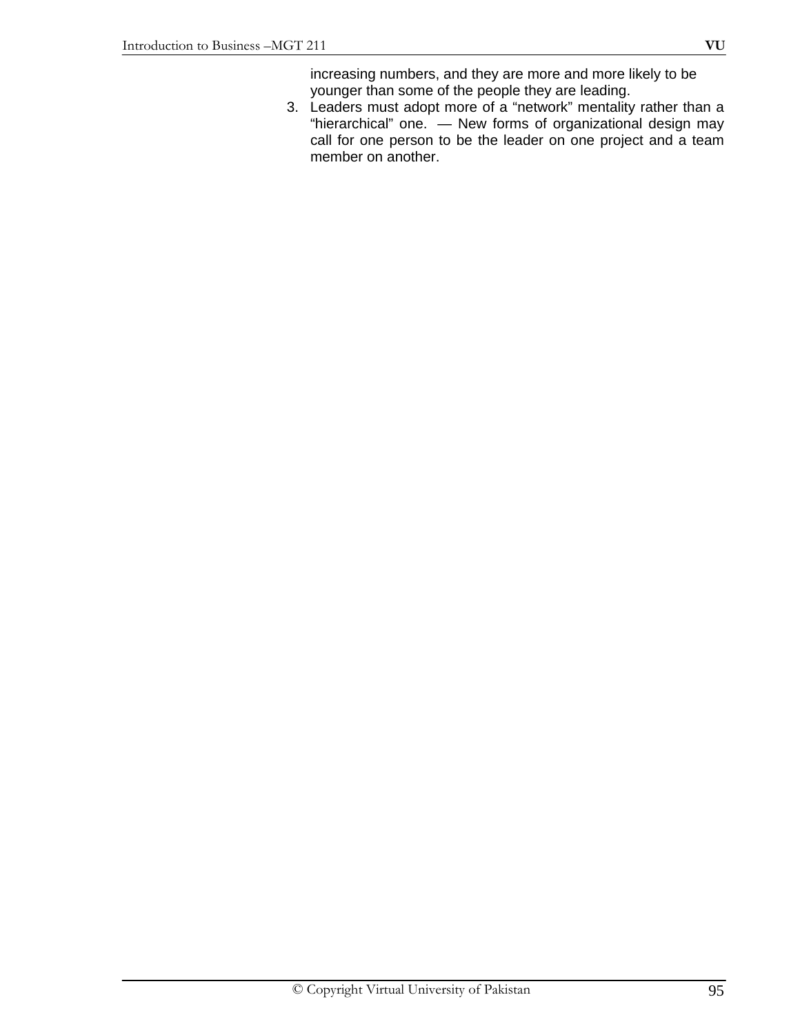increasing numbers, and they are more and more likely to be younger than some of the people they are leading.

3. Leaders must adopt more of a “network” mentality rather than a “hierarchical” one. — New forms of organizational design may call for one person to be the leader on one project and a team member on another.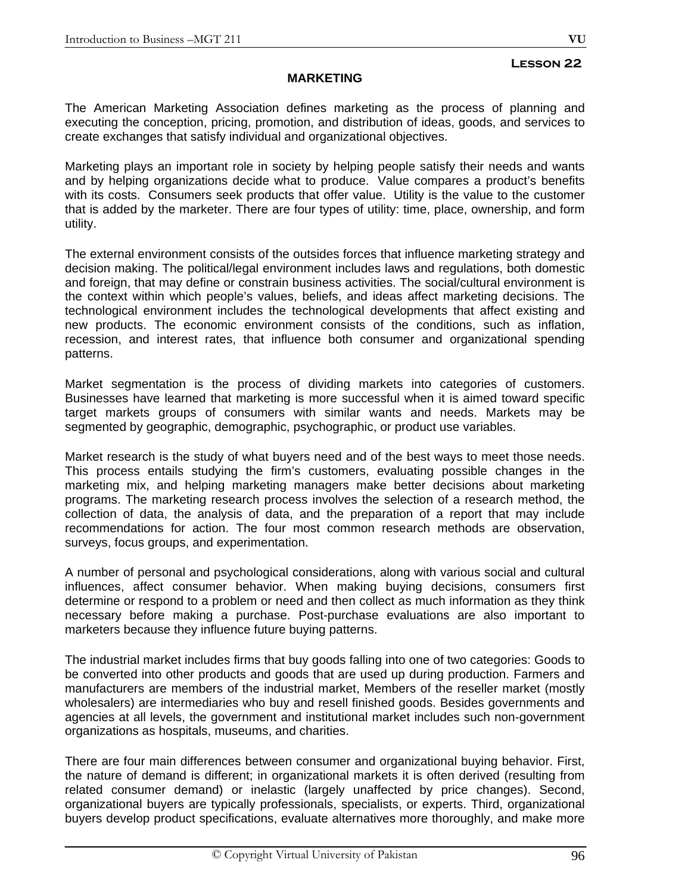**Lesson 22**

## MARKETING

The American Marketing Association defines marketing as the process of planning and executing the conception, pricing, promotion, and distribution of ideas, goods, and services to create exchanges that satisfy individual and organizational objectives.

Marketing plays an important role in society by helping people satisfy their needs and wants and by helping organizations decide what to produce. Value compares a product's benefits with its costs. Consumers seek products that offer value. Utility is the value to the customer that is added by the marketer. There are four types of utility: time, place, ownership, and form utility.

The external environment consists of the outsides forces that influence marketing strategy and decision making. The political/legal environment includes laws and regulations, both domestic and foreign, that may define or constrain business activities. The social/cultural environment is the context within which people's values, beliefs, and ideas affect marketing decisions. The technological environment includes the technological developments that affect existing and new products. The economic environment consists of the conditions, such as inflation, recession, and interest rates, that influence both consumer and organizational spending patterns.

Market segmentation is the process of dividing markets into categories of customers. Businesses have learned that marketing is more successful when it is aimed toward specific target markets groups of consumers with similar wants and needs. Markets may be segmented by geographic, demographic, psychographic, or product use variables.

Market research is the study of what buyers need and of the best ways to meet those needs. This process entails studying the firm's customers, evaluating possible changes in the marketing mix, and helping marketing managers make better decisions about marketing programs. The marketing research process involves the selection of a research method, the collection of data, the analysis of data, and the preparation of a report that may include recommendations for action. The four most common research methods are observation, surveys, focus groups, and experimentation.

A number of personal and psychological considerations, along with various social and cultural influences, affect consumer behavior. When making buying decisions, consumers first determine or respond to a problem or need and then collect as much information as they think necessary before making a purchase. Post-purchase evaluations are also important to marketers because they influence future buying patterns.

The industrial market includes firms that buy goods falling into one of two categories: Goods to be converted into other products and goods that are used up during production. Farmers and manufacturers are members of the industrial market, Members of the reseller market (mostly wholesalers) are intermediaries who buy and resell finished goods. Besides governments and agencies at all levels, the government and institutional market includes such non-government organizations as hospitals, museums, and charities.

There are four main differences between consumer and organizational buying behavior. First, the nature of demand is different; in organizational markets it is often derived (resulting from related consumer demand) or inelastic (largely unaffected by price changes). Second, organizational buyers are typically professionals, specialists, or experts. Third, organizational buyers develop product specifications, evaluate alternatives more thoroughly, and make more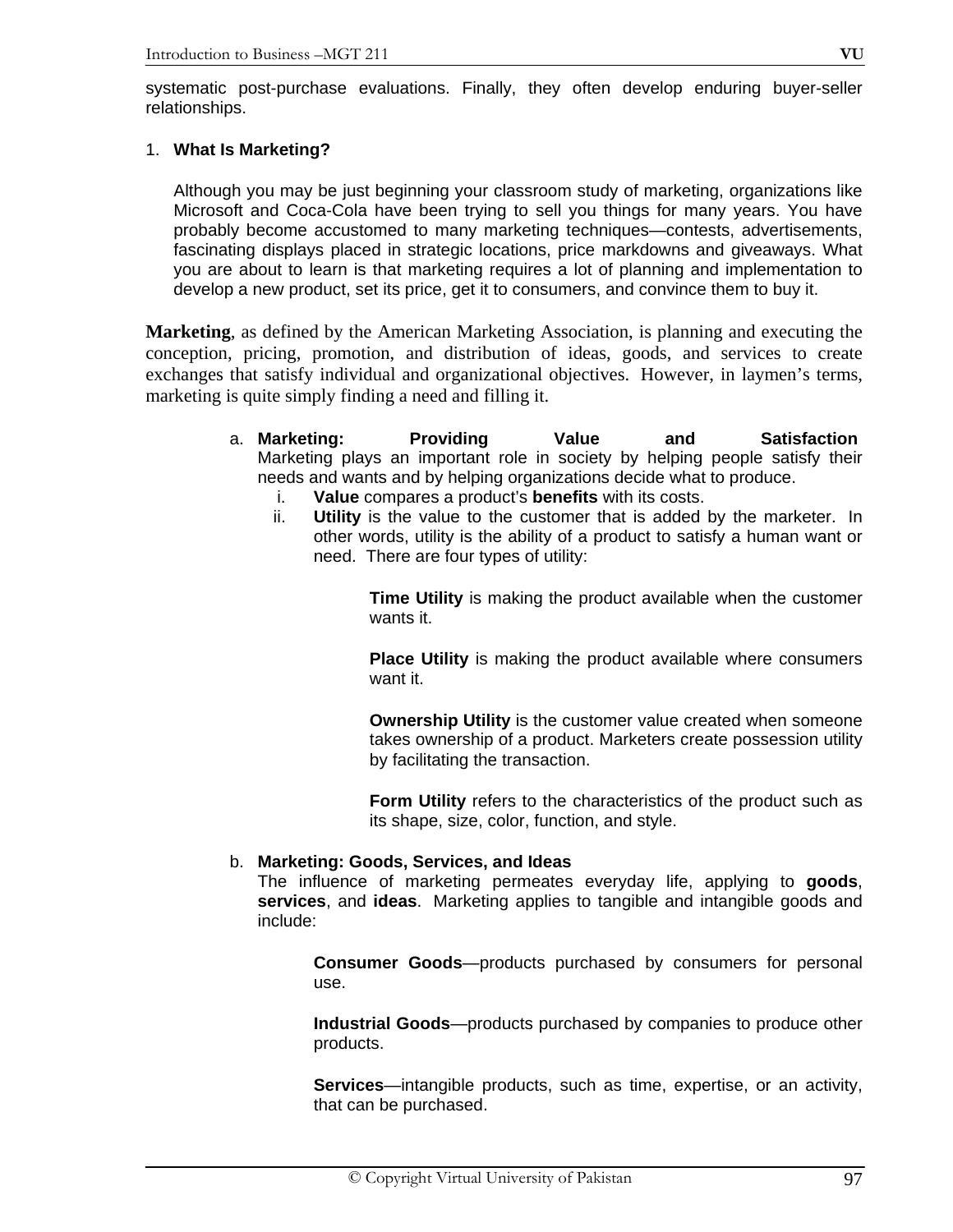systematic post-purchase evaluations. Finally, they often develop enduring buyer-seller relationships.

1. **What Is Marketing?**

   Although you may be just beginning your classroom study of marketing, organizations like Microsoft and Coca-Cola have been trying to sell you things for many years. You have probably become accustomed to many marketing techniques—contests, advertisements, fascinating displays placed in strategic locations, price markdowns and giveaways. What you are about to learn is that marketing requires a lot of planning and implementation to develop a new product, set its price, get it to consumers, and convince them to buy it.

**Marketing**, as defined by the American Marketing Association, is planning and executing the conception, pricing, promotion, and distribution of ideas, goods, and services to create exchanges that satisfy individual and organizational objectives. However, in laymen's terms, marketing is quite simply finding a need and filling it.

a. **Marketing: Providing Value and Satisfaction**
   Marketing plays an important role in society by helping people satisfy their needs and wants and by helping organizations decide what to produce.
   i. **Value** compares a product's **benefits** with its costs.
   ii. **Utility** is the value to the customer that is added by the marketer. In other words, utility is the ability of a product to satisfy a human want or need. There are four types of utility:

      **Time Utility** is making the product available when the customer wants it.

      **Place Utility** is making the product available where consumers want it.

      **Ownership Utility** is the customer value created when someone takes ownership of a product. Marketers create possession utility by facilitating the transaction.

      **Form Utility** refers to the characteristics of the product such as its shape, size, color, function, and style.

b. **Marketing: Goods, Services, and Ideas**
   The influence of marketing permeates everyday life, applying to **goods**, **services**, and **ideas**. Marketing applies to tangible and intangible goods and include:

   **Consumer Goods**—products purchased by consumers for personal use.

   **Industrial Goods**—products purchased by companies to produce other products.

   **Services**—intangible products, such as time, expertise, or an activity, that can be purchased.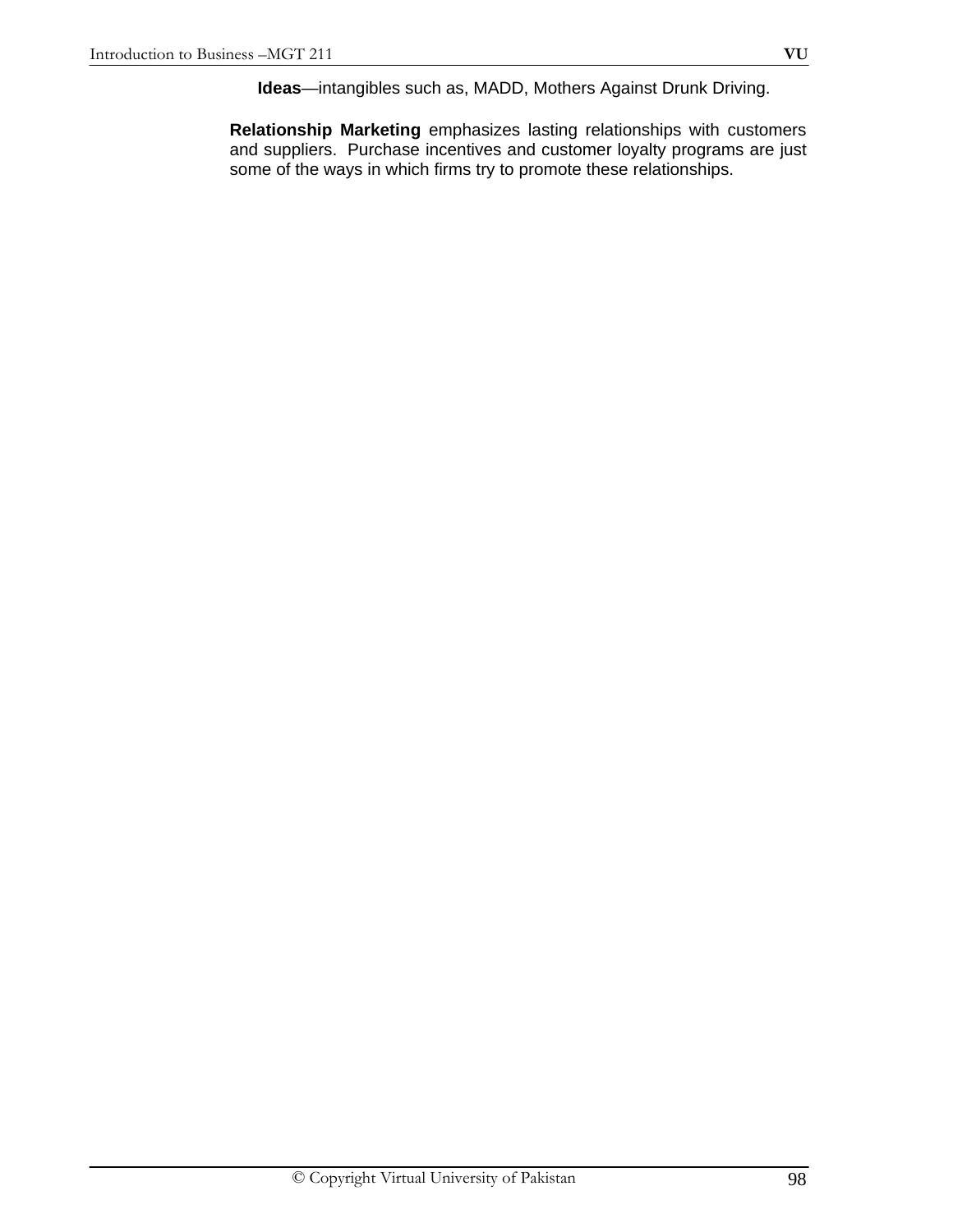**Ideas**—intangibles such as, MADD, Mothers Against Drunk Driving.

**Relationship Marketing** emphasizes lasting relationships with customers and suppliers. Purchase incentives and customer loyalty programs are just some of the ways in which firms try to promote these relationships.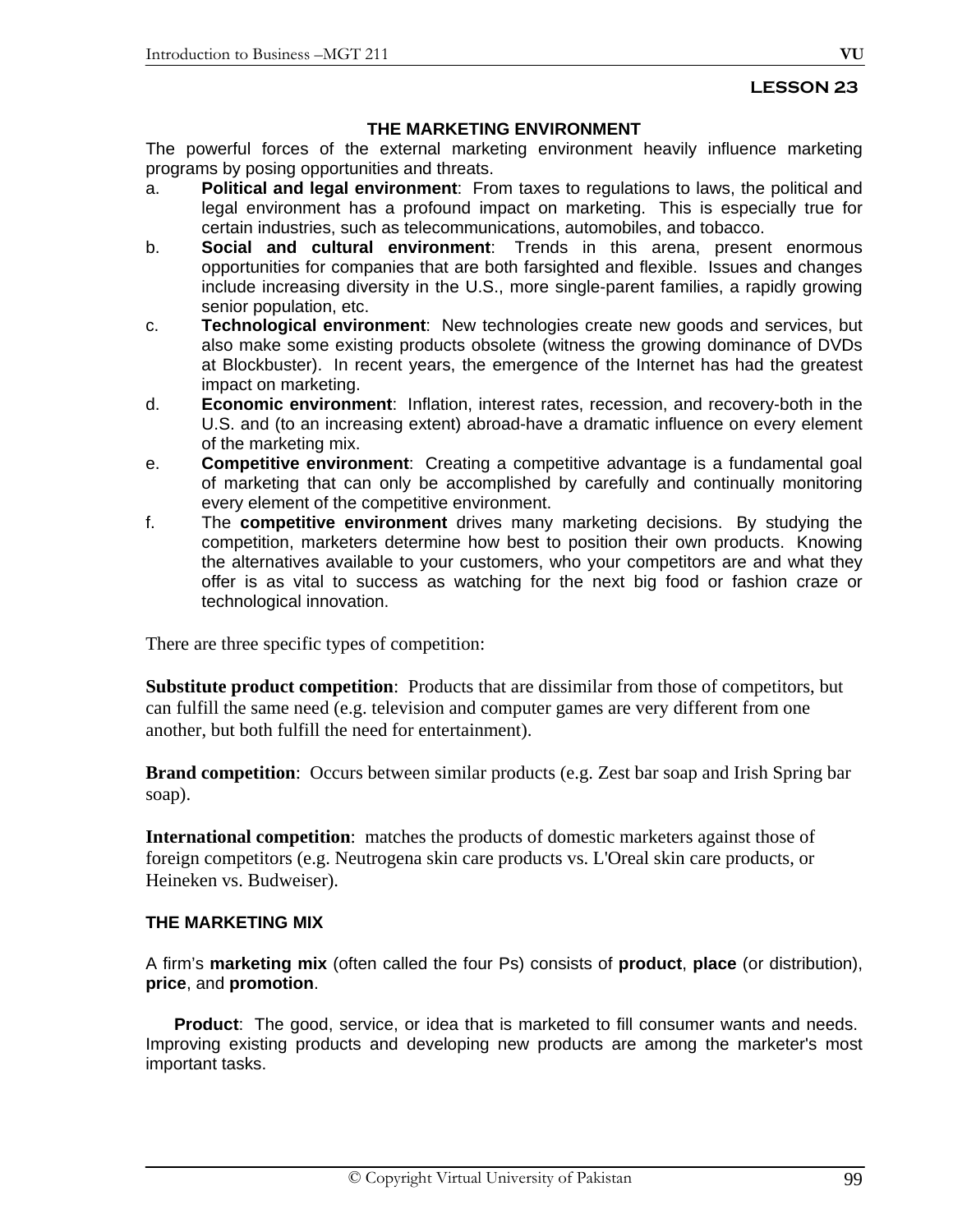**LESSON 23**

## THE MARKETING ENVIRONMENT

The powerful forces of the external marketing environment heavily influence marketing programs by posing opportunities and threats.

a. **Political and legal environment**: From taxes to regulations to laws, the political and legal environment has a profound impact on marketing. This is especially true for certain industries, such as telecommunications, automobiles, and tobacco.

b. **Social and cultural environment**: Trends in this arena, present enormous opportunities for companies that are both farsighted and flexible. Issues and changes include increasing diversity in the U.S., more single-parent families, a rapidly growing senior population, etc.

c. **Technological environment**: New technologies create new goods and services, but also make some existing products obsolete (witness the growing dominance of DVDs at Blockbuster). In recent years, the emergence of the Internet has had the greatest impact on marketing.

d. **Economic environment**: Inflation, interest rates, recession, and recovery-both in the U.S. and (to an increasing extent) abroad-have a dramatic influence on every element of the marketing mix.

e. **Competitive environment**: Creating a competitive advantage is a fundamental goal of marketing that can only be accomplished by carefully and continually monitoring every element of the competitive environment.

f. The **competitive environment** drives many marketing decisions. By studying the competition, marketers determine how best to position their own products. Knowing the alternatives available to your customers, who your competitors are and what they offer is as vital to success as watching for the next big food or fashion craze or technological innovation.

There are three specific types of competition:

**Substitute product competition**: Products that are dissimilar from those of competitors, but can fulfill the same need (e.g. television and computer games are very different from one another, but both fulfill the need for entertainment).

**Brand competition**: Occurs between similar products (e.g. Zest bar soap and Irish Spring bar soap).

**International competition**: matches the products of domestic marketers against those of foreign competitors (e.g. Neutrogena skin care products vs. L'Oreal skin care products, or Heineken vs. Budweiser).

## THE MARKETING MIX

A firm's **marketing mix** (often called the four Ps) consists of **product**, **place** (or distribution), **price**, and **promotion**.

**Product**: The good, service, or idea that is marketed to fill consumer wants and needs. Improving existing products and developing new products are among the marketer's most important tasks.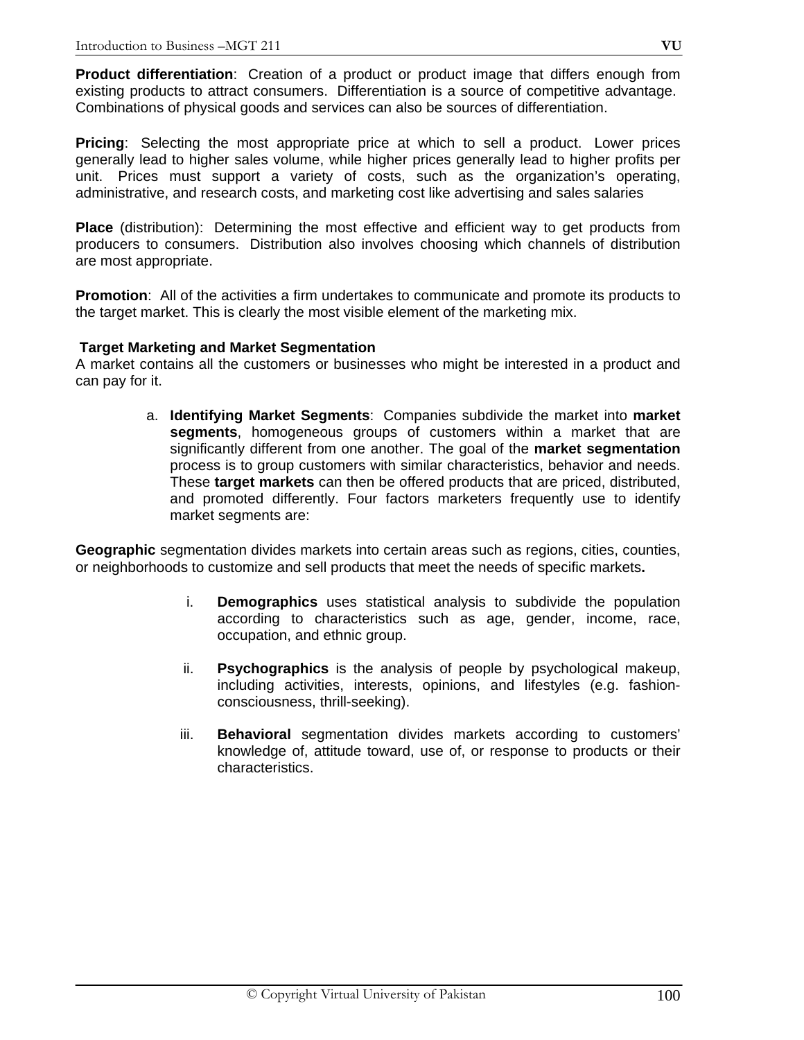**Product differentiation**: Creation of a product or product image that differs enough from existing products to attract consumers. Differentiation is a source of competitive advantage. Combinations of physical goods and services can also be sources of differentiation.

**Pricing**: Selecting the most appropriate price at which to sell a product. Lower prices generally lead to higher sales volume, while higher prices generally lead to higher profits per unit. Prices must support a variety of costs, such as the organization's operating, administrative, and research costs, and marketing cost like advertising and sales salaries

**Place** (distribution): Determining the most effective and efficient way to get products from producers to consumers. Distribution also involves choosing which channels of distribution are most appropriate.

**Promotion**: All of the activities a firm undertakes to communicate and promote its products to the target market. This is clearly the most visible element of the marketing mix.

**Target Marketing and Market Segmentation**

A market contains all the customers or businesses who might be interested in a product and can pay for it.

a. **Identifying Market Segments**: Companies subdivide the market into **market segments**, homogeneous groups of customers within a market that are significantly different from one another. The goal of the **market segmentation** process is to group customers with similar characteristics, behavior and needs. These **target markets** can then be offered products that are priced, distributed, and promoted differently. Four factors marketers frequently use to identify market segments are:

**Geographic** segmentation divides markets into certain areas such as regions, cities, counties, or neighborhoods to customize and sell products that meet the needs of specific markets**.**

i. **Demographics** uses statistical analysis to subdivide the population according to characteristics such as age, gender, income, race, occupation, and ethnic group.

ii. **Psychographics** is the analysis of people by psychological makeup, including activities, interests, opinions, and lifestyles (e.g. fashion-consciousness, thrill-seeking).

iii. **Behavioral** segmentation divides markets according to customers' knowledge of, attitude toward, use of, or response to products or their characteristics.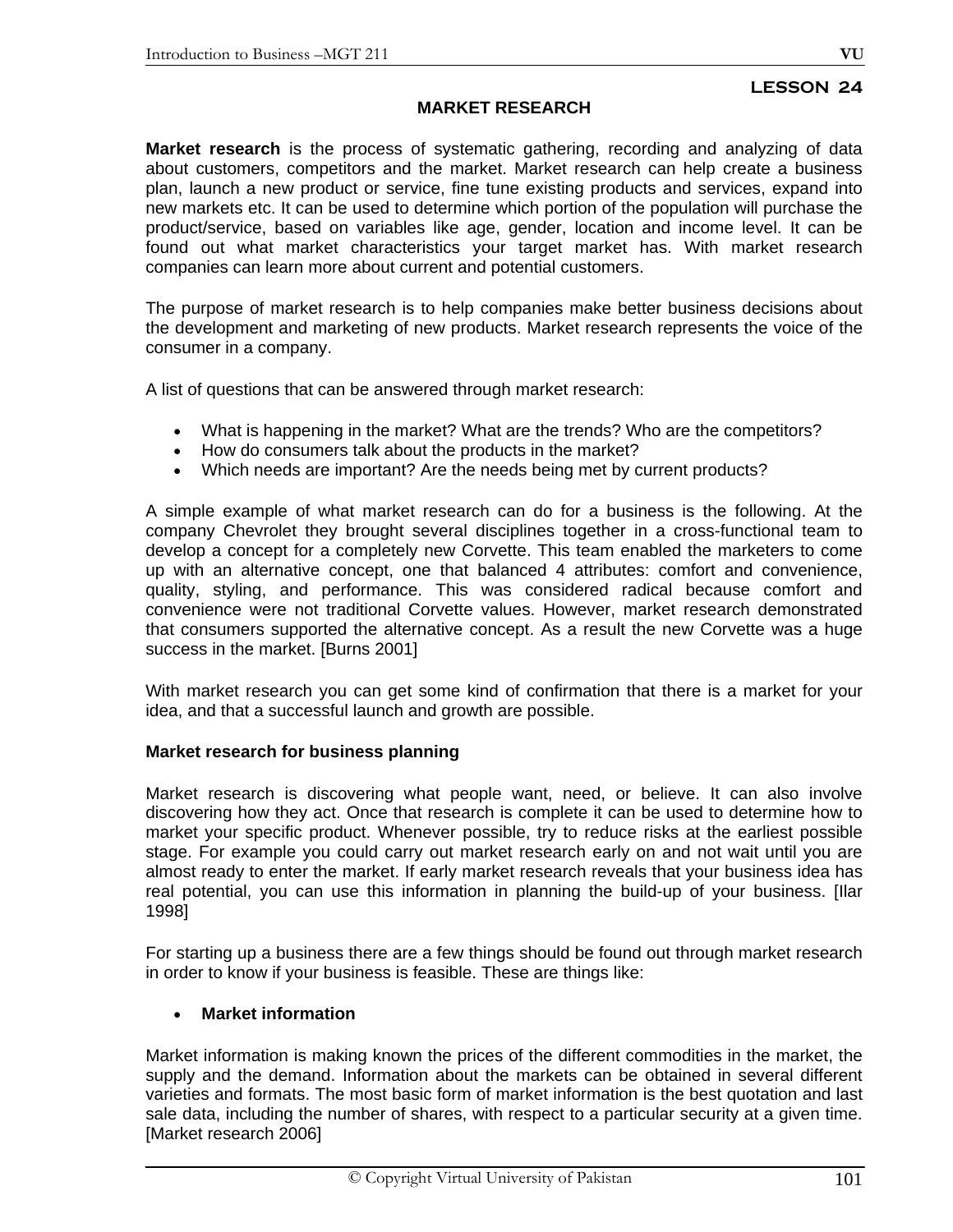**LESSON 24**

# MARKET RESEARCH

**Market research** is the process of systematic gathering, recording and analyzing of data about customers, competitors and the market. Market research can help create a business plan, launch a new product or service, fine tune existing products and services, expand into new markets etc. It can be used to determine which portion of the population will purchase the product/service, based on variables like age, gender, location and income level. It can be found out what market characteristics your target market has. With market research companies can learn more about current and potential customers.

The purpose of market research is to help companies make better business decisions about the development and marketing of new products. Market research represents the voice of the consumer in a company.

A list of questions that can be answered through market research:

- What is happening in the market? What are the trends? Who are the competitors?
- How do consumers talk about the products in the market?
- Which needs are important? Are the needs being met by current products?

A simple example of what market research can do for a business is the following. At the company Chevrolet they brought several disciplines together in a cross-functional team to develop a concept for a completely new Corvette. This team enabled the marketers to come up with an alternative concept, one that balanced 4 attributes: comfort and convenience, quality, styling, and performance. This was considered radical because comfort and convenience were not traditional Corvette values. However, market research demonstrated that consumers supported the alternative concept. As a result the new Corvette was a huge success in the market. [Burns 2001]

With market research you can get some kind of confirmation that there is a market for your idea, and that a successful launch and growth are possible.

**Market research for business planning**

Market research is discovering what people want, need, or believe. It can also involve discovering how they act. Once that research is complete it can be used to determine how to market your specific product. Whenever possible, try to reduce risks at the earliest possible stage. For example you could carry out market research early on and not wait until you are almost ready to enter the market. If early market research reveals that your business idea has real potential, you can use this information in planning the build-up of your business. [Ilar 1998]

For starting up a business there are a few things should be found out through market research in order to know if your business is feasible. These are things like:

- **Market information**

Market information is making known the prices of the different commodities in the market, the supply and the demand. Information about the markets can be obtained in several different varieties and formats. The most basic form of market information is the best quotation and last sale data, including the number of shares, with respect to a particular security at a given time. [Market research 2006]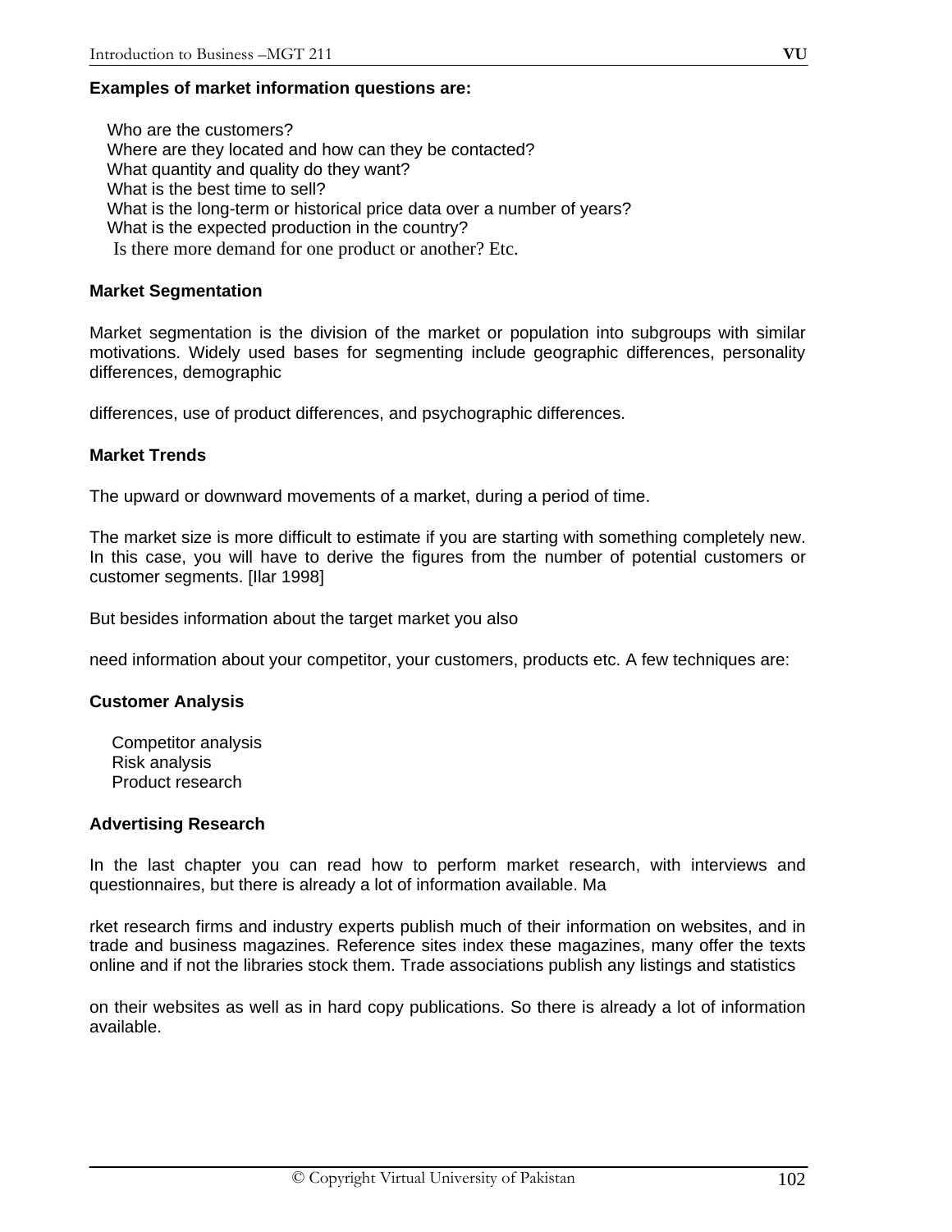**Examples of market information questions are:**

- Who are the customers?
- Where are they located and how can they be contacted?
- What quantity and quality do they want?
- What is the best time to sell?
- What is the long-term or historical price data over a number of years?
- What is the expected production in the country?
- Is there more demand for one product or another? Etc.

**Market Segmentation**

Market segmentation is the division of the market or population into subgroups with similar motivations. Widely used bases for segmenting include geographic differences, personality differences, demographic

differences, use of product differences, and psychographic differences.

**Market Trends**

The upward or downward movements of a market, during a period of time.

The market size is more difficult to estimate if you are starting with something completely new. In this case, you will have to derive the figures from the number of potential customers or customer segments. [Ilar 1998]

But besides information about the target market you also

need information about your competitor, your customers, products etc. A few techniques are:

**Customer Analysis**

- Competitor analysis
- Risk analysis
- Product research

**Advertising Research**

In the last chapter you can read how to perform market research, with interviews and questionnaires, but there is already a lot of information available. Ma

rket research firms and industry experts publish much of their information on websites, and in trade and business magazines. Reference sites index these magazines, many offer the texts online and if not the libraries stock them. Trade associations publish any listings and statistics

on their websites as well as in hard copy publications. So there is already a lot of information available.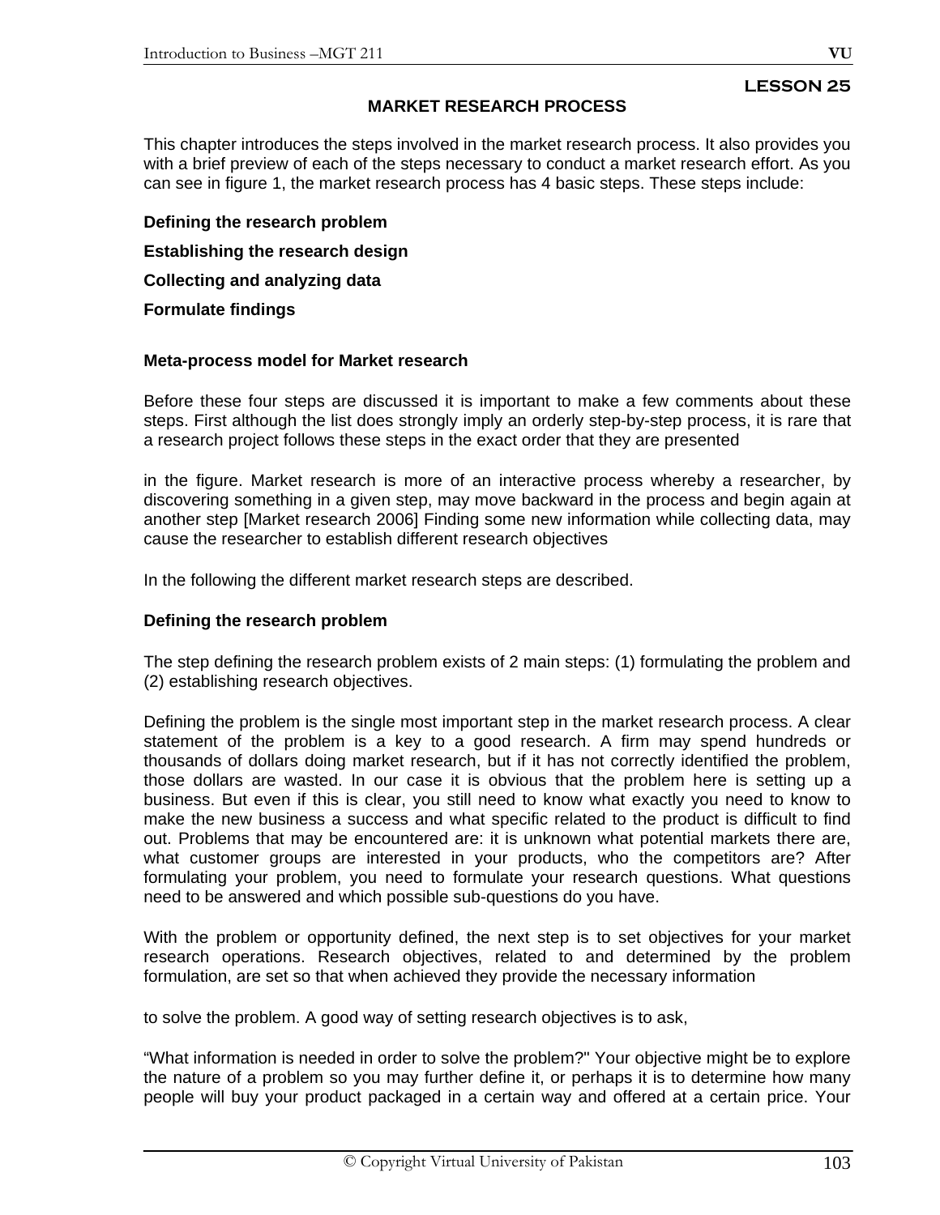## LESSON 25

### MARKET RESEARCH PROCESS

This chapter introduces the steps involved in the market research process. It also provides you with a brief preview of each of the steps necessary to conduct a market research effort. As you can see in figure 1, the market research process has 4 basic steps. These steps include:

**Defining the research problem**

**Establishing the research design**

**Collecting and analyzing data**

**Formulate findings**

**Meta-process model for Market research**

Before these four steps are discussed it is important to make a few comments about these steps. First although the list does strongly imply an orderly step-by-step process, it is rare that a research project follows these steps in the exact order that they are presented

in the figure. Market research is more of an interactive process whereby a researcher, by discovering something in a given step, may move backward in the process and begin again at another step [Market research 2006] Finding some new information while collecting data, may cause the researcher to establish different research objectives

In the following the different market research steps are described.

**Defining the research problem**

The step defining the research problem exists of 2 main steps: (1) formulating the problem and (2) establishing research objectives.

Defining the problem is the single most important step in the market research process. A clear statement of the problem is a key to a good research. A firm may spend hundreds or thousands of dollars doing market research, but if it has not correctly identified the problem, those dollars are wasted. In our case it is obvious that the problem here is setting up a business. But even if this is clear, you still need to know what exactly you need to know to make the new business a success and what specific related to the product is difficult to find out. Problems that may be encountered are: it is unknown what potential markets there are, what customer groups are interested in your products, who the competitors are? After formulating your problem, you need to formulate your research questions. What questions need to be answered and which possible sub-questions do you have.

With the problem or opportunity defined, the next step is to set objectives for your market research operations. Research objectives, related to and determined by the problem formulation, are set so that when achieved they provide the necessary information

to solve the problem. A good way of setting research objectives is to ask,

“What information is needed in order to solve the problem?" Your objective might be to explore the nature of a problem so you may further define it, or perhaps it is to determine how many people will buy your product packaged in a certain way and offered at a certain price. Your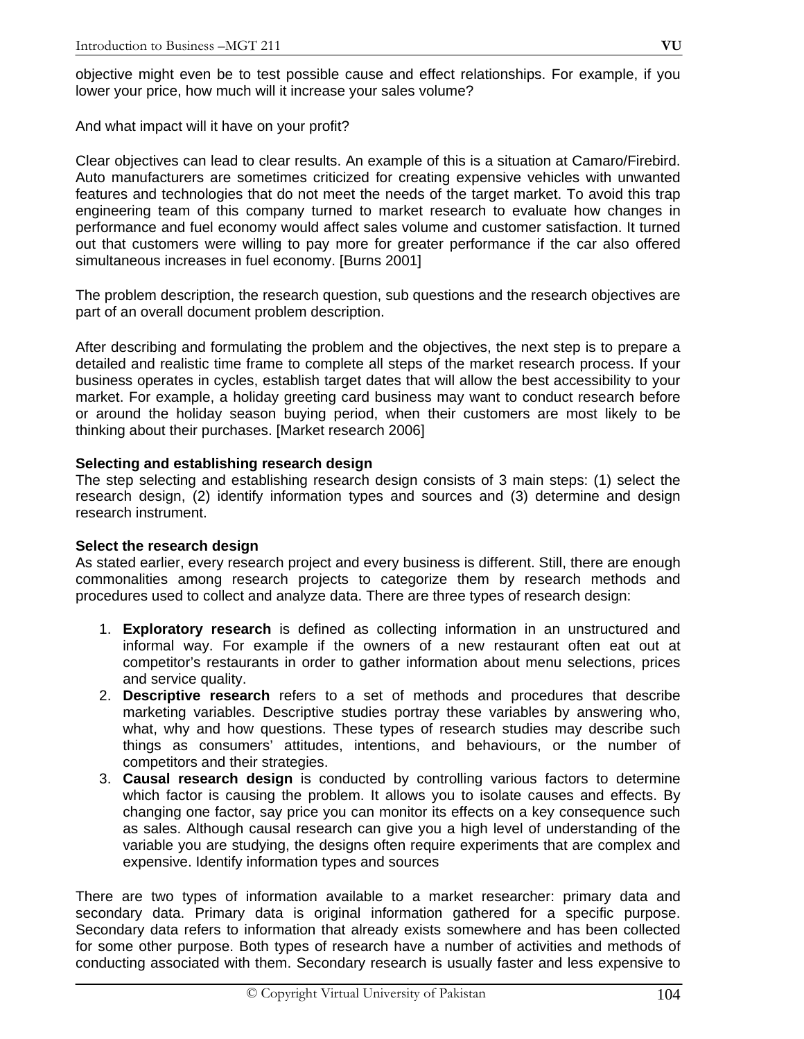objective might even be to test possible cause and effect relationships. For example, if you lower your price, how much will it increase your sales volume?

And what impact will it have on your profit?

Clear objectives can lead to clear results. An example of this is a situation at Camaro/Firebird. Auto manufacturers are sometimes criticized for creating expensive vehicles with unwanted features and technologies that do not meet the needs of the target market. To avoid this trap engineering team of this company turned to market research to evaluate how changes in performance and fuel economy would affect sales volume and customer satisfaction. It turned out that customers were willing to pay more for greater performance if the car also offered simultaneous increases in fuel economy. [Burns 2001]

The problem description, the research question, sub questions and the research objectives are part of an overall document problem description.

After describing and formulating the problem and the objectives, the next step is to prepare a detailed and realistic time frame to complete all steps of the market research process. If your business operates in cycles, establish target dates that will allow the best accessibility to your market. For example, a holiday greeting card business may want to conduct research before or around the holiday season buying period, when their customers are most likely to be thinking about their purchases. [Market research 2006]

**Selecting and establishing research design**

The step selecting and establishing research design consists of 3 main steps: (1) select the research design, (2) identify information types and sources and (3) determine and design research instrument.

**Select the research design**

As stated earlier, every research project and every business is different. Still, there are enough commonalities among research projects to categorize them by research methods and procedures used to collect and analyze data. There are three types of research design:

1. **Exploratory research** is defined as collecting information in an unstructured and informal way. For example if the owners of a new restaurant often eat out at competitor's restaurants in order to gather information about menu selections, prices and service quality.
2. **Descriptive research** refers to a set of methods and procedures that describe marketing variables. Descriptive studies portray these variables by answering who, what, why and how questions. These types of research studies may describe such things as consumers' attitudes, intentions, and behaviours, or the number of competitors and their strategies.
3. **Causal research design** is conducted by controlling various factors to determine which factor is causing the problem. It allows you to isolate causes and effects. By changing one factor, say price you can monitor its effects on a key consequence such as sales. Although causal research can give you a high level of understanding of the variable you are studying, the designs often require experiments that are complex and expensive. Identify information types and sources

There are two types of information available to a market researcher: primary data and secondary data. Primary data is original information gathered for a specific purpose. Secondary data refers to information that already exists somewhere and has been collected for some other purpose. Both types of research have a number of activities and methods of conducting associated with them. Secondary research is usually faster and less expensive to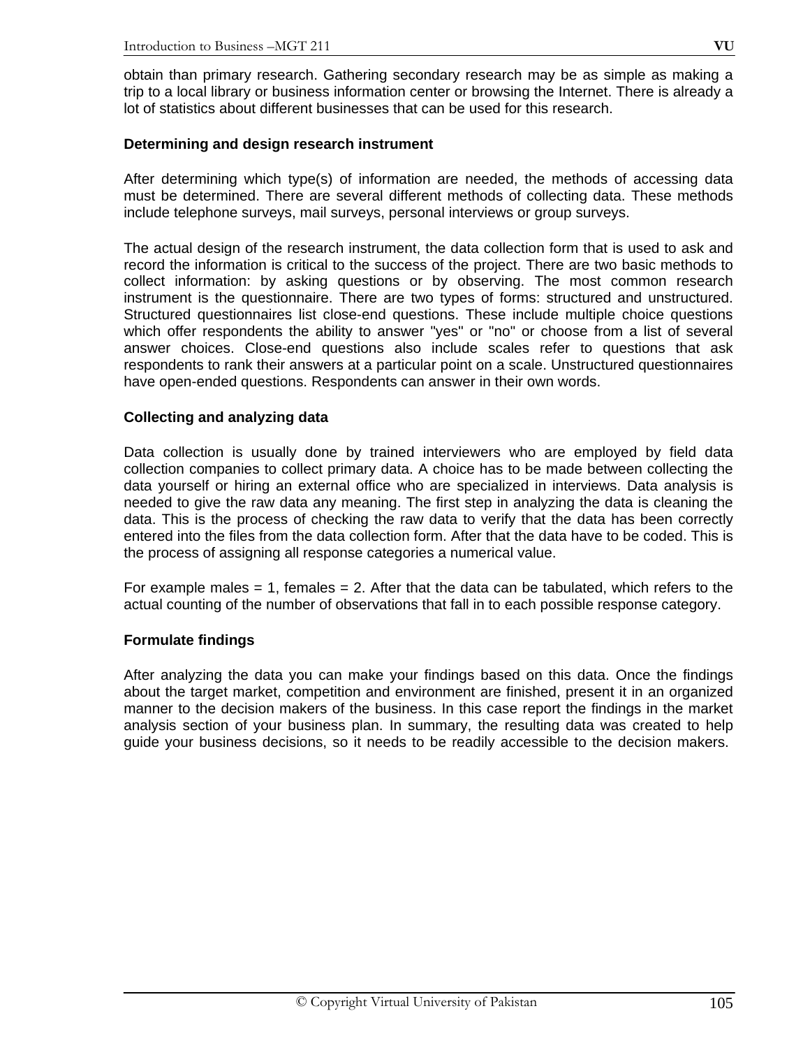obtain than primary research. Gathering secondary research may be as simple as making a trip to a local library or business information center or browsing the Internet. There is already a lot of statistics about different businesses that can be used for this research.

**Determining and design research instrument**

After determining which type(s) of information are needed, the methods of accessing data must be determined. There are several different methods of collecting data. These methods include telephone surveys, mail surveys, personal interviews or group surveys.

The actual design of the research instrument, the data collection form that is used to ask and record the information is critical to the success of the project. There are two basic methods to collect information: by asking questions or by observing. The most common research instrument is the questionnaire. There are two types of forms: structured and unstructured. Structured questionnaires list close-end questions. These include multiple choice questions which offer respondents the ability to answer "yes" or "no" or choose from a list of several answer choices. Close-end questions also include scales refer to questions that ask respondents to rank their answers at a particular point on a scale. Unstructured questionnaires have open-ended questions. Respondents can answer in their own words.

**Collecting and analyzing data**

Data collection is usually done by trained interviewers who are employed by field data collection companies to collect primary data. A choice has to be made between collecting the data yourself or hiring an external office who are specialized in interviews. Data analysis is needed to give the raw data any meaning. The first step in analyzing the data is cleaning the data. This is the process of checking the raw data to verify that the data has been correctly entered into the files from the data collection form. After that the data have to be coded. This is the process of assigning all response categories a numerical value.

For example males = 1, females = 2. After that the data can be tabulated, which refers to the actual counting of the number of observations that fall in to each possible response category.

**Formulate findings**

After analyzing the data you can make your findings based on this data. Once the findings about the target market, competition and environment are finished, present it in an organized manner to the decision makers of the business. In this case report the findings in the market analysis section of your business plan. In summary, the resulting data was created to help guide your business decisions, so it needs to be readily accessible to the decision makers.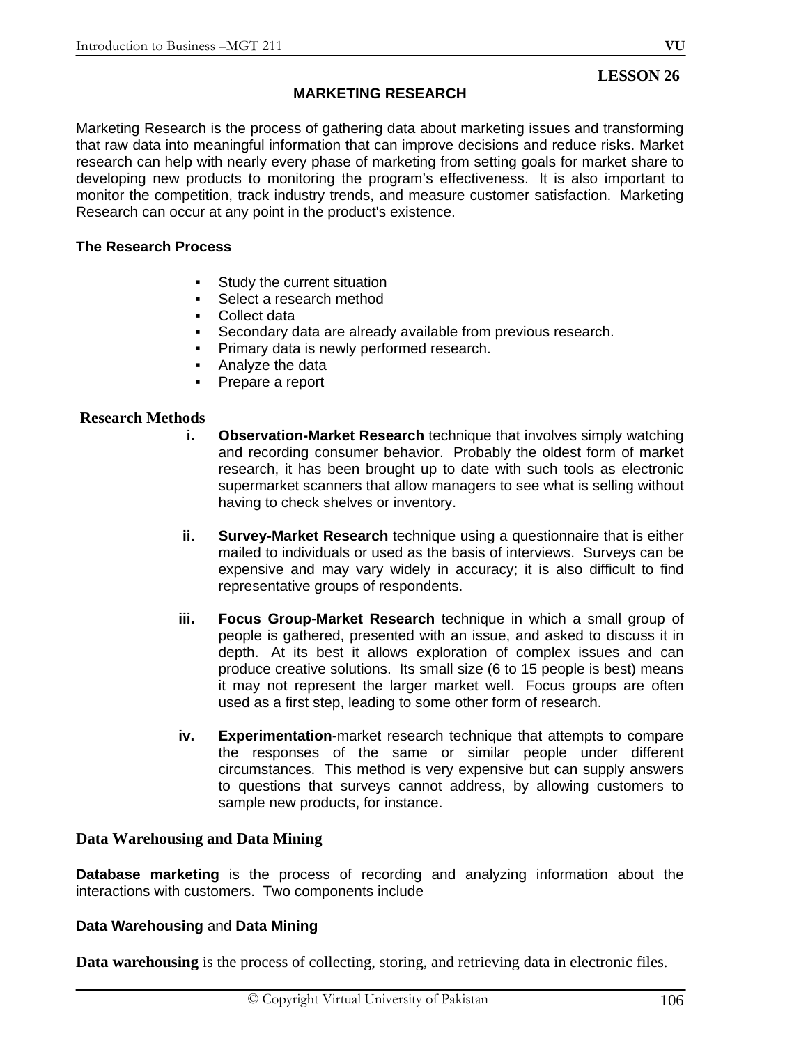**LESSON 26**

## MARKETING RESEARCH

Marketing Research is the process of gathering data about marketing issues and transforming that raw data into meaningful information that can improve decisions and reduce risks. Market research can help with nearly every phase of marketing from setting goals for market share to developing new products to monitoring the program's effectiveness. It is also important to monitor the competition, track industry trends, and measure customer satisfaction. Marketing Research can occur at any point in the product's existence.

### The Research Process

- Study the current situation
- Select a research method
- Collect data
- Secondary data are already available from previous research.
- Primary data is newly performed research.
- Analyze the data
- Prepare a report

### Research Methods

i. **Observation-Market Research** technique that involves simply watching and recording consumer behavior. Probably the oldest form of market research, it has been brought up to date with such tools as electronic supermarket scanners that allow managers to see what is selling without having to check shelves or inventory.

ii. **Survey-Market Research** technique using a questionnaire that is either mailed to individuals or used as the basis of interviews. Surveys can be expensive and may vary widely in accuracy; it is also difficult to find representative groups of respondents.

iii. **Focus Group**-**Market Research** technique in which a small group of people is gathered, presented with an issue, and asked to discuss it in depth. At its best it allows exploration of complex issues and can produce creative solutions. Its small size (6 to 15 people is best) means it may not represent the larger market well. Focus groups are often used as a first step, leading to some other form of research.

iv. **Experimentation**-market research technique that attempts to compare the responses of the same or similar people under different circumstances. This method is very expensive but can supply answers to questions that surveys cannot address, by allowing customers to sample new products, for instance.

### Data Warehousing and Data Mining

**Database marketing** is the process of recording and analyzing information about the interactions with customers. Two components include

**Data Warehousing** and **Data Mining**

**Data warehousing** is the process of collecting, storing, and retrieving data in electronic files.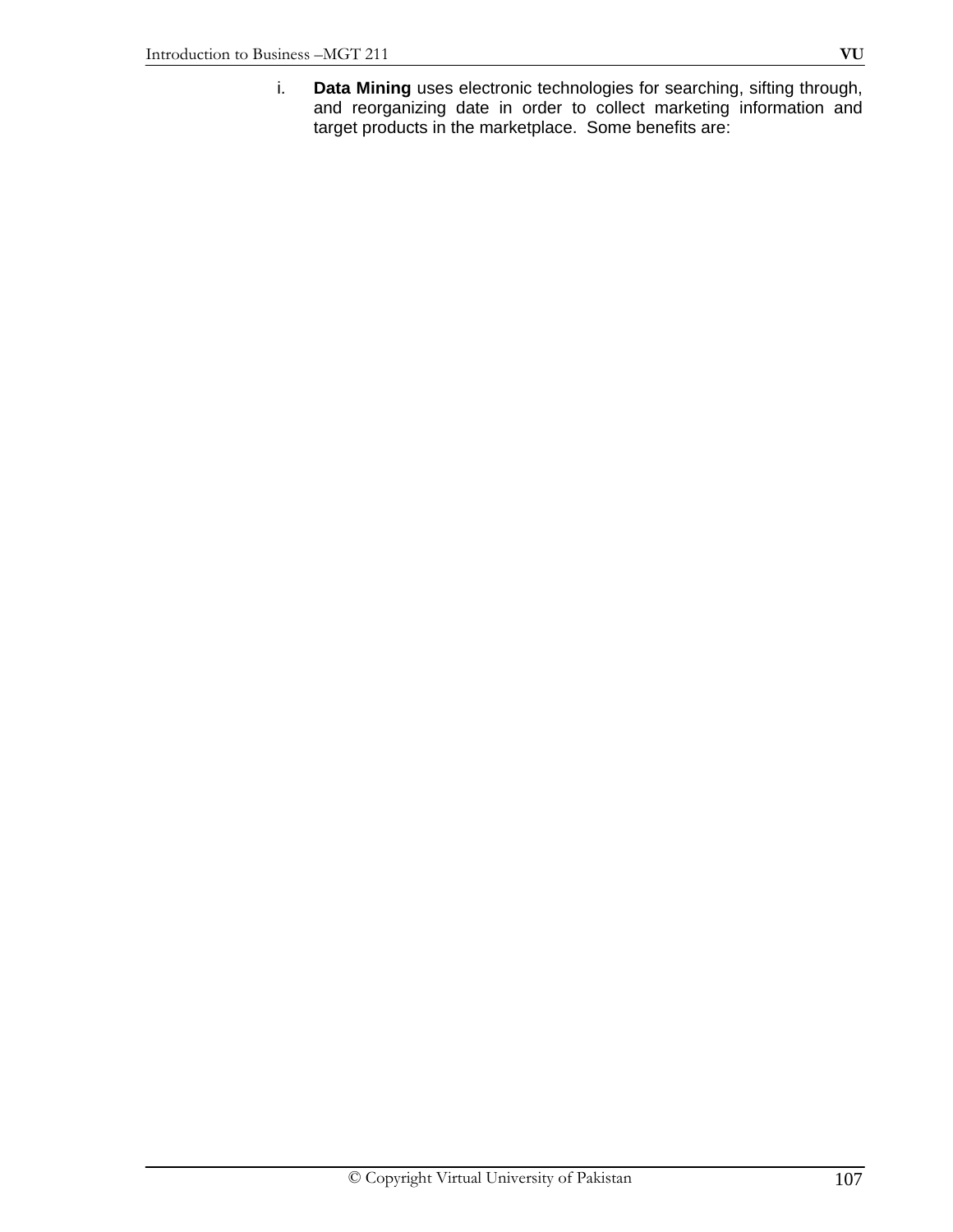i. **Data Mining** uses electronic technologies for searching, sifting through, and reorganizing date in order to collect marketing information and target products in the marketplace. Some benefits are: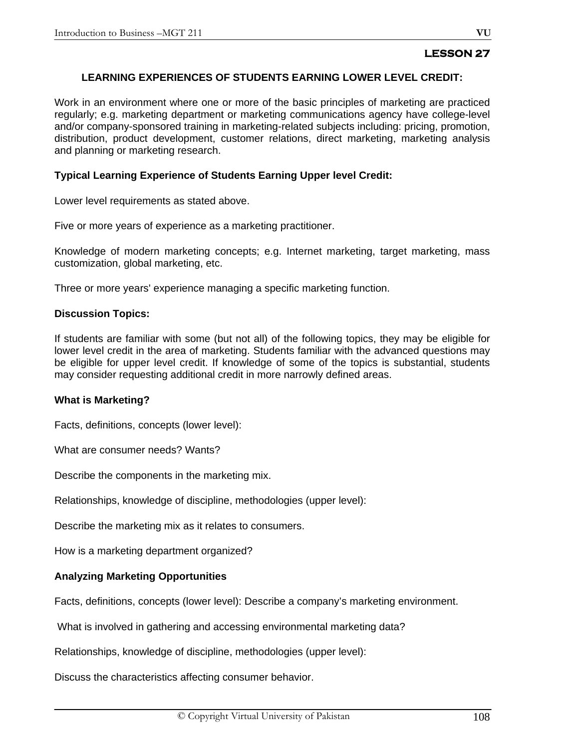# LESSON 27

## LEARNING EXPERIENCES OF STUDENTS EARNING LOWER LEVEL CREDIT:

Work in an environment where one or more of the basic principles of marketing are practiced regularly; e.g. marketing department or marketing communications agency have college-level and/or company-sponsored training in marketing-related subjects including: pricing, promotion, distribution, product development, customer relations, direct marketing, marketing analysis and planning or marketing research.

**Typical Learning Experience of Students Earning Upper level Credit:**

Lower level requirements as stated above.

Five or more years of experience as a marketing practitioner.

Knowledge of modern marketing concepts; e.g. Internet marketing, target marketing, mass customization, global marketing, etc.

Three or more years' experience managing a specific marketing function.

**Discussion Topics:**

If students are familiar with some (but not all) of the following topics, they may be eligible for lower level credit in the area of marketing. Students familiar with the advanced questions may be eligible for upper level credit. If knowledge of some of the topics is substantial, students may consider requesting additional credit in more narrowly defined areas.

**What is Marketing?**

Facts, definitions, concepts (lower level):

What are consumer needs? Wants?

Describe the components in the marketing mix.

Relationships, knowledge of discipline, methodologies (upper level):

Describe the marketing mix as it relates to consumers.

How is a marketing department organized?

**Analyzing Marketing Opportunities**

Facts, definitions, concepts (lower level): Describe a company's marketing environment.

What is involved in gathering and accessing environmental marketing data?

Relationships, knowledge of discipline, methodologies (upper level):

Discuss the characteristics affecting consumer behavior.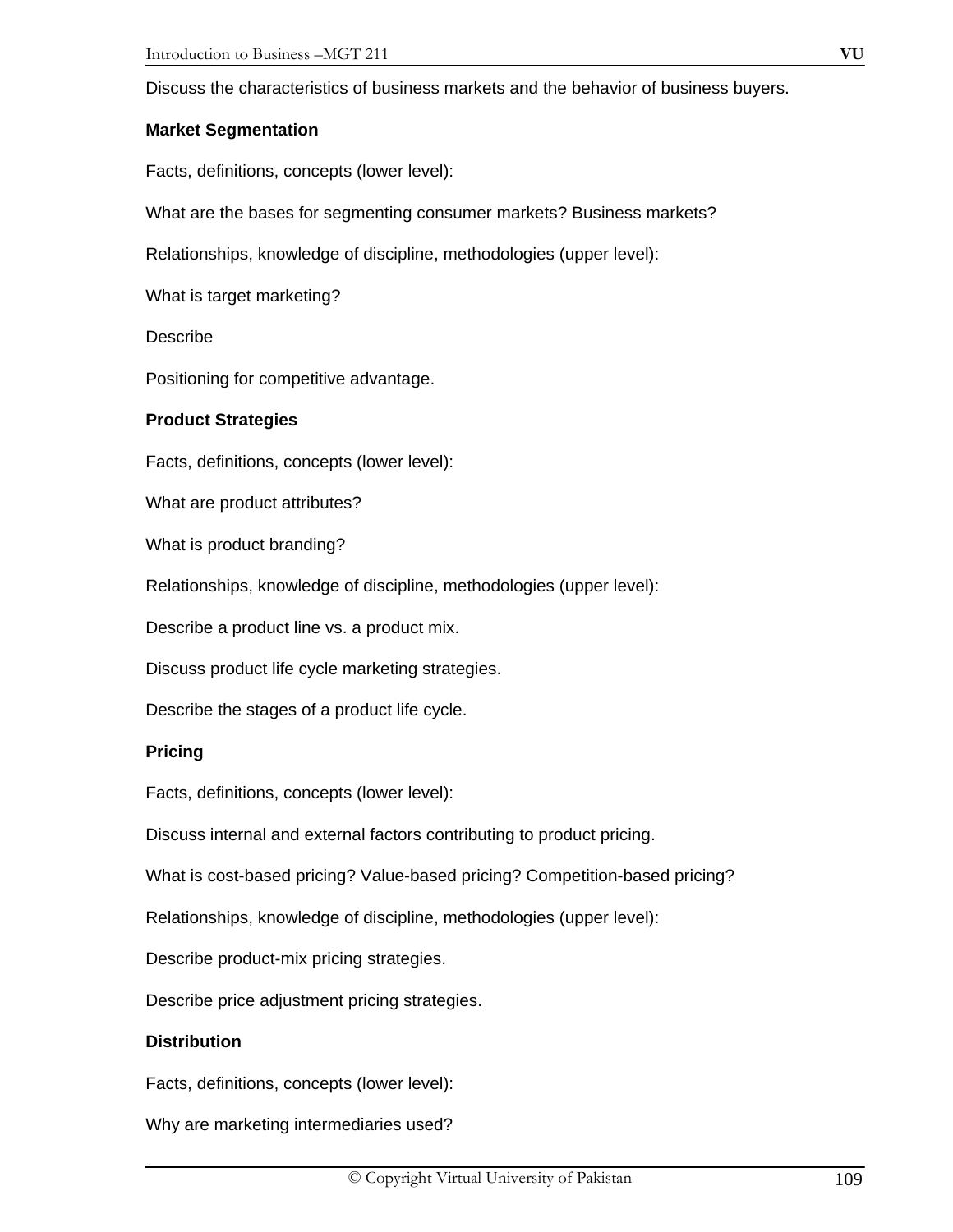Discuss the characteristics of business markets and the behavior of business buyers.

**Market Segmentation**

Facts, definitions, concepts (lower level):

What are the bases for segmenting consumer markets? Business markets?

Relationships, knowledge of discipline, methodologies (upper level):

What is target marketing?

Describe

Positioning for competitive advantage.

**Product Strategies**

Facts, definitions, concepts (lower level):

What are product attributes?

What is product branding?

Relationships, knowledge of discipline, methodologies (upper level):

Describe a product line vs. a product mix.

Discuss product life cycle marketing strategies.

Describe the stages of a product life cycle.

**Pricing**

Facts, definitions, concepts (lower level):

Discuss internal and external factors contributing to product pricing.

What is cost-based pricing? Value-based pricing? Competition-based pricing?

Relationships, knowledge of discipline, methodologies (upper level):

Describe product-mix pricing strategies.

Describe price adjustment pricing strategies.

**Distribution**

Facts, definitions, concepts (lower level):

Why are marketing intermediaries used?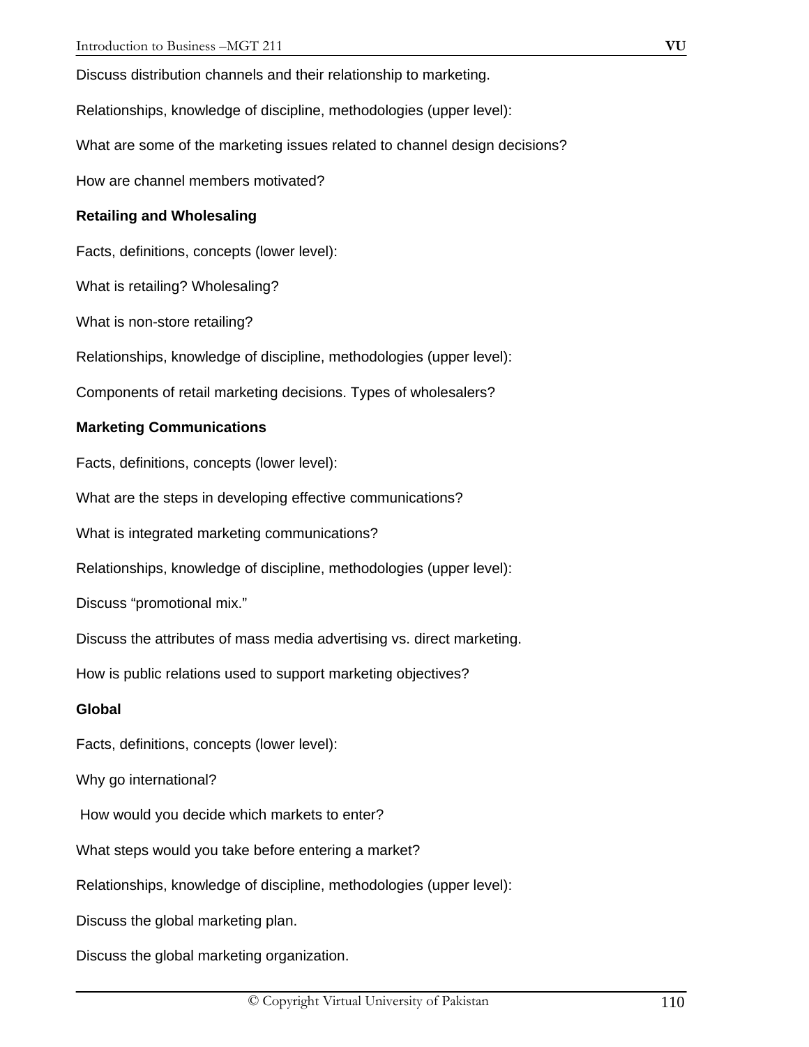Discuss distribution channels and their relationship to marketing.

Relationships, knowledge of discipline, methodologies (upper level):

What are some of the marketing issues related to channel design decisions?

How are channel members motivated?

**Retailing and Wholesaling**

Facts, definitions, concepts (lower level):

What is retailing? Wholesaling?

What is non-store retailing?

Relationships, knowledge of discipline, methodologies (upper level):

Components of retail marketing decisions. Types of wholesalers?

**Marketing Communications**

Facts, definitions, concepts (lower level):

What are the steps in developing effective communications?

What is integrated marketing communications?

Relationships, knowledge of discipline, methodologies (upper level):

Discuss "promotional mix."

Discuss the attributes of mass media advertising vs. direct marketing.

How is public relations used to support marketing objectives?

**Global**

Facts, definitions, concepts (lower level):

Why go international?

How would you decide which markets to enter?

What steps would you take before entering a market?

Relationships, knowledge of discipline, methodologies (upper level):

Discuss the global marketing plan.

Discuss the global marketing organization.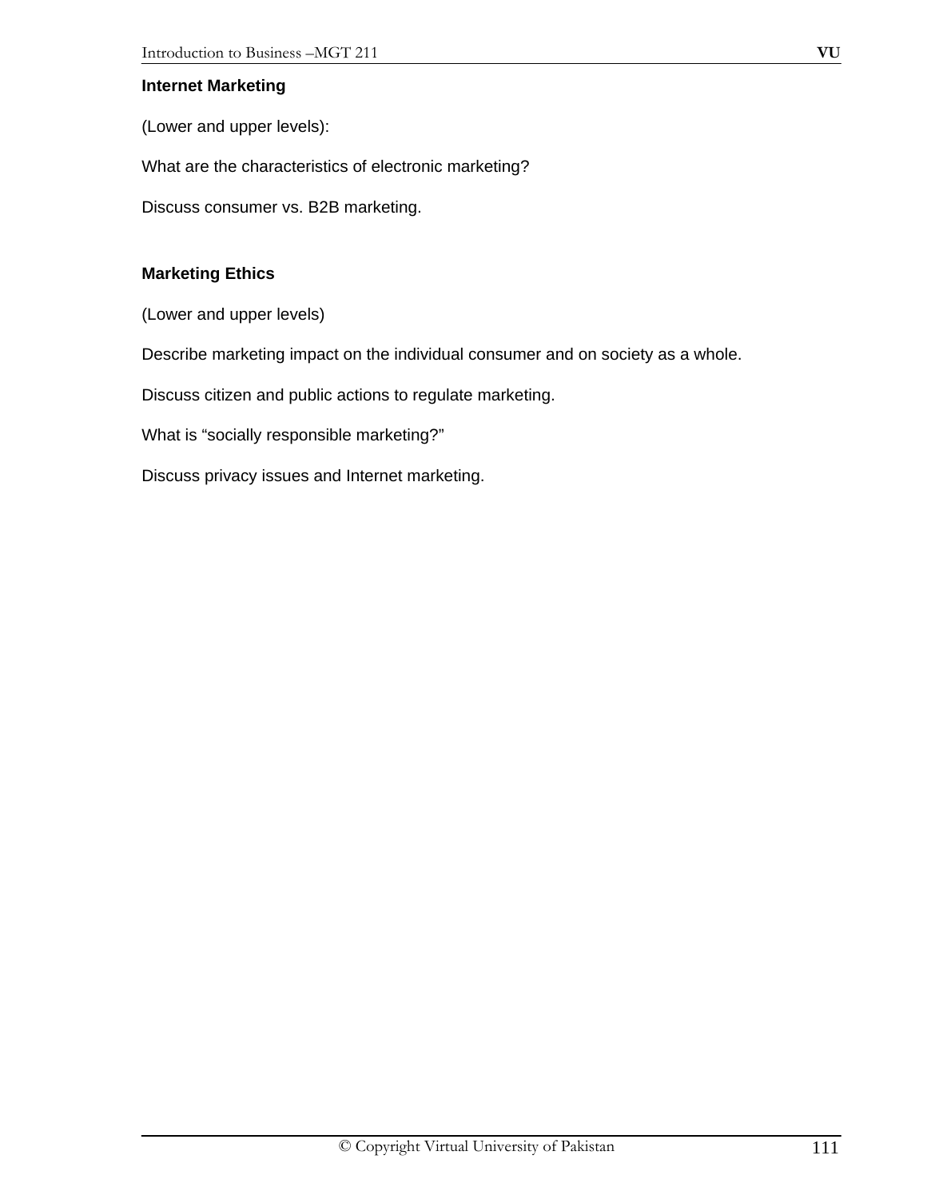**Internet Marketing**

(Lower and upper levels):

What are the characteristics of electronic marketing?

Discuss consumer vs. B2B marketing.

**Marketing Ethics**

(Lower and upper levels)

Describe marketing impact on the individual consumer and on society as a whole.

Discuss citizen and public actions to regulate marketing.

What is “socially responsible marketing?”

Discuss privacy issues and Internet marketing.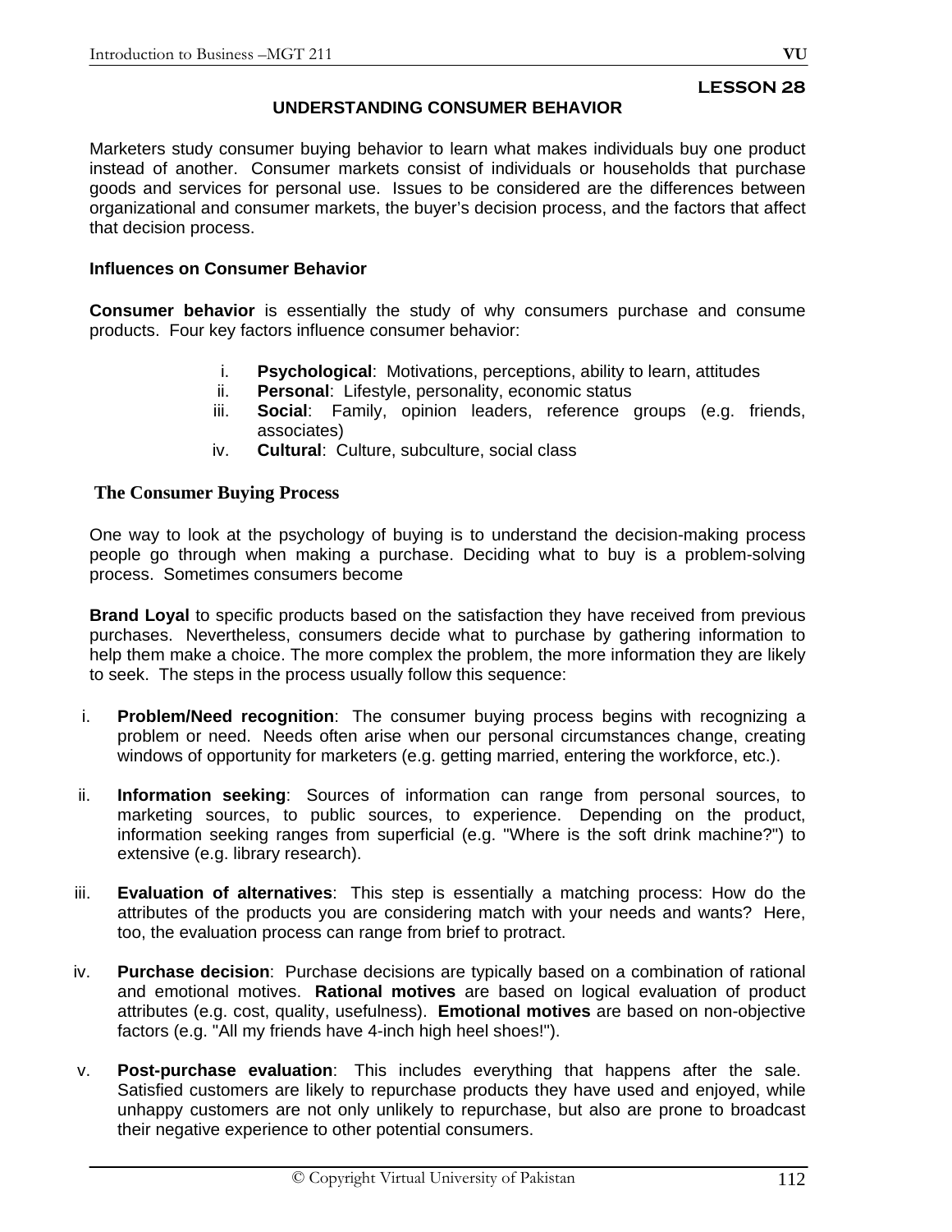# LESSON 28

## UNDERSTANDING CONSUMER BEHAVIOR

Marketers study consumer buying behavior to learn what makes individuals buy one product instead of another. Consumer markets consist of individuals or households that purchase goods and services for personal use. Issues to be considered are the differences between organizational and consumer markets, the buyer's decision process, and the factors that affect that decision process.

### Influences on Consumer Behavior

**Consumer behavior** is essentially the study of why consumers purchase and consume products. Four key factors influence consumer behavior:

i. **Psychological**: Motivations, perceptions, ability to learn, attitudes
ii. **Personal**: Lifestyle, personality, economic status
iii. **Social**: Family, opinion leaders, reference groups (e.g. friends, associates)
iv. **Cultural**: Culture, subculture, social class

### The Consumer Buying Process

One way to look at the psychology of buying is to understand the decision-making process people go through when making a purchase. Deciding what to buy is a problem-solving process. Sometimes consumers become

**Brand Loyal** to specific products based on the satisfaction they have received from previous purchases. Nevertheless, consumers decide what to purchase by gathering information to help them make a choice. The more complex the problem, the more information they are likely to seek. The steps in the process usually follow this sequence:

i. **Problem/Need recognition**: The consumer buying process begins with recognizing a problem or need. Needs often arise when our personal circumstances change, creating windows of opportunity for marketers (e.g. getting married, entering the workforce, etc.).

ii. **Information seeking**: Sources of information can range from personal sources, to marketing sources, to public sources, to experience. Depending on the product, information seeking ranges from superficial (e.g. "Where is the soft drink machine?") to extensive (e.g. library research).

iii. **Evaluation of alternatives**: This step is essentially a matching process: How do the attributes of the products you are considering match with your needs and wants? Here, too, the evaluation process can range from brief to protract.

iv. **Purchase decision**: Purchase decisions are typically based on a combination of rational and emotional motives. **Rational motives** are based on logical evaluation of product attributes (e.g. cost, quality, usefulness). **Emotional motives** are based on non-objective factors (e.g. "All my friends have 4-inch high heel shoes!").

v. **Post-purchase evaluation**: This includes everything that happens after the sale. Satisfied customers are likely to repurchase products they have used and enjoyed, while unhappy customers are not only unlikely to repurchase, but also are prone to broadcast their negative experience to other potential consumers.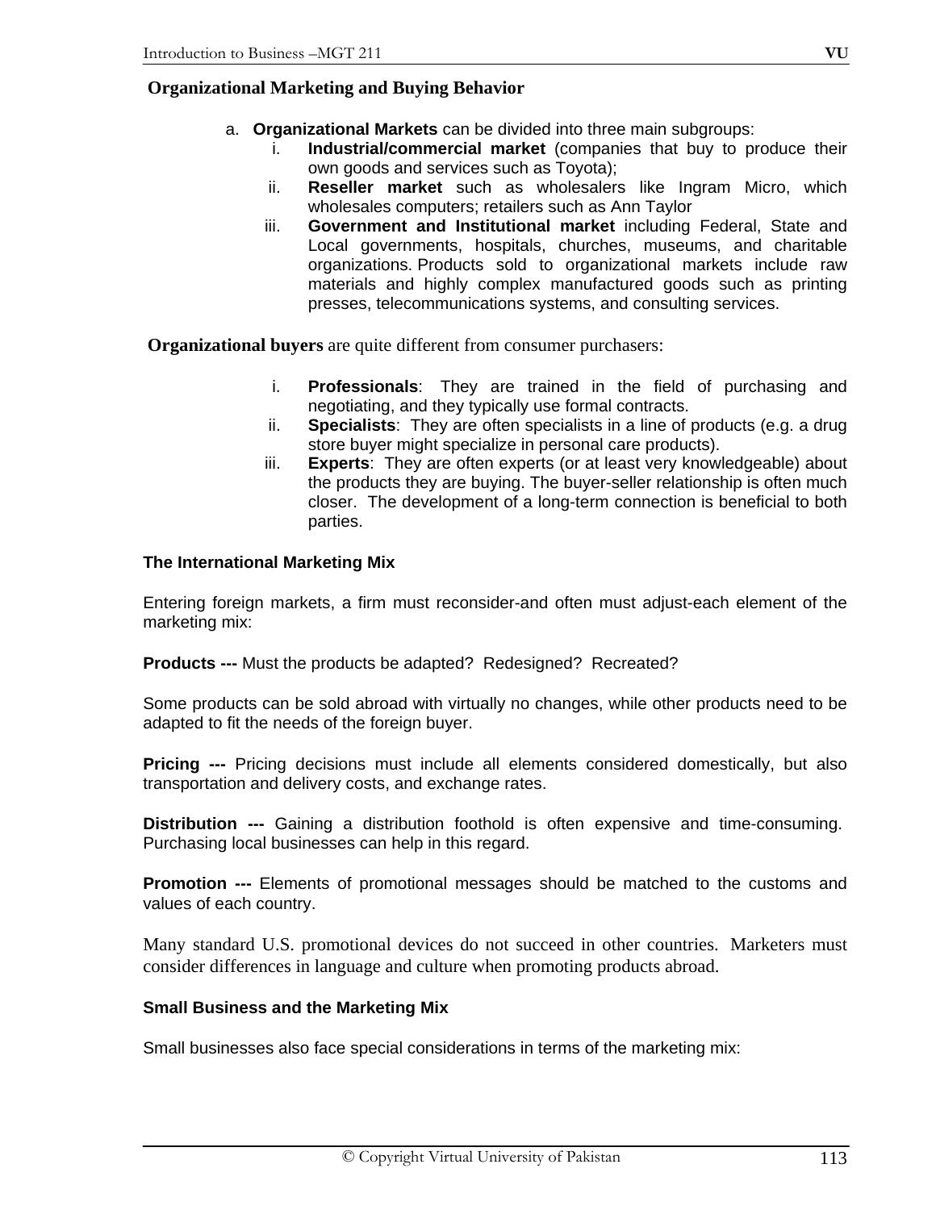## Organizational Marketing and Buying Behavior

a. **Organizational Markets** can be divided into three main subgroups:
   i. **Industrial/commercial market** (companies that buy to produce their own goods and services such as Toyota);
   ii. **Reseller market** such as wholesalers like Ingram Micro, which wholesales computers; retailers such as Ann Taylor
   iii. **Government and Institutional market** including Federal, State and Local governments, hospitals, churches, museums, and charitable organizations. Products sold to organizational markets include raw materials and highly complex manufactured goods such as printing presses, telecommunications systems, and consulting services.

**Organizational buyers** are quite different from consumer purchasers:

i. **Professionals**: They are trained in the field of purchasing and negotiating, and they typically use formal contracts.
ii. **Specialists**: They are often specialists in a line of products (e.g. a drug store buyer might specialize in personal care products).
iii. **Experts**: They are often experts (or at least very knowledgeable) about the products they are buying. The buyer-seller relationship is often much closer. The development of a long-term connection is beneficial to both parties.

### The International Marketing Mix

Entering foreign markets, a firm must reconsider-and often must adjust-each element of the marketing mix:

**Products ---** Must the products be adapted? Redesigned? Recreated?

Some products can be sold abroad with virtually no changes, while other products need to be adapted to fit the needs of the foreign buyer.

**Pricing ---** Pricing decisions must include all elements considered domestically, but also transportation and delivery costs, and exchange rates.

**Distribution ---** Gaining a distribution foothold is often expensive and time-consuming. Purchasing local businesses can help in this regard.

**Promotion ---** Elements of promotional messages should be matched to the customs and values of each country.

Many standard U.S. promotional devices do not succeed in other countries. Marketers must consider differences in language and culture when promoting products abroad.

### Small Business and the Marketing Mix

Small businesses also face special considerations in terms of the marketing mix: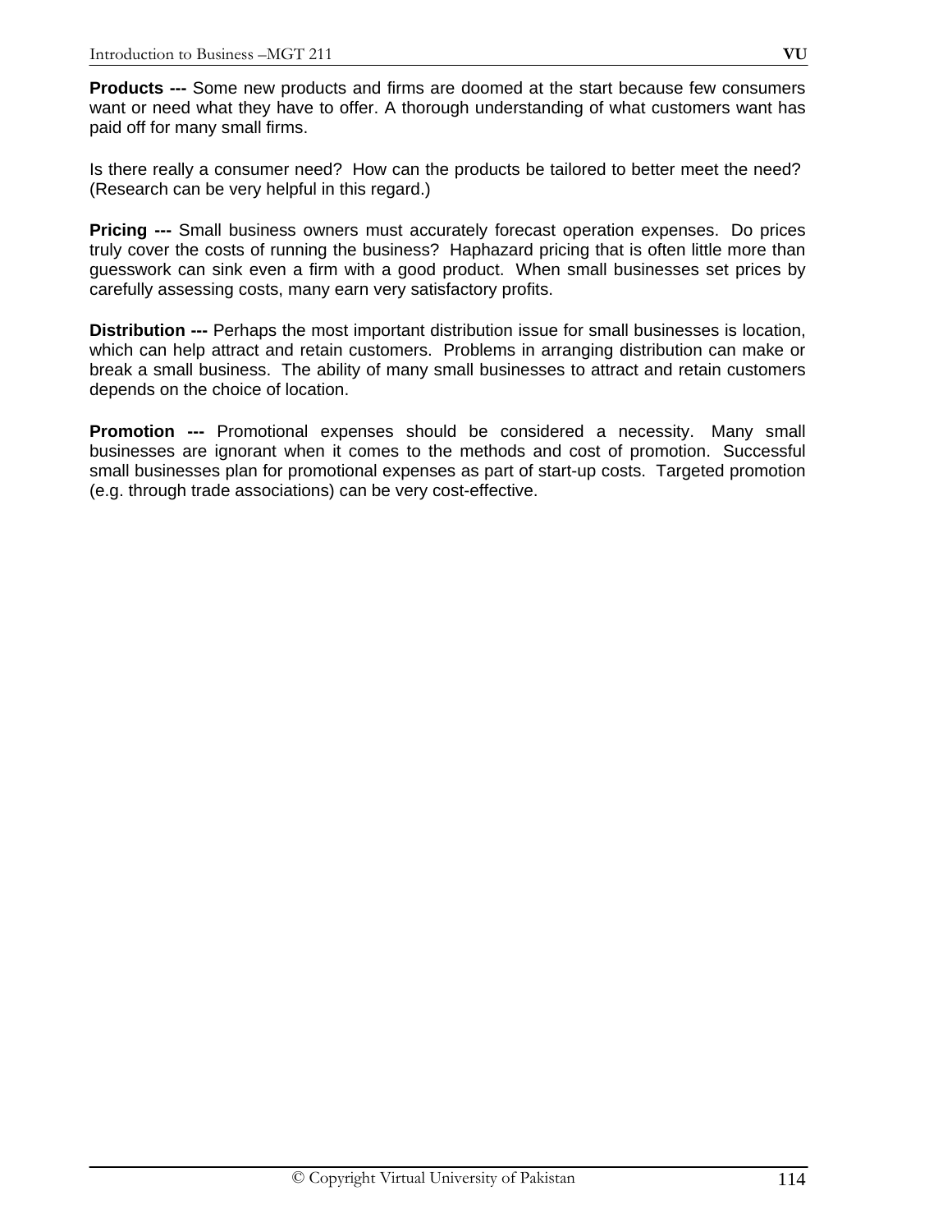**Products ---** Some new products and firms are doomed at the start because few consumers want or need what they have to offer. A thorough understanding of what customers want has paid off for many small firms.

Is there really a consumer need? How can the products be tailored to better meet the need? (Research can be very helpful in this regard.)

**Pricing ---** Small business owners must accurately forecast operation expenses. Do prices truly cover the costs of running the business? Haphazard pricing that is often little more than guesswork can sink even a firm with a good product. When small businesses set prices by carefully assessing costs, many earn very satisfactory profits.

**Distribution ---** Perhaps the most important distribution issue for small businesses is location, which can help attract and retain customers. Problems in arranging distribution can make or break a small business. The ability of many small businesses to attract and retain customers depends on the choice of location.

**Promotion ---** Promotional expenses should be considered a necessity. Many small businesses are ignorant when it comes to the methods and cost of promotion. Successful small businesses plan for promotional expenses as part of start-up costs. Targeted promotion (e.g. through trade associations) can be very cost-effective.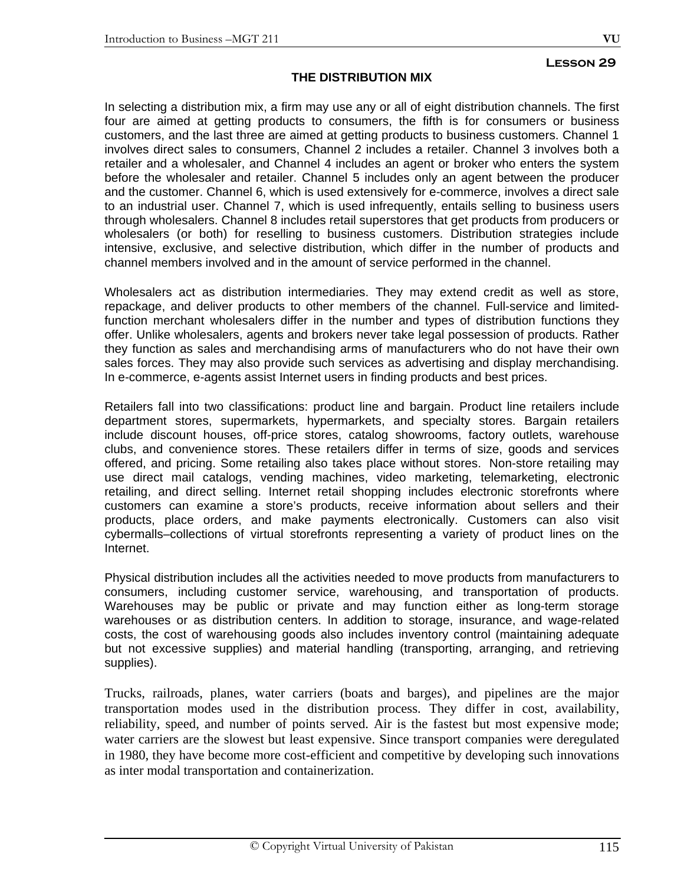**Lesson 29**

# THE DISTRIBUTION MIX

In selecting a distribution mix, a firm may use any or all of eight distribution channels. The first four are aimed at getting products to consumers, the fifth is for consumers or business customers, and the last three are aimed at getting products to business customers. Channel 1 involves direct sales to consumers, Channel 2 includes a retailer. Channel 3 involves both a retailer and a wholesaler, and Channel 4 includes an agent or broker who enters the system before the wholesaler and retailer. Channel 5 includes only an agent between the producer and the customer. Channel 6, which is used extensively for e-commerce, involves a direct sale to an industrial user. Channel 7, which is used infrequently, entails selling to business users through wholesalers. Channel 8 includes retail superstores that get products from producers or wholesalers (or both) for reselling to business customers. Distribution strategies include intensive, exclusive, and selective distribution, which differ in the number of products and channel members involved and in the amount of service performed in the channel.

Wholesalers act as distribution intermediaries. They may extend credit as well as store, repackage, and deliver products to other members of the channel. Full-service and limited-function merchant wholesalers differ in the number and types of distribution functions they offer. Unlike wholesalers, agents and brokers never take legal possession of products. Rather they function as sales and merchandising arms of manufacturers who do not have their own sales forces. They may also provide such services as advertising and display merchandising. In e-commerce, e-agents assist Internet users in finding products and best prices.

Retailers fall into two classifications: product line and bargain. Product line retailers include department stores, supermarkets, hypermarkets, and specialty stores. Bargain retailers include discount houses, off-price stores, catalog showrooms, factory outlets, warehouse clubs, and convenience stores. These retailers differ in terms of size, goods and services offered, and pricing. Some retailing also takes place without stores. Non-store retailing may use direct mail catalogs, vending machines, video marketing, telemarketing, electronic retailing, and direct selling. Internet retail shopping includes electronic storefronts where customers can examine a store's products, receive information about sellers and their products, place orders, and make payments electronically. Customers can also visit cybermalls–collections of virtual storefronts representing a variety of product lines on the Internet.

Physical distribution includes all the activities needed to move products from manufacturers to consumers, including customer service, warehousing, and transportation of products. Warehouses may be public or private and may function either as long-term storage warehouses or as distribution centers. In addition to storage, insurance, and wage-related costs, the cost of warehousing goods also includes inventory control (maintaining adequate but not excessive supplies) and material handling (transporting, arranging, and retrieving supplies).

Trucks, railroads, planes, water carriers (boats and barges), and pipelines are the major transportation modes used in the distribution process. They differ in cost, availability, reliability, speed, and number of points served. Air is the fastest but most expensive mode; water carriers are the slowest but least expensive. Since transport companies were deregulated in 1980, they have become more cost-efficient and competitive by developing such innovations as inter modal transportation and containerization.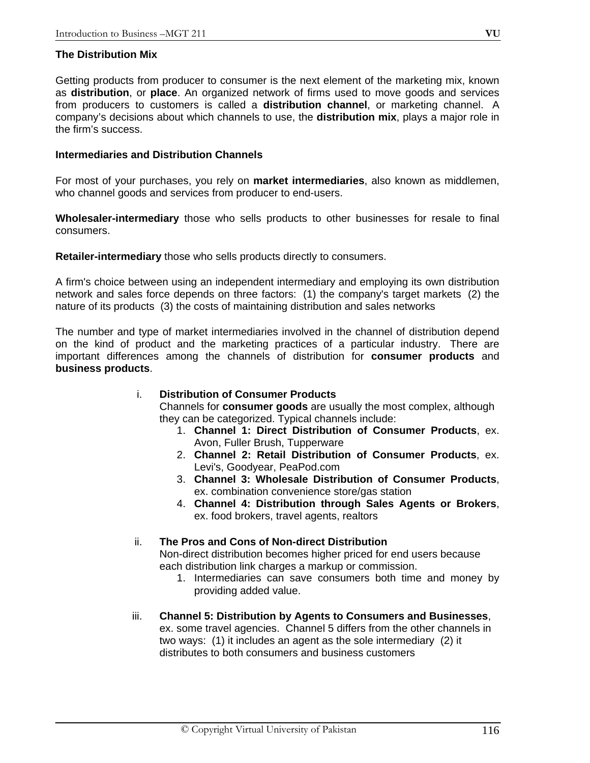**The Distribution Mix**

Getting products from producer to consumer is the next element of the marketing mix, known as **distribution**, or **place**. An organized network of firms used to move goods and services from producers to customers is called a **distribution channel**, or marketing channel. A company's decisions about which channels to use, the **distribution mix**, plays a major role in the firm's success.

**Intermediaries and Distribution Channels**

For most of your purchases, you rely on **market intermediaries**, also known as middlemen, who channel goods and services from producer to end-users.

**Wholesaler-intermediary** those who sells products to other businesses for resale to final consumers.

**Retailer-intermediary** those who sells products directly to consumers.

A firm's choice between using an independent intermediary and employing its own distribution network and sales force depends on three factors: (1) the company's target markets (2) the nature of its products (3) the costs of maintaining distribution and sales networks

The number and type of market intermediaries involved in the channel of distribution depend on the kind of product and the marketing practices of a particular industry. There are important differences among the channels of distribution for **consumer products** and **business products**.

i. **Distribution of Consumer Products**
   Channels for **consumer goods** are usually the most complex, although they can be categorized. Typical channels include:
   1. **Channel 1: Direct Distribution of Consumer Products**, ex. Avon, Fuller Brush, Tupperware
   2. **Channel 2: Retail Distribution of Consumer Products**, ex. Levi's, Goodyear, PeaPod.com
   3. **Channel 3: Wholesale Distribution of Consumer Products**, ex. combination convenience store/gas station
   4. **Channel 4: Distribution through Sales Agents or Brokers**, ex. food brokers, travel agents, realtors

ii. **The Pros and Cons of Non-direct Distribution**
   Non-direct distribution becomes higher priced for end users because each distribution link charges a markup or commission.
   1. Intermediaries can save consumers both time and money by providing added value.

iii. **Channel 5: Distribution by Agents to Consumers and Businesses**, ex. some travel agencies. Channel 5 differs from the other channels in two ways: (1) it includes an agent as the sole intermediary (2) it distributes to both consumers and business customers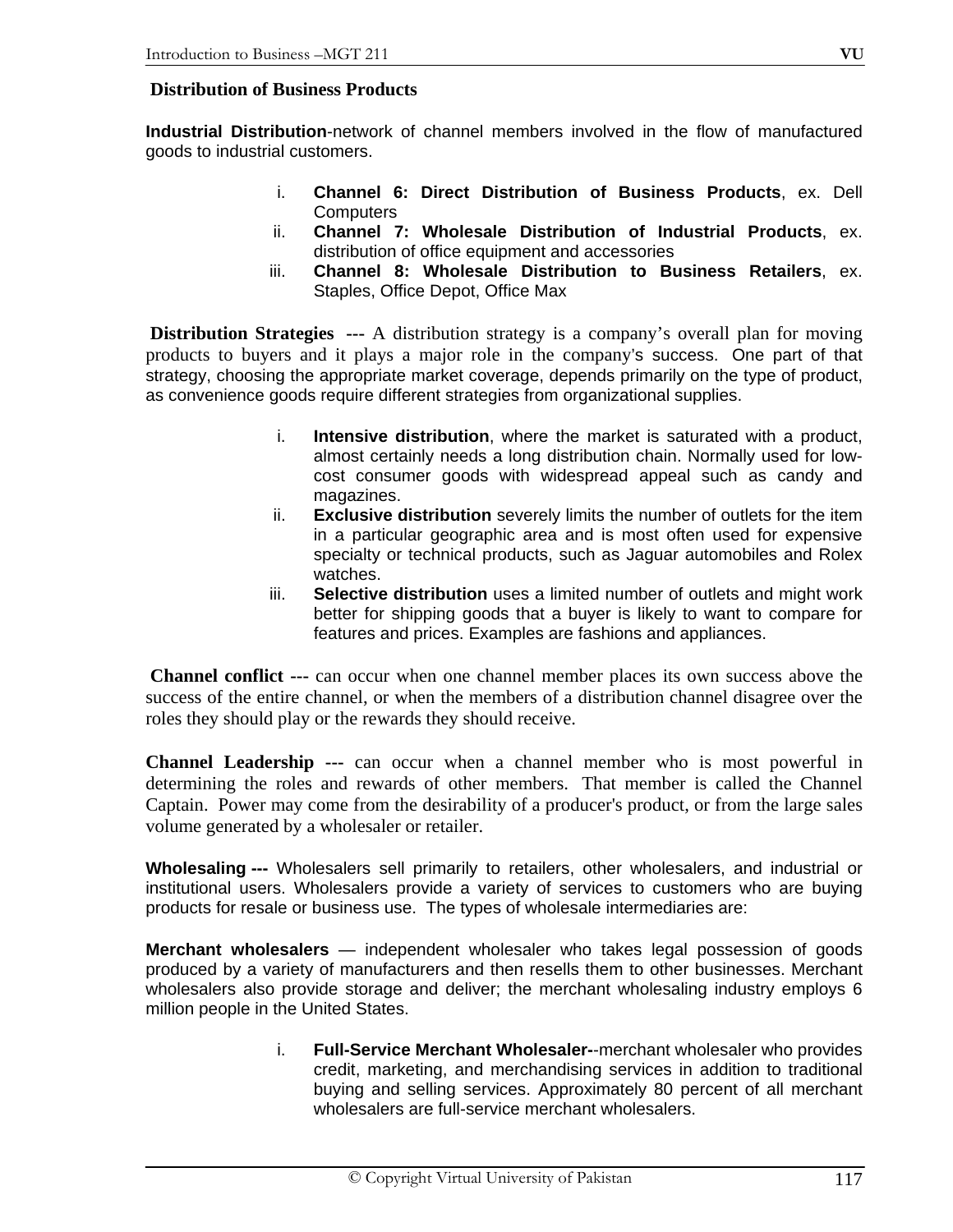**Distribution of Business Products**

**Industrial Distribution**-network of channel members involved in the flow of manufactured goods to industrial customers.

i. **Channel 6: Direct Distribution of Business Products**, ex. Dell Computers
ii. **Channel 7: Wholesale Distribution of Industrial Products**, ex. distribution of office equipment and accessories
iii. **Channel 8: Wholesale Distribution to Business Retailers**, ex. Staples, Office Depot, Office Max

**Distribution Strategies ---** A distribution strategy is a company's overall plan for moving products to buyers and it plays a major role in the company's success. One part of that strategy, choosing the appropriate market coverage, depends primarily on the type of product, as convenience goods require different strategies from organizational supplies.

i. **Intensive distribution**, where the market is saturated with a product, almost certainly needs a long distribution chain. Normally used for low-cost consumer goods with widespread appeal such as candy and magazines.
ii. **Exclusive distribution** severely limits the number of outlets for the item in a particular geographic area and is most often used for expensive specialty or technical products, such as Jaguar automobiles and Rolex watches.
iii. **Selective distribution** uses a limited number of outlets and might work better for shipping goods that a buyer is likely to want to compare for features and prices. Examples are fashions and appliances.

**Channel conflict ---** can occur when one channel member places its own success above the success of the entire channel, or when the members of a distribution channel disagree over the roles they should play or the rewards they should receive.

**Channel Leadership ---** can occur when a channel member who is most powerful in determining the roles and rewards of other members. That member is called the Channel Captain. Power may come from the desirability of a producer's product, or from the large sales volume generated by a wholesaler or retailer.

**Wholesaling ---** Wholesalers sell primarily to retailers, other wholesalers, and industrial or institutional users. Wholesalers provide a variety of services to customers who are buying products for resale or business use. The types of wholesale intermediaries are:

**Merchant wholesalers** — independent wholesaler who takes legal possession of goods produced by a variety of manufacturers and then resells them to other businesses. Merchant wholesalers also provide storage and deliver; the merchant wholesaling industry employs 6 million people in the United States.

i. **Full-Service Merchant Wholesaler-**-merchant wholesaler who provides credit, marketing, and merchandising services in addition to traditional buying and selling services. Approximately 80 percent of all merchant wholesalers are full-service merchant wholesalers.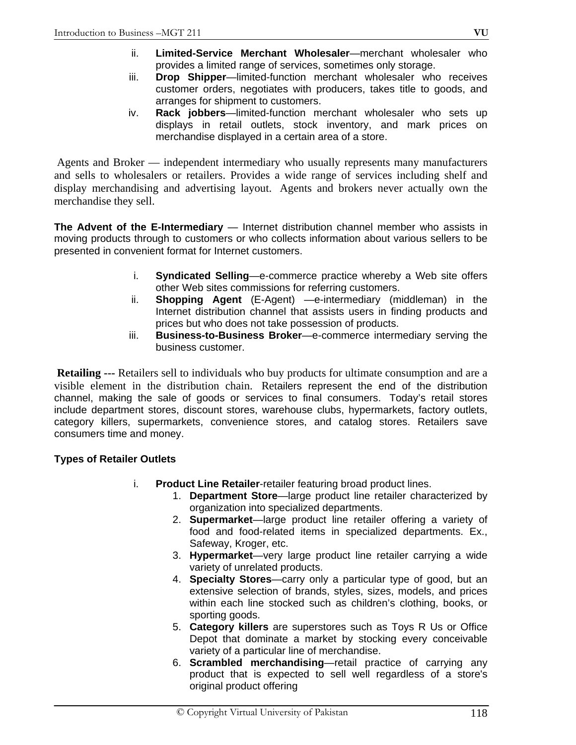ii. **Limited-Service Merchant Wholesaler**—merchant wholesaler who provides a limited range of services, sometimes only storage.

iii. **Drop Shipper**—limited-function merchant wholesaler who receives customer orders, negotiates with producers, takes title to goods, and arranges for shipment to customers.

iv. **Rack jobbers**—limited-function merchant wholesaler who sets up displays in retail outlets, stock inventory, and mark prices on merchandise displayed in a certain area of a store.

Agents and Broker — independent intermediary who usually represents many manufacturers and sells to wholesalers or retailers. Provides a wide range of services including shelf and display merchandising and advertising layout. Agents and brokers never actually own the merchandise they sell.

**The Advent of the E-Intermediary** — Internet distribution channel member who assists in moving products through to customers or who collects information about various sellers to be presented in convenient format for Internet customers.

i. **Syndicated Selling**—e-commerce practice whereby a Web site offers other Web sites commissions for referring customers.

ii. **Shopping Agent** (E-Agent) —e-intermediary (middleman) in the Internet distribution channel that assists users in finding products and prices but who does not take possession of products.

iii. **Business-to-Business Broker**—e-commerce intermediary serving the business customer.

**Retailing ---** Retailers sell to individuals who buy products for ultimate consumption and are a visible element in the distribution chain. Retailers represent the end of the distribution channel, making the sale of goods or services to final consumers. Today's retail stores include department stores, discount stores, warehouse clubs, hypermarkets, factory outlets, category killers, supermarkets, convenience stores, and catalog stores. Retailers save consumers time and money.

**Types of Retailer Outlets**

i. **Product Line Retailer**-retailer featuring broad product lines.

1. **Department Store**—large product line retailer characterized by organization into specialized departments.
2. **Supermarket**—large product line retailer offering a variety of food and food-related items in specialized departments. Ex., Safeway, Kroger, etc.
3. **Hypermarket**—very large product line retailer carrying a wide variety of unrelated products.
4. **Specialty Stores**—carry only a particular type of good, but an extensive selection of brands, styles, sizes, models, and prices within each line stocked such as children's clothing, books, or sporting goods.
5. **Category killers** are superstores such as Toys R Us or Office Depot that dominate a market by stocking every conceivable variety of a particular line of merchandise.
6. **Scrambled merchandising**—retail practice of carrying any product that is expected to sell well regardless of a store's original product offering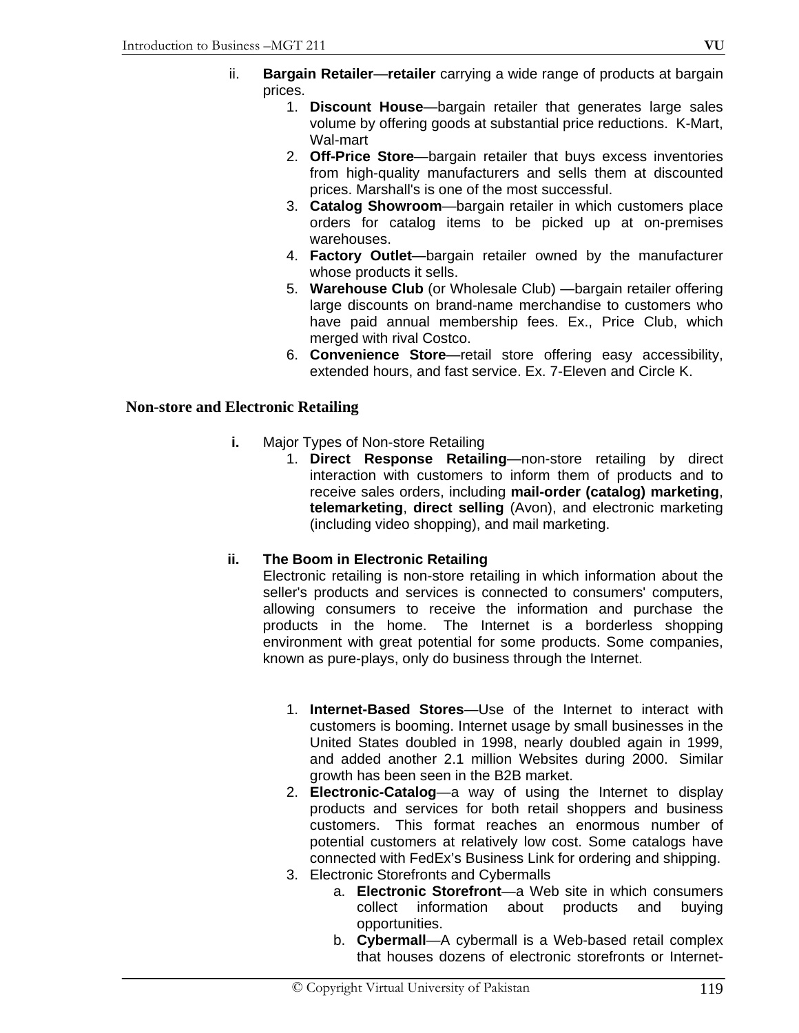ii. **Bargain Retailer**—**retailer** carrying a wide range of products at bargain prices.

1. **Discount House**—bargain retailer that generates large sales volume by offering goods at substantial price reductions. K-Mart, Wal-mart
2. **Off-Price Store**—bargain retailer that buys excess inventories from high-quality manufacturers and sells them at discounted prices. Marshall's is one of the most successful.
3. **Catalog Showroom**—bargain retailer in which customers place orders for catalog items to be picked up at on-premises warehouses.
4. **Factory Outlet**—bargain retailer owned by the manufacturer whose products it sells.
5. **Warehouse Club** (or Wholesale Club) —bargain retailer offering large discounts on brand-name merchandise to customers who have paid annual membership fees. Ex., Price Club, which merged with rival Costco.
6. **Convenience Store**—retail store offering easy accessibility, extended hours, and fast service. Ex. 7-Eleven and Circle K.

## Non-store and Electronic Retailing

**i.** Major Types of Non-store Retailing

1. **Direct Response Retailing**—non-store retailing by direct interaction with customers to inform them of products and to receive sales orders, including **mail-order (catalog) marketing**, **telemarketing**, **direct selling** (Avon), and electronic marketing (including video shopping), and mail marketing.

**ii. The Boom in Electronic Retailing**

Electronic retailing is non-store retailing in which information about the seller's products and services is connected to consumers' computers, allowing consumers to receive the information and purchase the products in the home. The Internet is a borderless shopping environment with great potential for some products. Some companies, known as pure-plays, only do business through the Internet.

1. **Internet-Based Stores**—Use of the Internet to interact with customers is booming. Internet usage by small businesses in the United States doubled in 1998, nearly doubled again in 1999, and added another 2.1 million Websites during 2000. Similar growth has been seen in the B2B market.
2. **Electronic-Catalog**—a way of using the Internet to display products and services for both retail shoppers and business customers. This format reaches an enormous number of potential customers at relatively low cost. Some catalogs have connected with FedEx's Business Link for ordering and shipping.
3. Electronic Storefronts and Cybermalls
   a. **Electronic Storefront**—a Web site in which consumers collect information about products and buying opportunities.
   b. **Cybermall**—A cybermall is a Web-based retail complex that houses dozens of electronic storefronts or Internet-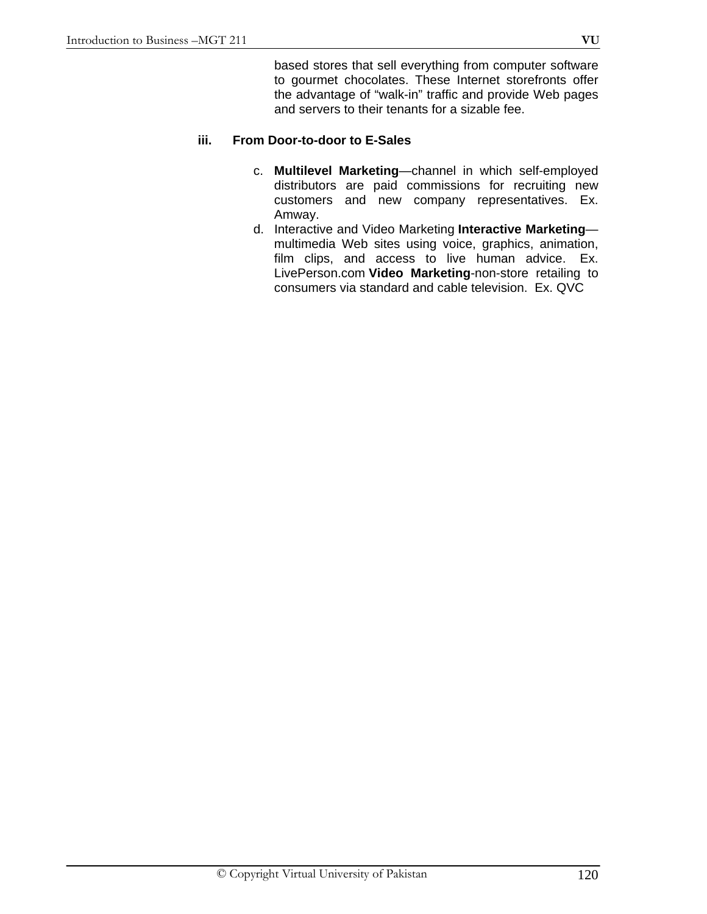based stores that sell everything from computer software to gourmet chocolates. These Internet storefronts offer the advantage of "walk-in" traffic and provide Web pages and servers to their tenants for a sizable fee.

**iii. From Door-to-door to E-Sales**

c. **Multilevel Marketing**—channel in which self-employed distributors are paid commissions for recruiting new customers and new company representatives. Ex. Amway.

d. Interactive and Video Marketing **Interactive Marketing**—multimedia Web sites using voice, graphics, animation, film clips, and access to live human advice. Ex. LivePerson.com **Video Marketing**-non-store retailing to consumers via standard and cable television. Ex. QVC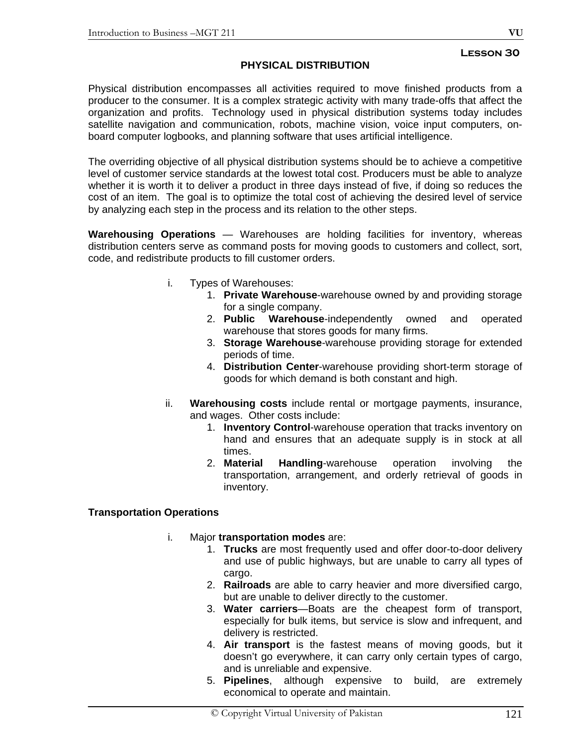**Lesson 30**

# PHYSICAL DISTRIBUTION

Physical distribution encompasses all activities required to move finished products from a producer to the consumer. It is a complex strategic activity with many trade-offs that affect the organization and profits. Technology used in physical distribution systems today includes satellite navigation and communication, robots, machine vision, voice input computers, on-board computer logbooks, and planning software that uses artificial intelligence.

The overriding objective of all physical distribution systems should be to achieve a competitive level of customer service standards at the lowest total cost. Producers must be able to analyze whether it is worth it to deliver a product in three days instead of five, if doing so reduces the cost of an item. The goal is to optimize the total cost of achieving the desired level of service by analyzing each step in the process and its relation to the other steps.

**Warehousing Operations** — Warehouses are holding facilities for inventory, whereas distribution centers serve as command posts for moving goods to customers and collect, sort, code, and redistribute products to fill customer orders.

i. Types of Warehouses:
   1. **Private Warehouse**-warehouse owned by and providing storage for a single company.
   2. **Public Warehouse**-independently owned and operated warehouse that stores goods for many firms.
   3. **Storage Warehouse**-warehouse providing storage for extended periods of time.
   4. **Distribution Center**-warehouse providing short-term storage of goods for which demand is both constant and high.

ii. **Warehousing costs** include rental or mortgage payments, insurance, and wages. Other costs include:
   1. **Inventory Control**-warehouse operation that tracks inventory on hand and ensures that an adequate supply is in stock at all times.
   2. **Material Handling**-warehouse operation involving the transportation, arrangement, and orderly retrieval of goods in inventory.

**Transportation Operations**

i. Major **transportation modes** are:
   1. **Trucks** are most frequently used and offer door-to-door delivery and use of public highways, but are unable to carry all types of cargo.
   2. **Railroads** are able to carry heavier and more diversified cargo, but are unable to deliver directly to the customer.
   3. **Water carriers**—Boats are the cheapest form of transport, especially for bulk items, but service is slow and infrequent, and delivery is restricted.
   4. **Air transport** is the fastest means of moving goods, but it doesn't go everywhere, it can carry only certain types of cargo, and is unreliable and expensive.
   5. **Pipelines**, although expensive to build, are extremely economical to operate and maintain.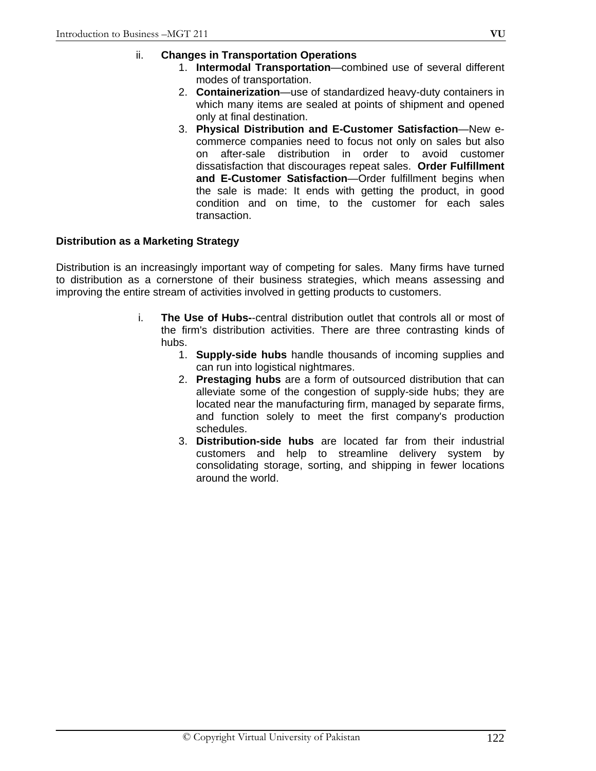ii. **Changes in Transportation Operations**
   1. **Intermodal Transportation**—combined use of several different modes of transportation.
   2. **Containerization**—use of standardized heavy-duty containers in which many items are sealed at points of shipment and opened only at final destination.
   3. **Physical Distribution and E-Customer Satisfaction**—New e-commerce companies need to focus not only on sales but also on after-sale distribution in order to avoid customer dissatisfaction that discourages repeat sales. **Order Fulfillment and E-Customer Satisfaction**—Order fulfillment begins when the sale is made: It ends with getting the product, in good condition and on time, to the customer for each sales transaction.

**Distribution as a Marketing Strategy**

Distribution is an increasingly important way of competing for sales. Many firms have turned to distribution as a cornerstone of their business strategies, which means assessing and improving the entire stream of activities involved in getting products to customers.

i. **The Use of Hubs-**-central distribution outlet that controls all or most of the firm's distribution activities. There are three contrasting kinds of hubs.
   1. **Supply-side hubs** handle thousands of incoming supplies and can run into logistical nightmares.
   2. **Prestaging hubs** are a form of outsourced distribution that can alleviate some of the congestion of supply-side hubs; they are located near the manufacturing firm, managed by separate firms, and function solely to meet the first company's production schedules.
   3. **Distribution-side hubs** are located far from their industrial customers and help to streamline delivery system by consolidating storage, sorting, and shipping in fewer locations around the world.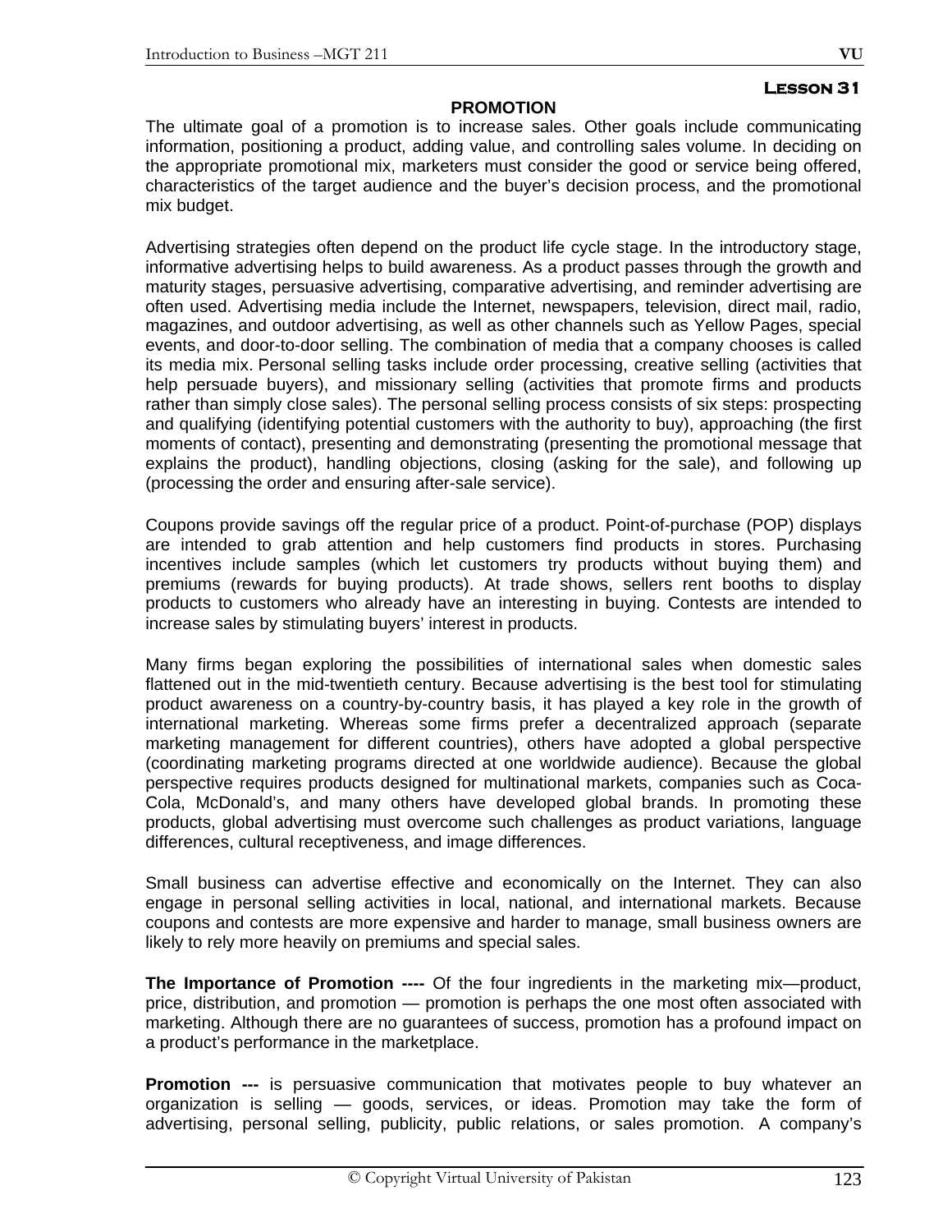## Lesson 31

### PROMOTION

The ultimate goal of a promotion is to increase sales. Other goals include communicating information, positioning a product, adding value, and controlling sales volume. In deciding on the appropriate promotional mix, marketers must consider the good or service being offered, characteristics of the target audience and the buyer's decision process, and the promotional mix budget.

Advertising strategies often depend on the product life cycle stage. In the introductory stage, informative advertising helps to build awareness. As a product passes through the growth and maturity stages, persuasive advertising, comparative advertising, and reminder advertising are often used. Advertising media include the Internet, newspapers, television, direct mail, radio, magazines, and outdoor advertising, as well as other channels such as Yellow Pages, special events, and door-to-door selling. The combination of media that a company chooses is called its media mix. Personal selling tasks include order processing, creative selling (activities that help persuade buyers), and missionary selling (activities that promote firms and products rather than simply close sales). The personal selling process consists of six steps: prospecting and qualifying (identifying potential customers with the authority to buy), approaching (the first moments of contact), presenting and demonstrating (presenting the promotional message that explains the product), handling objections, closing (asking for the sale), and following up (processing the order and ensuring after-sale service).

Coupons provide savings off the regular price of a product. Point-of-purchase (POP) displays are intended to grab attention and help customers find products in stores. Purchasing incentives include samples (which let customers try products without buying them) and premiums (rewards for buying products). At trade shows, sellers rent booths to display products to customers who already have an interesting in buying. Contests are intended to increase sales by stimulating buyers' interest in products.

Many firms began exploring the possibilities of international sales when domestic sales flattened out in the mid-twentieth century. Because advertising is the best tool for stimulating product awareness on a country-by-country basis, it has played a key role in the growth of international marketing. Whereas some firms prefer a decentralized approach (separate marketing management for different countries), others have adopted a global perspective (coordinating marketing programs directed at one worldwide audience). Because the global perspective requires products designed for multinational markets, companies such as Coca-Cola, McDonald's, and many others have developed global brands. In promoting these products, global advertising must overcome such challenges as product variations, language differences, cultural receptiveness, and image differences.

Small business can advertise effective and economically on the Internet. They can also engage in personal selling activities in local, national, and international markets. Because coupons and contests are more expensive and harder to manage, small business owners are likely to rely more heavily on premiums and special sales.

**The Importance of Promotion ----** Of the four ingredients in the marketing mix—product, price, distribution, and promotion — promotion is perhaps the one most often associated with marketing. Although there are no guarantees of success, promotion has a profound impact on a product's performance in the marketplace.

**Promotion ---** is persuasive communication that motivates people to buy whatever an organization is selling — goods, services, or ideas. Promotion may take the form of advertising, personal selling, publicity, public relations, or sales promotion. A company's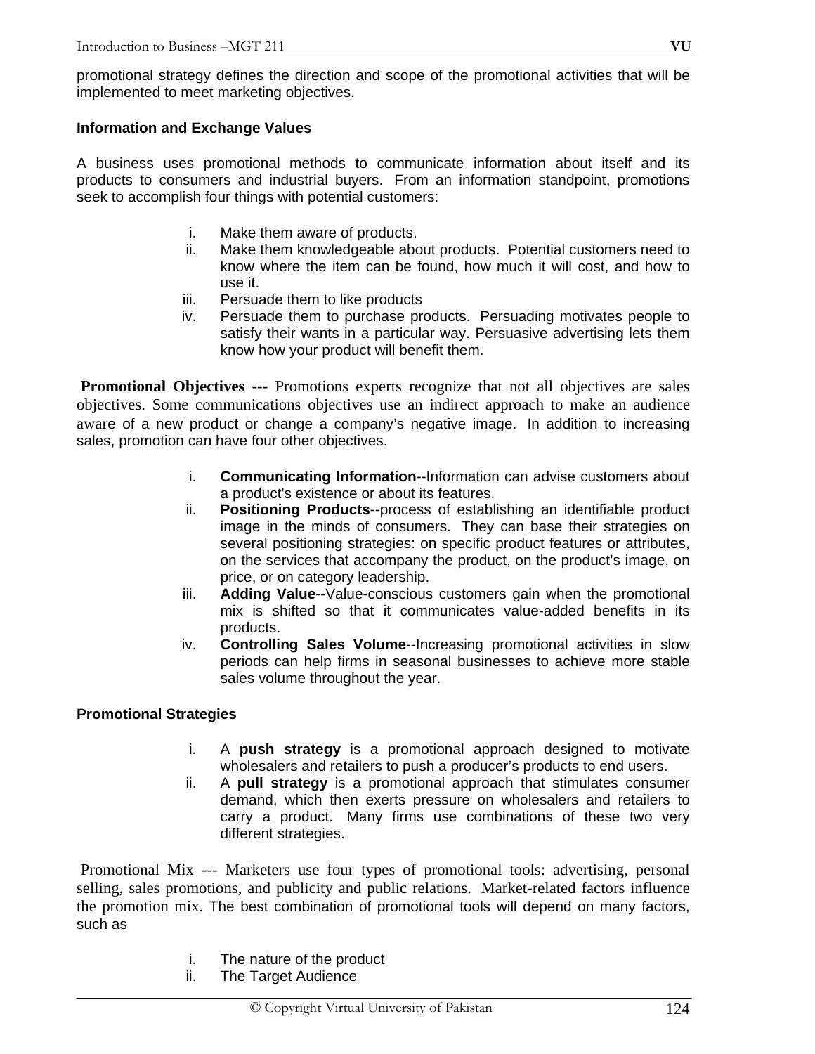promotional strategy defines the direction and scope of the promotional activities that will be implemented to meet marketing objectives.

**Information and Exchange Values**

A business uses promotional methods to communicate information about itself and its products to consumers and industrial buyers. From an information standpoint, promotions seek to accomplish four things with potential customers:

i. Make them aware of products.
ii. Make them knowledgeable about products. Potential customers need to know where the item can be found, how much it will cost, and how to use it.
iii. Persuade them to like products
iv. Persuade them to purchase products. Persuading motivates people to satisfy their wants in a particular way. Persuasive advertising lets them know how your product will benefit them.

**Promotional Objectives** --- Promotions experts recognize that not all objectives are sales objectives. Some communications objectives use an indirect approach to make an audience aware of a new product or change a company's negative image. In addition to increasing sales, promotion can have four other objectives.

i. **Communicating Information**--Information can advise customers about a product's existence or about its features.
ii. **Positioning Products**--process of establishing an identifiable product image in the minds of consumers. They can base their strategies on several positioning strategies: on specific product features or attributes, on the services that accompany the product, on the product's image, on price, or on category leadership.
iii. **Adding Value**--Value-conscious customers gain when the promotional mix is shifted so that it communicates value-added benefits in its products.
iv. **Controlling Sales Volume**--Increasing promotional activities in slow periods can help firms in seasonal businesses to achieve more stable sales volume throughout the year.

**Promotional Strategies**

i. A **push strategy** is a promotional approach designed to motivate wholesalers and retailers to push a producer's products to end users.
ii. A **pull strategy** is a promotional approach that stimulates consumer demand, which then exerts pressure on wholesalers and retailers to carry a product. Many firms use combinations of these two very different strategies.

Promotional Mix --- Marketers use four types of promotional tools: advertising, personal selling, sales promotions, and publicity and public relations. Market-related factors influence the promotion mix. The best combination of promotional tools will depend on many factors, such as

i. The nature of the product
ii. The Target Audience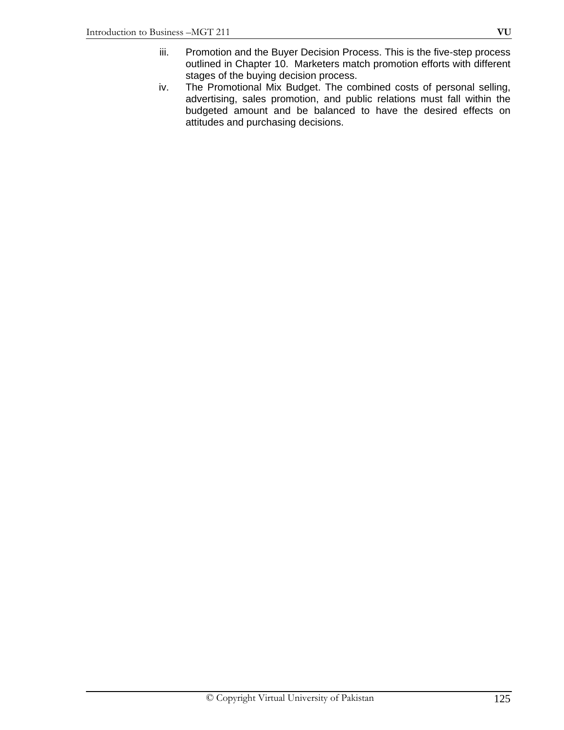iii. Promotion and the Buyer Decision Process. This is the five-step process outlined in Chapter 10. Marketers match promotion efforts with different stages of the buying decision process.

iv. The Promotional Mix Budget. The combined costs of personal selling, advertising, sales promotion, and public relations must fall within the budgeted amount and be balanced to have the desired effects on attitudes and purchasing decisions.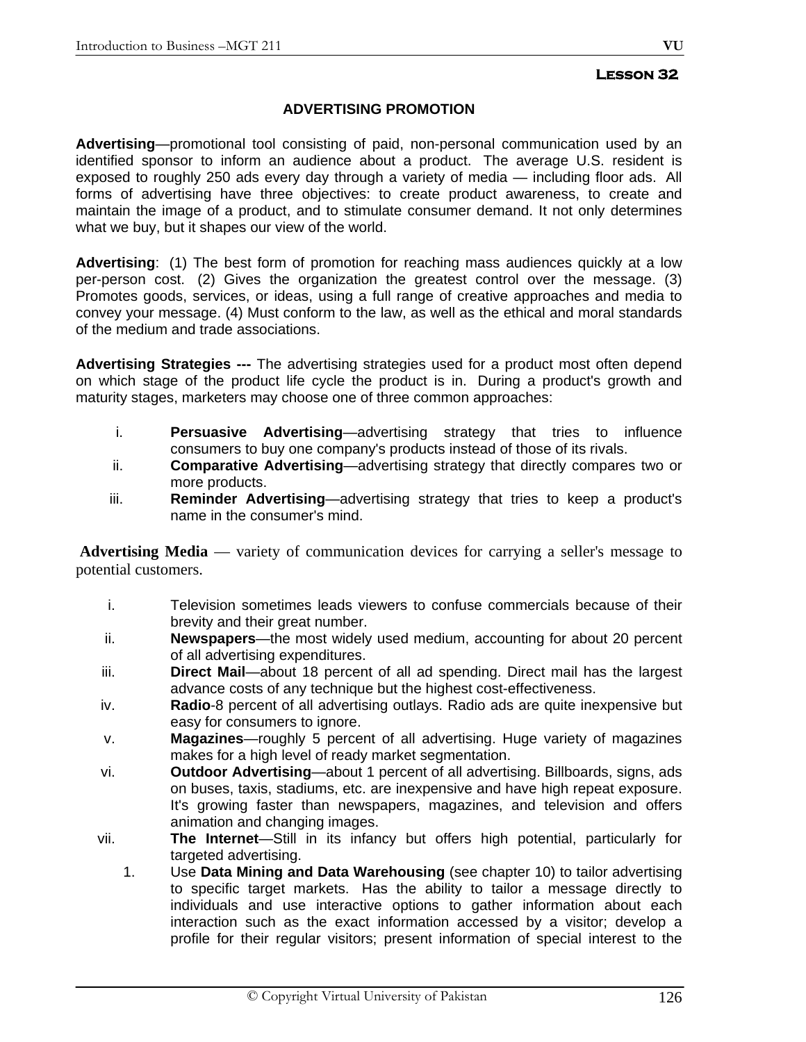**Lesson 32**

## ADVERTISING PROMOTION

**Advertising**—promotional tool consisting of paid, non-personal communication used by an identified sponsor to inform an audience about a product. The average U.S. resident is exposed to roughly 250 ads every day through a variety of media — including floor ads. All forms of advertising have three objectives: to create product awareness, to create and maintain the image of a product, and to stimulate consumer demand. It not only determines what we buy, but it shapes our view of the world.

**Advertising**: (1) The best form of promotion for reaching mass audiences quickly at a low per-person cost. (2) Gives the organization the greatest control over the message. (3) Promotes goods, services, or ideas, using a full range of creative approaches and media to convey your message. (4) Must conform to the law, as well as the ethical and moral standards of the medium and trade associations.

**Advertising Strategies ---** The advertising strategies used for a product most often depend on which stage of the product life cycle the product is in. During a product's growth and maturity stages, marketers may choose one of three common approaches:

i. **Persuasive Advertising**—advertising strategy that tries to influence consumers to buy one company's products instead of those of its rivals.
ii. **Comparative Advertising**—advertising strategy that directly compares two or more products.
iii. **Reminder Advertising**—advertising strategy that tries to keep a product's name in the consumer's mind.

**Advertising Media** — variety of communication devices for carrying a seller's message to potential customers.

i. Television sometimes leads viewers to confuse commercials because of their brevity and their great number.
ii. **Newspapers**—the most widely used medium, accounting for about 20 percent of all advertising expenditures.
iii. **Direct Mail**—about 18 percent of all ad spending. Direct mail has the largest advance costs of any technique but the highest cost-effectiveness.
iv. **Radio**-8 percent of all advertising outlays. Radio ads are quite inexpensive but easy for consumers to ignore.
v. **Magazines**—roughly 5 percent of all advertising. Huge variety of magazines makes for a high level of ready market segmentation.
vi. **Outdoor Advertising**—about 1 percent of all advertising. Billboards, signs, ads on buses, taxis, stadiums, etc. are inexpensive and have high repeat exposure. It's growing faster than newspapers, magazines, and television and offers animation and changing images.
vii. **The Internet**—Still in its infancy but offers high potential, particularly for targeted advertising.
    1. Use **Data Mining and Data Warehousing** (see chapter 10) to tailor advertising to specific target markets. Has the ability to tailor a message directly to individuals and use interactive options to gather information about each interaction such as the exact information accessed by a visitor; develop a profile for their regular visitors; present information of special interest to the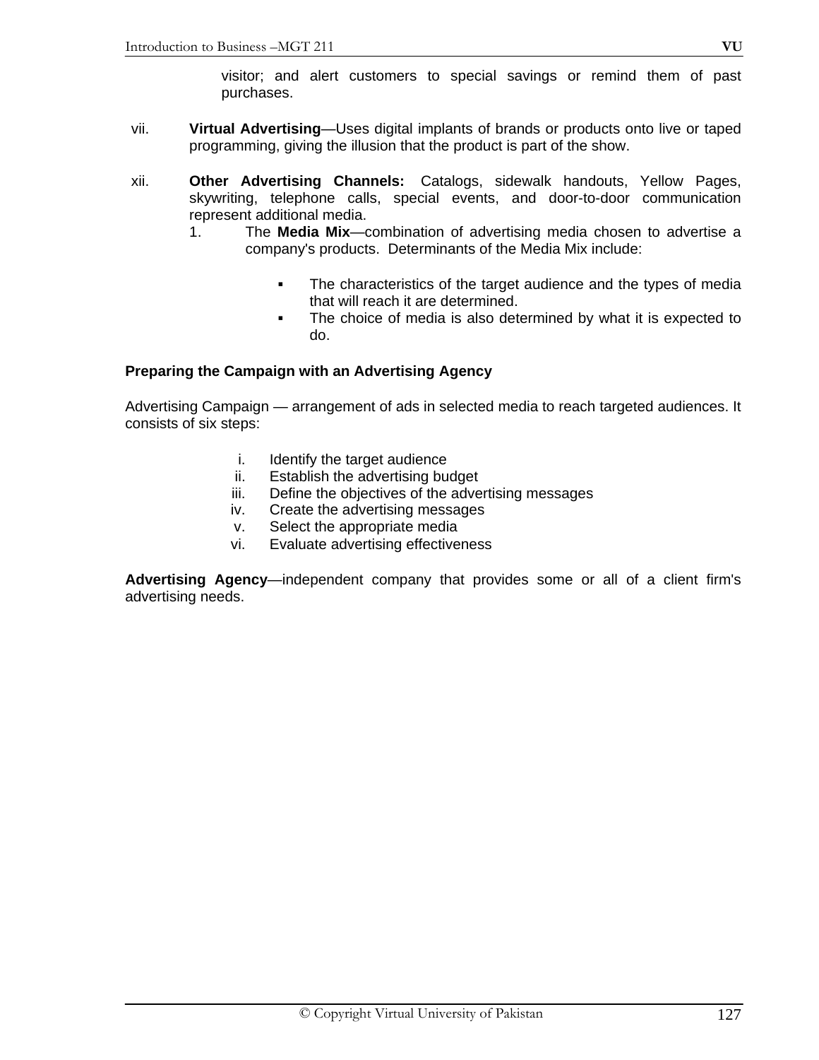visitor; and alert customers to special savings or remind them of past purchases.

vii. **Virtual Advertising**—Uses digital implants of brands or products onto live or taped programming, giving the illusion that the product is part of the show.

xii. **Other Advertising Channels:** Catalogs, sidewalk handouts, Yellow Pages, skywriting, telephone calls, special events, and door-to-door communication represent additional media.

1. The **Media Mix**—combination of advertising media chosen to advertise a company's products. Determinants of the Media Mix include:

   - The characteristics of the target audience and the types of media that will reach it are determined.
   - The choice of media is also determined by what it is expected to do.

**Preparing the Campaign with an Advertising Agency**

Advertising Campaign — arrangement of ads in selected media to reach targeted audiences. It consists of six steps:

i. Identify the target audience
ii. Establish the advertising budget
iii. Define the objectives of the advertising messages
iv. Create the advertising messages
v. Select the appropriate media
vi. Evaluate advertising effectiveness

**Advertising Agency**—independent company that provides some or all of a client firm's advertising needs.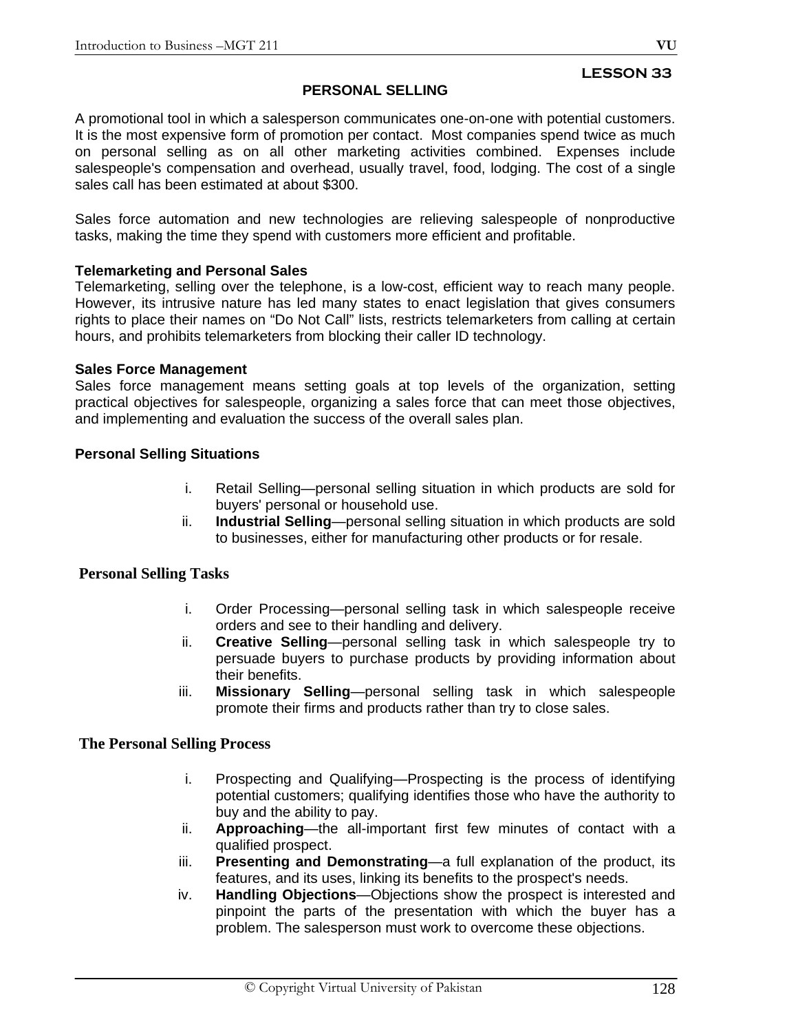**LESSON 33**

## PERSONAL SELLING

A promotional tool in which a salesperson communicates one-on-one with potential customers. It is the most expensive form of promotion per contact. Most companies spend twice as much on personal selling as on all other marketing activities combined. Expenses include salespeople's compensation and overhead, usually travel, food, lodging. The cost of a single sales call has been estimated at about $300.

Sales force automation and new technologies are relieving salespeople of nonproductive tasks, making the time they spend with customers more efficient and profitable.

### Telemarketing and Personal Sales

Telemarketing, selling over the telephone, is a low-cost, efficient way to reach many people. However, its intrusive nature has led many states to enact legislation that gives consumers rights to place their names on “Do Not Call” lists, restricts telemarketers from calling at certain hours, and prohibits telemarketers from blocking their caller ID technology.

### Sales Force Management

Sales force management means setting goals at top levels of the organization, setting practical objectives for salespeople, organizing a sales force that can meet those objectives, and implementing and evaluation the success of the overall sales plan.

### Personal Selling Situations

i. Retail Selling—personal selling situation in which products are sold for buyers' personal or household use.
ii. **Industrial Selling**—personal selling situation in which products are sold to businesses, either for manufacturing other products or for resale.

### Personal Selling Tasks

i. Order Processing—personal selling task in which salespeople receive orders and see to their handling and delivery.
ii. **Creative Selling**—personal selling task in which salespeople try to persuade buyers to purchase products by providing information about their benefits.
iii. **Missionary Selling**—personal selling task in which salespeople promote their firms and products rather than try to close sales.

### The Personal Selling Process

i. Prospecting and Qualifying—Prospecting is the process of identifying potential customers; qualifying identifies those who have the authority to buy and the ability to pay.
ii. **Approaching**—the all-important first few minutes of contact with a qualified prospect.
iii. **Presenting and Demonstrating**—a full explanation of the product, its features, and its uses, linking its benefits to the prospect's needs.
iv. **Handling Objections**—Objections show the prospect is interested and pinpoint the parts of the presentation with which the buyer has a problem. The salesperson must work to overcome these objections.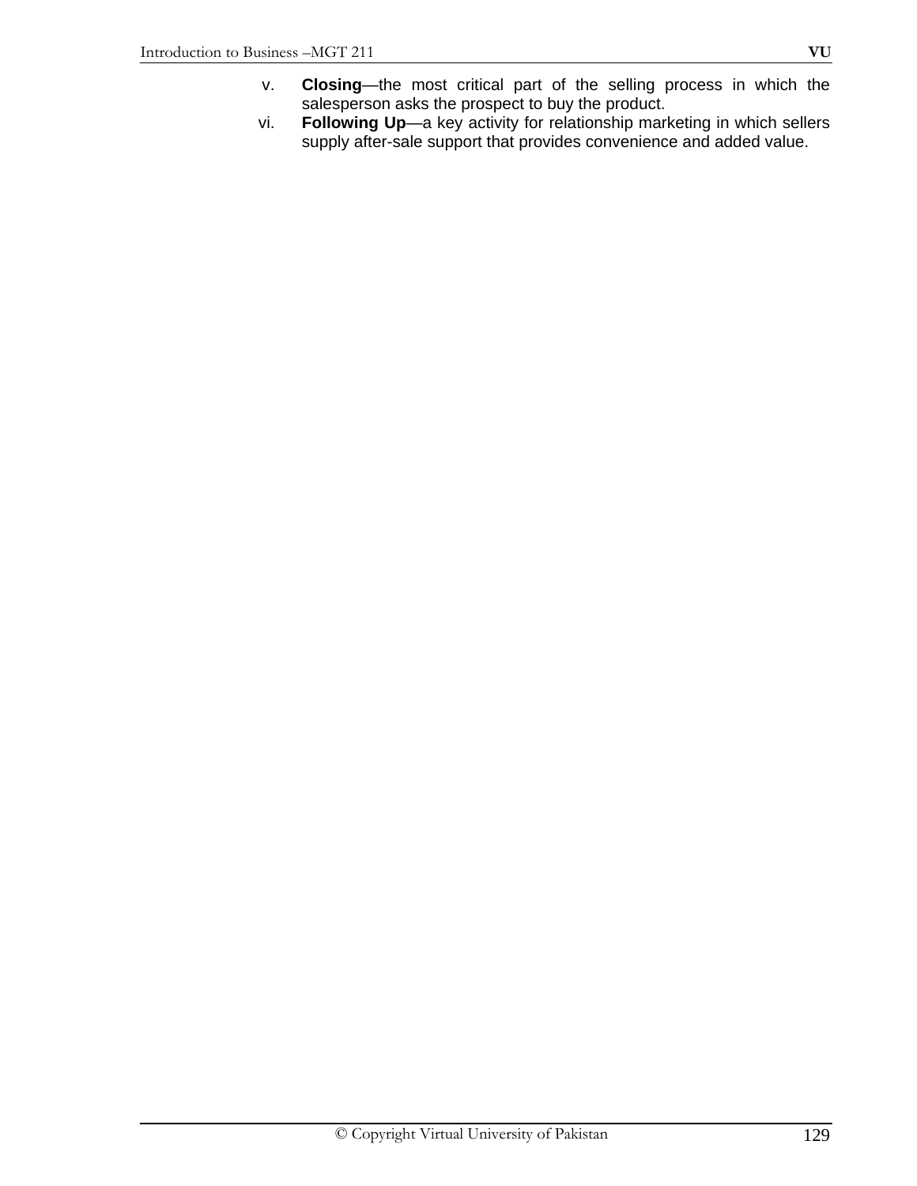v. **Closing**—the most critical part of the selling process in which the salesperson asks the prospect to buy the product.

vi. **Following Up**—a key activity for relationship marketing in which sellers supply after-sale support that provides convenience and added value.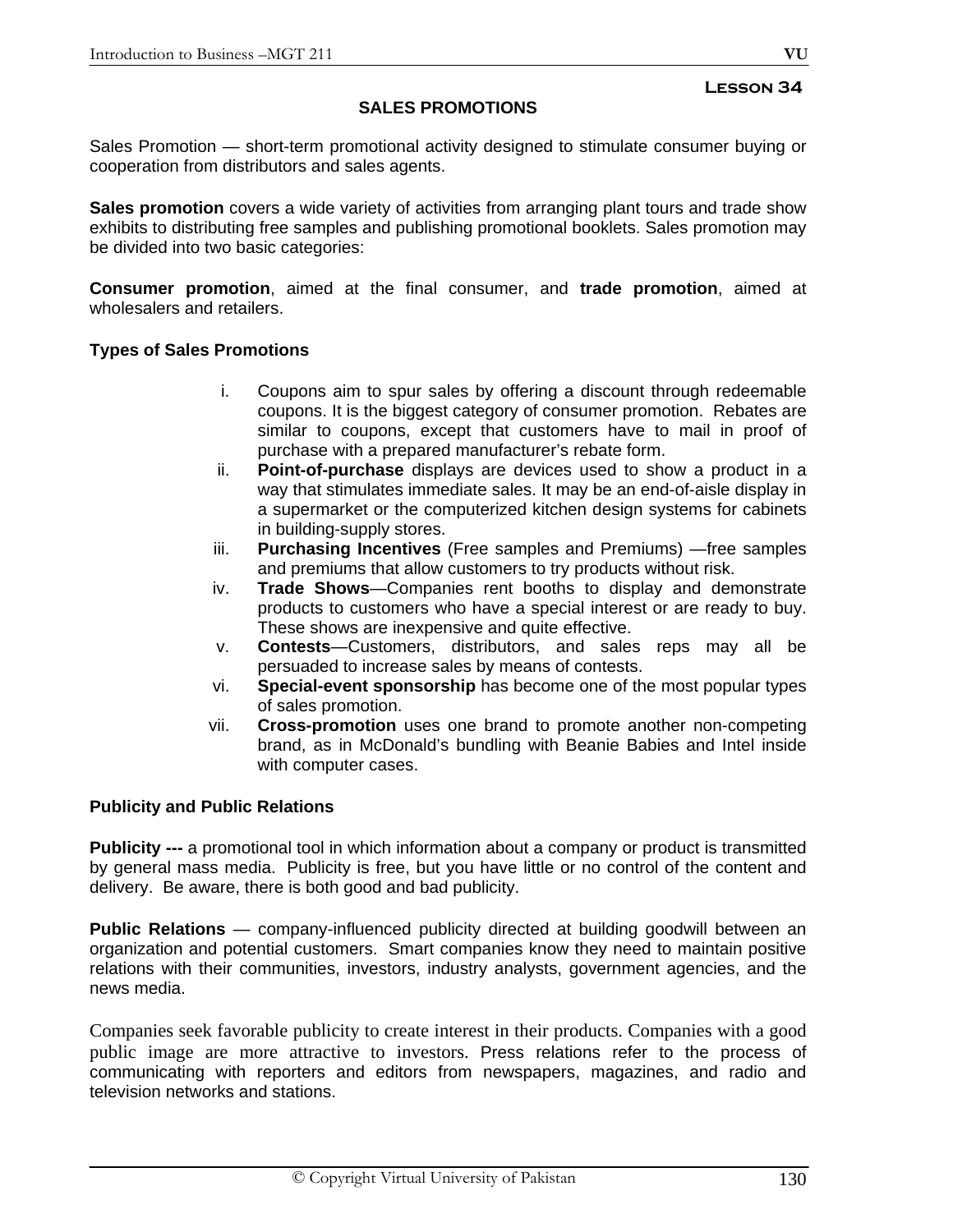## Lesson 34

### SALES PROMOTIONS

Sales Promotion — short-term promotional activity designed to stimulate consumer buying or cooperation from distributors and sales agents.

**Sales promotion** covers a wide variety of activities from arranging plant tours and trade show exhibits to distributing free samples and publishing promotional booklets. Sales promotion may be divided into two basic categories:

**Consumer promotion**, aimed at the final consumer, and **trade promotion**, aimed at wholesalers and retailers.

**Types of Sales Promotions**

i. Coupons aim to spur sales by offering a discount through redeemable coupons. It is the biggest category of consumer promotion. Rebates are similar to coupons, except that customers have to mail in proof of purchase with a prepared manufacturer's rebate form.
ii. **Point-of-purchase** displays are devices used to show a product in a way that stimulates immediate sales. It may be an end-of-aisle display in a supermarket or the computerized kitchen design systems for cabinets in building-supply stores.
iii. **Purchasing Incentives** (Free samples and Premiums) —free samples and premiums that allow customers to try products without risk.
iv. **Trade Shows**—Companies rent booths to display and demonstrate products to customers who have a special interest or are ready to buy. These shows are inexpensive and quite effective.
v. **Contests**—Customers, distributors, and sales reps may all be persuaded to increase sales by means of contests.
vi. **Special-event sponsorship** has become one of the most popular types of sales promotion.
vii. **Cross-promotion** uses one brand to promote another non-competing brand, as in McDonald's bundling with Beanie Babies and Intel inside with computer cases.

**Publicity and Public Relations**

**Publicity ---** a promotional tool in which information about a company or product is transmitted by general mass media. Publicity is free, but you have little or no control of the content and delivery. Be aware, there is both good and bad publicity.

**Public Relations** — company-influenced publicity directed at building goodwill between an organization and potential customers. Smart companies know they need to maintain positive relations with their communities, investors, industry analysts, government agencies, and the news media.

Companies seek favorable publicity to create interest in their products. Companies with a good public image are more attractive to investors. Press relations refer to the process of communicating with reporters and editors from newspapers, magazines, and radio and television networks and stations.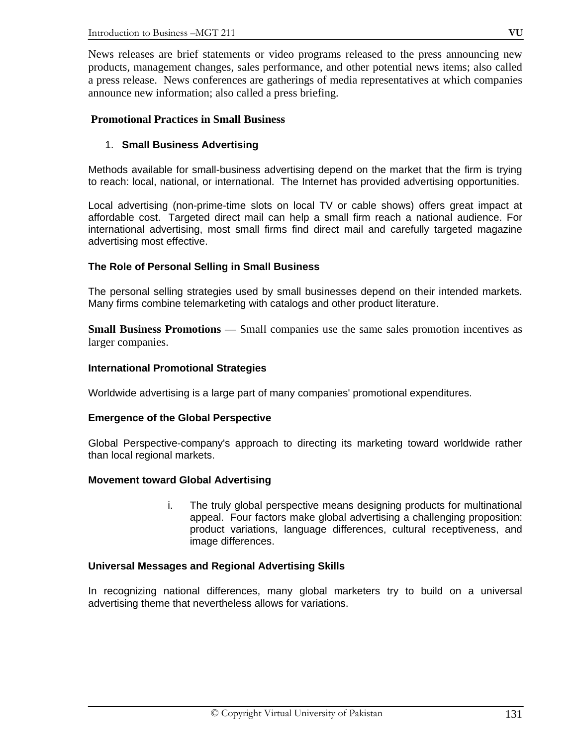News releases are brief statements or video programs released to the press announcing new products, management changes, sales performance, and other potential news items; also called a press release. News conferences are gatherings of media representatives at which companies announce new information; also called a press briefing.

## Promotional Practices in Small Business

1. **Small Business Advertising**

Methods available for small-business advertising depend on the market that the firm is trying to reach: local, national, or international. The Internet has provided advertising opportunities.

Local advertising (non-prime-time slots on local TV or cable shows) offers great impact at affordable cost. Targeted direct mail can help a small firm reach a national audience. For international advertising, most small firms find direct mail and carefully targeted magazine advertising most effective.

### The Role of Personal Selling in Small Business

The personal selling strategies used by small businesses depend on their intended markets. Many firms combine telemarketing with catalogs and other product literature.

**Small Business Promotions** — Small companies use the same sales promotion incentives as larger companies.

### International Promotional Strategies

Worldwide advertising is a large part of many companies' promotional expenditures.

### Emergence of the Global Perspective

Global Perspective-company's approach to directing its marketing toward worldwide rather than local regional markets.

### Movement toward Global Advertising

i. The truly global perspective means designing products for multinational appeal. Four factors make global advertising a challenging proposition: product variations, language differences, cultural receptiveness, and image differences.

### Universal Messages and Regional Advertising Skills

In recognizing national differences, many global marketers try to build on a universal advertising theme that nevertheless allows for variations.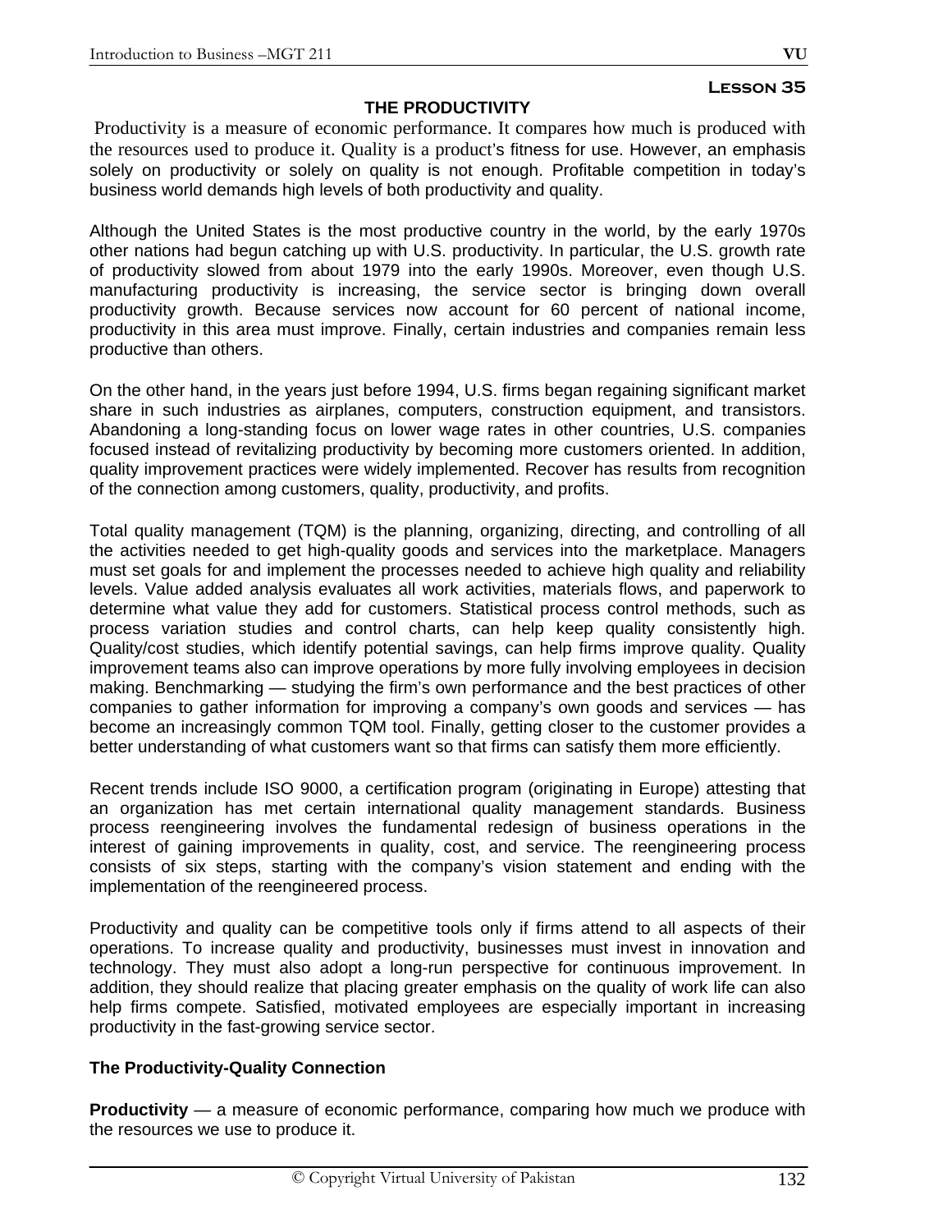**Lesson 35**

## THE PRODUCTIVITY

Productivity is a measure of economic performance. It compares how much is produced with the resources used to produce it. Quality is a product's fitness for use. However, an emphasis solely on productivity or solely on quality is not enough. Profitable competition in today's business world demands high levels of both productivity and quality.

Although the United States is the most productive country in the world, by the early 1970s other nations had begun catching up with U.S. productivity. In particular, the U.S. growth rate of productivity slowed from about 1979 into the early 1990s. Moreover, even though U.S. manufacturing productivity is increasing, the service sector is bringing down overall productivity growth. Because services now account for 60 percent of national income, productivity in this area must improve. Finally, certain industries and companies remain less productive than others.

On the other hand, in the years just before 1994, U.S. firms began regaining significant market share in such industries as airplanes, computers, construction equipment, and transistors. Abandoning a long-standing focus on lower wage rates in other countries, U.S. companies focused instead of revitalizing productivity by becoming more customers oriented. In addition, quality improvement practices were widely implemented. Recover has results from recognition of the connection among customers, quality, productivity, and profits.

Total quality management (TQM) is the planning, organizing, directing, and controlling of all the activities needed to get high-quality goods and services into the marketplace. Managers must set goals for and implement the processes needed to achieve high quality and reliability levels. Value added analysis evaluates all work activities, materials flows, and paperwork to determine what value they add for customers. Statistical process control methods, such as process variation studies and control charts, can help keep quality consistently high. Quality/cost studies, which identify potential savings, can help firms improve quality. Quality improvement teams also can improve operations by more fully involving employees in decision making. Benchmarking — studying the firm's own performance and the best practices of other companies to gather information for improving a company's own goods and services — has become an increasingly common TQM tool. Finally, getting closer to the customer provides a better understanding of what customers want so that firms can satisfy them more efficiently.

Recent trends include ISO 9000, a certification program (originating in Europe) attesting that an organization has met certain international quality management standards. Business process reengineering involves the fundamental redesign of business operations in the interest of gaining improvements in quality, cost, and service. The reengineering process consists of six steps, starting with the company's vision statement and ending with the implementation of the reengineered process.

Productivity and quality can be competitive tools only if firms attend to all aspects of their operations. To increase quality and productivity, businesses must invest in innovation and technology. They must also adopt a long-run perspective for continuous improvement. In addition, they should realize that placing greater emphasis on the quality of work life can also help firms compete. Satisfied, motivated employees are especially important in increasing productivity in the fast-growing service sector.

### The Productivity-Quality Connection

**Productivity** — a measure of economic performance, comparing how much we produce with the resources we use to produce it.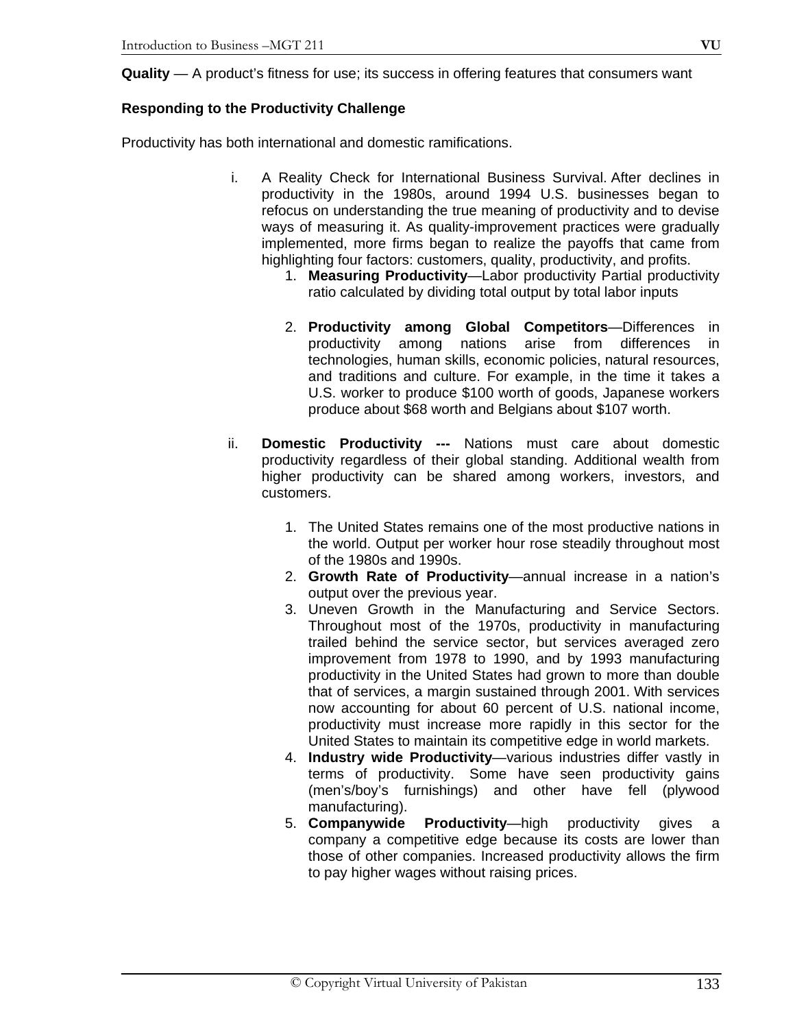**Quality** — A product's fitness for use; its success in offering features that consumers want

**Responding to the Productivity Challenge**

Productivity has both international and domestic ramifications.

i. A Reality Check for International Business Survival. After declines in productivity in the 1980s, around 1994 U.S. businesses began to refocus on understanding the true meaning of productivity and to devise ways of measuring it. As quality-improvement practices were gradually implemented, more firms began to realize the payoffs that came from highlighting four factors: customers, quality, productivity, and profits.
   1. **Measuring Productivity**—Labor productivity Partial productivity ratio calculated by dividing total output by total labor inputs

   2. **Productivity among Global Competitors**—Differences in productivity among nations arise from differences in technologies, human skills, economic policies, natural resources, and traditions and culture. For example, in the time it takes a U.S. worker to produce $100 worth of goods, Japanese workers produce about $68 worth and Belgians about $107 worth.

ii. **Domestic Productivity ---** Nations must care about domestic productivity regardless of their global standing. Additional wealth from higher productivity can be shared among workers, investors, and customers.

   1. The United States remains one of the most productive nations in the world. Output per worker hour rose steadily throughout most of the 1980s and 1990s.
   2. **Growth Rate of Productivity**—annual increase in a nation's output over the previous year.
   3. Uneven Growth in the Manufacturing and Service Sectors. Throughout most of the 1970s, productivity in manufacturing trailed behind the service sector, but services averaged zero improvement from 1978 to 1990, and by 1993 manufacturing productivity in the United States had grown to more than double that of services, a margin sustained through 2001. With services now accounting for about 60 percent of U.S. national income, productivity must increase more rapidly in this sector for the United States to maintain its competitive edge in world markets.
   4. **Industry wide Productivity**—various industries differ vastly in terms of productivity. Some have seen productivity gains (men's/boy's furnishings) and other have fell (plywood manufacturing).
   5. **Companywide Productivity**—high productivity gives a company a competitive edge because its costs are lower than those of other companies. Increased productivity allows the firm to pay higher wages without raising prices.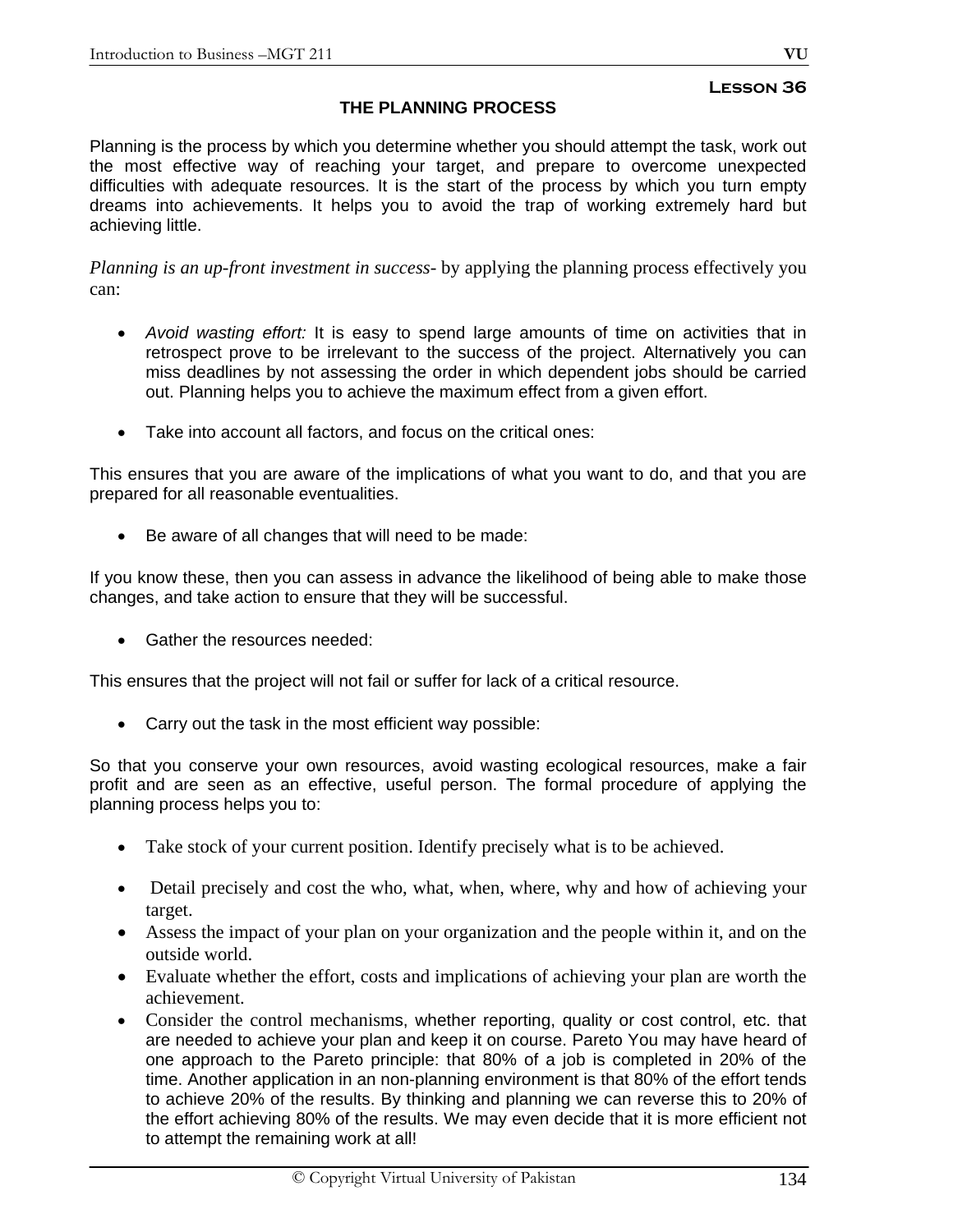**Lesson 36**

# THE PLANNING PROCESS

Planning is the process by which you determine whether you should attempt the task, work out the most effective way of reaching your target, and prepare to overcome unexpected difficulties with adequate resources. It is the start of the process by which you turn empty dreams into achievements. It helps you to avoid the trap of working extremely hard but achieving little.

*Planning is an up-front investment in success-* by applying the planning process effectively you can:

- *Avoid wasting effort:* It is easy to spend large amounts of time on activities that in retrospect prove to be irrelevant to the success of the project. Alternatively you can miss deadlines by not assessing the order in which dependent jobs should be carried out. Planning helps you to achieve the maximum effect from a given effort.

- Take into account all factors, and focus on the critical ones:

This ensures that you are aware of the implications of what you want to do, and that you are prepared for all reasonable eventualities.

- Be aware of all changes that will need to be made:

If you know these, then you can assess in advance the likelihood of being able to make those changes, and take action to ensure that they will be successful.

- Gather the resources needed:

This ensures that the project will not fail or suffer for lack of a critical resource.

- Carry out the task in the most efficient way possible:

So that you conserve your own resources, avoid wasting ecological resources, make a fair profit and are seen as an effective, useful person. The formal procedure of applying the planning process helps you to:

- Take stock of your current position. Identify precisely what is to be achieved.
- Detail precisely and cost the who, what, when, where, why and how of achieving your target.
- Assess the impact of your plan on your organization and the people within it, and on the outside world.
- Evaluate whether the effort, costs and implications of achieving your plan are worth the achievement.
- Consider the control mechanisms, whether reporting, quality or cost control, etc. that are needed to achieve your plan and keep it on course. Pareto You may have heard of one approach to the Pareto principle: that 80% of a job is completed in 20% of the time. Another application in an non-planning environment is that 80% of the effort tends to achieve 20% of the results. By thinking and planning we can reverse this to 20% of the effort achieving 80% of the results. We may even decide that it is more efficient not to attempt the remaining work at all!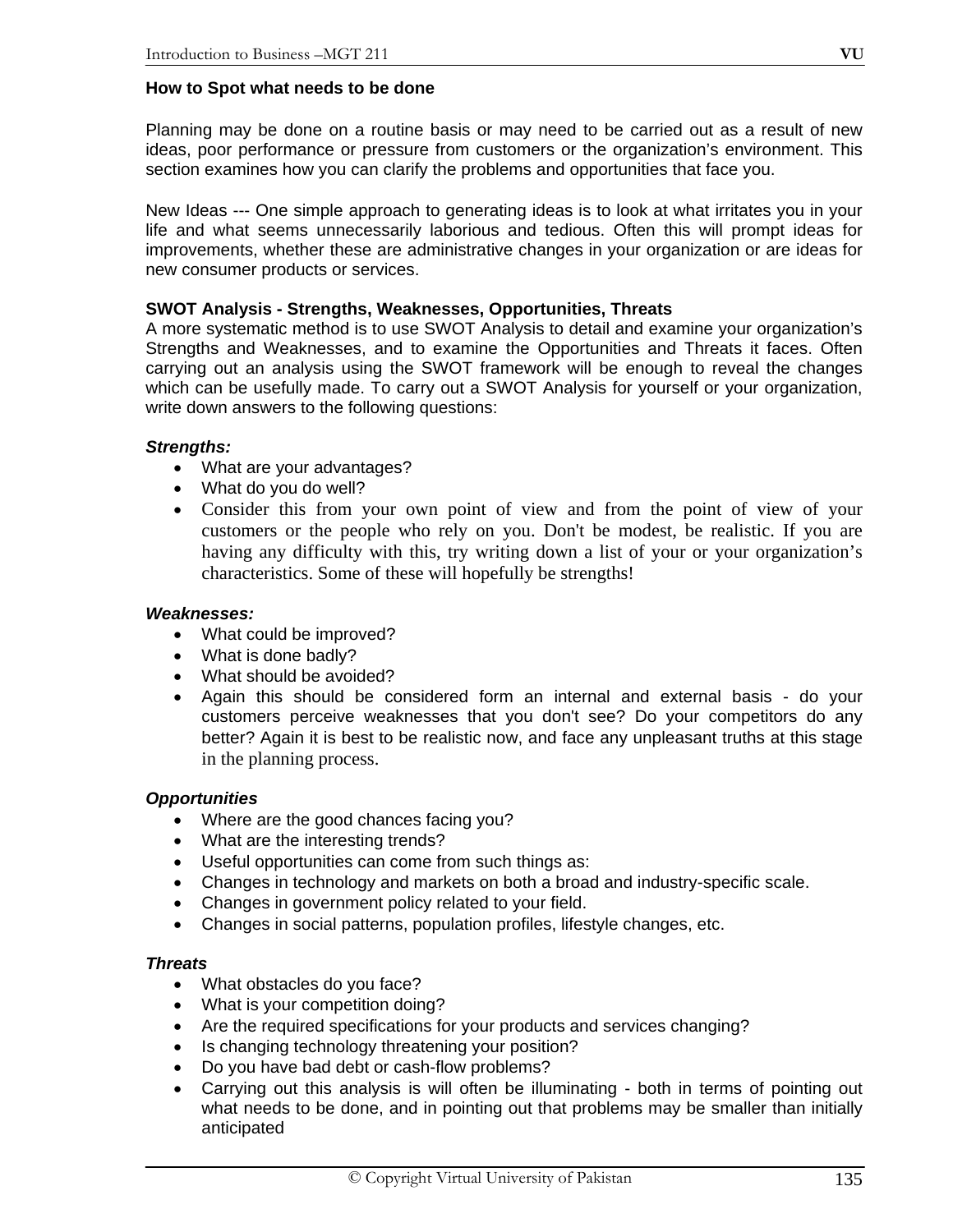**How to Spot what needs to be done**

Planning may be done on a routine basis or may need to be carried out as a result of new ideas, poor performance or pressure from customers or the organization's environment. This section examines how you can clarify the problems and opportunities that face you.

New Ideas --- One simple approach to generating ideas is to look at what irritates you in your life and what seems unnecessarily laborious and tedious. Often this will prompt ideas for improvements, whether these are administrative changes in your organization or are ideas for new consumer products or services.

**SWOT Analysis - Strengths, Weaknesses, Opportunities, Threats**
A more systematic method is to use SWOT Analysis to detail and examine your organization's Strengths and Weaknesses, and to examine the Opportunities and Threats it faces. Often carrying out an analysis using the SWOT framework will be enough to reveal the changes which can be usefully made. To carry out a SWOT Analysis for yourself or your organization, write down answers to the following questions:

***Strengths:***

- What are your advantages?
- What do you do well?
- Consider this from your own point of view and from the point of view of your customers or the people who rely on you. Don't be modest, be realistic. If you are having any difficulty with this, try writing down a list of your or your organization's characteristics. Some of these will hopefully be strengths!

***Weaknesses:***

- What could be improved?
- What is done badly?
- What should be avoided?
- Again this should be considered form an internal and external basis - do your customers perceive weaknesses that you don't see? Do your competitors do any better? Again it is best to be realistic now, and face any unpleasant truths at this stage in the planning process.

***Opportunities***

- Where are the good chances facing you?
- What are the interesting trends?
- Useful opportunities can come from such things as:
- Changes in technology and markets on both a broad and industry-specific scale.
- Changes in government policy related to your field.
- Changes in social patterns, population profiles, lifestyle changes, etc.

***Threats***

- What obstacles do you face?
- What is your competition doing?
- Are the required specifications for your products and services changing?
- Is changing technology threatening your position?
- Do you have bad debt or cash-flow problems?
- Carrying out this analysis is will often be illuminating - both in terms of pointing out what needs to be done, and in pointing out that problems may be smaller than initially anticipated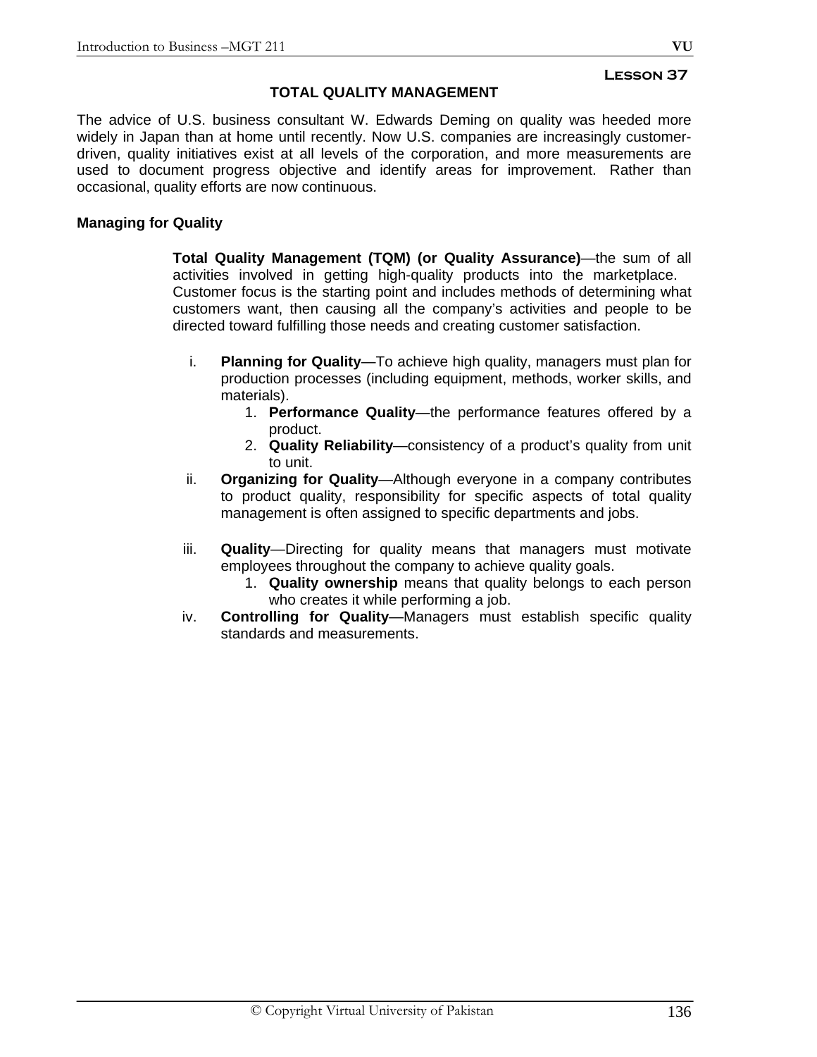**Lesson 37**

# TOTAL QUALITY MANAGEMENT

The advice of U.S. business consultant W. Edwards Deming on quality was heeded more widely in Japan than at home until recently. Now U.S. companies are increasingly customer-driven, quality initiatives exist at all levels of the corporation, and more measurements are used to document progress objective and identify areas for improvement. Rather than occasional, quality efforts are now continuous.

## Managing for Quality

**Total Quality Management (TQM) (or Quality Assurance)**—the sum of all activities involved in getting high-quality products into the marketplace. Customer focus is the starting point and includes methods of determining what customers want, then causing all the company's activities and people to be directed toward fulfilling those needs and creating customer satisfaction.

i. **Planning for Quality**—To achieve high quality, managers must plan for production processes (including equipment, methods, worker skills, and materials).
   1. **Performance Quality**—the performance features offered by a product.
   2. **Quality Reliability**—consistency of a product's quality from unit to unit.

ii. **Organizing for Quality**—Although everyone in a company contributes to product quality, responsibility for specific aspects of total quality management is often assigned to specific departments and jobs.

iii. **Quality**—Directing for quality means that managers must motivate employees throughout the company to achieve quality goals.
   1. **Quality ownership** means that quality belongs to each person who creates it while performing a job.

iv. **Controlling for Quality**—Managers must establish specific quality standards and measurements.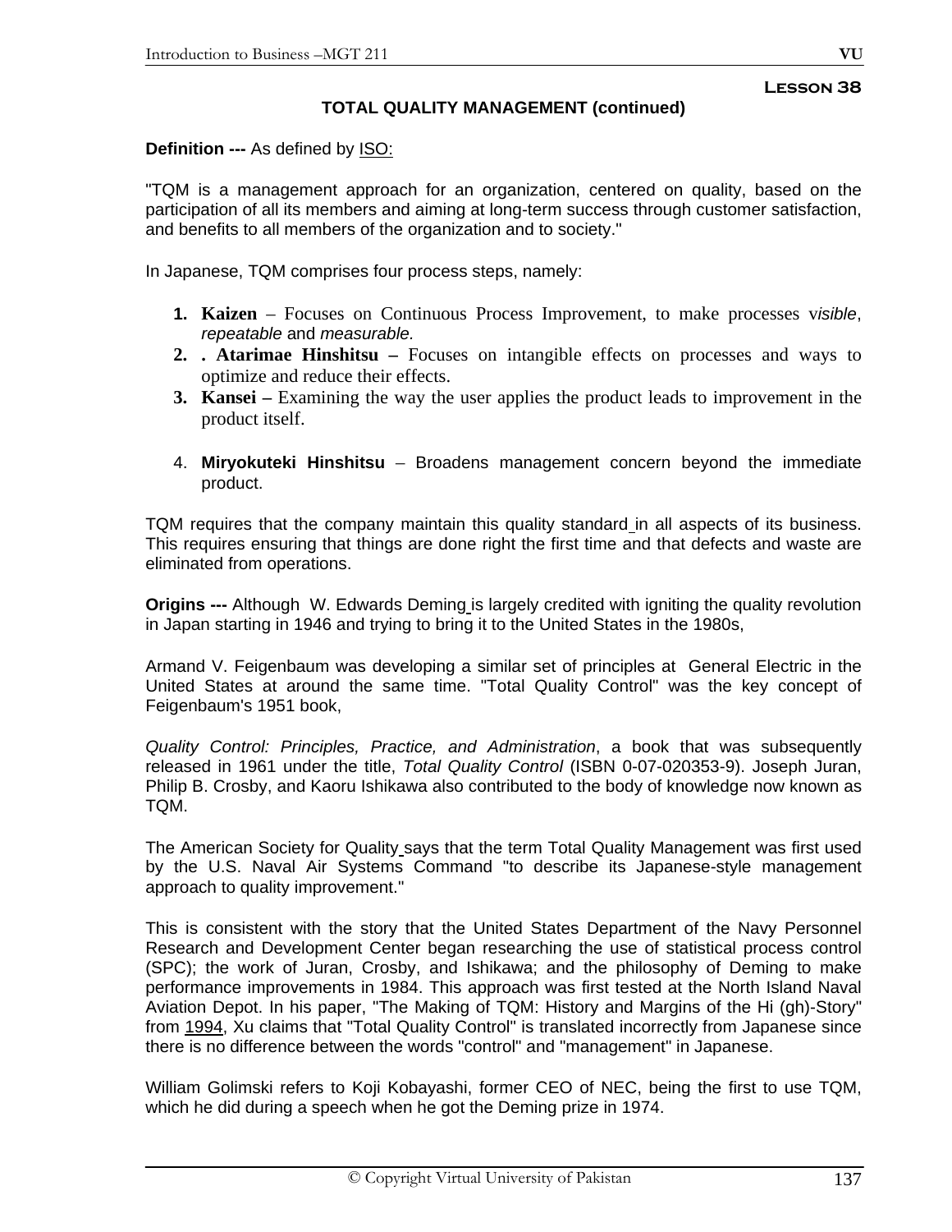**Lesson 38**

## TOTAL QUALITY MANAGEMENT (continued)

**Definition ---** As defined by ISO:

"TQM is a management approach for an organization, centered on quality, based on the participation of all its members and aiming at long-term success through customer satisfaction, and benefits to all members of the organization and to society."

In Japanese, TQM comprises four process steps, namely:

1. **Kaizen** – Focuses on Continuous Process Improvement, to make processes v*isible*, *repeatable* and *measurable.*
2. **. Atarimae Hinshitsu –** Focuses on intangible effects on processes and ways to optimize and reduce their effects.
3. **Kansei –** Examining the way the user applies the product leads to improvement in the product itself.
4. **Miryokuteki Hinshitsu** – Broadens management concern beyond the immediate product.

TQM requires that the company maintain this quality standard in all aspects of its business. This requires ensuring that things are done right the first time and that defects and waste are eliminated from operations.

**Origins ---** Although W. Edwards Deming is largely credited with igniting the quality revolution in Japan starting in 1946 and trying to bring it to the United States in the 1980s,

Armand V. Feigenbaum was developing a similar set of principles at General Electric in the United States at around the same time. "Total Quality Control" was the key concept of Feigenbaum's 1951 book,

*Quality Control: Principles, Practice, and Administration*, a book that was subsequently released in 1961 under the title, *Total Quality Control* (ISBN 0-07-020353-9). Joseph Juran, Philip B. Crosby, and Kaoru Ishikawa also contributed to the body of knowledge now known as TQM.

The American Society for Quality says that the term Total Quality Management was first used by the U.S. Naval Air Systems Command "to describe its Japanese-style management approach to quality improvement."

This is consistent with the story that the United States Department of the Navy Personnel Research and Development Center began researching the use of statistical process control (SPC); the work of Juran, Crosby, and Ishikawa; and the philosophy of Deming to make performance improvements in 1984. This approach was first tested at the North Island Naval Aviation Depot. In his paper, "The Making of TQM: History and Margins of the Hi (gh)-Story" from 1994, Xu claims that "Total Quality Control" is translated incorrectly from Japanese since there is no difference between the words "control" and "management" in Japanese.

William Golimski refers to Koji Kobayashi, former CEO of NEC, being the first to use TQM, which he did during a speech when he got the Deming prize in 1974.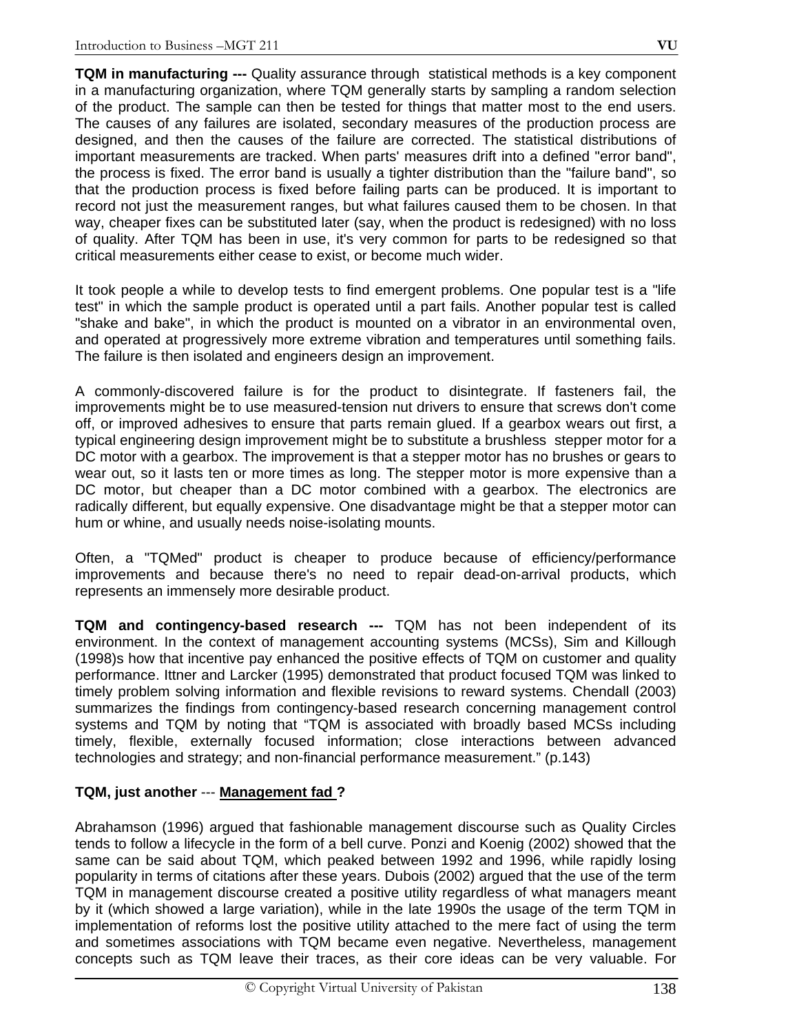**TQM in manufacturing ---** Quality assurance through statistical methods is a key component in a manufacturing organization, where TQM generally starts by sampling a random selection of the product. The sample can then be tested for things that matter most to the end users. The causes of any failures are isolated, secondary measures of the production process are designed, and then the causes of the failure are corrected. The statistical distributions of important measurements are tracked. When parts' measures drift into a defined "error band", the process is fixed. The error band is usually a tighter distribution than the "failure band", so that the production process is fixed before failing parts can be produced. It is important to record not just the measurement ranges, but what failures caused them to be chosen. In that way, cheaper fixes can be substituted later (say, when the product is redesigned) with no loss of quality. After TQM has been in use, it's very common for parts to be redesigned so that critical measurements either cease to exist, or become much wider.

It took people a while to develop tests to find emergent problems. One popular test is a "life test" in which the sample product is operated until a part fails. Another popular test is called "shake and bake", in which the product is mounted on a vibrator in an environmental oven, and operated at progressively more extreme vibration and temperatures until something fails. The failure is then isolated and engineers design an improvement.

A commonly-discovered failure is for the product to disintegrate. If fasteners fail, the improvements might be to use measured-tension nut drivers to ensure that screws don't come off, or improved adhesives to ensure that parts remain glued. If a gearbox wears out first, a typical engineering design improvement might be to substitute a brushless stepper motor for a DC motor with a gearbox. The improvement is that a stepper motor has no brushes or gears to wear out, so it lasts ten or more times as long. The stepper motor is more expensive than a DC motor, but cheaper than a DC motor combined with a gearbox. The electronics are radically different, but equally expensive. One disadvantage might be that a stepper motor can hum or whine, and usually needs noise-isolating mounts.

Often, a "TQMed" product is cheaper to produce because of efficiency/performance improvements and because there's no need to repair dead-on-arrival products, which represents an immensely more desirable product.

**TQM and contingency-based research ---** TQM has not been independent of its environment. In the context of management accounting systems (MCSs), Sim and Killough (1998)s how that incentive pay enhanced the positive effects of TQM on customer and quality performance. Ittner and Larcker (1995) demonstrated that product focused TQM was linked to timely problem solving information and flexible revisions to reward systems. Chendall (2003) summarizes the findings from contingency-based research concerning management control systems and TQM by noting that "TQM is associated with broadly based MCSs including timely, flexible, externally focused information; close interactions between advanced technologies and strategy; and non-financial performance measurement." (p.143)

**TQM, just another** --- **<u>Management fad</u> ?**

Abrahamson (1996) argued that fashionable management discourse such as Quality Circles tends to follow a lifecycle in the form of a bell curve. Ponzi and Koenig (2002) showed that the same can be said about TQM, which peaked between 1992 and 1996, while rapidly losing popularity in terms of citations after these years. Dubois (2002) argued that the use of the term TQM in management discourse created a positive utility regardless of what managers meant by it (which showed a large variation), while in the late 1990s the usage of the term TQM in implementation of reforms lost the positive utility attached to the mere fact of using the term and sometimes associations with TQM became even negative. Nevertheless, management concepts such as TQM leave their traces, as their core ideas can be very valuable. For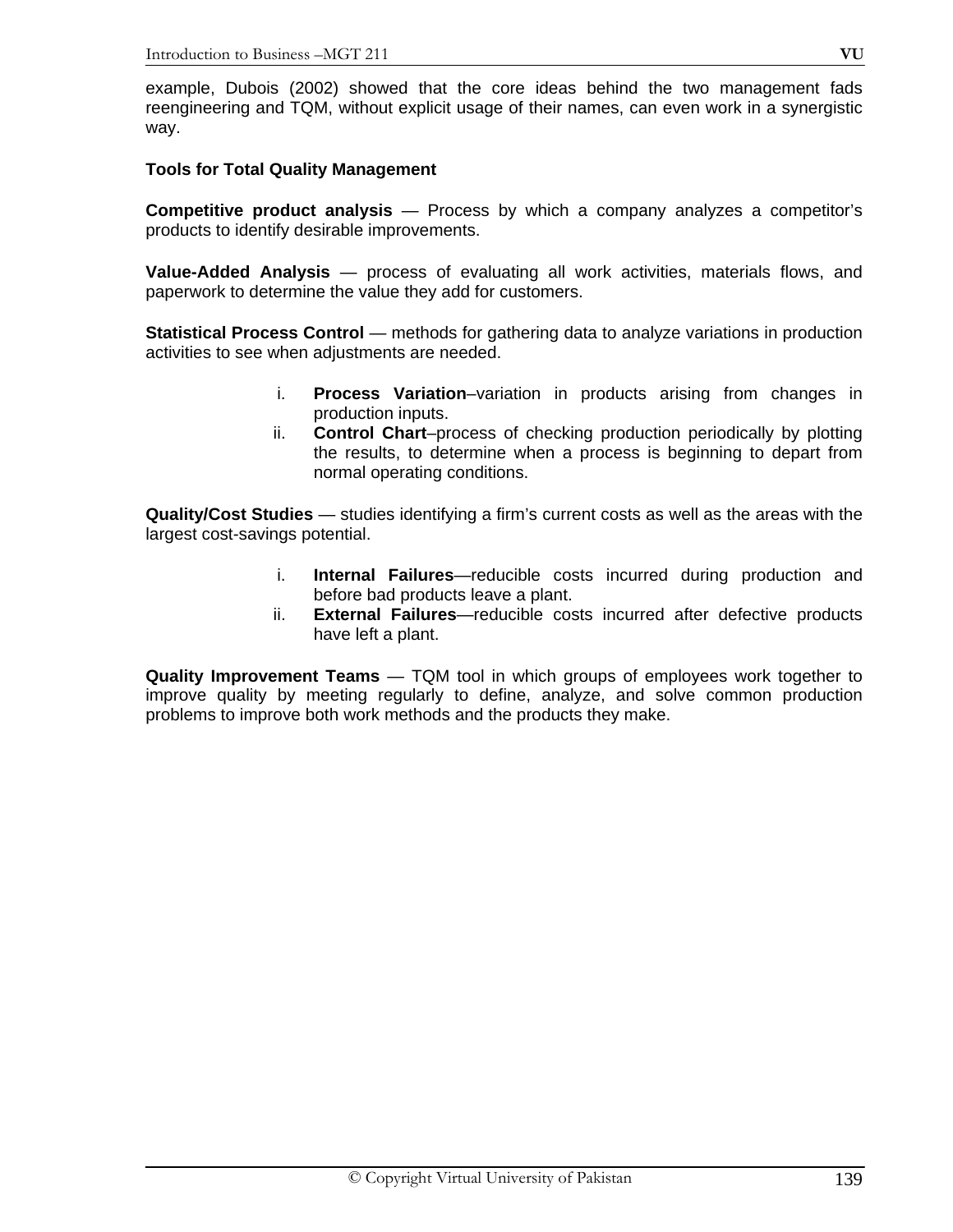example, Dubois (2002) showed that the core ideas behind the two management fads reengineering and TQM, without explicit usage of their names, can even work in a synergistic way.

**Tools for Total Quality Management**

**Competitive product analysis** — Process by which a company analyzes a competitor's products to identify desirable improvements.

**Value-Added Analysis** — process of evaluating all work activities, materials flows, and paperwork to determine the value they add for customers.

**Statistical Process Control** — methods for gathering data to analyze variations in production activities to see when adjustments are needed.

i. **Process Variation**–variation in products arising from changes in production inputs.
ii. **Control Chart**–process of checking production periodically by plotting the results, to determine when a process is beginning to depart from normal operating conditions.

**Quality/Cost Studies** — studies identifying a firm's current costs as well as the areas with the largest cost-savings potential.

i. **Internal Failures**—reducible costs incurred during production and before bad products leave a plant.
ii. **External Failures**—reducible costs incurred after defective products have left a plant.

**Quality Improvement Teams** — TQM tool in which groups of employees work together to improve quality by meeting regularly to define, analyze, and solve common production problems to improve both work methods and the products they make.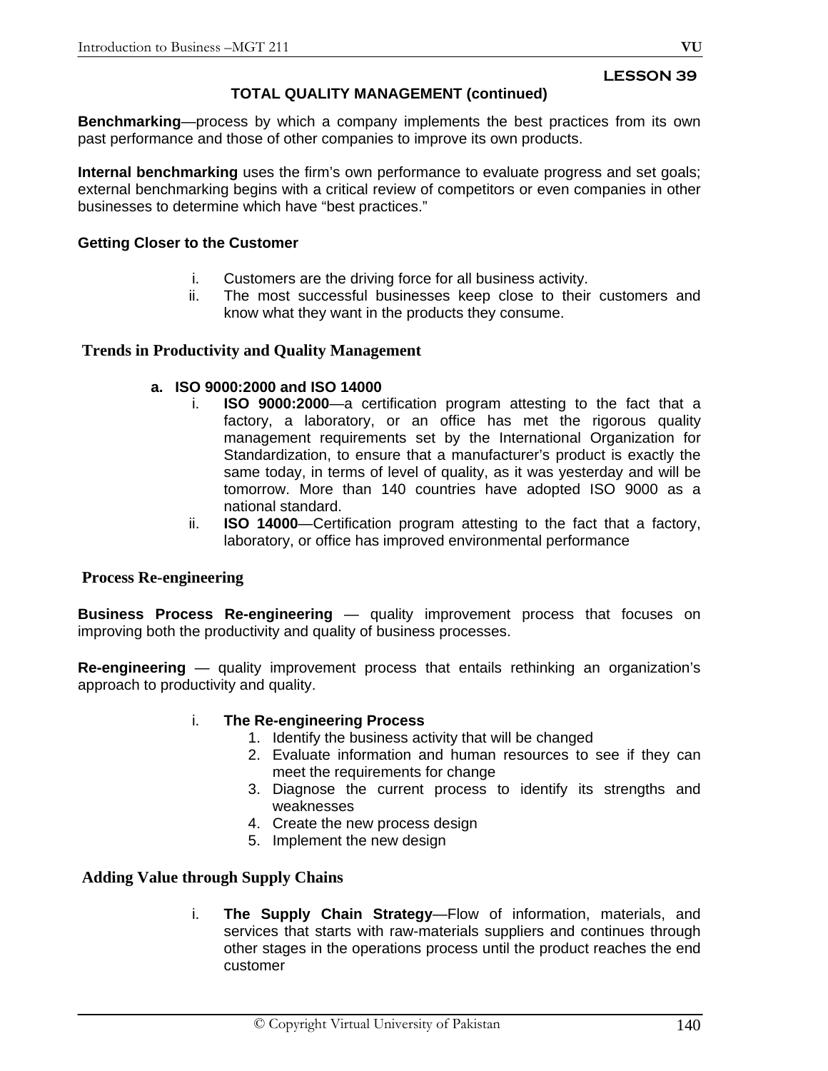**LESSON 39**

## TOTAL QUALITY MANAGEMENT (continued)

**Benchmarking**—process by which a company implements the best practices from its own past performance and those of other companies to improve its own products.

**Internal benchmarking** uses the firm's own performance to evaluate progress and set goals; external benchmarking begins with a critical review of competitors or even companies in other businesses to determine which have "best practices."

**Getting Closer to the Customer**

i. Customers are the driving force for all business activity.
ii. The most successful businesses keep close to their customers and know what they want in the products they consume.

### Trends in Productivity and Quality Management

**a. ISO 9000:2000 and ISO 14000**

i. **ISO 9000:2000**—a certification program attesting to the fact that a factory, a laboratory, or an office has met the rigorous quality management requirements set by the International Organization for Standardization, to ensure that a manufacturer's product is exactly the same today, in terms of level of quality, as it was yesterday and will be tomorrow. More than 140 countries have adopted ISO 9000 as a national standard.
ii. **ISO 14000**—Certification program attesting to the fact that a factory, laboratory, or office has improved environmental performance

### Process Re-engineering

**Business Process Re-engineering** — quality improvement process that focuses on improving both the productivity and quality of business processes.

**Re-engineering** — quality improvement process that entails rethinking an organization's approach to productivity and quality.

i. **The Re-engineering Process**
   1. Identify the business activity that will be changed
   2. Evaluate information and human resources to see if they can meet the requirements for change
   3. Diagnose the current process to identify its strengths and weaknesses
   4. Create the new process design
   5. Implement the new design

### Adding Value through Supply Chains

i. **The Supply Chain Strategy**—Flow of information, materials, and services that starts with raw-materials suppliers and continues through other stages in the operations process until the product reaches the end customer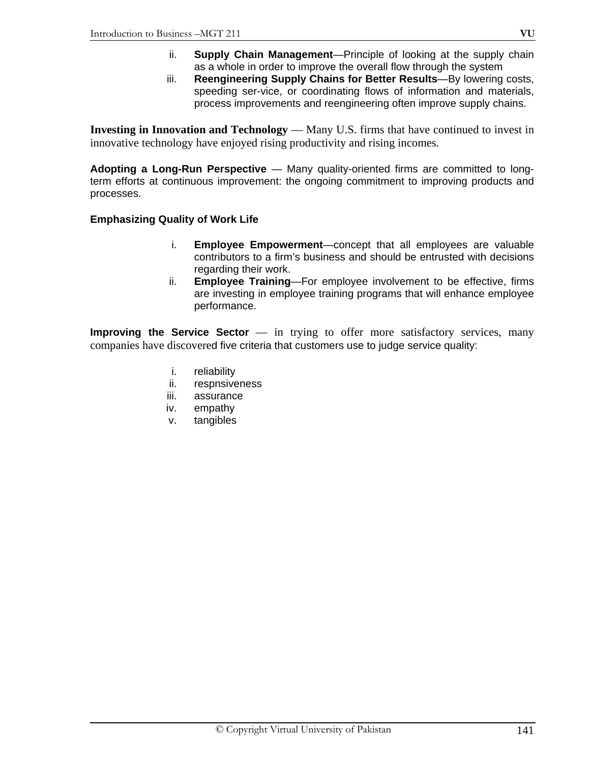ii. **Supply Chain Management**—Principle of looking at the supply chain as a whole in order to improve the overall flow through the system
iii. **Reengineering Supply Chains for Better Results**—By lowering costs, speeding ser-vice, or coordinating flows of information and materials, process improvements and reengineering often improve supply chains.

**Investing in Innovation and Technology** — Many U.S. firms that have continued to invest in innovative technology have enjoyed rising productivity and rising incomes.

**Adopting a Long-Run Perspective** — Many quality-oriented firms are committed to long-term efforts at continuous improvement: the ongoing commitment to improving products and processes.

**Emphasizing Quality of Work Life**

i. **Employee Empowerment**—concept that all employees are valuable contributors to a firm's business and should be entrusted with decisions regarding their work.
ii. **Employee Training**—For employee involvement to be effective, firms are investing in employee training programs that will enhance employee performance.

**Improving the Service Sector** — in trying to offer more satisfactory services, many companies have discovered five criteria that customers use to judge service quality:

i. reliability
ii. respnsiveness
iii. assurance
iv. empathy
v. tangibles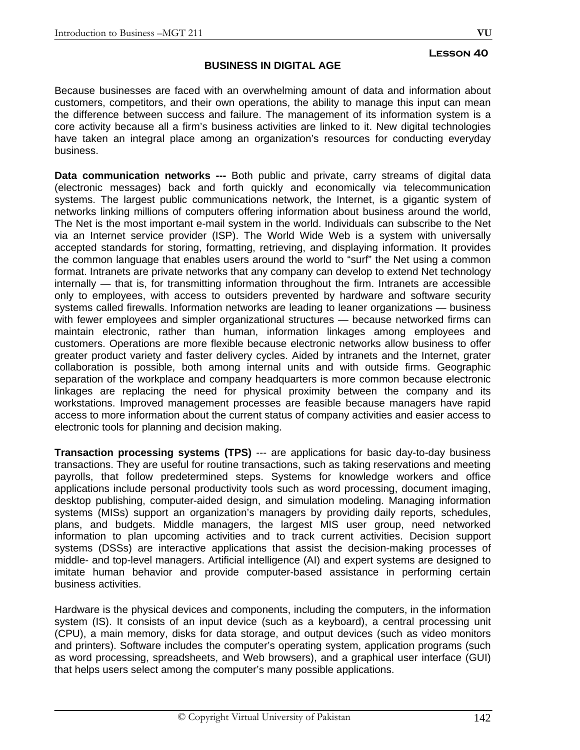**Lesson 40**

# BUSINESS IN DIGITAL AGE

Because businesses are faced with an overwhelming amount of data and information about customers, competitors, and their own operations, the ability to manage this input can mean the difference between success and failure. The management of its information system is a core activity because all a firm's business activities are linked to it. New digital technologies have taken an integral place among an organization's resources for conducting everyday business.

**Data communication networks ---** Both public and private, carry streams of digital data (electronic messages) back and forth quickly and economically via telecommunication systems. The largest public communications network, the Internet, is a gigantic system of networks linking millions of computers offering information about business around the world, The Net is the most important e-mail system in the world. Individuals can subscribe to the Net via an Internet service provider (ISP). The World Wide Web is a system with universally accepted standards for storing, formatting, retrieving, and displaying information. It provides the common language that enables users around the world to "surf" the Net using a common format. Intranets are private networks that any company can develop to extend Net technology internally — that is, for transmitting information throughout the firm. Intranets are accessible only to employees, with access to outsiders prevented by hardware and software security systems called firewalls. Information networks are leading to leaner organizations — business with fewer employees and simpler organizational structures — because networked firms can maintain electronic, rather than human, information linkages among employees and customers. Operations are more flexible because electronic networks allow business to offer greater product variety and faster delivery cycles. Aided by intranets and the Internet, grater collaboration is possible, both among internal units and with outside firms. Geographic separation of the workplace and company headquarters is more common because electronic linkages are replacing the need for physical proximity between the company and its workstations. Improved management processes are feasible because managers have rapid access to more information about the current status of company activities and easier access to electronic tools for planning and decision making.

**Transaction processing systems (TPS)** --- are applications for basic day-to-day business transactions. They are useful for routine transactions, such as taking reservations and meeting payrolls, that follow predetermined steps. Systems for knowledge workers and office applications include personal productivity tools such as word processing, document imaging, desktop publishing, computer-aided design, and simulation modeling. Managing information systems (MISs) support an organization's managers by providing daily reports, schedules, plans, and budgets. Middle managers, the largest MIS user group, need networked information to plan upcoming activities and to track current activities. Decision support systems (DSSs) are interactive applications that assist the decision-making processes of middle- and top-level managers. Artificial intelligence (AI) and expert systems are designed to imitate human behavior and provide computer-based assistance in performing certain business activities.

Hardware is the physical devices and components, including the computers, in the information system (IS). It consists of an input device (such as a keyboard), a central processing unit (CPU), a main memory, disks for data storage, and output devices (such as video monitors and printers). Software includes the computer's operating system, application programs (such as word processing, spreadsheets, and Web browsers), and a graphical user interface (GUI) that helps users select among the computer's many possible applications.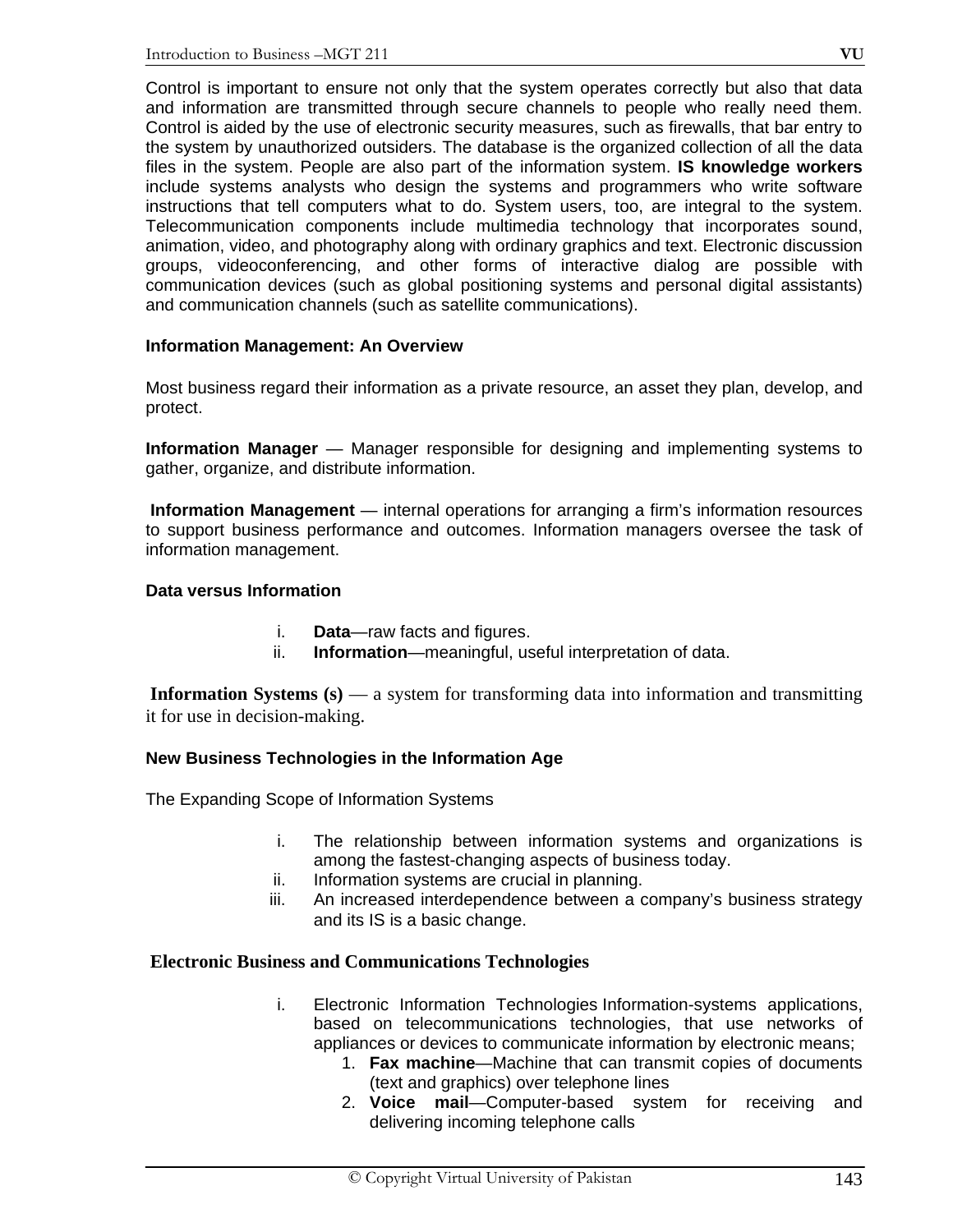Control is important to ensure not only that the system operates correctly but also that data and information are transmitted through secure channels to people who really need them. Control is aided by the use of electronic security measures, such as firewalls, that bar entry to the system by unauthorized outsiders. The database is the organized collection of all the data files in the system. People are also part of the information system. **IS knowledge workers** include systems analysts who design the systems and programmers who write software instructions that tell computers what to do. System users, too, are integral to the system. Telecommunication components include multimedia technology that incorporates sound, animation, video, and photography along with ordinary graphics and text. Electronic discussion groups, videoconferencing, and other forms of interactive dialog are possible with communication devices (such as global positioning systems and personal digital assistants) and communication channels (such as satellite communications).

**Information Management: An Overview**

Most business regard their information as a private resource, an asset they plan, develop, and protect.

**Information Manager** — Manager responsible for designing and implementing systems to gather, organize, and distribute information.

**Information Management** — internal operations for arranging a firm's information resources to support business performance and outcomes. Information managers oversee the task of information management.

**Data versus Information**

i. **Data**—raw facts and figures.
ii. **Information**—meaningful, useful interpretation of data.

**Information Systems (s)** — a system for transforming data into information and transmitting it for use in decision-making.

**New Business Technologies in the Information Age**

The Expanding Scope of Information Systems

i. The relationship between information systems and organizations is among the fastest-changing aspects of business today.
ii. Information systems are crucial in planning.
iii. An increased interdependence between a company's business strategy and its IS is a basic change.

**Electronic Business and Communications Technologies**

i. Electronic Information Technologies Information-systems applications, based on telecommunications technologies, that use networks of appliances or devices to communicate information by electronic means;
   1. **Fax machine**—Machine that can transmit copies of documents (text and graphics) over telephone lines
   2. **Voice mail**—Computer-based system for receiving and delivering incoming telephone calls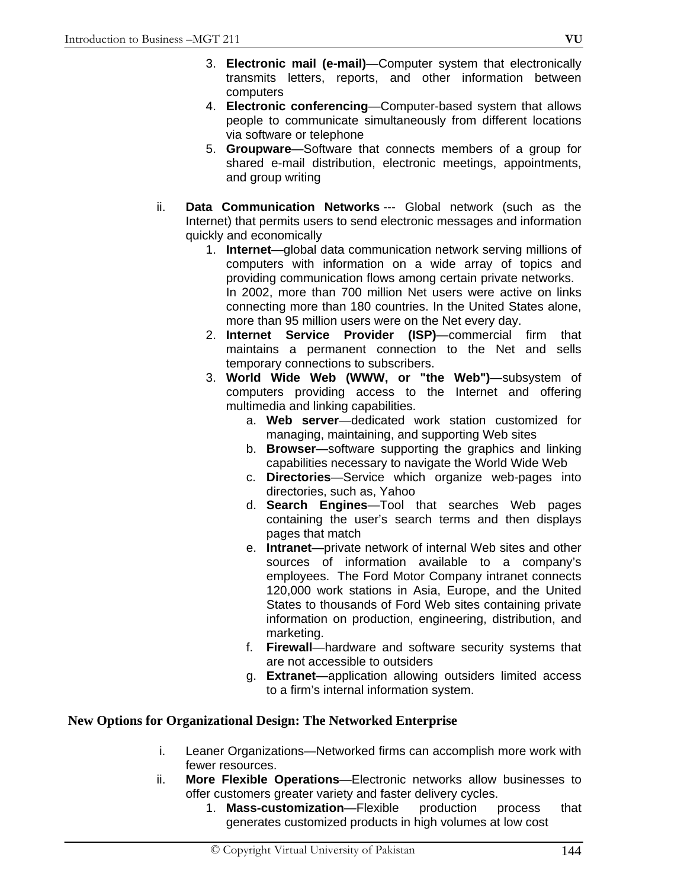3. **Electronic mail (e-mail)**—Computer system that electronically transmits letters, reports, and other information between computers
4. **Electronic conferencing**—Computer-based system that allows people to communicate simultaneously from different locations via software or telephone
5. **Groupware**—Software that connects members of a group for shared e-mail distribution, electronic meetings, appointments, and group writing

ii. **Data Communication Networks** --- Global network (such as the Internet) that permits users to send electronic messages and information quickly and economically
   1. **Internet**—global data communication network serving millions of computers with information on a wide array of topics and providing communication flows among certain private networks. In 2002, more than 700 million Net users were active on links connecting more than 180 countries. In the United States alone, more than 95 million users were on the Net every day.
   2. **Internet Service Provider (ISP)**—commercial firm that maintains a permanent connection to the Net and sells temporary connections to subscribers.
   3. **World Wide Web (WWW, or "the Web")**—subsystem of computers providing access to the Internet and offering multimedia and linking capabilities.
      a. **Web server**—dedicated work station customized for managing, maintaining, and supporting Web sites
      b. **Browser**—software supporting the graphics and linking capabilities necessary to navigate the World Wide Web
      c. **Directories**—Service which organize web-pages into directories, such as, Yahoo
      d. **Search Engines**—Tool that searches Web pages containing the user's search terms and then displays pages that match
      e. **Intranet**—private network of internal Web sites and other sources of information available to a company's employees. The Ford Motor Company intranet connects 120,000 work stations in Asia, Europe, and the United States to thousands of Ford Web sites containing private information on production, engineering, distribution, and marketing.
      f. **Firewall**—hardware and software security systems that are not accessible to outsiders
      g. **Extranet**—application allowing outsiders limited access to a firm's internal information system.

## New Options for Organizational Design: The Networked Enterprise

i. Leaner Organizations—Networked firms can accomplish more work with fewer resources.

ii. **More Flexible Operations**—Electronic networks allow businesses to offer customers greater variety and faster delivery cycles.
   1. **Mass-customization**—Flexible production process that generates customized products in high volumes at low cost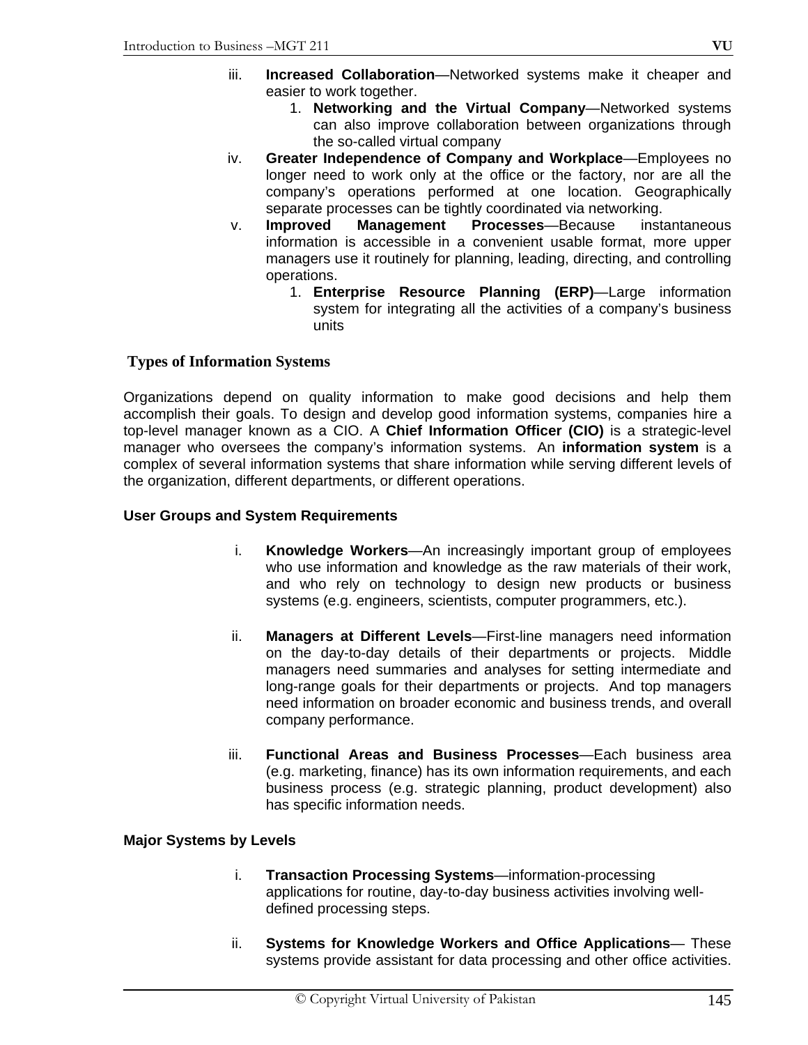iii. **Increased Collaboration**—Networked systems make it cheaper and easier to work together.
    1. **Networking and the Virtual Company**—Networked systems can also improve collaboration between organizations through the so-called virtual company

iv. **Greater Independence of Company and Workplace**—Employees no longer need to work only at the office or the factory, nor are all the company's operations performed at one location. Geographically separate processes can be tightly coordinated via networking.

v. **Improved Management Processes**—Because instantaneous information is accessible in a convenient usable format, more upper managers use it routinely for planning, leading, directing, and controlling operations.
    1. **Enterprise Resource Planning (ERP)**—Large information system for integrating all the activities of a company's business units

## Types of Information Systems

Organizations depend on quality information to make good decisions and help them accomplish their goals. To design and develop good information systems, companies hire a top-level manager known as a CIO. A **Chief Information Officer (CIO)** is a strategic-level manager who oversees the company's information systems. An **information system** is a complex of several information systems that share information while serving different levels of the organization, different departments, or different operations.

### User Groups and System Requirements

i. **Knowledge Workers**—An increasingly important group of employees who use information and knowledge as the raw materials of their work, and who rely on technology to design new products or business systems (e.g. engineers, scientists, computer programmers, etc.).

ii. **Managers at Different Levels**—First-line managers need information on the day-to-day details of their departments or projects. Middle managers need summaries and analyses for setting intermediate and long-range goals for their departments or projects. And top managers need information on broader economic and business trends, and overall company performance.

iii. **Functional Areas and Business Processes**—Each business area (e.g. marketing, finance) has its own information requirements, and each business process (e.g. strategic planning, product development) also has specific information needs.

### Major Systems by Levels

i. **Transaction Processing Systems**—information-processing applications for routine, day-to-day business activities involving well-defined processing steps.

ii. **Systems for Knowledge Workers and Office Applications**— These systems provide assistant for data processing and other office activities.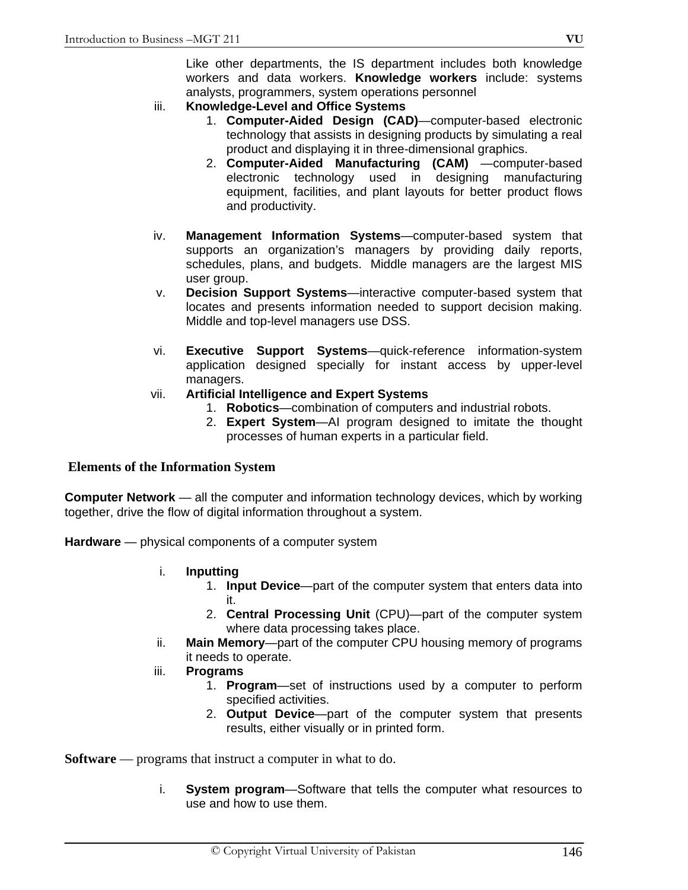Like other departments, the IS department includes both knowledge workers and data workers. **Knowledge workers** include: systems analysts, programmers, system operations personnel

iii. **Knowledge-Level and Office Systems**
   1. **Computer-Aided Design (CAD)**—computer-based electronic technology that assists in designing products by simulating a real product and displaying it in three-dimensional graphics.
   2. **Computer-Aided Manufacturing (CAM)** —computer-based electronic technology used in designing manufacturing equipment, facilities, and plant layouts for better product flows and productivity.

iv. **Management Information Systems**—computer-based system that supports an organization's managers by providing daily reports, schedules, plans, and budgets. Middle managers are the largest MIS user group.

v. **Decision Support Systems**—interactive computer-based system that locates and presents information needed to support decision making. Middle and top-level managers use DSS.

vi. **Executive Support Systems**—quick-reference information-system application designed specially for instant access by upper-level managers.

vii. **Artificial Intelligence and Expert Systems**
   1. **Robotics**—combination of computers and industrial robots.
   2. **Expert System**—AI program designed to imitate the thought processes of human experts in a particular field.

**Elements of the Information System**

**Computer Network** — all the computer and information technology devices, which by working together, drive the flow of digital information throughout a system.

**Hardware** — physical components of a computer system

i. **Inputting**
   1. **Input Device**—part of the computer system that enters data into it.
   2. **Central Processing Unit** (CPU)—part of the computer system where data processing takes place.

ii. **Main Memory**—part of the computer CPU housing memory of programs it needs to operate.

iii. **Programs**
   1. **Program**—set of instructions used by a computer to perform specified activities.
   2. **Output Device**—part of the computer system that presents results, either visually or in printed form.

**Software** — programs that instruct a computer in what to do.

i. **System program**—Software that tells the computer what resources to use and how to use them.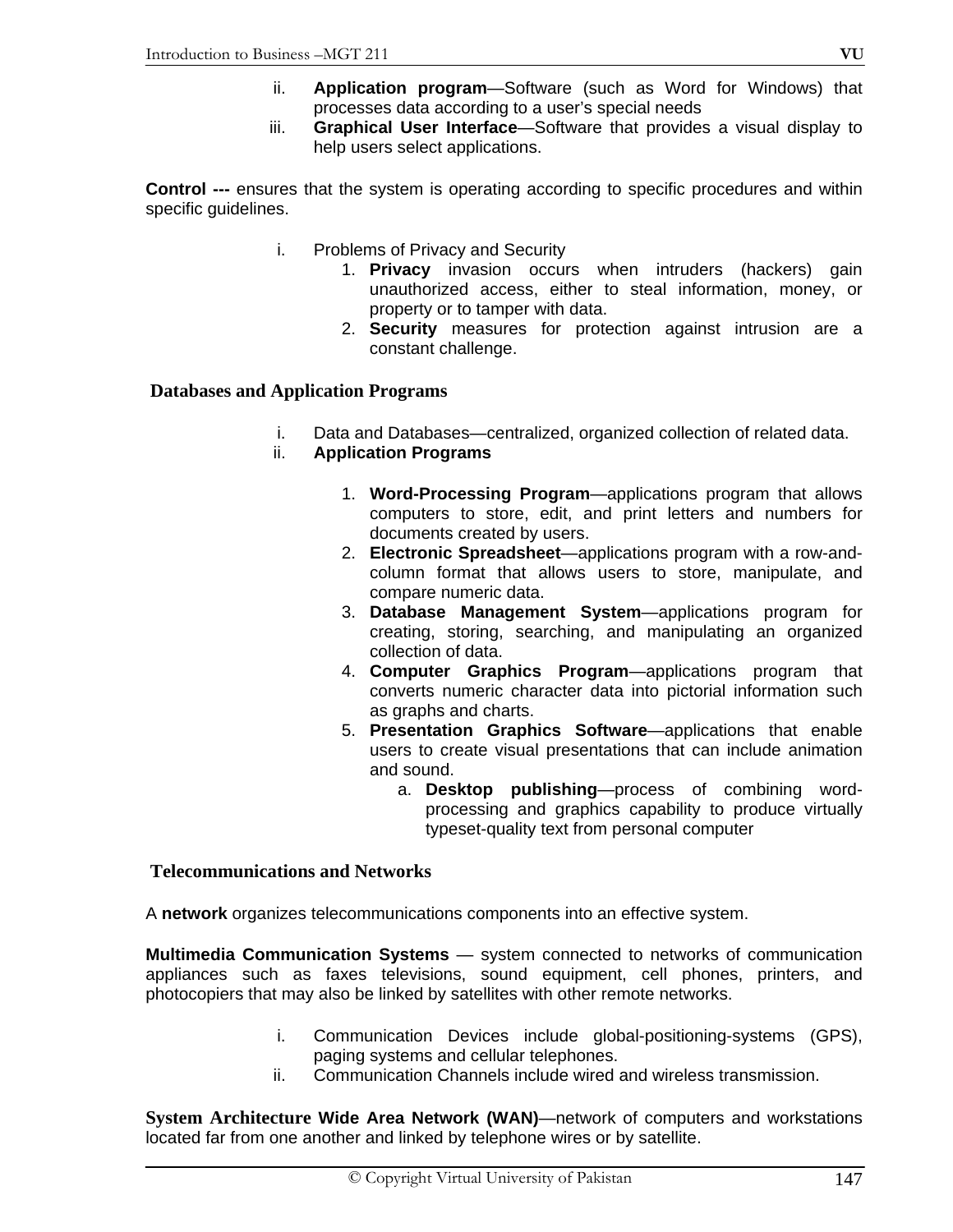ii. **Application program**—Software (such as Word for Windows) that processes data according to a user's special needs
iii. **Graphical User Interface**—Software that provides a visual display to help users select applications.

**Control ---** ensures that the system is operating according to specific procedures and within specific guidelines.

i. Problems of Privacy and Security
   1. **Privacy** invasion occurs when intruders (hackers) gain unauthorized access, either to steal information, money, or property or to tamper with data.
   2. **Security** measures for protection against intrusion are a constant challenge.

### Databases and Application Programs

i. Data and Databases—centralized, organized collection of related data.
ii. **Application Programs**

   1. **Word-Processing Program**—applications program that allows computers to store, edit, and print letters and numbers for documents created by users.
   2. **Electronic Spreadsheet**—applications program with a row-and-column format that allows users to store, manipulate, and compare numeric data.
   3. **Database Management System**—applications program for creating, storing, searching, and manipulating an organized collection of data.
   4. **Computer Graphics Program**—applications program that converts numeric character data into pictorial information such as graphs and charts.
   5. **Presentation Graphics Software**—applications that enable users to create visual presentations that can include animation and sound.
      a. **Desktop publishing**—process of combining word-processing and graphics capability to produce virtually typeset-quality text from personal computer

### Telecommunications and Networks

A **network** organizes telecommunications components into an effective system.

**Multimedia Communication Systems** — system connected to networks of communication appliances such as faxes televisions, sound equipment, cell phones, printers, and photocopiers that may also be linked by satellites with other remote networks.

i. Communication Devices include global-positioning-systems (GPS), paging systems and cellular telephones.
ii. Communication Channels include wired and wireless transmission.

**System Architecture Wide Area Network (WAN)**—network of computers and workstations located far from one another and linked by telephone wires or by satellite.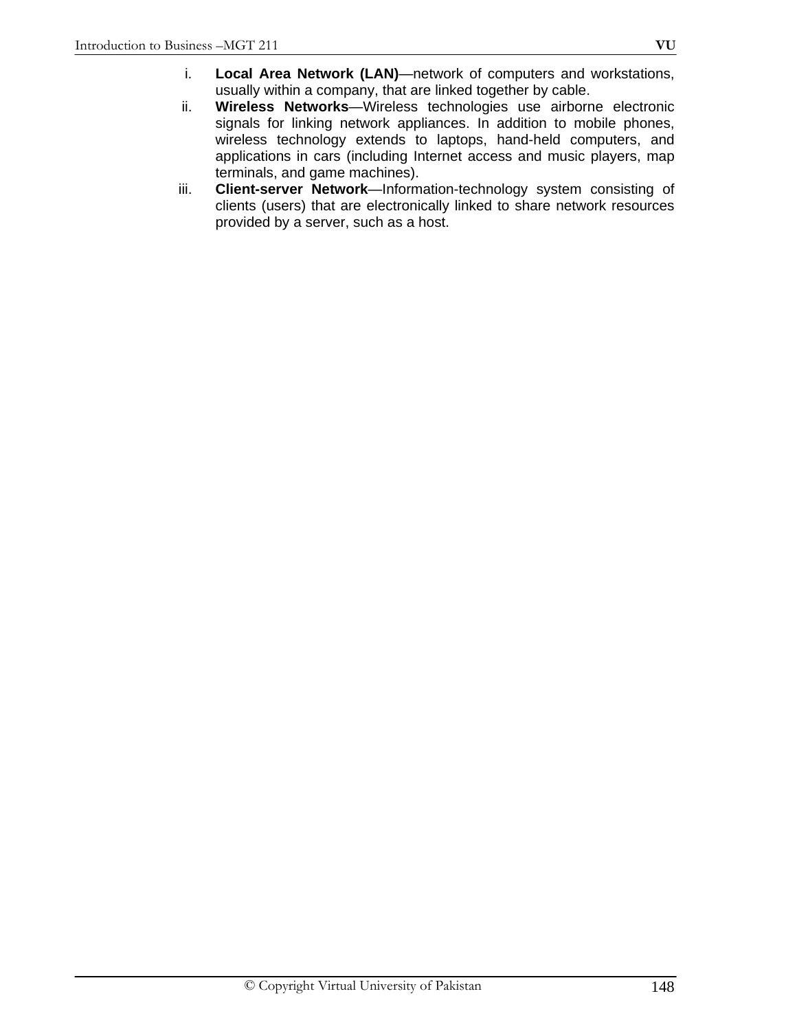i. **Local Area Network (LAN)**—network of computers and workstations, usually within a company, that are linked together by cable.

ii. **Wireless Networks**—Wireless technologies use airborne electronic signals for linking network appliances. In addition to mobile phones, wireless technology extends to laptops, hand-held computers, and applications in cars (including Internet access and music players, map terminals, and game machines).

iii. **Client-server Network**—Information-technology system consisting of clients (users) that are electronically linked to share network resources provided by a server, such as a host.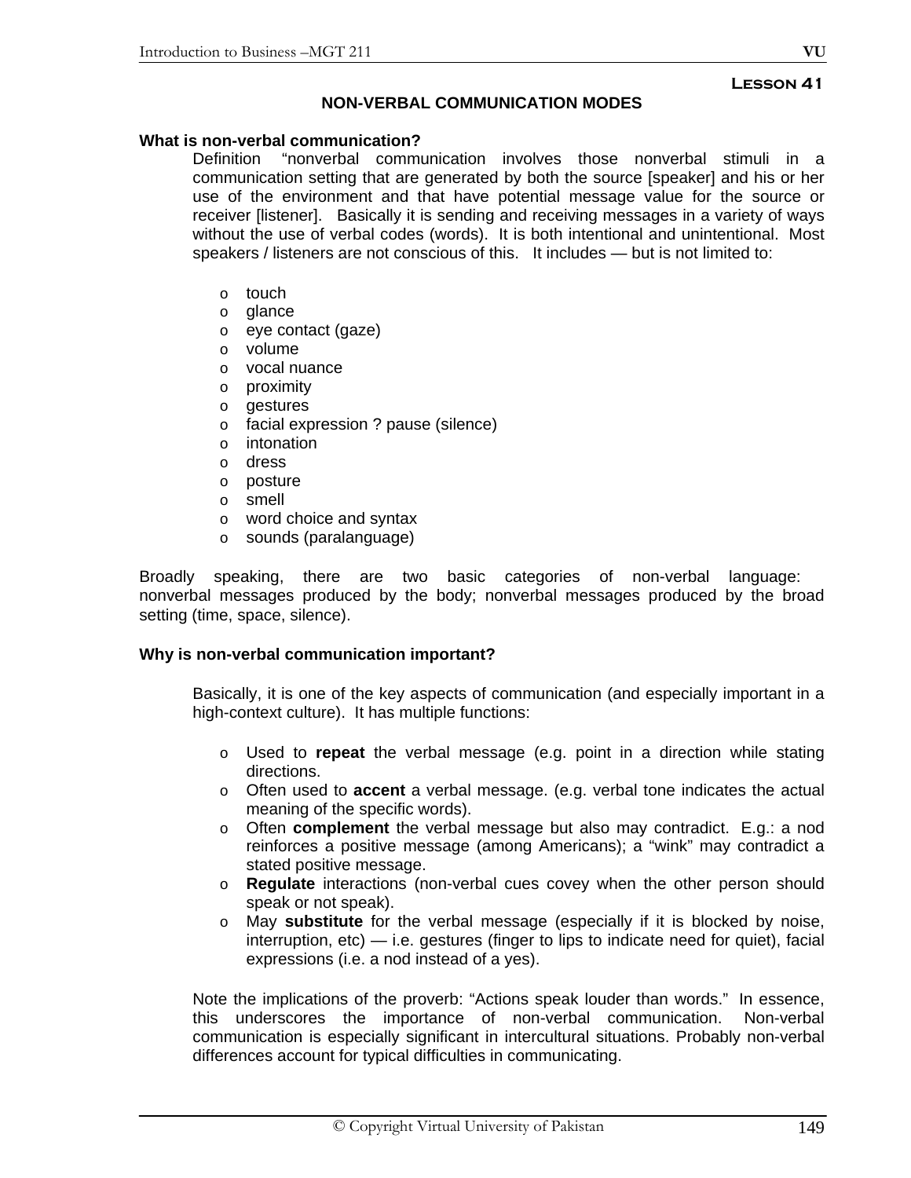**Lesson 41**

## NON-VERBAL COMMUNICATION MODES

**What is non-verbal communication?**

Definition "nonverbal communication involves those nonverbal stimuli in a communication setting that are generated by both the source [speaker] and his or her use of the environment and that have potential message value for the source or receiver [listener]. Basically it is sending and receiving messages in a variety of ways without the use of verbal codes (words). It is both intentional and unintentional. Most speakers / listeners are not conscious of this. It includes — but is not limited to:

- touch
- glance
- eye contact (gaze)
- volume
- vocal nuance
- proximity
- gestures
- facial expression ? pause (silence)
- intonation
- dress
- posture
- smell
- word choice and syntax
- sounds (paralanguage)

Broadly speaking, there are two basic categories of non-verbal language: nonverbal messages produced by the body; nonverbal messages produced by the broad setting (time, space, silence).

**Why is non-verbal communication important?**

Basically, it is one of the key aspects of communication (and especially important in a high-context culture). It has multiple functions:

- Used to **repeat** the verbal message (e.g. point in a direction while stating directions.
- Often used to **accent** a verbal message. (e.g. verbal tone indicates the actual meaning of the specific words).
- Often **complement** the verbal message but also may contradict. E.g.: a nod reinforces a positive message (among Americans); a "wink" may contradict a stated positive message.
- **Regulate** interactions (non-verbal cues covey when the other person should speak or not speak).
- May **substitute** for the verbal message (especially if it is blocked by noise, interruption, etc) — i.e. gestures (finger to lips to indicate need for quiet), facial expressions (i.e. a nod instead of a yes).

Note the implications of the proverb: "Actions speak louder than words." In essence, this underscores the importance of non-verbal communication. Non-verbal communication is especially significant in intercultural situations. Probably non-verbal differences account for typical difficulties in communicating.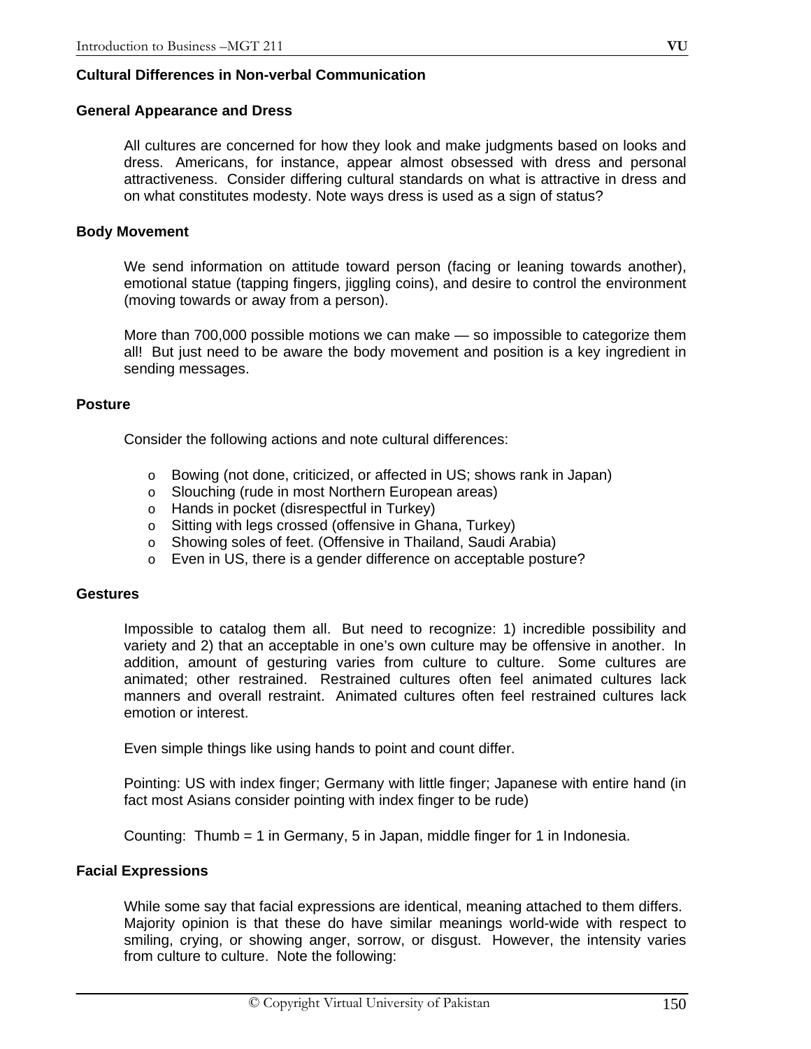### Cultural Differences in Non-verbal Communication

#### General Appearance and Dress

All cultures are concerned for how they look and make judgments based on looks and dress. Americans, for instance, appear almost obsessed with dress and personal attractiveness. Consider differing cultural standards on what is attractive in dress and on what constitutes modesty. Note ways dress is used as a sign of status?

#### Body Movement

We send information on attitude toward person (facing or leaning towards another), emotional statue (tapping fingers, jiggling coins), and desire to control the environment (moving towards or away from a person).

More than 700,000 possible motions we can make — so impossible to categorize them all! But just need to be aware the body movement and position is a key ingredient in sending messages.

#### Posture

Consider the following actions and note cultural differences:

- Bowing (not done, criticized, or affected in US; shows rank in Japan)
- Slouching (rude in most Northern European areas)
- Hands in pocket (disrespectful in Turkey)
- Sitting with legs crossed (offensive in Ghana, Turkey)
- Showing soles of feet. (Offensive in Thailand, Saudi Arabia)
- Even in US, there is a gender difference on acceptable posture?

#### Gestures

Impossible to catalog them all. But need to recognize: 1) incredible possibility and variety and 2) that an acceptable in one's own culture may be offensive in another. In addition, amount of gesturing varies from culture to culture. Some cultures are animated; other restrained. Restrained cultures often feel animated cultures lack manners and overall restraint. Animated cultures often feel restrained cultures lack emotion or interest.

Even simple things like using hands to point and count differ.

Pointing: US with index finger; Germany with little finger; Japanese with entire hand (in fact most Asians consider pointing with index finger to be rude)

Counting: Thumb = 1 in Germany, 5 in Japan, middle finger for 1 in Indonesia.

#### Facial Expressions

While some say that facial expressions are identical, meaning attached to them differs. Majority opinion is that these do have similar meanings world-wide with respect to smiling, crying, or showing anger, sorrow, or disgust. However, the intensity varies from culture to culture. Note the following: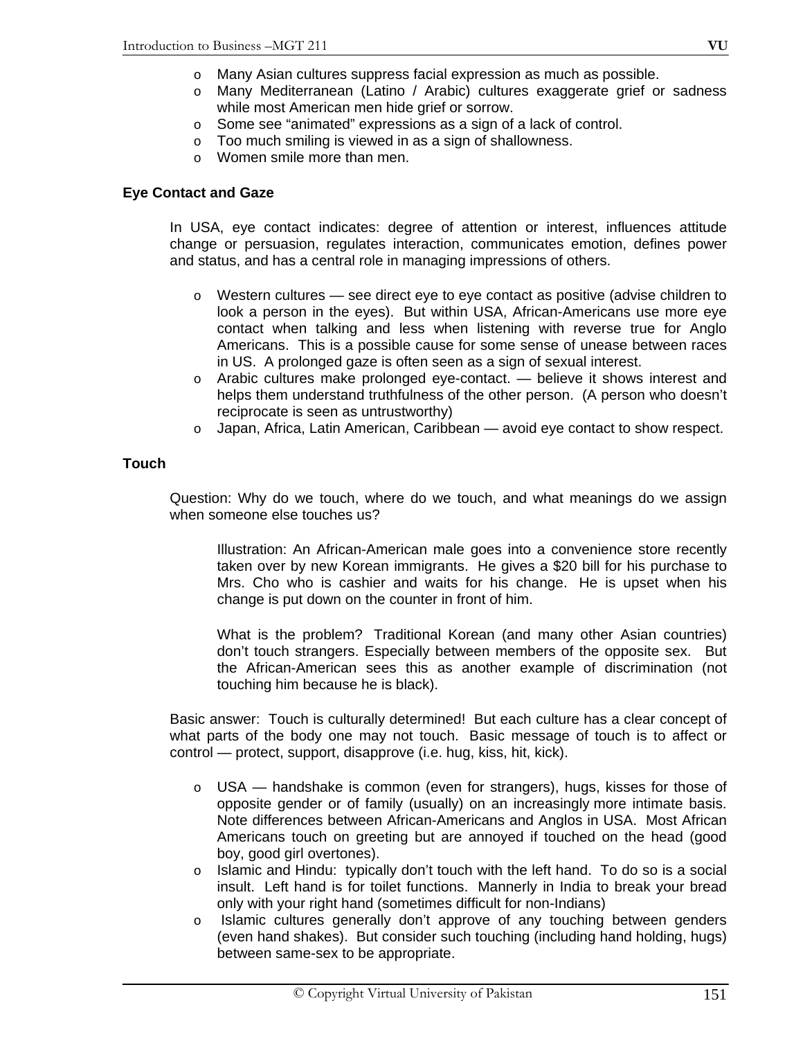- Many Asian cultures suppress facial expression as much as possible.
- Many Mediterranean (Latino / Arabic) cultures exaggerate grief or sadness while most American men hide grief or sorrow.
- Some see "animated" expressions as a sign of a lack of control.
- Too much smiling is viewed in as a sign of shallowness.
- Women smile more than men.

**Eye Contact and Gaze**

In USA, eye contact indicates: degree of attention or interest, influences attitude change or persuasion, regulates interaction, communicates emotion, defines power and status, and has a central role in managing impressions of others.

- Western cultures — see direct eye to eye contact as positive (advise children to look a person in the eyes). But within USA, African-Americans use more eye contact when talking and less when listening with reverse true for Anglo Americans. This is a possible cause for some sense of unease between races in US. A prolonged gaze is often seen as a sign of sexual interest.
- Arabic cultures make prolonged eye-contact. — believe it shows interest and helps them understand truthfulness of the other person. (A person who doesn't reciprocate is seen as untrustworthy)
- Japan, Africa, Latin American, Caribbean — avoid eye contact to show respect.

**Touch**

Question: Why do we touch, where do we touch, and what meanings do we assign when someone else touches us?

Illustration: An African-American male goes into a convenience store recently taken over by new Korean immigrants. He gives a $20 bill for his purchase to Mrs. Cho who is cashier and waits for his change. He is upset when his change is put down on the counter in front of him.

What is the problem? Traditional Korean (and many other Asian countries) don't touch strangers. Especially between members of the opposite sex. But the African-American sees this as another example of discrimination (not touching him because he is black).

Basic answer: Touch is culturally determined! But each culture has a clear concept of what parts of the body one may not touch. Basic message of touch is to affect or control — protect, support, disapprove (i.e. hug, kiss, hit, kick).

- USA — handshake is common (even for strangers), hugs, kisses for those of opposite gender or of family (usually) on an increasingly more intimate basis. Note differences between African-Americans and Anglos in USA. Most African Americans touch on greeting but are annoyed if touched on the head (good boy, good girl overtones).
- Islamic and Hindu: typically don't touch with the left hand. To do so is a social insult. Left hand is for toilet functions. Mannerly in India to break your bread only with your right hand (sometimes difficult for non-Indians)
- Islamic cultures generally don't approve of any touching between genders (even hand shakes). But consider such touching (including hand holding, hugs) between same-sex to be appropriate.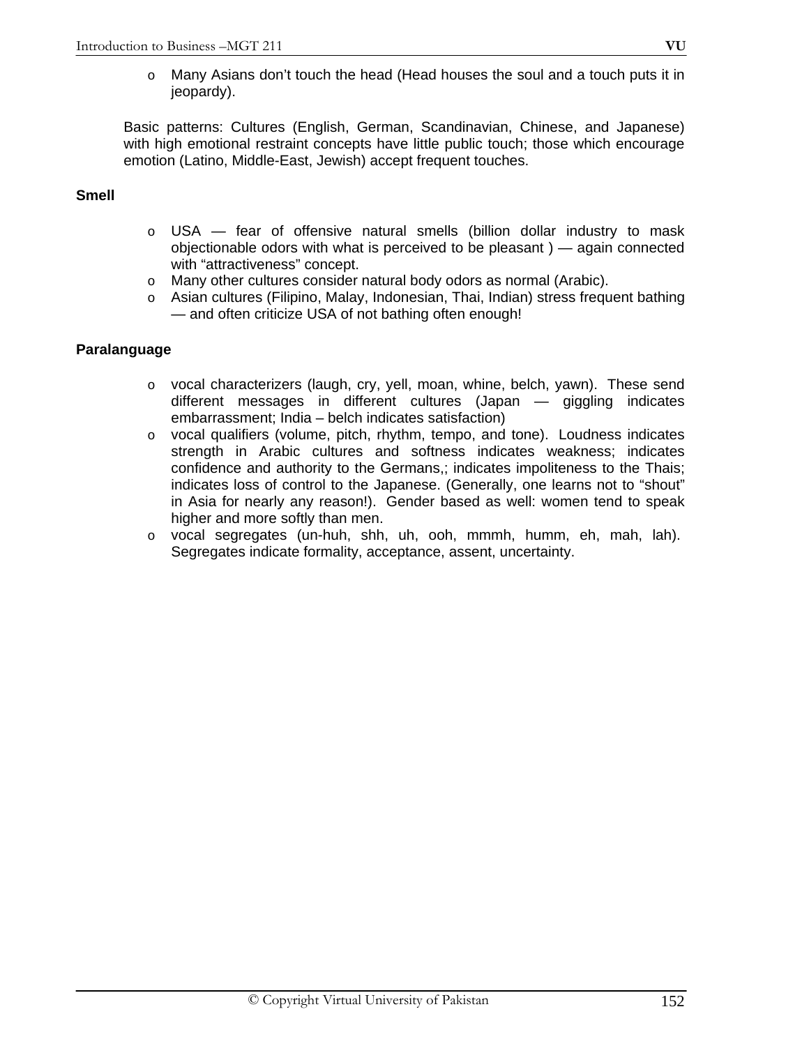- Many Asians don't touch the head (Head houses the soul and a touch puts it in jeopardy).

Basic patterns: Cultures (English, German, Scandinavian, Chinese, and Japanese) with high emotional restraint concepts have little public touch; those which encourage emotion (Latino, Middle-East, Jewish) accept frequent touches.

**Smell**

- USA — fear of offensive natural smells (billion dollar industry to mask objectionable odors with what is perceived to be pleasant ) — again connected with "attractiveness" concept.
- Many other cultures consider natural body odors as normal (Arabic).
- Asian cultures (Filipino, Malay, Indonesian, Thai, Indian) stress frequent bathing — and often criticize USA of not bathing often enough!

**Paralanguage**

- vocal characterizers (laugh, cry, yell, moan, whine, belch, yawn). These send different messages in different cultures (Japan — giggling indicates embarrassment; India – belch indicates satisfaction)
- vocal qualifiers (volume, pitch, rhythm, tempo, and tone). Loudness indicates strength in Arabic cultures and softness indicates weakness; indicates confidence and authority to the Germans,; indicates impoliteness to the Thais; indicates loss of control to the Japanese. (Generally, one learns not to "shout" in Asia for nearly any reason!). Gender based as well: women tend to speak higher and more softly than men.
- vocal segregates (un-huh, shh, uh, ooh, mmmh, humm, eh, mah, lah). Segregates indicate formality, acceptance, assent, uncertainty.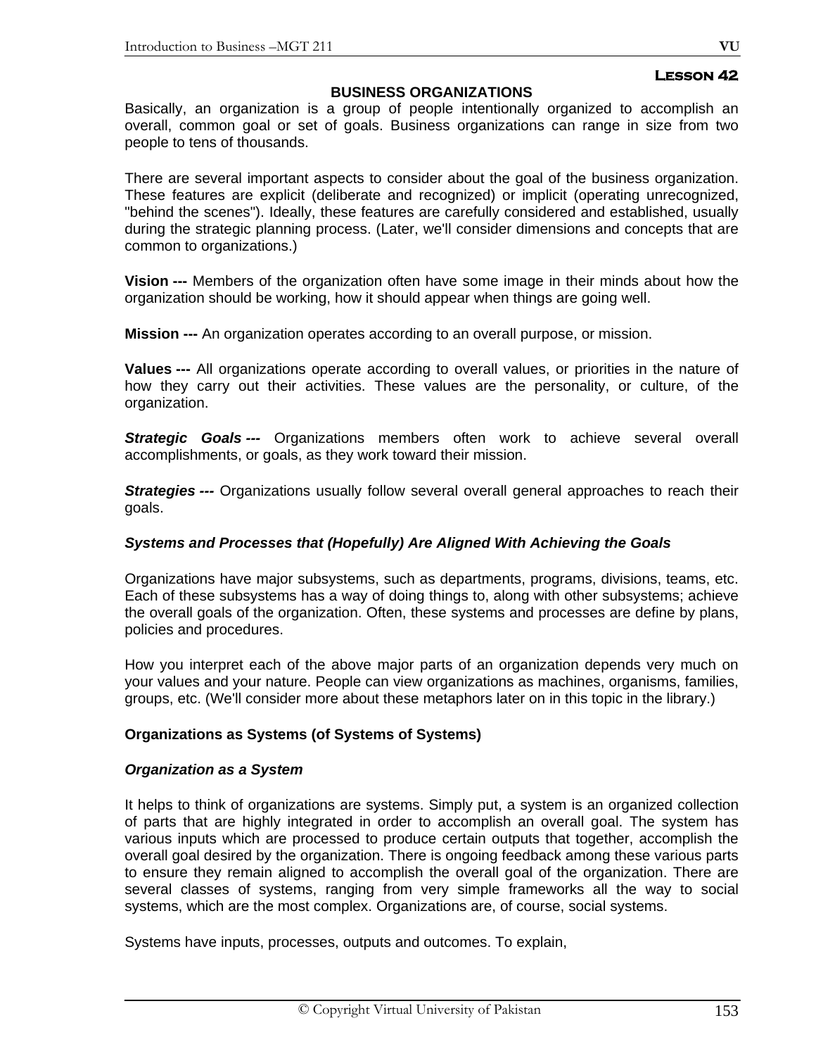**Lesson 42**

## BUSINESS ORGANIZATIONS

Basically, an organization is a group of people intentionally organized to accomplish an overall, common goal or set of goals. Business organizations can range in size from two people to tens of thousands.

There are several important aspects to consider about the goal of the business organization. These features are explicit (deliberate and recognized) or implicit (operating unrecognized, "behind the scenes"). Ideally, these features are carefully considered and established, usually during the strategic planning process. (Later, we'll consider dimensions and concepts that are common to organizations.)

**Vision ---** Members of the organization often have some image in their minds about how the organization should be working, how it should appear when things are going well.

**Mission ---** An organization operates according to an overall purpose, or mission.

**Values ---** All organizations operate according to overall values, or priorities in the nature of how they carry out their activities. These values are the personality, or culture, of the organization.

***Strategic Goals ---*** Organizations members often work to achieve several overall accomplishments, or goals, as they work toward their mission.

***Strategies ---*** Organizations usually follow several overall general approaches to reach their goals.

***Systems and Processes that (Hopefully) Are Aligned With Achieving the Goals***

Organizations have major subsystems, such as departments, programs, divisions, teams, etc. Each of these subsystems has a way of doing things to, along with other subsystems; achieve the overall goals of the organization. Often, these systems and processes are define by plans, policies and procedures.

How you interpret each of the above major parts of an organization depends very much on your values and your nature. People can view organizations as machines, organisms, families, groups, etc. (We'll consider more about these metaphors later on in this topic in the library.)

### Organizations as Systems (of Systems of Systems)

***Organization as a System***

It helps to think of organizations are systems. Simply put, a system is an organized collection of parts that are highly integrated in order to accomplish an overall goal. The system has various inputs which are processed to produce certain outputs that together, accomplish the overall goal desired by the organization. There is ongoing feedback among these various parts to ensure they remain aligned to accomplish the overall goal of the organization. There are several classes of systems, ranging from very simple frameworks all the way to social systems, which are the most complex. Organizations are, of course, social systems.

Systems have inputs, processes, outputs and outcomes. To explain,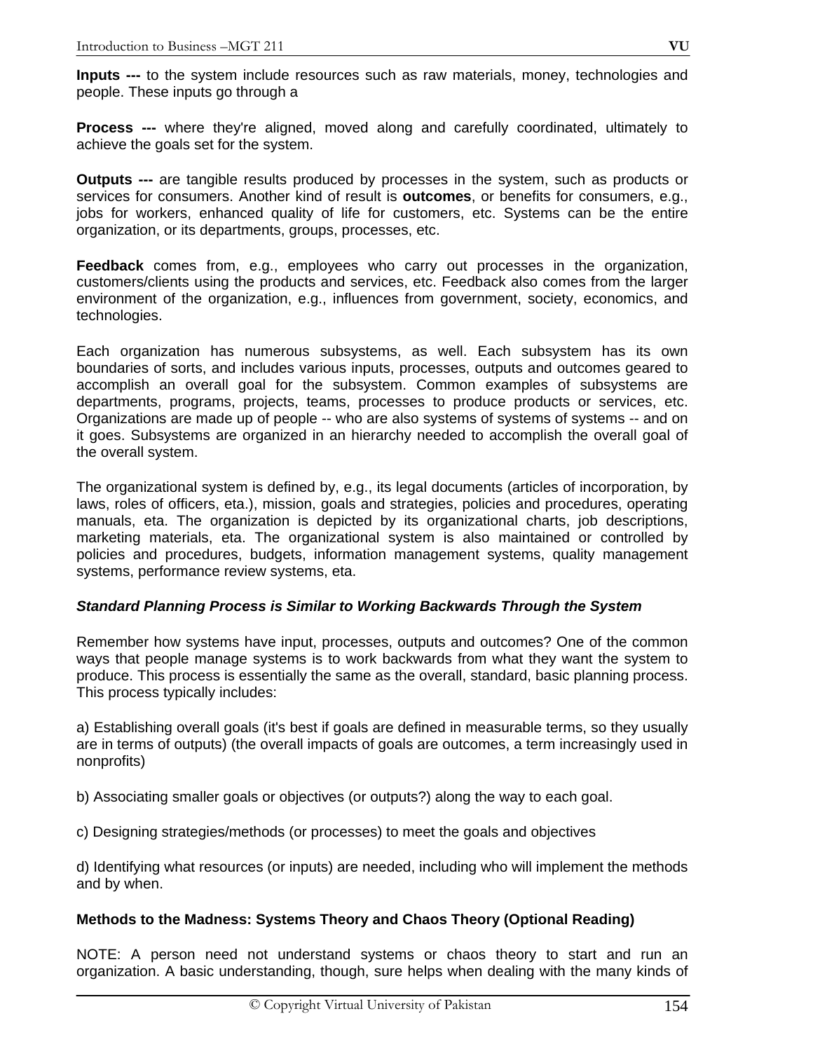**Inputs ---** to the system include resources such as raw materials, money, technologies and people. These inputs go through a

**Process ---** where they're aligned, moved along and carefully coordinated, ultimately to achieve the goals set for the system.

**Outputs ---** are tangible results produced by processes in the system, such as products or services for consumers. Another kind of result is **outcomes**, or benefits for consumers, e.g., jobs for workers, enhanced quality of life for customers, etc. Systems can be the entire organization, or its departments, groups, processes, etc.

**Feedback** comes from, e.g., employees who carry out processes in the organization, customers/clients using the products and services, etc. Feedback also comes from the larger environment of the organization, e.g., influences from government, society, economics, and technologies.

Each organization has numerous subsystems, as well. Each subsystem has its own boundaries of sorts, and includes various inputs, processes, outputs and outcomes geared to accomplish an overall goal for the subsystem. Common examples of subsystems are departments, programs, projects, teams, processes to produce products or services, etc. Organizations are made up of people -- who are also systems of systems of systems -- and on it goes. Subsystems are organized in an hierarchy needed to accomplish the overall goal of the overall system.

The organizational system is defined by, e.g., its legal documents (articles of incorporation, by laws, roles of officers, eta.), mission, goals and strategies, policies and procedures, operating manuals, eta. The organization is depicted by its organizational charts, job descriptions, marketing materials, eta. The organizational system is also maintained or controlled by policies and procedures, budgets, information management systems, quality management systems, performance review systems, eta.

***Standard Planning Process is Similar to Working Backwards Through the System***

Remember how systems have input, processes, outputs and outcomes? One of the common ways that people manage systems is to work backwards from what they want the system to produce. This process is essentially the same as the overall, standard, basic planning process. This process typically includes:

a) Establishing overall goals (it's best if goals are defined in measurable terms, so they usually are in terms of outputs) (the overall impacts of goals are outcomes, a term increasingly used in nonprofits)

b) Associating smaller goals or objectives (or outputs?) along the way to each goal.

c) Designing strategies/methods (or processes) to meet the goals and objectives

d) Identifying what resources (or inputs) are needed, including who will implement the methods and by when.

**Methods to the Madness: Systems Theory and Chaos Theory (Optional Reading)**

NOTE: A person need not understand systems or chaos theory to start and run an organization. A basic understanding, though, sure helps when dealing with the many kinds of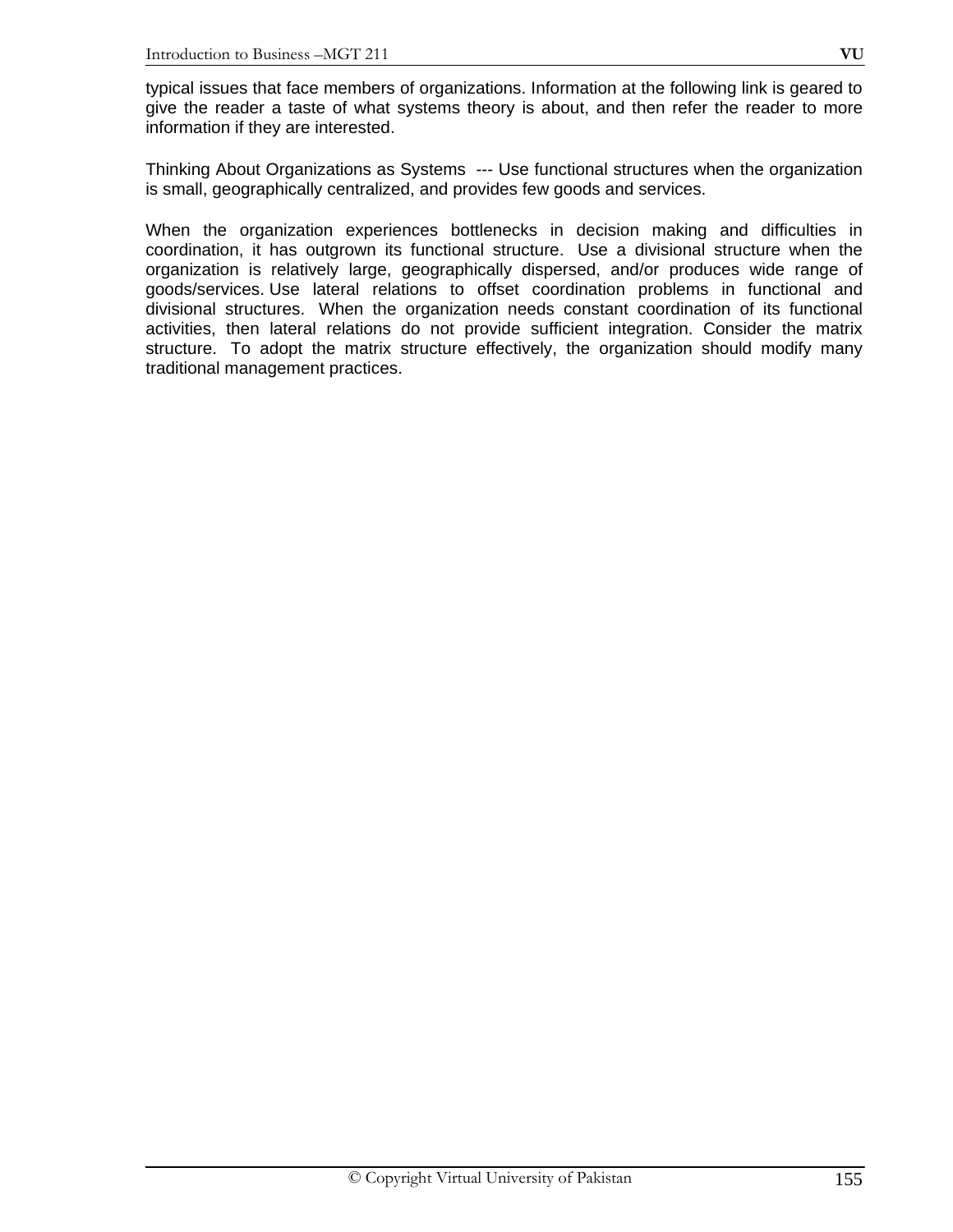typical issues that face members of organizations. Information at the following link is geared to give the reader a taste of what systems theory is about, and then refer the reader to more information if they are interested.

Thinking About Organizations as Systems --- Use functional structures when the organization is small, geographically centralized, and provides few goods and services.

When the organization experiences bottlenecks in decision making and difficulties in coordination, it has outgrown its functional structure. Use a divisional structure when the organization is relatively large, geographically dispersed, and/or produces wide range of goods/services. Use lateral relations to offset coordination problems in functional and divisional structures. When the organization needs constant coordination of its functional activities, then lateral relations do not provide sufficient integration. Consider the matrix structure. To adopt the matrix structure effectively, the organization should modify many traditional management practices.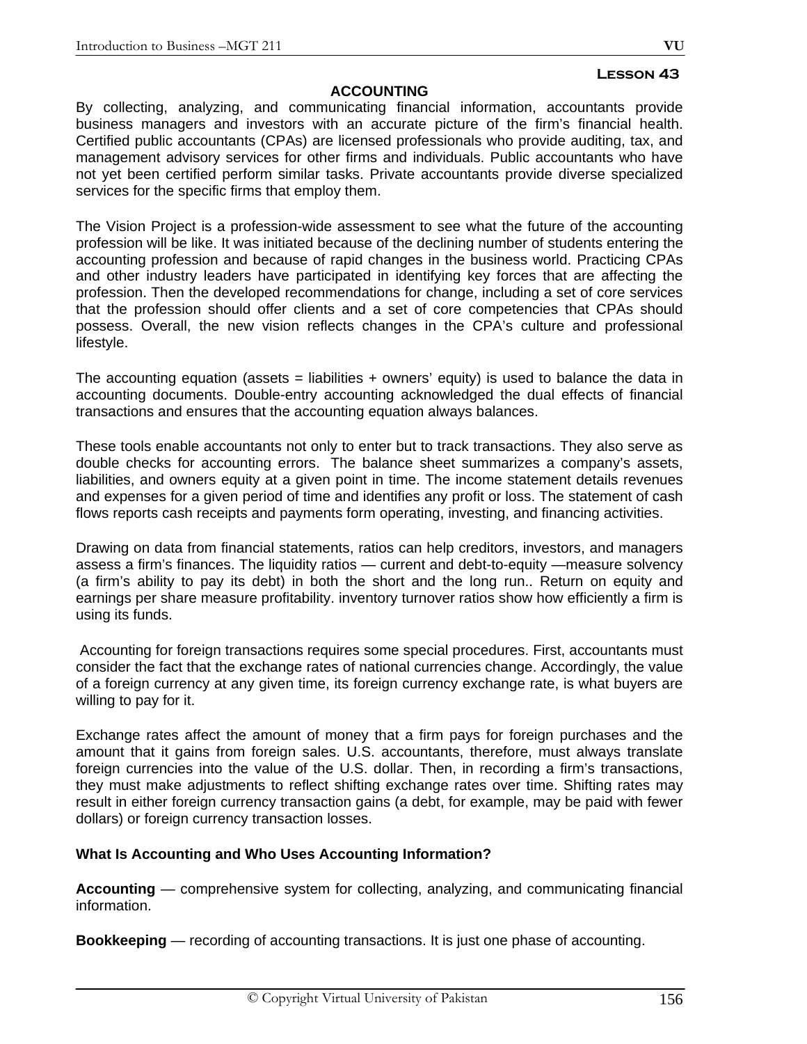**Lesson 43**

## ACCOUNTING

By collecting, analyzing, and communicating financial information, accountants provide business managers and investors with an accurate picture of the firm's financial health. Certified public accountants (CPAs) are licensed professionals who provide auditing, tax, and management advisory services for other firms and individuals. Public accountants who have not yet been certified perform similar tasks. Private accountants provide diverse specialized services for the specific firms that employ them.

The Vision Project is a profession-wide assessment to see what the future of the accounting profession will be like. It was initiated because of the declining number of students entering the accounting profession and because of rapid changes in the business world. Practicing CPAs and other industry leaders have participated in identifying key forces that are affecting the profession. Then the developed recommendations for change, including a set of core services that the profession should offer clients and a set of core competencies that CPAs should possess. Overall, the new vision reflects changes in the CPA's culture and professional lifestyle.

The accounting equation (assets = liabilities + owners' equity) is used to balance the data in accounting documents. Double-entry accounting acknowledged the dual effects of financial transactions and ensures that the accounting equation always balances.

These tools enable accountants not only to enter but to track transactions. They also serve as double checks for accounting errors. The balance sheet summarizes a company's assets, liabilities, and owners equity at a given point in time. The income statement details revenues and expenses for a given period of time and identifies any profit or loss. The statement of cash flows reports cash receipts and payments form operating, investing, and financing activities.

Drawing on data from financial statements, ratios can help creditors, investors, and managers assess a firm's finances. The liquidity ratios — current and debt-to-equity —measure solvency (a firm's ability to pay its debt) in both the short and the long run.. Return on equity and earnings per share measure profitability. inventory turnover ratios show how efficiently a firm is using its funds.

Accounting for foreign transactions requires some special procedures. First, accountants must consider the fact that the exchange rates of national currencies change. Accordingly, the value of a foreign currency at any given time, its foreign currency exchange rate, is what buyers are willing to pay for it.

Exchange rates affect the amount of money that a firm pays for foreign purchases and the amount that it gains from foreign sales. U.S. accountants, therefore, must always translate foreign currencies into the value of the U.S. dollar. Then, in recording a firm's transactions, they must make adjustments to reflect shifting exchange rates over time. Shifting rates may result in either foreign currency transaction gains (a debt, for example, may be paid with fewer dollars) or foreign currency transaction losses.

### What Is Accounting and Who Uses Accounting Information?

**Accounting** — comprehensive system for collecting, analyzing, and communicating financial information.

**Bookkeeping** — recording of accounting transactions. It is just one phase of accounting.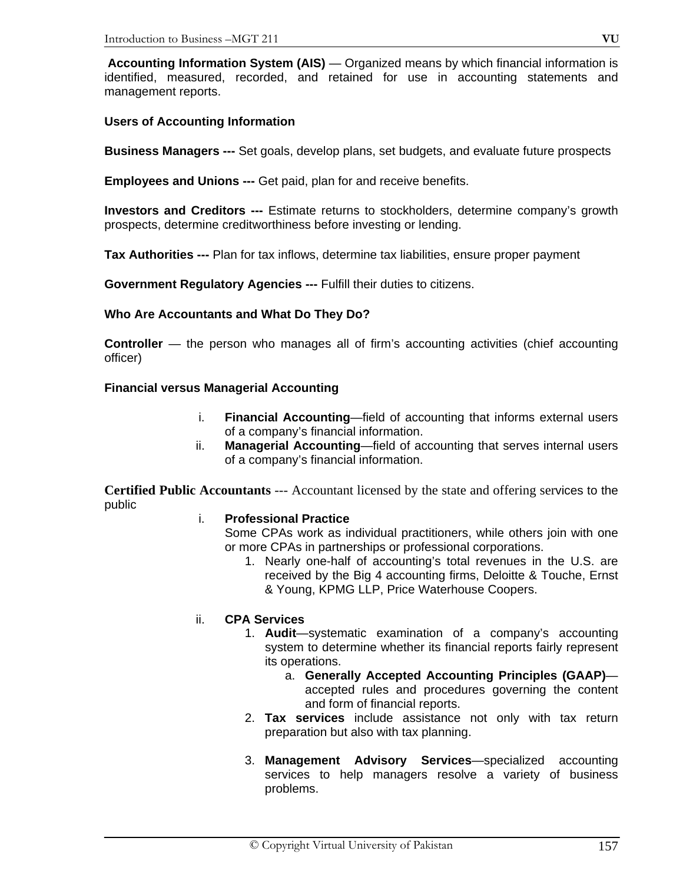**Accounting Information System (AIS)** — Organized means by which financial information is identified, measured, recorded, and retained for use in accounting statements and management reports.

**Users of Accounting Information**

**Business Managers ---** Set goals, develop plans, set budgets, and evaluate future prospects

**Employees and Unions ---** Get paid, plan for and receive benefits.

**Investors and Creditors ---** Estimate returns to stockholders, determine company's growth prospects, determine creditworthiness before investing or lending.

**Tax Authorities ---** Plan for tax inflows, determine tax liabilities, ensure proper payment

**Government Regulatory Agencies ---** Fulfill their duties to citizens.

**Who Are Accountants and What Do They Do?**

**Controller** — the person who manages all of firm's accounting activities (chief accounting officer)

**Financial versus Managerial Accounting**

i. **Financial Accounting**—field of accounting that informs external users of a company's financial information.
ii. **Managerial Accounting**—field of accounting that serves internal users of a company's financial information.

**Certified Public Accountants** --- Accountant licensed by the state and offering services to the public

i. **Professional Practice**
   Some CPAs work as individual practitioners, while others join with one or more CPAs in partnerships or professional corporations.
   1. Nearly one-half of accounting's total revenues in the U.S. are received by the Big 4 accounting firms, Deloitte & Touche, Ernst & Young, KPMG LLP, Price Waterhouse Coopers.

ii. **CPA Services**
   1. **Audit**—systematic examination of a company's accounting system to determine whether its financial reports fairly represent its operations.
      a. **Generally Accepted Accounting Principles (GAAP)**—accepted rules and procedures governing the content and form of financial reports.
   2. **Tax services** include assistance not only with tax return preparation but also with tax planning.
   3. **Management Advisory Services**—specialized accounting services to help managers resolve a variety of business problems.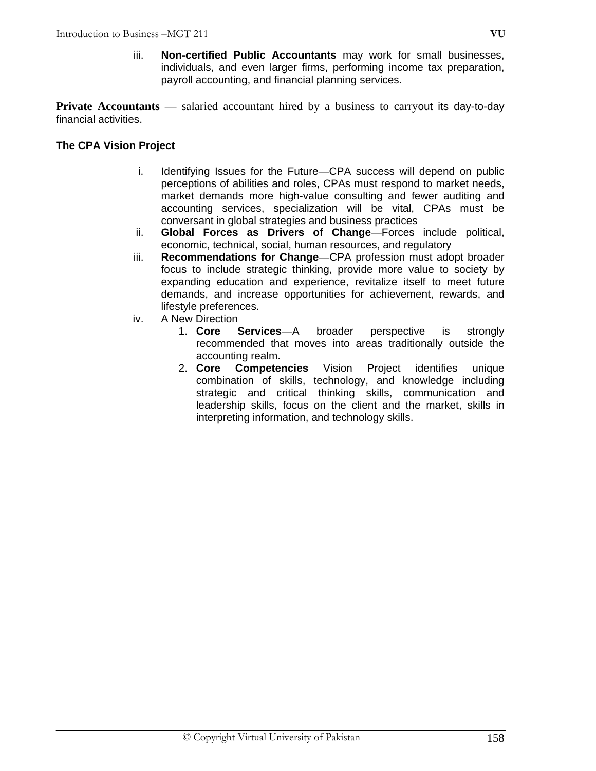iii. **Non-certified Public Accountants** may work for small businesses, individuals, and even larger firms, performing income tax preparation, payroll accounting, and financial planning services.

**Private Accountants** — salaried accountant hired by a business to carryout its day-to-day financial activities.

**The CPA Vision Project**

i. Identifying Issues for the Future—CPA success will depend on public perceptions of abilities and roles, CPAs must respond to market needs, market demands more high-value consulting and fewer auditing and accounting services, specialization will be vital, CPAs must be conversant in global strategies and business practices
ii. **Global Forces as Drivers of Change**—Forces include political, economic, technical, social, human resources, and regulatory
iii. **Recommendations for Change**—CPA profession must adopt broader focus to include strategic thinking, provide more value to society by expanding education and experience, revitalize itself to meet future demands, and increase opportunities for achievement, rewards, and lifestyle preferences.
iv. A New Direction
    1. **Core Services**—A broader perspective is strongly recommended that moves into areas traditionally outside the accounting realm.
    2. **Core Competencies** Vision Project identifies unique combination of skills, technology, and knowledge including strategic and critical thinking skills, communication and leadership skills, focus on the client and the market, skills in interpreting information, and technology skills.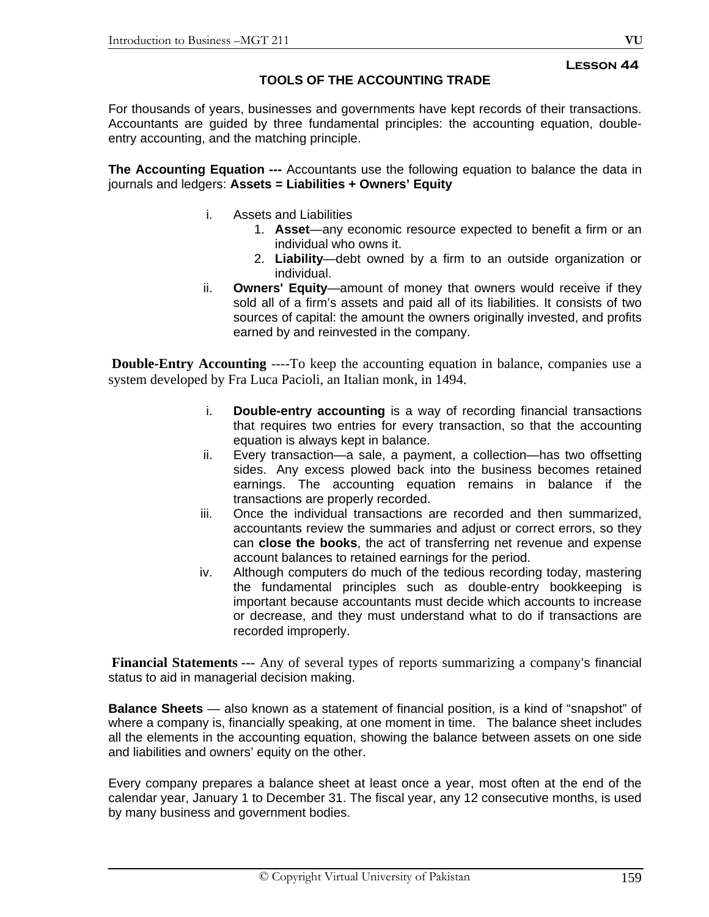**Lesson 44**

## TOOLS OF THE ACCOUNTING TRADE

For thousands of years, businesses and governments have kept records of their transactions. Accountants are guided by three fundamental principles: the accounting equation, double-entry accounting, and the matching principle.

**The Accounting Equation ---** Accountants use the following equation to balance the data in journals and ledgers: **Assets = Liabilities + Owners' Equity**

i. Assets and Liabilities
   1. **Asset**—any economic resource expected to benefit a firm or an individual who owns it.
   2. **Liability**—debt owned by a firm to an outside organization or individual.

ii. **Owners' Equity**—amount of money that owners would receive if they sold all of a firm's assets and paid all of its liabilities. It consists of two sources of capital: the amount the owners originally invested, and profits earned by and reinvested in the company.

**Double-Entry Accounting** ----To keep the accounting equation in balance, companies use a system developed by Fra Luca Pacioli, an Italian monk, in 1494.

i. **Double-entry accounting** is a way of recording financial transactions that requires two entries for every transaction, so that the accounting equation is always kept in balance.

ii. Every transaction—a sale, a payment, a collection—has two offsetting sides. Any excess plowed back into the business becomes retained earnings. The accounting equation remains in balance if the transactions are properly recorded.

iii. Once the individual transactions are recorded and then summarized, accountants review the summaries and adjust or correct errors, so they can **close the books**, the act of transferring net revenue and expense account balances to retained earnings for the period.

iv. Although computers do much of the tedious recording today, mastering the fundamental principles such as double-entry bookkeeping is important because accountants must decide which accounts to increase or decrease, and they must understand what to do if transactions are recorded improperly.

**Financial Statements ---** Any of several types of reports summarizing a company's financial status to aid in managerial decision making.

**Balance Sheets** — also known as a statement of financial position, is a kind of "snapshot" of where a company is, financially speaking, at one moment in time. The balance sheet includes all the elements in the accounting equation, showing the balance between assets on one side and liabilities and owners' equity on the other.

Every company prepares a balance sheet at least once a year, most often at the end of the calendar year, January 1 to December 31. The fiscal year, any 12 consecutive months, is used by many business and government bodies.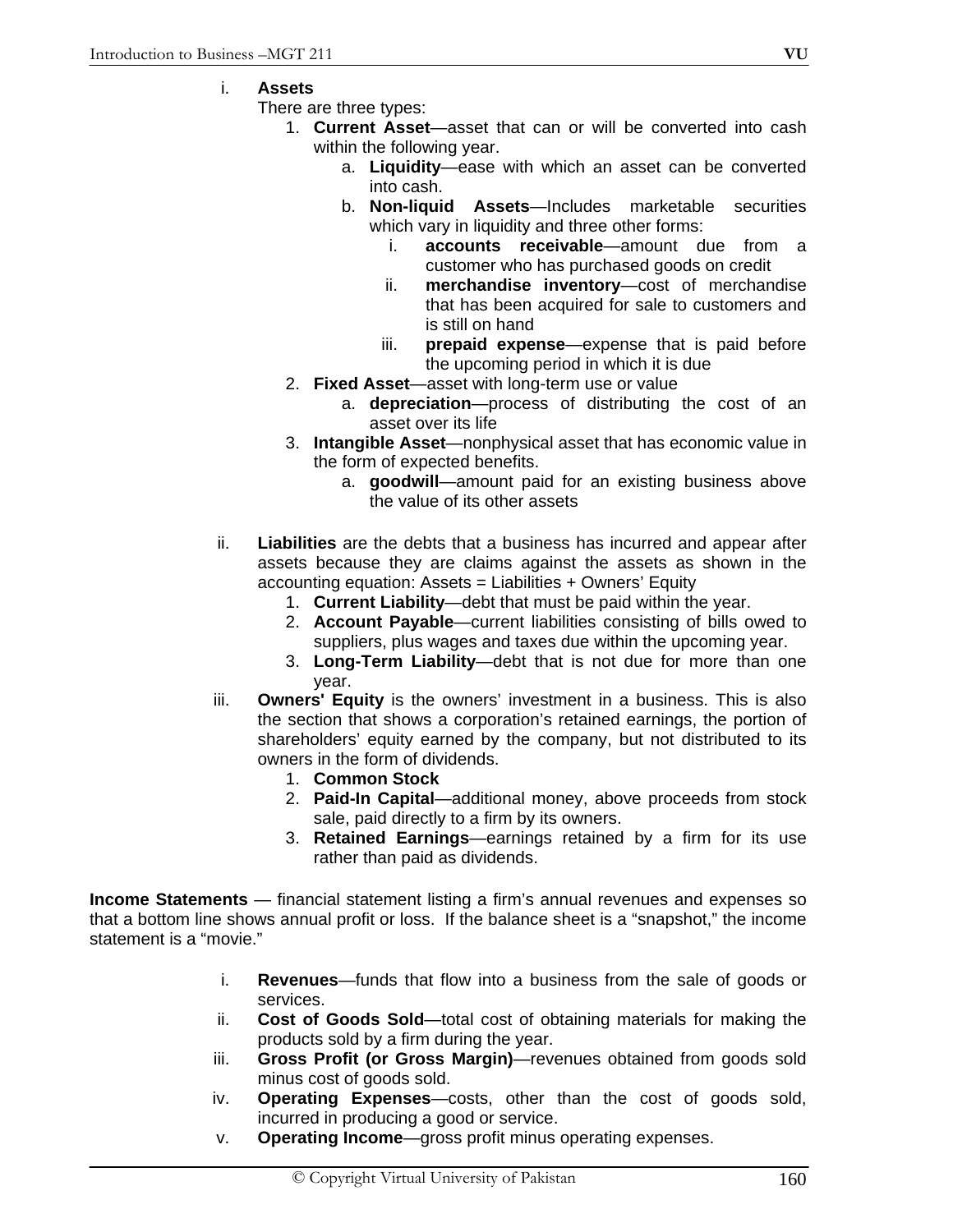i. **Assets**

   There are three types:

   1. **Current Asset**—asset that can or will be converted into cash within the following year.
      a. **Liquidity**—ease with which an asset can be converted into cash.
      b. **Non-liquid Assets**—Includes marketable securities which vary in liquidity and three other forms:
         i. **accounts receivable**—amount due from a customer who has purchased goods on credit
         ii. **merchandise inventory**—cost of merchandise that has been acquired for sale to customers and is still on hand
         iii. **prepaid expense**—expense that is paid before the upcoming period in which it is due
   2. **Fixed Asset**—asset with long-term use or value
      a. **depreciation**—process of distributing the cost of an asset over its life
   3. **Intangible Asset**—nonphysical asset that has economic value in the form of expected benefits.
      a. **goodwill**—amount paid for an existing business above the value of its other assets

ii. **Liabilities** are the debts that a business has incurred and appear after assets because they are claims against the assets as shown in the accounting equation: Assets = Liabilities + Owners' Equity

   1. **Current Liability**—debt that must be paid within the year.
   2. **Account Payable**—current liabilities consisting of bills owed to suppliers, plus wages and taxes due within the upcoming year.
   3. **Long-Term Liability**—debt that is not due for more than one year.

iii. **Owners' Equity** is the owners' investment in a business. This is also the section that shows a corporation's retained earnings, the portion of shareholders' equity earned by the company, but not distributed to its owners in the form of dividends.

   1. **Common Stock**
   2. **Paid-In Capital**—additional money, above proceeds from stock sale, paid directly to a firm by its owners.
   3. **Retained Earnings**—earnings retained by a firm for its use rather than paid as dividends.

**Income Statements** — financial statement listing a firm's annual revenues and expenses so that a bottom line shows annual profit or loss. If the balance sheet is a "snapshot," the income statement is a "movie."

i. **Revenues**—funds that flow into a business from the sale of goods or services.
ii. **Cost of Goods Sold**—total cost of obtaining materials for making the products sold by a firm during the year.
iii. **Gross Profit (or Gross Margin)**—revenues obtained from goods sold minus cost of goods sold.
iv. **Operating Expenses**—costs, other than the cost of goods sold, incurred in producing a good or service.
v. **Operating Income**—gross profit minus operating expenses.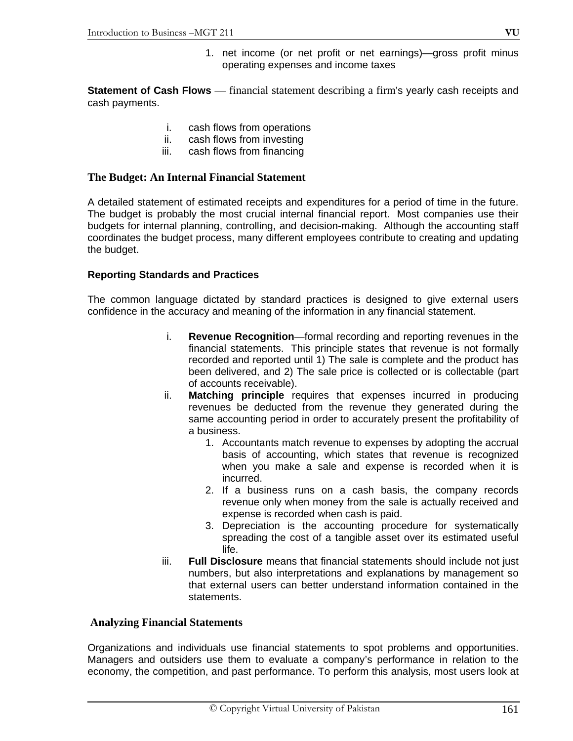1. net income (or net profit or net earnings)—gross profit minus operating expenses and income taxes

**Statement of Cash Flows** — financial statement describing a firm's yearly cash receipts and cash payments.

i. cash flows from operations
ii. cash flows from investing
iii. cash flows from financing

### The Budget: An Internal Financial Statement

A detailed statement of estimated receipts and expenditures for a period of time in the future. The budget is probably the most crucial internal financial report. Most companies use their budgets for internal planning, controlling, and decision-making. Although the accounting staff coordinates the budget process, many different employees contribute to creating and updating the budget.

**Reporting Standards and Practices**

The common language dictated by standard practices is designed to give external users confidence in the accuracy and meaning of the information in any financial statement.

i. **Revenue Recognition**—formal recording and reporting revenues in the financial statements. This principle states that revenue is not formally recorded and reported until 1) The sale is complete and the product has been delivered, and 2) The sale price is collected or is collectable (part of accounts receivable).
ii. **Matching principle** requires that expenses incurred in producing revenues be deducted from the revenue they generated during the same accounting period in order to accurately present the profitability of a business.
    1. Accountants match revenue to expenses by adopting the accrual basis of accounting, which states that revenue is recognized when you make a sale and expense is recorded when it is incurred.
    2. If a business runs on a cash basis, the company records revenue only when money from the sale is actually received and expense is recorded when cash is paid.
    3. Depreciation is the accounting procedure for systematically spreading the cost of a tangible asset over its estimated useful life.
iii. **Full Disclosure** means that financial statements should include not just numbers, but also interpretations and explanations by management so that external users can better understand information contained in the statements.

### Analyzing Financial Statements

Organizations and individuals use financial statements to spot problems and opportunities. Managers and outsiders use them to evaluate a company's performance in relation to the economy, the competition, and past performance. To perform this analysis, most users look at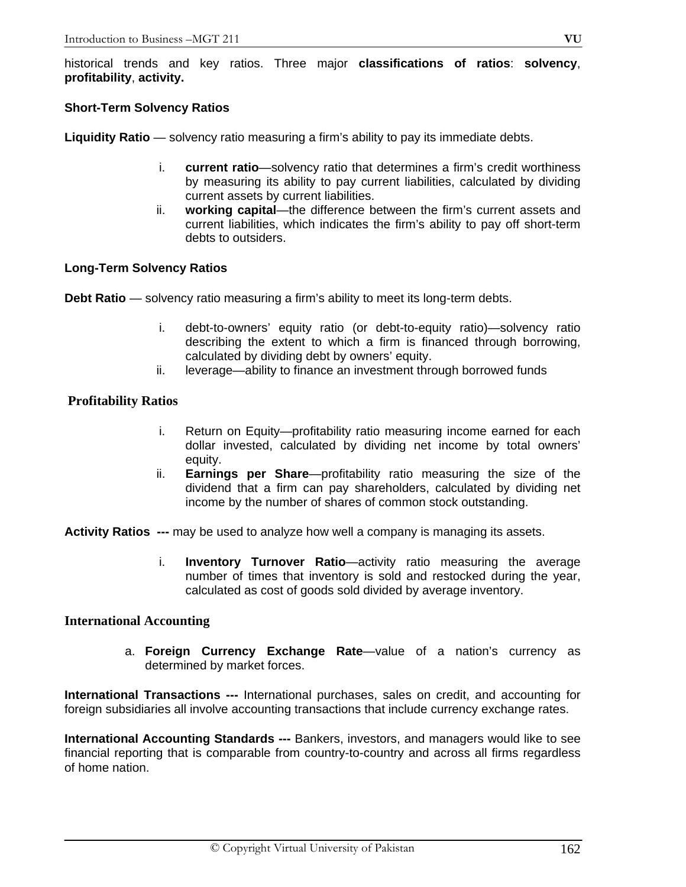historical trends and key ratios. Three major **classifications of ratios**: **solvency**, **profitability**, **activity.**

**Short-Term Solvency Ratios**

**Liquidity Ratio** — solvency ratio measuring a firm's ability to pay its immediate debts.

i. **current ratio**—solvency ratio that determines a firm's credit worthiness by measuring its ability to pay current liabilities, calculated by dividing current assets by current liabilities.
ii. **working capital**—the difference between the firm's current assets and current liabilities, which indicates the firm's ability to pay off short-term debts to outsiders.

**Long-Term Solvency Ratios**

**Debt Ratio** — solvency ratio measuring a firm's ability to meet its long-term debts.

i. debt-to-owners' equity ratio (or debt-to-equity ratio)—solvency ratio describing the extent to which a firm is financed through borrowing, calculated by dividing debt by owners' equity.
ii. leverage—ability to finance an investment through borrowed funds

**Profitability Ratios**

i. Return on Equity—profitability ratio measuring income earned for each dollar invested, calculated by dividing net income by total owners' equity.
ii. **Earnings per Share**—profitability ratio measuring the size of the dividend that a firm can pay shareholders, calculated by dividing net income by the number of shares of common stock outstanding.

**Activity Ratios ---** may be used to analyze how well a company is managing its assets.

i. **Inventory Turnover Ratio**—activity ratio measuring the average number of times that inventory is sold and restocked during the year, calculated as cost of goods sold divided by average inventory.

**International Accounting**

a. **Foreign Currency Exchange Rate**—value of a nation's currency as determined by market forces.

**International Transactions ---** International purchases, sales on credit, and accounting for foreign subsidiaries all involve accounting transactions that include currency exchange rates.

**International Accounting Standards ---** Bankers, investors, and managers would like to see financial reporting that is comparable from country-to-country and across all firms regardless of home nation.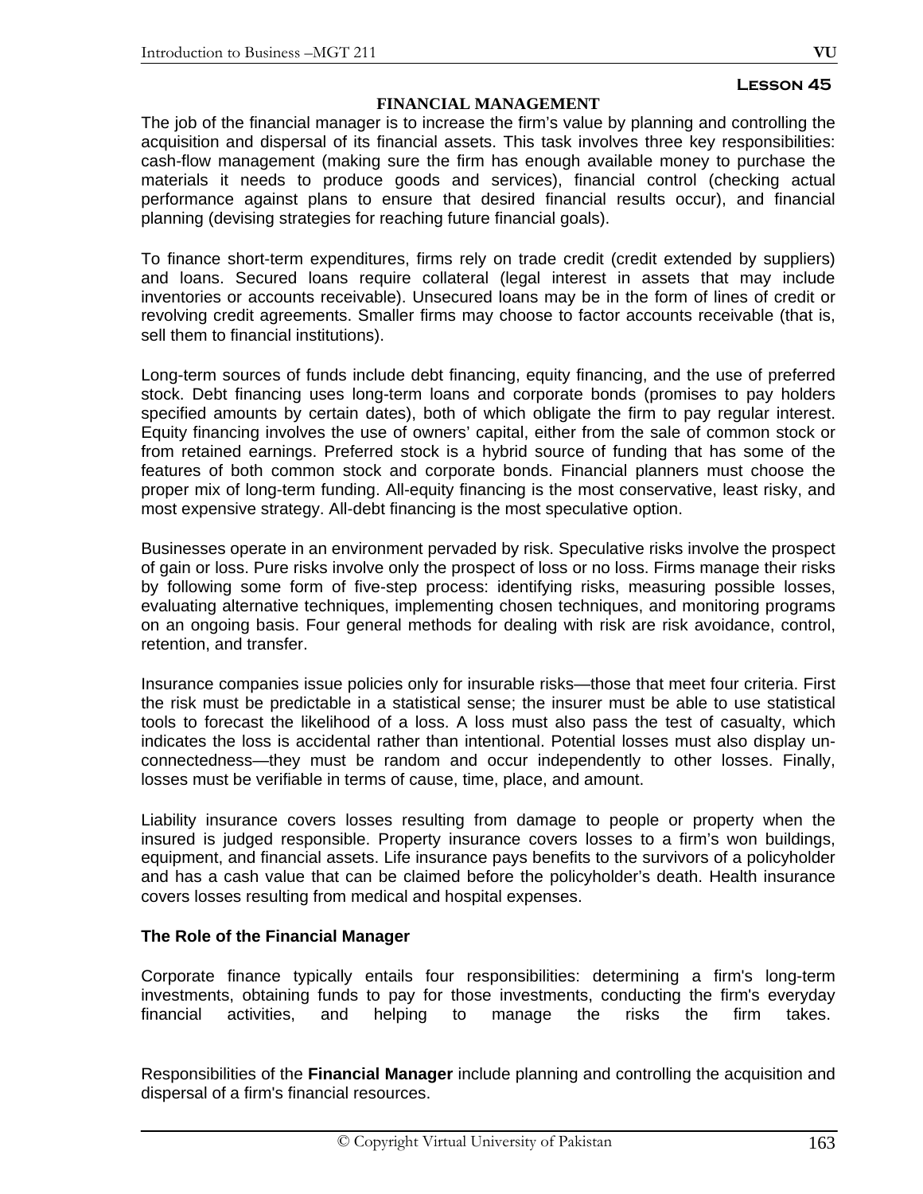**Lesson 45**

**FINANCIAL MANAGEMENT**

The job of the financial manager is to increase the firm's value by planning and controlling the acquisition and dispersal of its financial assets. This task involves three key responsibilities: cash-flow management (making sure the firm has enough available money to purchase the materials it needs to produce goods and services), financial control (checking actual performance against plans to ensure that desired financial results occur), and financial planning (devising strategies for reaching future financial goals).

To finance short-term expenditures, firms rely on trade credit (credit extended by suppliers) and loans. Secured loans require collateral (legal interest in assets that may include inventories or accounts receivable). Unsecured loans may be in the form of lines of credit or revolving credit agreements. Smaller firms may choose to factor accounts receivable (that is, sell them to financial institutions).

Long-term sources of funds include debt financing, equity financing, and the use of preferred stock. Debt financing uses long-term loans and corporate bonds (promises to pay holders specified amounts by certain dates), both of which obligate the firm to pay regular interest. Equity financing involves the use of owners' capital, either from the sale of common stock or from retained earnings. Preferred stock is a hybrid source of funding that has some of the features of both common stock and corporate bonds. Financial planners must choose the proper mix of long-term funding. All-equity financing is the most conservative, least risky, and most expensive strategy. All-debt financing is the most speculative option.

Businesses operate in an environment pervaded by risk. Speculative risks involve the prospect of gain or loss. Pure risks involve only the prospect of loss or no loss. Firms manage their risks by following some form of five-step process: identifying risks, measuring possible losses, evaluating alternative techniques, implementing chosen techniques, and monitoring programs on an ongoing basis. Four general methods for dealing with risk are risk avoidance, control, retention, and transfer.

Insurance companies issue policies only for insurable risks—those that meet four criteria. First the risk must be predictable in a statistical sense; the insurer must be able to use statistical tools to forecast the likelihood of a loss. A loss must also pass the test of casualty, which indicates the loss is accidental rather than intentional. Potential losses must also display un-connectedness—they must be random and occur independently to other losses. Finally, losses must be verifiable in terms of cause, time, place, and amount.

Liability insurance covers losses resulting from damage to people or property when the insured is judged responsible. Property insurance covers losses to a firm's won buildings, equipment, and financial assets. Life insurance pays benefits to the survivors of a policyholder and has a cash value that can be claimed before the policyholder's death. Health insurance covers losses resulting from medical and hospital expenses.

**The Role of the Financial Manager**

Corporate finance typically entails four responsibilities: determining a firm's long-term investments, obtaining funds to pay for those investments, conducting the firm's everyday financial activities, and helping to manage the risks the firm takes.

Responsibilities of the **Financial Manager** include planning and controlling the acquisition and dispersal of a firm's financial resources.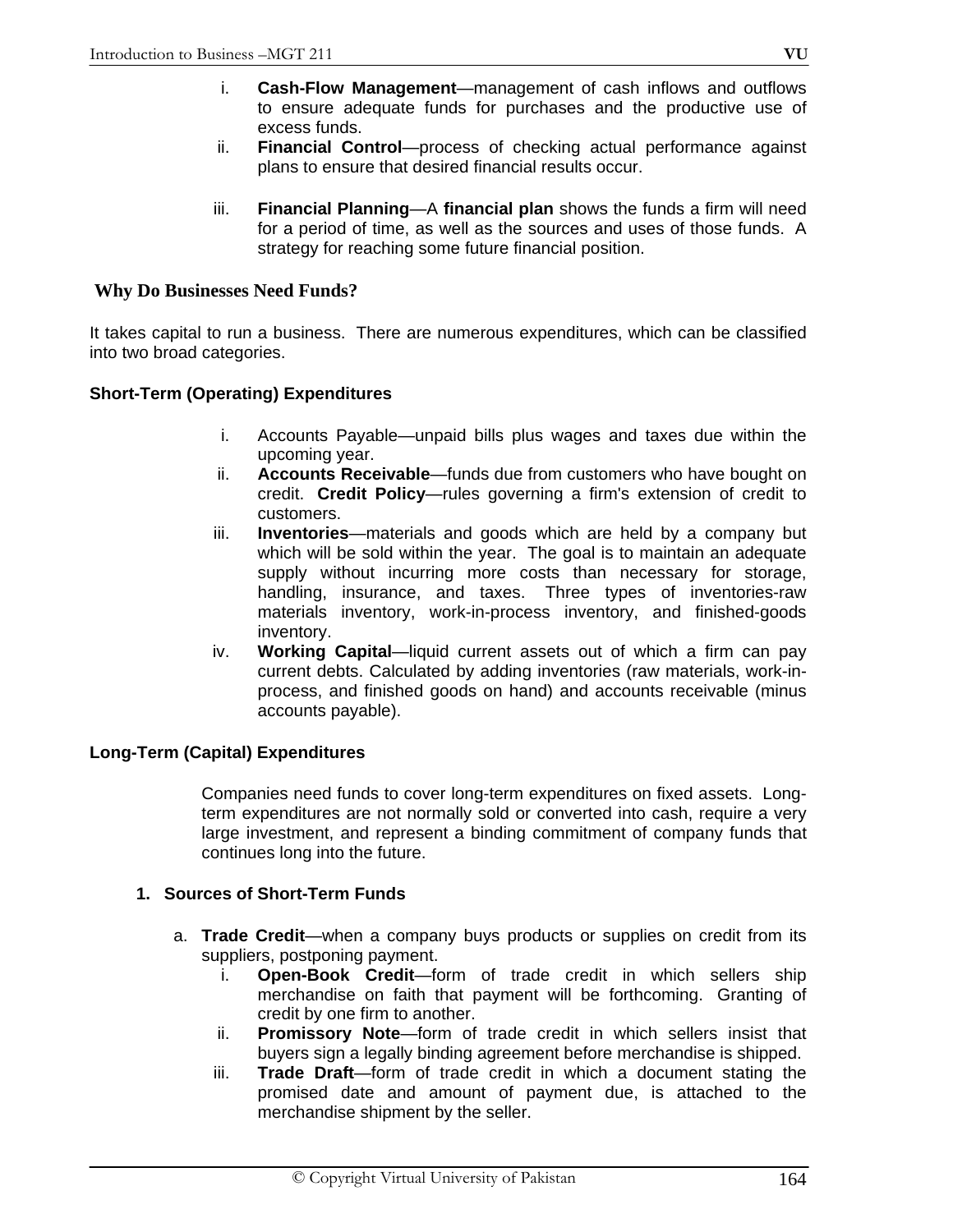i. **Cash-Flow Management**—management of cash inflows and outflows to ensure adequate funds for purchases and the productive use of excess funds.
ii. **Financial Control**—process of checking actual performance against plans to ensure that desired financial results occur.

iii. **Financial Planning**—A **financial plan** shows the funds a firm will need for a period of time, as well as the sources and uses of those funds. A strategy for reaching some future financial position.

### Why Do Businesses Need Funds?

It takes capital to run a business. There are numerous expenditures, which can be classified into two broad categories.

**Short-Term (Operating) Expenditures**

i. Accounts Payable—unpaid bills plus wages and taxes due within the upcoming year.
ii. **Accounts Receivable**—funds due from customers who have bought on credit. **Credit Policy**—rules governing a firm's extension of credit to customers.
iii. **Inventories**—materials and goods which are held by a company but which will be sold within the year. The goal is to maintain an adequate supply without incurring more costs than necessary for storage, handling, insurance, and taxes. Three types of inventories-raw materials inventory, work-in-process inventory, and finished-goods inventory.
iv. **Working Capital**—liquid current assets out of which a firm can pay current debts. Calculated by adding inventories (raw materials, work-in-process, and finished goods on hand) and accounts receivable (minus accounts payable).

**Long-Term (Capital) Expenditures**

Companies need funds to cover long-term expenditures on fixed assets. Long-term expenditures are not normally sold or converted into cash, require a very large investment, and represent a binding commitment of company funds that continues long into the future.

**1. Sources of Short-Term Funds**

a. **Trade Credit**—when a company buys products or supplies on credit from its suppliers, postponing payment.
   i. **Open-Book Credit**—form of trade credit in which sellers ship merchandise on faith that payment will be forthcoming. Granting of credit by one firm to another.
   ii. **Promissory Note**—form of trade credit in which sellers insist that buyers sign a legally binding agreement before merchandise is shipped.
   iii. **Trade Draft**—form of trade credit in which a document stating the promised date and amount of payment due, is attached to the merchandise shipment by the seller.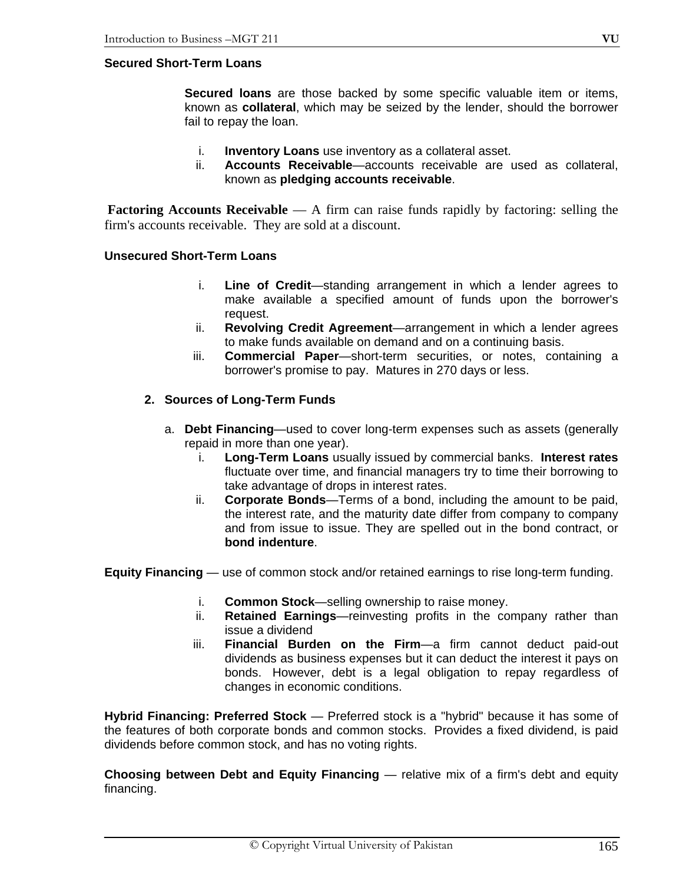**Secured Short-Term Loans**

**Secured loans** are those backed by some specific valuable item or items, known as **collateral**, which may be seized by the lender, should the borrower fail to repay the loan.

i. **Inventory Loans** use inventory as a collateral asset.
ii. **Accounts Receivable**—accounts receivable are used as collateral, known as **pledging accounts receivable**.

**Factoring Accounts Receivable** — A firm can raise funds rapidly by factoring: selling the firm's accounts receivable. They are sold at a discount.

**Unsecured Short-Term Loans**

i. **Line of Credit**—standing arrangement in which a lender agrees to make available a specified amount of funds upon the borrower's request.
ii. **Revolving Credit Agreement**—arrangement in which a lender agrees to make funds available on demand and on a continuing basis.
iii. **Commercial Paper**—short-term securities, or notes, containing a borrower's promise to pay. Matures in 270 days or less.

**2. Sources of Long-Term Funds**

a. **Debt Financing**—used to cover long-term expenses such as assets (generally repaid in more than one year).
   i. **Long-Term Loans** usually issued by commercial banks. **Interest rates** fluctuate over time, and financial managers try to time their borrowing to take advantage of drops in interest rates.
   ii. **Corporate Bonds**—Terms of a bond, including the amount to be paid, the interest rate, and the maturity date differ from company to company and from issue to issue. They are spelled out in the bond contract, or **bond indenture**.

**Equity Financing** — use of common stock and/or retained earnings to rise long-term funding.

i. **Common Stock**—selling ownership to raise money.
ii. **Retained Earnings**—reinvesting profits in the company rather than issue a dividend
iii. **Financial Burden on the Firm**—a firm cannot deduct paid-out dividends as business expenses but it can deduct the interest it pays on bonds. However, debt is a legal obligation to repay regardless of changes in economic conditions.

**Hybrid Financing: Preferred Stock** — Preferred stock is a "hybrid" because it has some of the features of both corporate bonds and common stocks. Provides a fixed dividend, is paid dividends before common stock, and has no voting rights.

**Choosing between Debt and Equity Financing** — relative mix of a firm's debt and equity financing.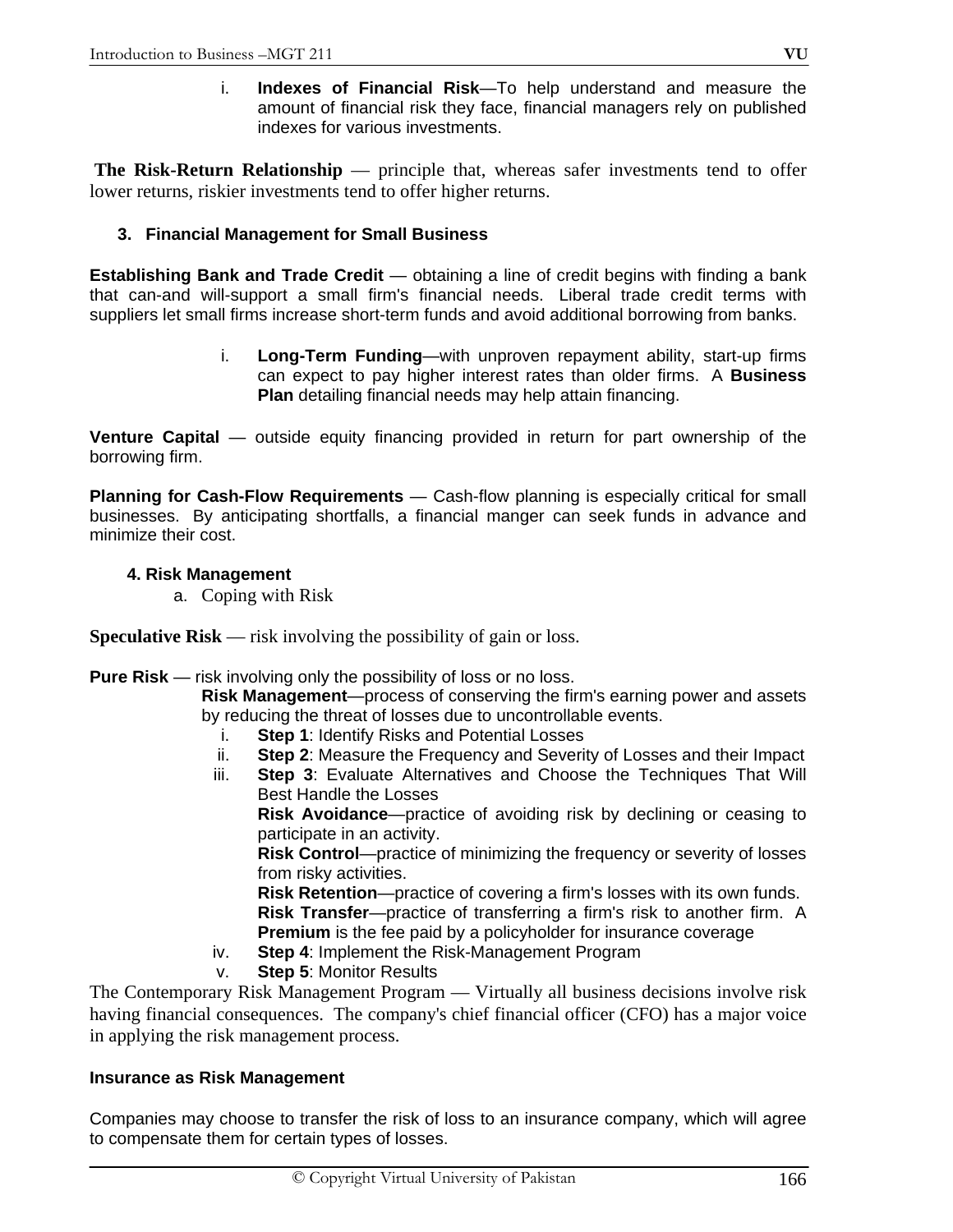i. **Indexes of Financial Risk**—To help understand and measure the amount of financial risk they face, financial managers rely on published indexes for various investments.

**The Risk-Return Relationship** — principle that, whereas safer investments tend to offer lower returns, riskier investments tend to offer higher returns.

### 3. Financial Management for Small Business

**Establishing Bank and Trade Credit** — obtaining a line of credit begins with finding a bank that can-and will-support a small firm's financial needs. Liberal trade credit terms with suppliers let small firms increase short-term funds and avoid additional borrowing from banks.

i. **Long-Term Funding**—with unproven repayment ability, start-up firms can expect to pay higher interest rates than older firms. A **Business Plan** detailing financial needs may help attain financing.

**Venture Capital** — outside equity financing provided in return for part ownership of the borrowing firm.

**Planning for Cash-Flow Requirements** — Cash-flow planning is especially critical for small businesses. By anticipating shortfalls, a financial manger can seek funds in advance and minimize their cost.

### 4. Risk Management

a. Coping with Risk

**Speculative Risk** — risk involving the possibility of gain or loss.

**Pure Risk** — risk involving only the possibility of loss or no loss.

**Risk Management**—process of conserving the firm's earning power and assets by reducing the threat of losses due to uncontrollable events.

i. **Step 1**: Identify Risks and Potential Losses
ii. **Step 2**: Measure the Frequency and Severity of Losses and their Impact
iii. **Step 3**: Evaluate Alternatives and Choose the Techniques That Will Best Handle the Losses
   **Risk Avoidance**—practice of avoiding risk by declining or ceasing to participate in an activity.
   **Risk Control**—practice of minimizing the frequency or severity of losses from risky activities.
   **Risk Retention**—practice of covering a firm's losses with its own funds.
   **Risk Transfer**—practice of transferring a firm's risk to another firm. A **Premium** is the fee paid by a policyholder for insurance coverage
iv. **Step 4**: Implement the Risk-Management Program
v. **Step 5**: Monitor Results

The Contemporary Risk Management Program — Virtually all business decisions involve risk having financial consequences. The company's chief financial officer (CFO) has a major voice in applying the risk management process.

**Insurance as Risk Management**

Companies may choose to transfer the risk of loss to an insurance company, which will agree to compensate them for certain types of losses.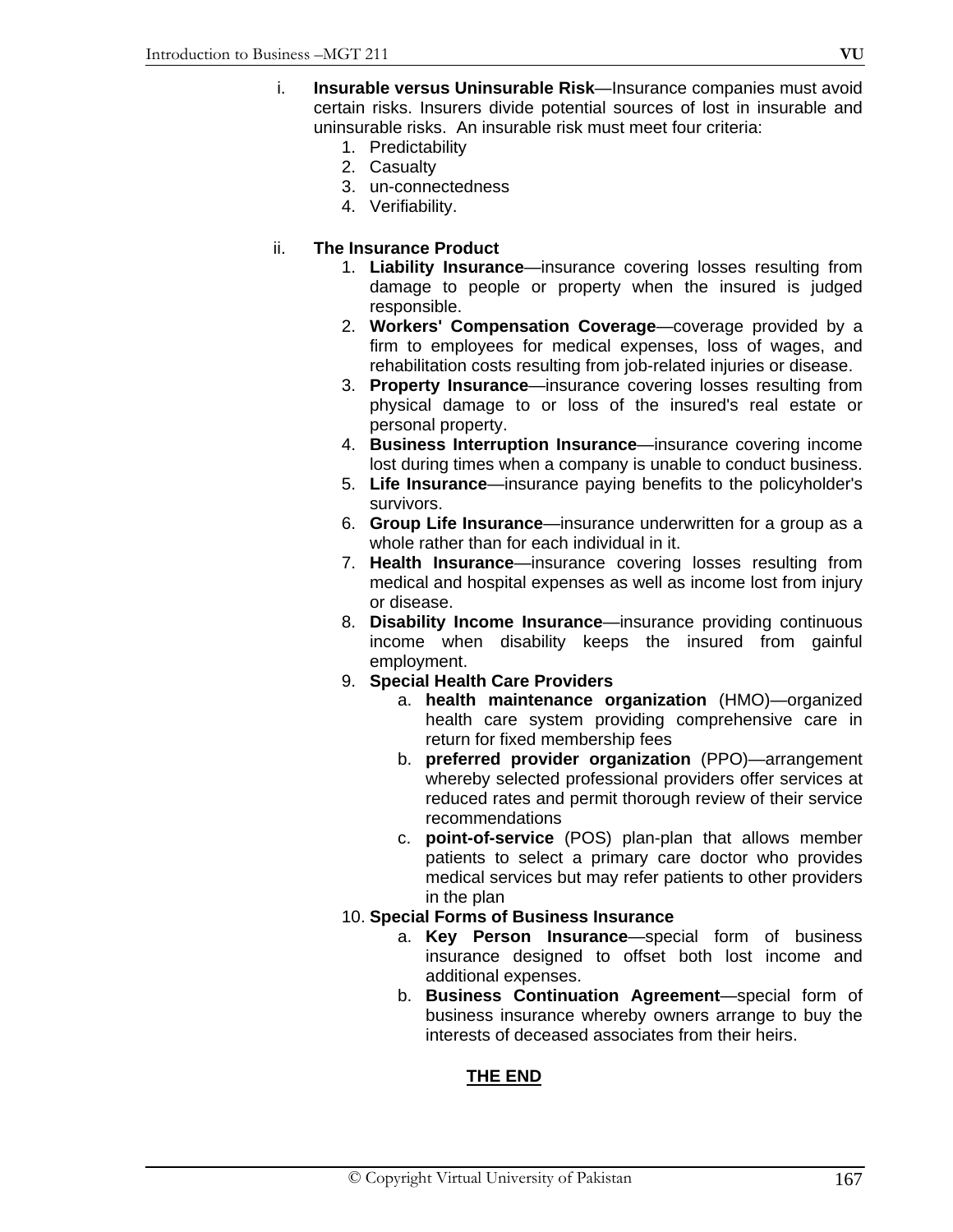i. **Insurable versus Uninsurable Risk**—Insurance companies must avoid certain risks. Insurers divide potential sources of lost in insurable and uninsurable risks. An insurable risk must meet four criteria:
   1. Predictability
   2. Casualty
   3. un-connectedness
   4. Verifiability.

ii. **The Insurance Product**
   1. **Liability Insurance**—insurance covering losses resulting from damage to people or property when the insured is judged responsible.
   2. **Workers' Compensation Coverage**—coverage provided by a firm to employees for medical expenses, loss of wages, and rehabilitation costs resulting from job-related injuries or disease.
   3. **Property Insurance**—insurance covering losses resulting from physical damage to or loss of the insured's real estate or personal property.
   4. **Business Interruption Insurance**—insurance covering income lost during times when a company is unable to conduct business.
   5. **Life Insurance**—insurance paying benefits to the policyholder's survivors.
   6. **Group Life Insurance**—insurance underwritten for a group as a whole rather than for each individual in it.
   7. **Health Insurance**—insurance covering losses resulting from medical and hospital expenses as well as income lost from injury or disease.
   8. **Disability Income Insurance**—insurance providing continuous income when disability keeps the insured from gainful employment.
   9. **Special Health Care Providers**
      a. **health maintenance organization** (HMO)—organized health care system providing comprehensive care in return for fixed membership fees
      b. **preferred provider organization** (PPO)—arrangement whereby selected professional providers offer services at reduced rates and permit thorough review of their service recommendations
      c. **point-of-service** (POS) plan-plan that allows member patients to select a primary care doctor who provides medical services but may refer patients to other providers in the plan
   10. **Special Forms of Business Insurance**
      a. **Key Person Insurance**—special form of business insurance designed to offset both lost income and additional expenses.
      b. **Business Continuation Agreement**—special form of business insurance whereby owners arrange to buy the interests of deceased associates from their heirs.

**THE END**